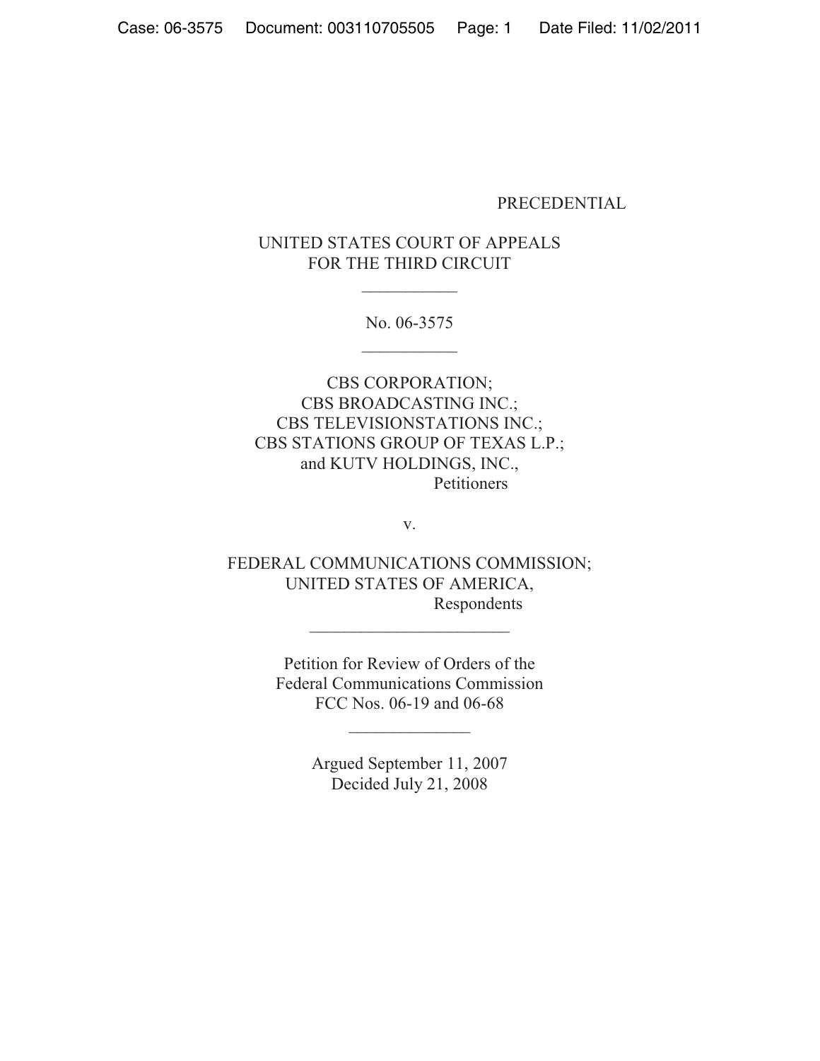PRECEDENTIAL

UNITED STATES COURT OF APPEALS
FOR THE THIRD CIRCUIT

___________

No. 06-3575

___________

CBS CORPORATION;
CBS BROADCASTING INC.;
CBS TELEVISIONSTATIONS INC.;
CBS STATIONS GROUP OF TEXAS L.P.;
and KUTV HOLDINGS, INC.,
Petitioners

v.

FEDERAL COMMUNICATIONS COMMISSION;
UNITED STATES OF AMERICA,
Respondents

________________________

Petition for Review of Orders of the
Federal Communications Commission
FCC Nos. 06-19 and 06-68

______________

Argued September 11, 2007
Decided July 21, 2008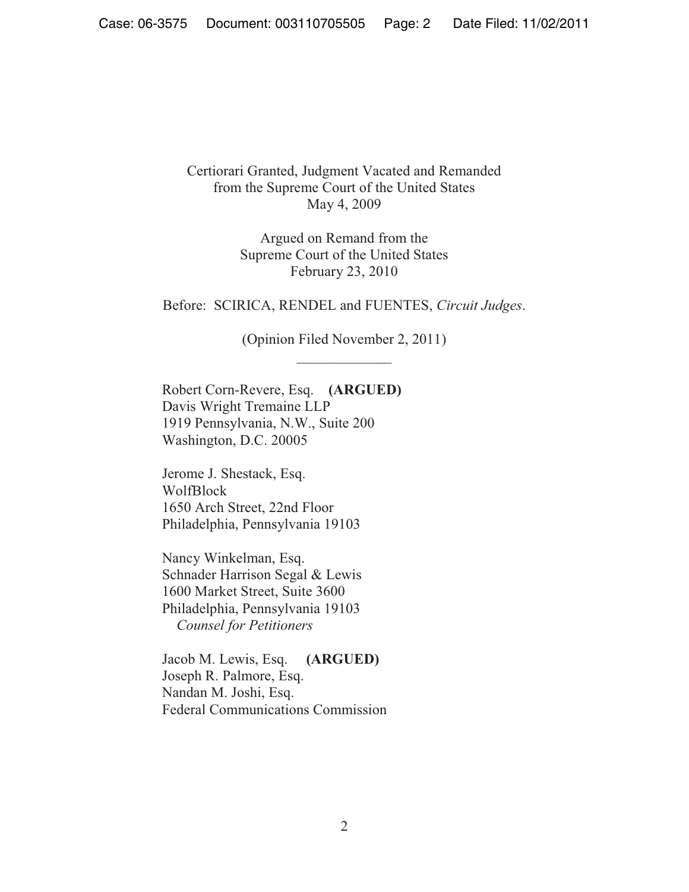Certiorari Granted, Judgment Vacated and Remanded
from the Supreme Court of the United States
May 4, 2009

Argued on Remand from the
Supreme Court of the United States
February 23, 2010

Before: SCIRICA, RENDEL and FUENTES, *Circuit Judges*.

(Opinion Filed November 2, 2011)

\_\_\_\_\_\_\_\_\_\_\_\_\_

Robert Corn-Revere, Esq. **(ARGUED)**
Davis Wright Tremaine LLP
1919 Pennsylvania, N.W., Suite 200
Washington, D.C. 20005

Jerome J. Shestack, Esq.
WolfBlock
1650 Arch Street, 22nd Floor
Philadelphia, Pennsylvania 19103

Nancy Winkelman, Esq.
Schnader Harrison Segal & Lewis
1600 Market Street, Suite 3600
Philadelphia, Pennsylvania 19103
*Counsel for Petitioners*

Jacob M. Lewis, Esq. **(ARGUED)**
Joseph R. Palmore, Esq.
Nandan M. Joshi, Esq.
Federal Communications Commission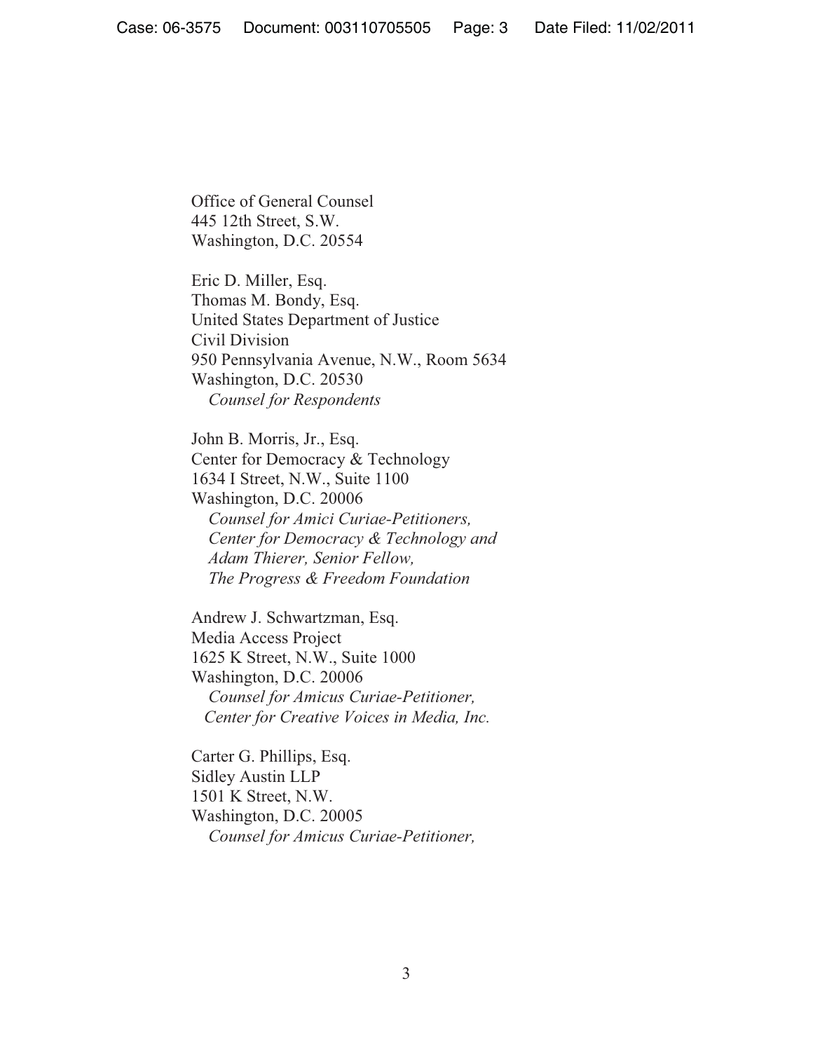Office of General Counsel
445 12th Street, S.W.
Washington, D.C. 20554

Eric D. Miller, Esq.
Thomas M. Bondy, Esq.
United States Department of Justice
Civil Division
950 Pennsylvania Avenue, N.W., Room 5634
Washington, D.C. 20530
*Counsel for Respondents*

John B. Morris, Jr., Esq.
Center for Democracy & Technology
1634 I Street, N.W., Suite 1100
Washington, D.C. 20006
*Counsel for Amici Curiae-Petitioners,*
*Center for Democracy & Technology and*
*Adam Thierer, Senior Fellow,*
*The Progress & Freedom Foundation*

Andrew J. Schwartzman, Esq.
Media Access Project
1625 K Street, N.W., Suite 1000
Washington, D.C. 20006
*Counsel for Amicus Curiae-Petitioner,*
*Center for Creative Voices in Media, Inc.*

Carter G. Phillips, Esq.
Sidley Austin LLP
1501 K Street, N.W.
Washington, D.C. 20005
*Counsel for Amicus Curiae-Petitioner,*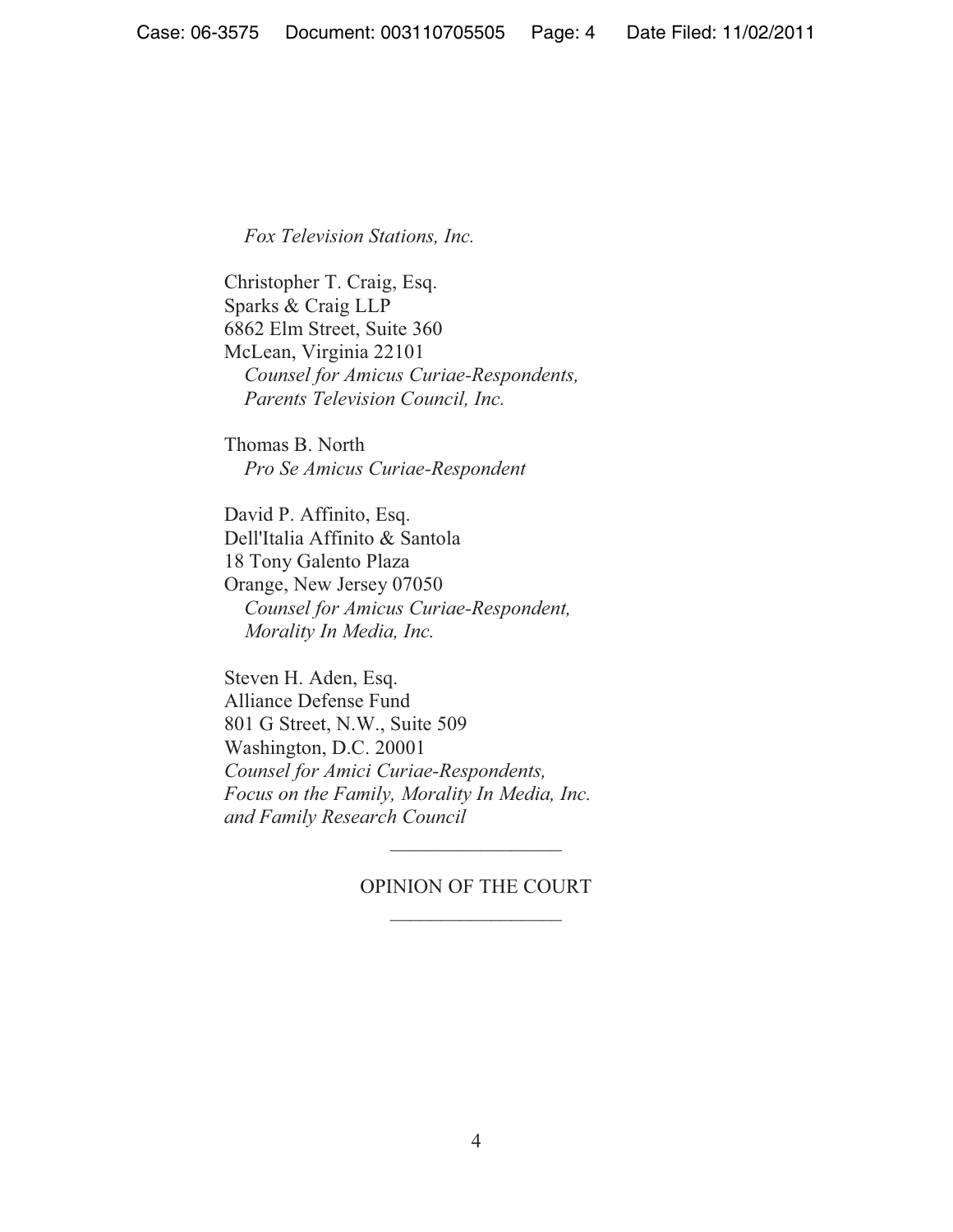*Fox Television Stations, Inc.*

Christopher T. Craig, Esq.
Sparks & Craig LLP
6862 Elm Street, Suite 360
McLean, Virginia 22101
*Counsel for Amicus Curiae-Respondents,*
*Parents Television Council, Inc.*

Thomas B. North
*Pro Se Amicus Curiae-Respondent*

David P. Affinito, Esq.
Dell'Italia Affinito & Santola
18 Tony Galento Plaza
Orange, New Jersey 07050
*Counsel for Amicus Curiae-Respondent,*
*Morality In Media, Inc.*

Steven H. Aden, Esq.
Alliance Defense Fund
801 G Street, N.W., Suite 509
Washington, D.C. 20001
*Counsel for Amici Curiae-Respondents,*
*Focus on the Family, Morality In Media, Inc.*
*and Family Research Council*

---

OPINION OF THE COURT

---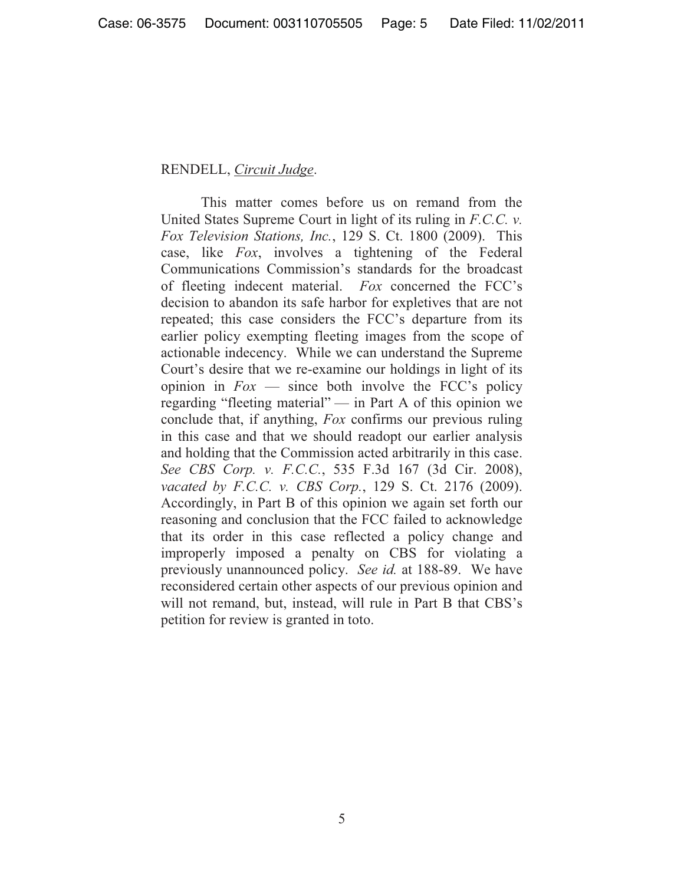RENDELL, *Circuit Judge*.

This matter comes before us on remand from the United States Supreme Court in light of its ruling in *F.C.C. v. Fox Television Stations, Inc.*, 129 S. Ct. 1800 (2009). This case, like *Fox*, involves a tightening of the Federal Communications Commission's standards for the broadcast of fleeting indecent material. *Fox* concerned the FCC's decision to abandon its safe harbor for expletives that are not repeated; this case considers the FCC's departure from its earlier policy exempting fleeting images from the scope of actionable indecency. While we can understand the Supreme Court's desire that we re-examine our holdings in light of its opinion in *Fox* — since both involve the FCC's policy regarding "fleeting material" — in Part A of this opinion we conclude that, if anything, *Fox* confirms our previous ruling in this case and that we should readopt our earlier analysis and holding that the Commission acted arbitrarily in this case. *See CBS Corp. v. F.C.C.*, 535 F.3d 167 (3d Cir. 2008), *vacated by F.C.C. v. CBS Corp.*, 129 S. Ct. 2176 (2009). Accordingly, in Part B of this opinion we again set forth our reasoning and conclusion that the FCC failed to acknowledge that its order in this case reflected a policy change and improperly imposed a penalty on CBS for violating a previously unannounced policy. *See id.* at 188-89. We have reconsidered certain other aspects of our previous opinion and will not remand, but, instead, will rule in Part B that CBS's petition for review is granted in toto.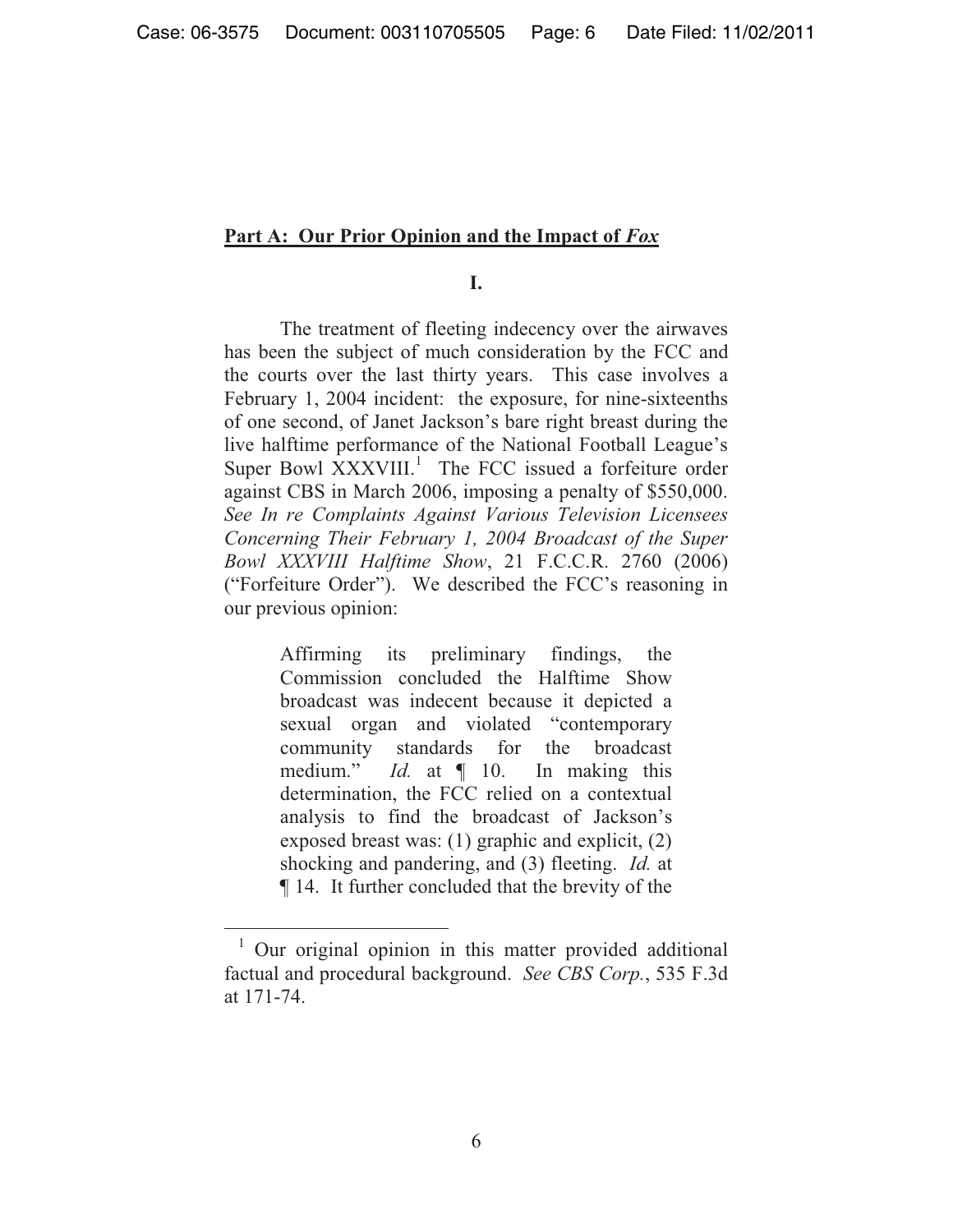**Part A: Our Prior Opinion and the Impact of *Fox***

**I.**

The treatment of fleeting indecency over the airwaves has been the subject of much consideration by the FCC and the courts over the last thirty years. This case involves a February 1, 2004 incident: the exposure, for nine-sixteenths of one second, of Janet Jackson's bare right breast during the live halftime performance of the National Football League's Super Bowl XXXVIII.[1] The FCC issued a forfeiture order against CBS in March 2006, imposing a penalty of $550,000. *See In re Complaints Against Various Television Licensees Concerning Their February 1, 2004 Broadcast of the Super Bowl XXXVIII Halftime Show*, 21 F.C.C.R. 2760 (2006) ("Forfeiture Order"). We described the FCC's reasoning in our previous opinion:

> Affirming its preliminary findings, the Commission concluded the Halftime Show broadcast was indecent because it depicted a sexual organ and violated "contemporary community standards for the broadcast medium." *Id.* at ¶ 10. In making this determination, the FCC relied on a contextual analysis to find the broadcast of Jackson's exposed breast was: (1) graphic and explicit, (2) shocking and pandering, and (3) fleeting. *Id.* at ¶ 14. It further concluded that the brevity of the

[1] Our original opinion in this matter provided additional factual and procedural background. *See CBS Corp.*, 535 F.3d at 171-74.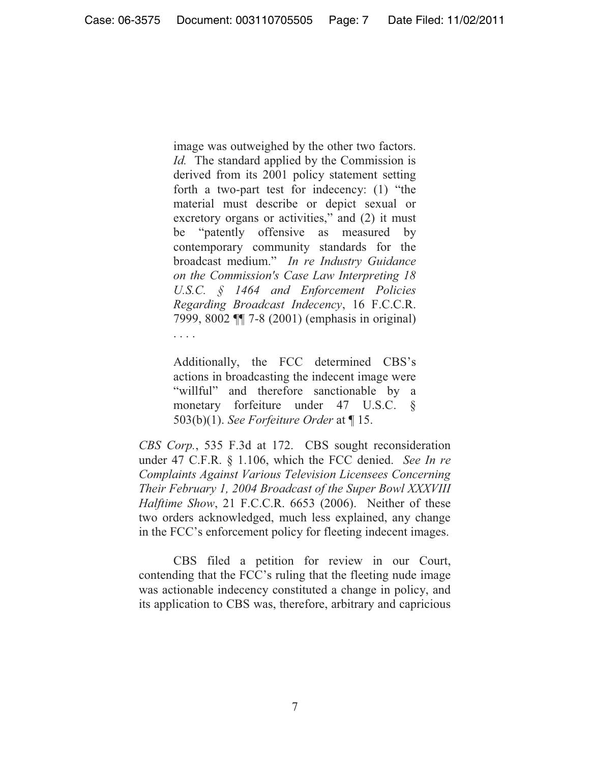> image was outweighed by the other two factors. *Id.* The standard applied by the Commission is derived from its 2001 policy statement setting forth a two-part test for indecency: (1) "the material must describe or depict sexual or excretory organs or activities," and (2) it must be "patently offensive as measured by contemporary community standards for the broadcast medium." *In re Industry Guidance on the Commission's Case Law Interpreting 18 U.S.C. § 1464 and Enforcement Policies Regarding Broadcast Indecency*, 16 F.C.C.R. 7999, 8002 ¶¶ 7-8 (2001) (emphasis in original) . . . .
>
> Additionally, the FCC determined CBS's actions in broadcasting the indecent image were "willful" and therefore sanctionable by a monetary forfeiture under 47 U.S.C. § 503(b)(1). *See Forfeiture Order* at ¶ 15.

*CBS Corp.*, 535 F.3d at 172. CBS sought reconsideration under 47 C.F.R. § 1.106, which the FCC denied. *See In re Complaints Against Various Television Licensees Concerning Their February 1, 2004 Broadcast of the Super Bowl XXXVIII Halftime Show*, 21 F.C.C.R. 6653 (2006). Neither of these two orders acknowledged, much less explained, any change in the FCC's enforcement policy for fleeting indecent images.

CBS filed a petition for review in our Court, contending that the FCC's ruling that the fleeting nude image was actionable indecency constituted a change in policy, and its application to CBS was, therefore, arbitrary and capricious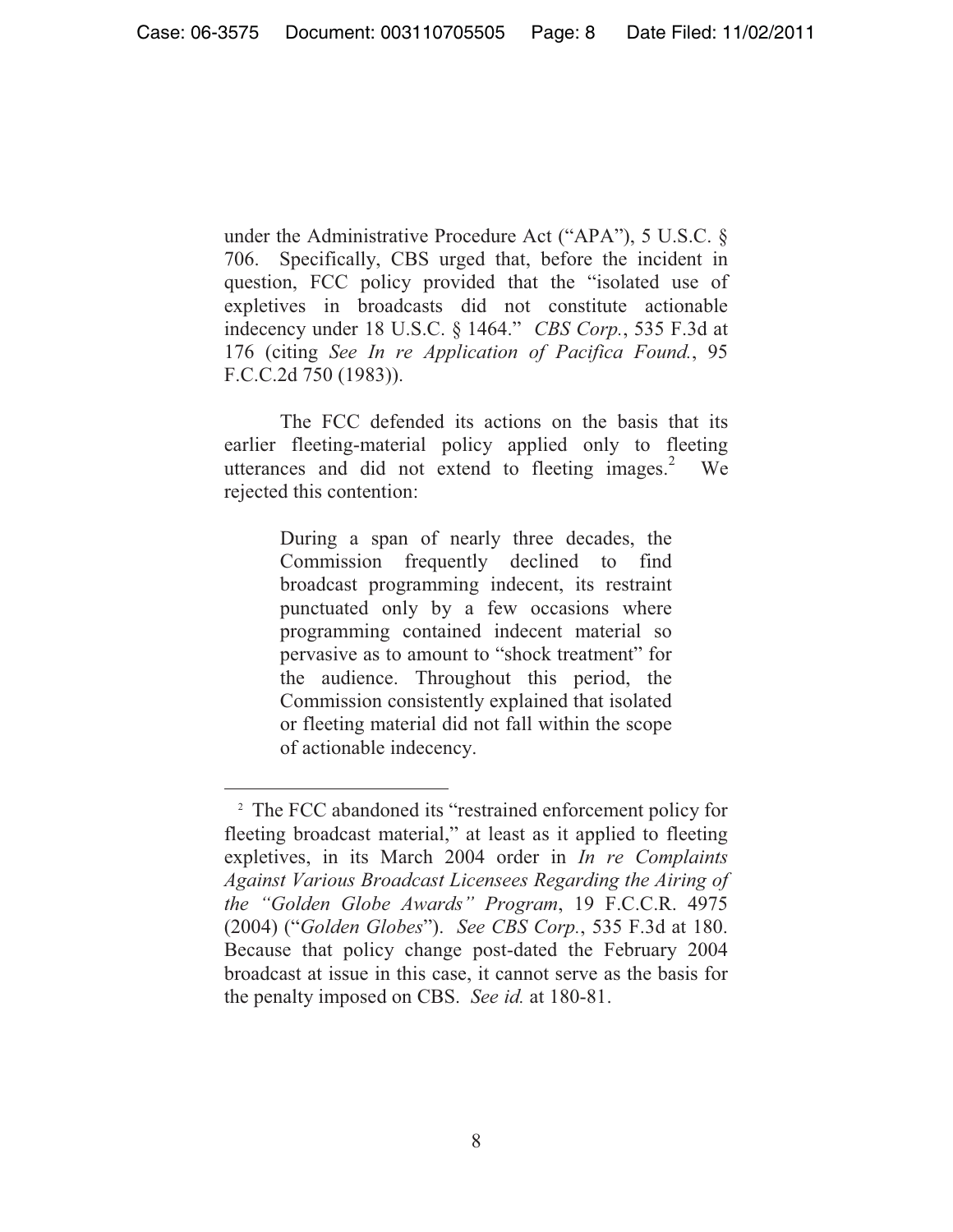under the Administrative Procedure Act ("APA"), 5 U.S.C. § 706. Specifically, CBS urged that, before the incident in question, FCC policy provided that the "isolated use of expletives in broadcasts did not constitute actionable indecency under 18 U.S.C. § 1464." *CBS Corp.*, 535 F.3d at 176 (citing *See In re Application of Pacifica Found.*, 95 F.C.C.2d 750 (1983)).

The FCC defended its actions on the basis that its earlier fleeting-material policy applied only to fleeting utterances and did not extend to fleeting images.[2] We rejected this contention:

> During a span of nearly three decades, the Commission frequently declined to find broadcast programming indecent, its restraint punctuated only by a few occasions where programming contained indecent material so pervasive as to amount to "shock treatment" for the audience. Throughout this period, the Commission consistently explained that isolated or fleeting material did not fall within the scope of actionable indecency.

---

[2] The FCC abandoned its "restrained enforcement policy for fleeting broadcast material," at least as it applied to fleeting expletives, in its March 2004 order in *In re Complaints Against Various Broadcast Licensees Regarding the Airing of the "Golden Globe Awards" Program*, 19 F.C.C.R. 4975 (2004) ("*Golden Globes*"). *See CBS Corp.*, 535 F.3d at 180. Because that policy change post-dated the February 2004 broadcast at issue in this case, it cannot serve as the basis for the penalty imposed on CBS. *See id.* at 180-81.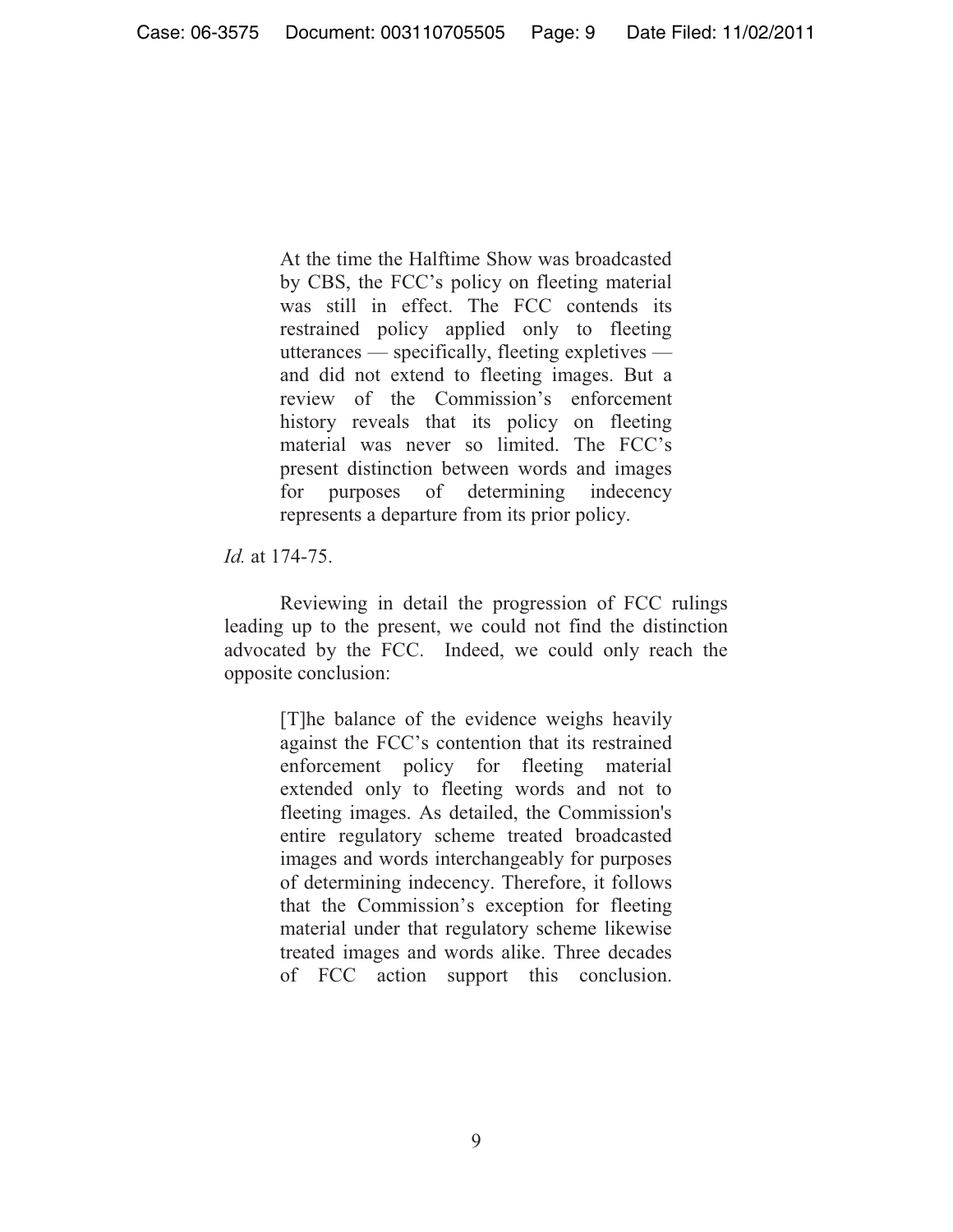> At the time the Halftime Show was broadcasted by CBS, the FCC's policy on fleeting material was still in effect. The FCC contends its restrained policy applied only to fleeting utterances — specifically, fleeting expletives — and did not extend to fleeting images. But a review of the Commission's enforcement history reveals that its policy on fleeting material was never so limited. The FCC's present distinction between words and images for purposes of determining indecency represents a departure from its prior policy.

*Id.* at 174-75.

Reviewing in detail the progression of FCC rulings leading up to the present, we could not find the distinction advocated by the FCC. Indeed, we could only reach the opposite conclusion:

> [T]he balance of the evidence weighs heavily against the FCC's contention that its restrained enforcement policy for fleeting material extended only to fleeting words and not to fleeting images. As detailed, the Commission's entire regulatory scheme treated broadcasted images and words interchangeably for purposes of determining indecency. Therefore, it follows that the Commission's exception for fleeting material under that regulatory scheme likewise treated images and words alike. Three decades of FCC action support this conclusion.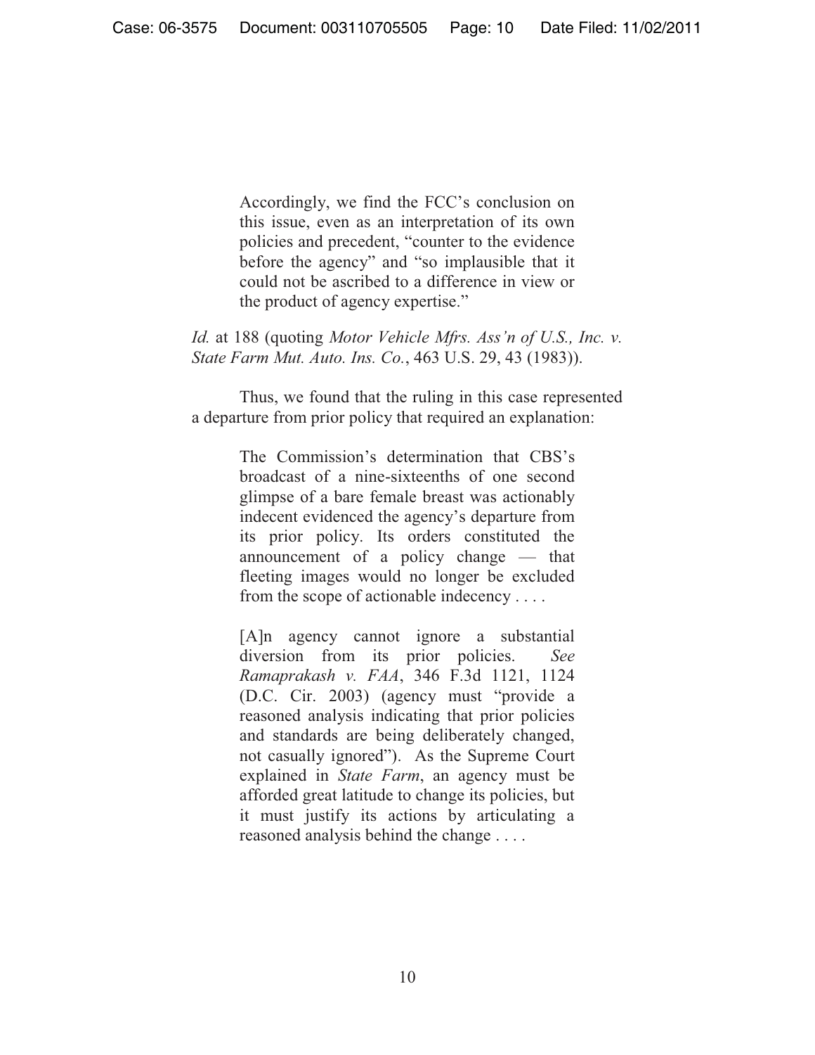> Accordingly, we find the FCC's conclusion on this issue, even as an interpretation of its own policies and precedent, "counter to the evidence before the agency" and "so implausible that it could not be ascribed to a difference in view or the product of agency expertise."

*Id.* at 188 (quoting *Motor Vehicle Mfrs. Ass'n of U.S., Inc. v. State Farm Mut. Auto. Ins. Co.*, 463 U.S. 29, 43 (1983)).

Thus, we found that the ruling in this case represented a departure from prior policy that required an explanation:

> The Commission's determination that CBS's broadcast of a nine-sixteenths of one second glimpse of a bare female breast was actionably indecent evidenced the agency's departure from its prior policy. Its orders constituted the announcement of a policy change — that fleeting images would no longer be excluded from the scope of actionable indecency . . . .
>
> [A]n agency cannot ignore a substantial diversion from its prior policies. *See Ramaprakash v. FAA*, 346 F.3d 1121, 1124 (D.C. Cir. 2003) (agency must "provide a reasoned analysis indicating that prior policies and standards are being deliberately changed, not casually ignored"). As the Supreme Court explained in *State Farm*, an agency must be afforded great latitude to change its policies, but it must justify its actions by articulating a reasoned analysis behind the change . . . .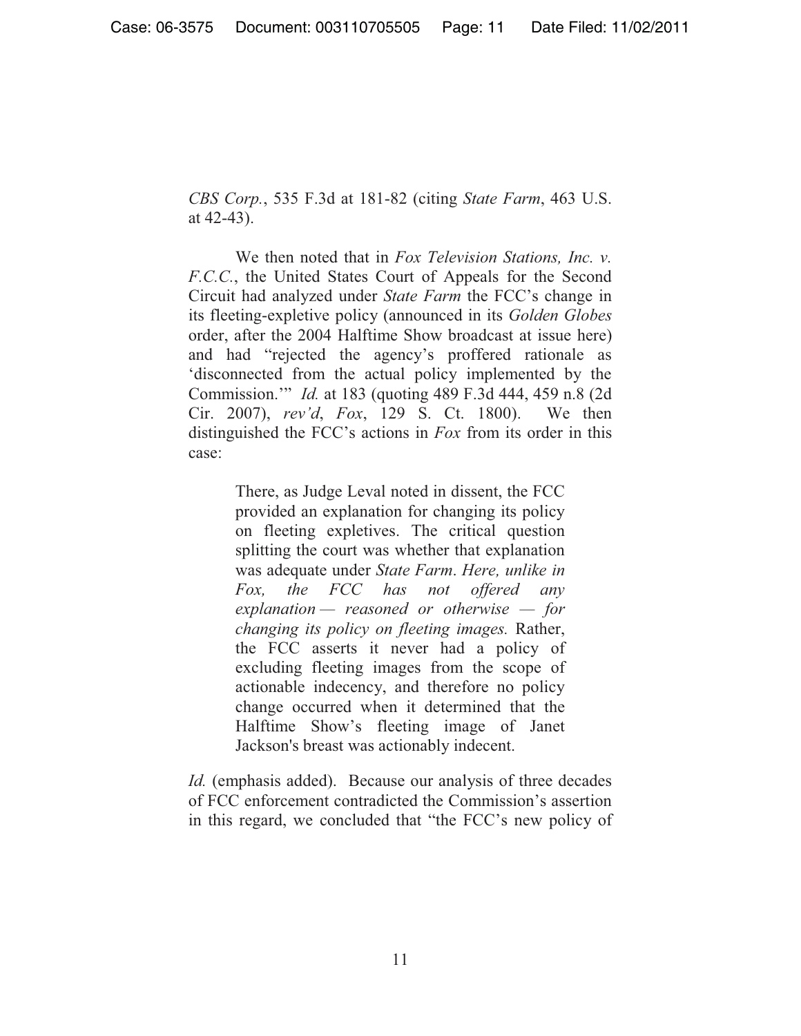*CBS Corp.*, 535 F.3d at 181-82 (citing *State Farm*, 463 U.S. at 42-43).

We then noted that in *Fox Television Stations, Inc. v. F.C.C.*, the United States Court of Appeals for the Second Circuit had analyzed under *State Farm* the FCC's change in its fleeting-expletive policy (announced in its *Golden Globes* order, after the 2004 Halftime Show broadcast at issue here) and had "rejected the agency's proffered rationale as 'disconnected from the actual policy implemented by the Commission.'" *Id.* at 183 (quoting 489 F.3d 444, 459 n.8 (2d Cir. 2007), *rev'd*, *Fox*, 129 S. Ct. 1800). We then distinguished the FCC's actions in *Fox* from its order in this case:

> There, as Judge Leval noted in dissent, the FCC provided an explanation for changing its policy on fleeting expletives. The critical question splitting the court was whether that explanation was adequate under *State Farm*. *Here, unlike in Fox, the FCC has not offered any explanation — reasoned or otherwise — for changing its policy on fleeting images.* Rather, the FCC asserts it never had a policy of excluding fleeting images from the scope of actionable indecency, and therefore no policy change occurred when it determined that the Halftime Show's fleeting image of Janet Jackson's breast was actionably indecent.

*Id.* (emphasis added). Because our analysis of three decades of FCC enforcement contradicted the Commission's assertion in this regard, we concluded that "the FCC's new policy of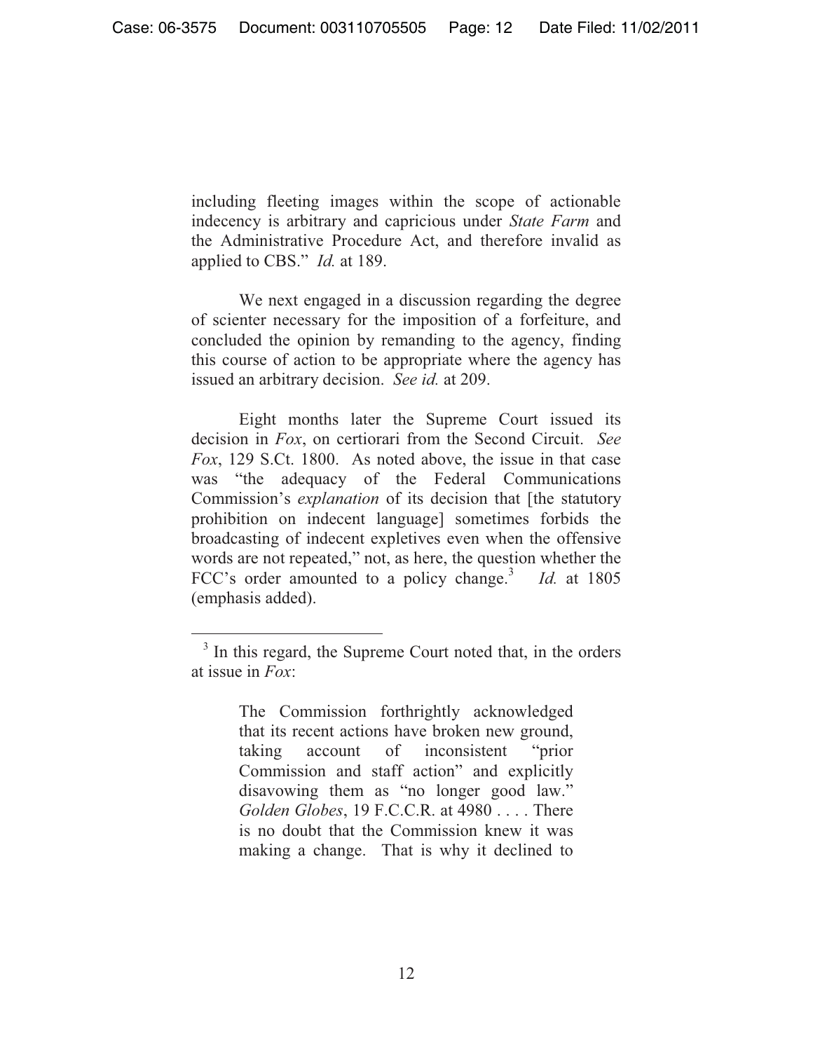including fleeting images within the scope of actionable indecency is arbitrary and capricious under *State Farm* and the Administrative Procedure Act, and therefore invalid as applied to CBS." *Id.* at 189.

We next engaged in a discussion regarding the degree of scienter necessary for the imposition of a forfeiture, and concluded the opinion by remanding to the agency, finding this course of action to be appropriate where the agency has issued an arbitrary decision. *See id.* at 209.

Eight months later the Supreme Court issued its decision in *Fox*, on certiorari from the Second Circuit. *See Fox*, 129 S.Ct. 1800. As noted above, the issue in that case was "the adequacy of the Federal Communications Commission's *explanation* of its decision that [the statutory prohibition on indecent language] sometimes forbids the broadcasting of indecent expletives even when the offensive words are not repeated," not, as here, the question whether the FCC's order amounted to a policy change.[3] *Id.* at 1805 (emphasis added).

---

[3] In this regard, the Supreme Court noted that, in the orders at issue in *Fox*:

> The Commission forthrightly acknowledged that its recent actions have broken new ground, taking account of inconsistent "prior Commission and staff action" and explicitly disavowing them as "no longer good law." *Golden Globes*, 19 F.C.C.R. at 4980 . . . . There is no doubt that the Commission knew it was making a change. That is why it declined to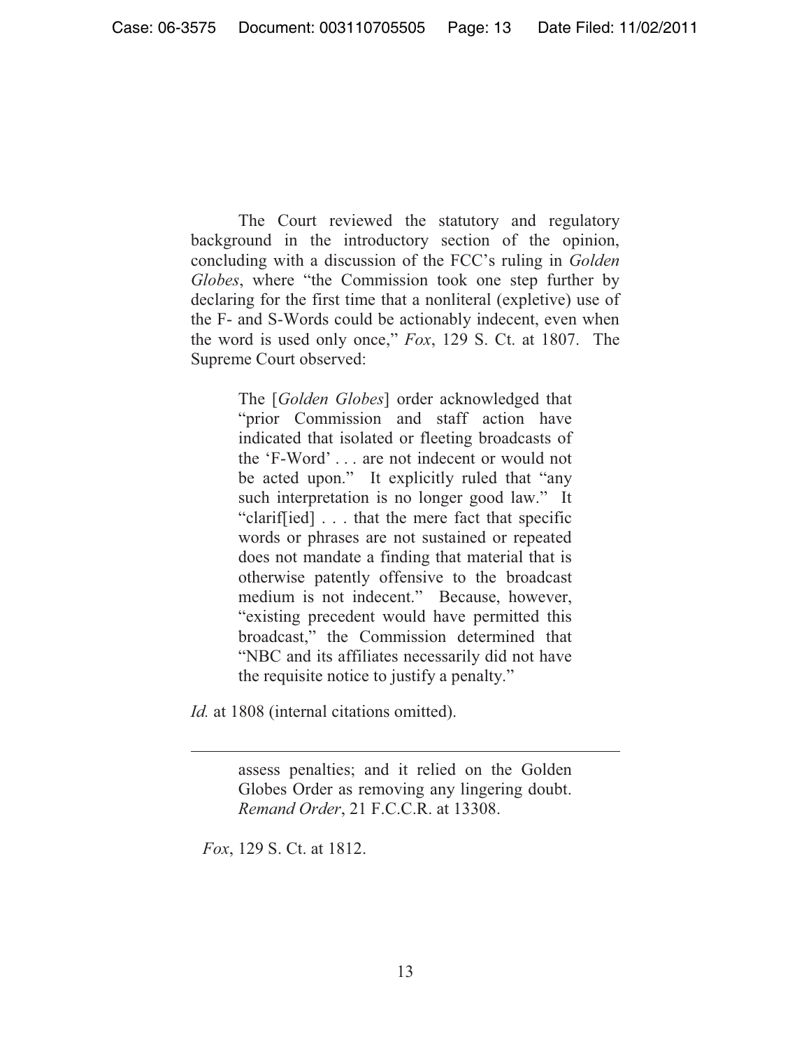The Court reviewed the statutory and regulatory background in the introductory section of the opinion, concluding with a discussion of the FCC's ruling in *Golden Globes*, where "the Commission took one step further by declaring for the first time that a nonliteral (expletive) use of the F- and S-Words could be actionably indecent, even when the word is used only once," *Fox*, 129 S. Ct. at 1807. The Supreme Court observed:

> The [*Golden Globes*] order acknowledged that "prior Commission and staff action have indicated that isolated or fleeting broadcasts of the 'F-Word' . . . are not indecent or would not be acted upon." It explicitly ruled that "any such interpretation is no longer good law." It "clarif[ied] . . . that the mere fact that specific words or phrases are not sustained or repeated does not mandate a finding that material that is otherwise patently offensive to the broadcast medium is not indecent." Because, however, "existing precedent would have permitted this broadcast," the Commission determined that "NBC and its affiliates necessarily did not have the requisite notice to justify a penalty."

*Id.* at 1808 (internal citations omitted).

---

> assess penalties; and it relied on the Golden Globes Order as removing any lingering doubt. *Remand Order*, 21 F.C.C.R. at 13308.

*Fox*, 129 S. Ct. at 1812.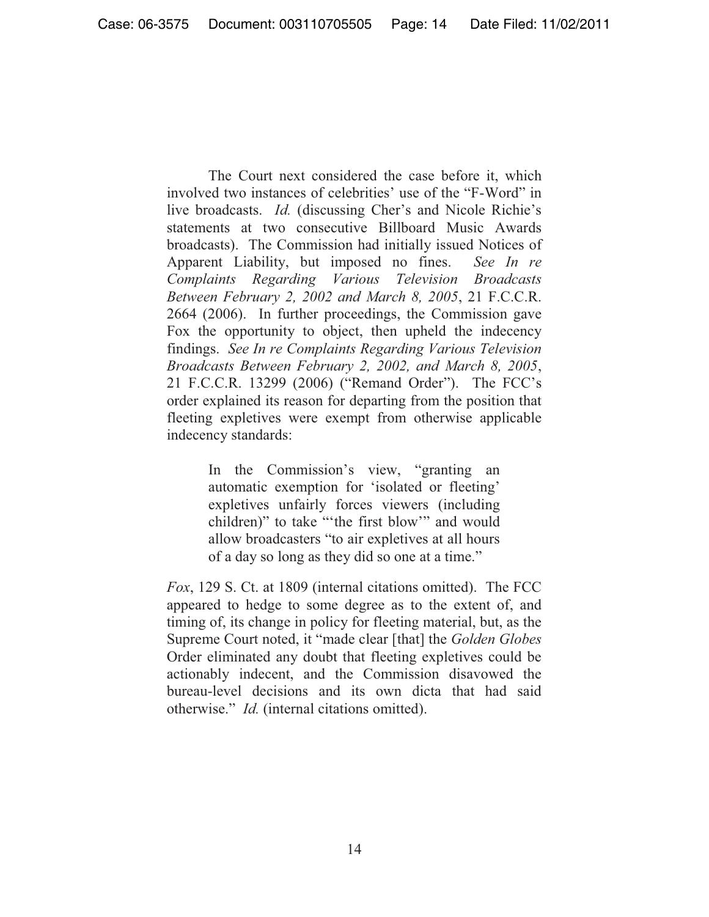The Court next considered the case before it, which involved two instances of celebrities' use of the "F-Word" in live broadcasts. *Id.* (discussing Cher's and Nicole Richie's statements at two consecutive Billboard Music Awards broadcasts). The Commission had initially issued Notices of Apparent Liability, but imposed no fines. *See In re Complaints Regarding Various Television Broadcasts Between February 2, 2002 and March 8, 2005*, 21 F.C.C.R. 2664 (2006). In further proceedings, the Commission gave Fox the opportunity to object, then upheld the indecency findings. *See In re Complaints Regarding Various Television Broadcasts Between February 2, 2002, and March 8, 2005*, 21 F.C.C.R. 13299 (2006) ("Remand Order"). The FCC's order explained its reason for departing from the position that fleeting expletives were exempt from otherwise applicable indecency standards:

> In the Commission's view, "granting an automatic exemption for 'isolated or fleeting' expletives unfairly forces viewers (including children)" to take "'the first blow'" and would allow broadcasters "to air expletives at all hours of a day so long as they did so one at a time."

*Fox*, 129 S. Ct. at 1809 (internal citations omitted). The FCC appeared to hedge to some degree as to the extent of, and timing of, its change in policy for fleeting material, but, as the Supreme Court noted, it "made clear [that] the *Golden Globes* Order eliminated any doubt that fleeting expletives could be actionably indecent, and the Commission disavowed the bureau-level decisions and its own dicta that had said otherwise." *Id.* (internal citations omitted).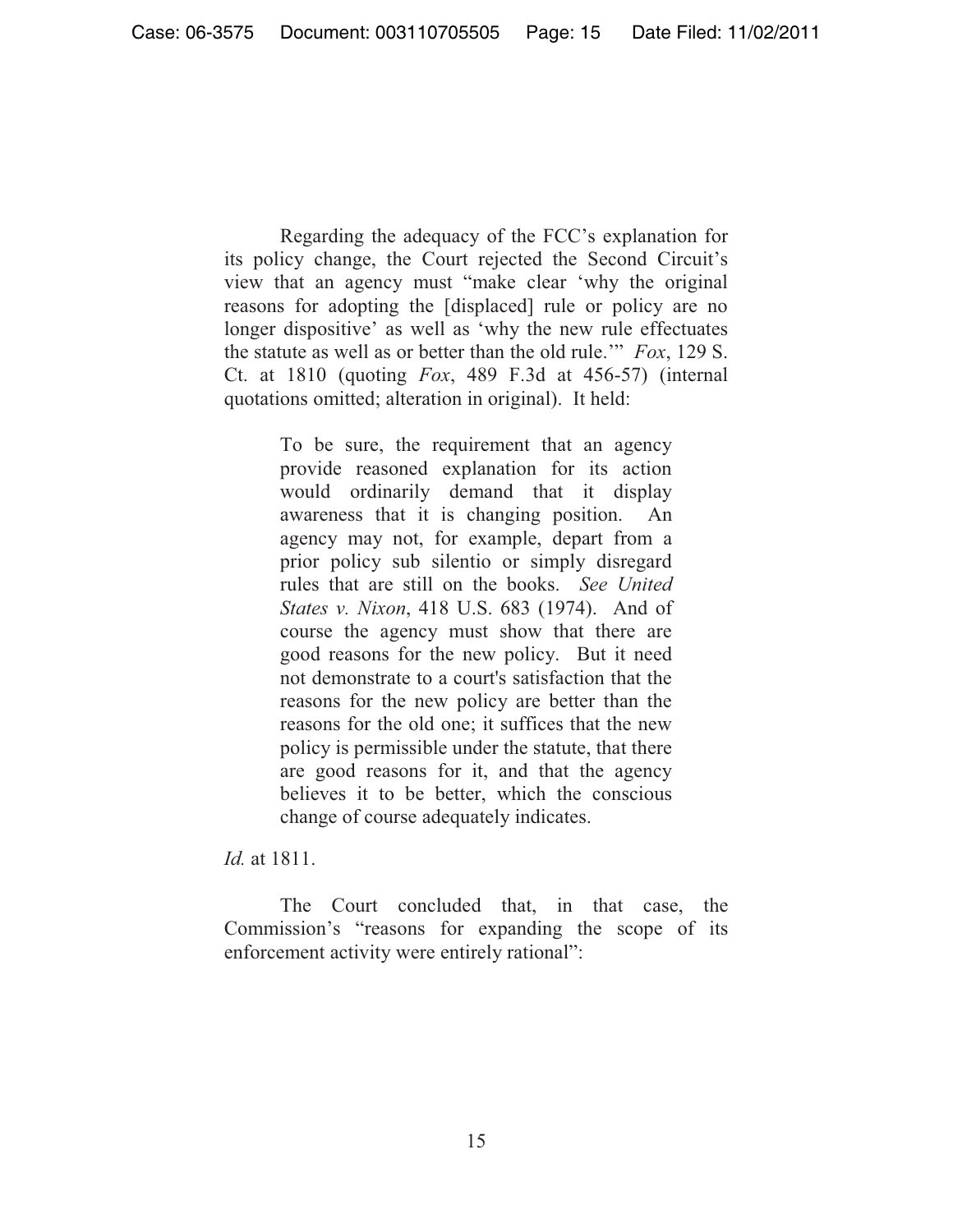Regarding the adequacy of the FCC's explanation for its policy change, the Court rejected the Second Circuit's view that an agency must "make clear 'why the original reasons for adopting the [displaced] rule or policy are no longer dispositive' as well as 'why the new rule effectuates the statute as well as or better than the old rule.'" *Fox*, 129 S. Ct. at 1810 (quoting *Fox*, 489 F.3d at 456-57) (internal quotations omitted; alteration in original). It held:

> To be sure, the requirement that an agency provide reasoned explanation for its action would ordinarily demand that it display awareness that it is changing position. An agency may not, for example, depart from a prior policy sub silentio or simply disregard rules that are still on the books. *See United States v. Nixon*, 418 U.S. 683 (1974). And of course the agency must show that there are good reasons for the new policy. But it need not demonstrate to a court's satisfaction that the reasons for the new policy are better than the reasons for the old one; it suffices that the new policy is permissible under the statute, that there are good reasons for it, and that the agency believes it to be better, which the conscious change of course adequately indicates.

*Id.* at 1811.

The Court concluded that, in that case, the Commission's "reasons for expanding the scope of its enforcement activity were entirely rational":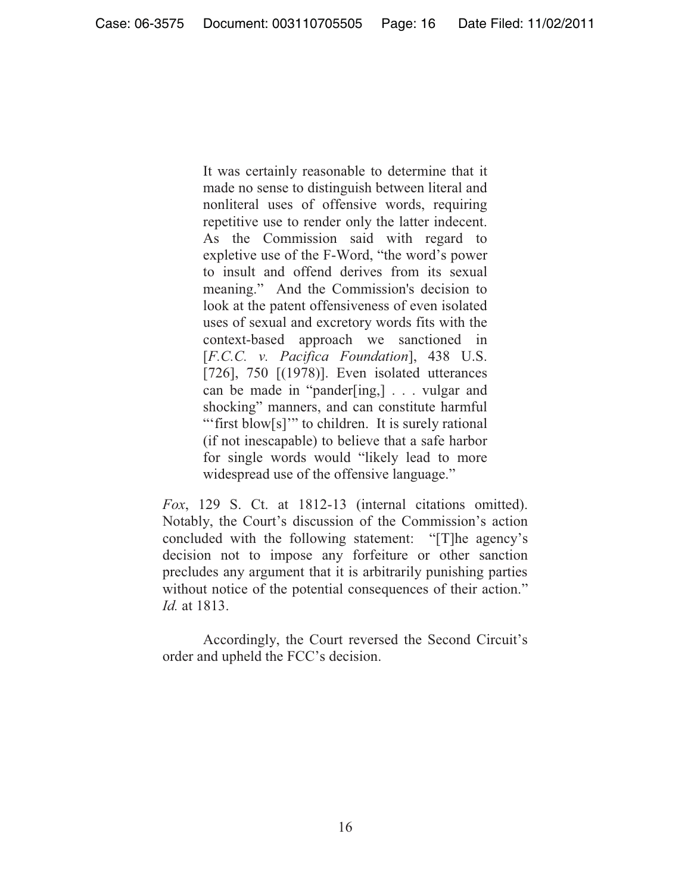> It was certainly reasonable to determine that it made no sense to distinguish between literal and nonliteral uses of offensive words, requiring repetitive use to render only the latter indecent. As the Commission said with regard to expletive use of the F-Word, "the word's power to insult and offend derives from its sexual meaning." And the Commission's decision to look at the patent offensiveness of even isolated uses of sexual and excretory words fits with the context-based approach we sanctioned in [*F.C.C. v. Pacifica Foundation*], 438 U.S. [726], 750 [(1978)]. Even isolated utterances can be made in "pander[ing,] . . . vulgar and shocking" manners, and can constitute harmful "'first blow[s]'" to children. It is surely rational (if not inescapable) to believe that a safe harbor for single words would "likely lead to more widespread use of the offensive language."

*Fox*, 129 S. Ct. at 1812-13 (internal citations omitted). Notably, the Court's discussion of the Commission's action concluded with the following statement: "[T]he agency's decision not to impose any forfeiture or other sanction precludes any argument that it is arbitrarily punishing parties without notice of the potential consequences of their action." *Id.* at 1813.

Accordingly, the Court reversed the Second Circuit's order and upheld the FCC's decision.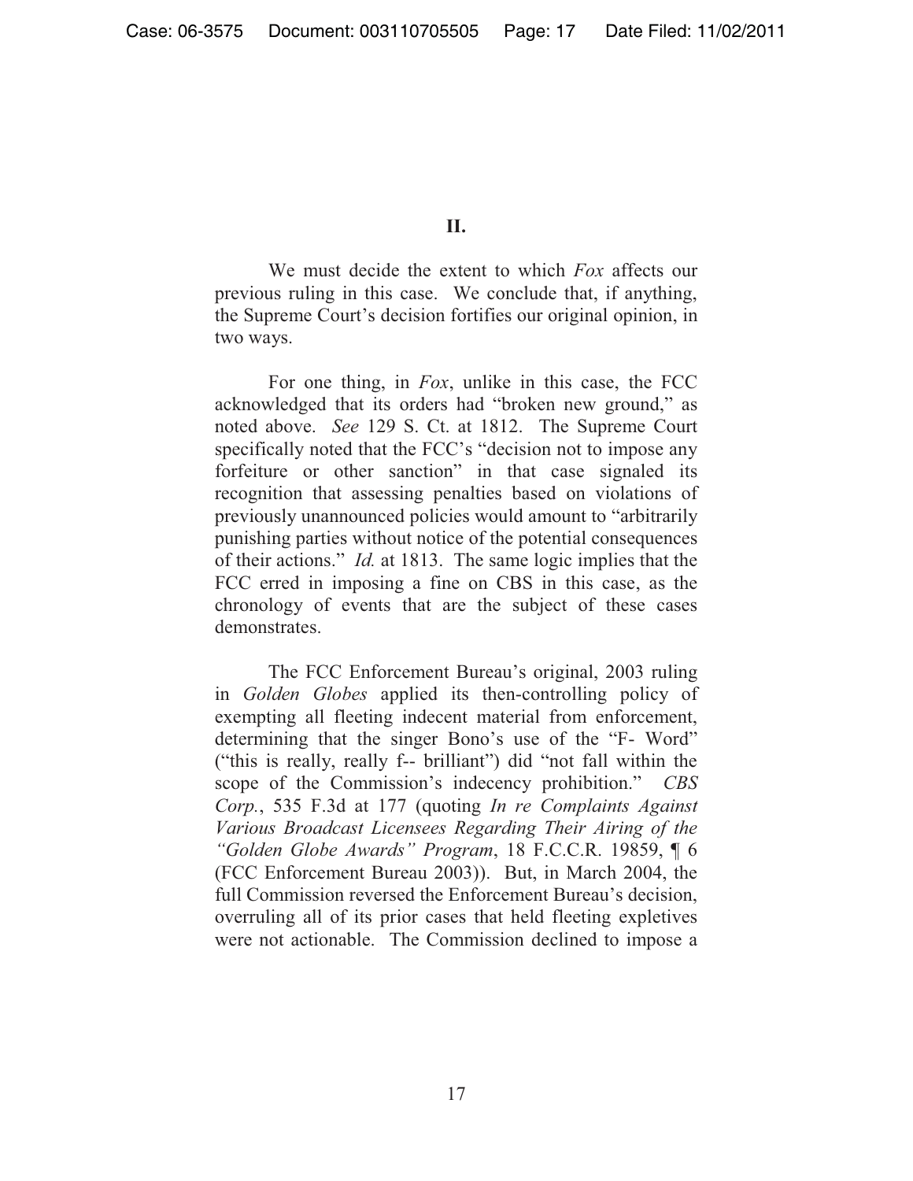## II.

We must decide the extent to which *Fox* affects our previous ruling in this case. We conclude that, if anything, the Supreme Court's decision fortifies our original opinion, in two ways.

For one thing, in *Fox*, unlike in this case, the FCC acknowledged that its orders had "broken new ground," as noted above. *See* 129 S. Ct. at 1812. The Supreme Court specifically noted that the FCC's "decision not to impose any forfeiture or other sanction" in that case signaled its recognition that assessing penalties based on violations of previously unannounced policies would amount to "arbitrarily punishing parties without notice of the potential consequences of their actions." *Id.* at 1813. The same logic implies that the FCC erred in imposing a fine on CBS in this case, as the chronology of events that are the subject of these cases demonstrates.

The FCC Enforcement Bureau's original, 2003 ruling in *Golden Globes* applied its then-controlling policy of exempting all fleeting indecent material from enforcement, determining that the singer Bono's use of the "F- Word" ("this is really, really f-- brilliant") did "not fall within the scope of the Commission's indecency prohibition." *CBS Corp.*, 535 F.3d at 177 (quoting *In re Complaints Against Various Broadcast Licensees Regarding Their Airing of the "Golden Globe Awards" Program*, 18 F.C.C.R. 19859, ¶ 6 (FCC Enforcement Bureau 2003)). But, in March 2004, the full Commission reversed the Enforcement Bureau's decision, overruling all of its prior cases that held fleeting expletives were not actionable. The Commission declined to impose a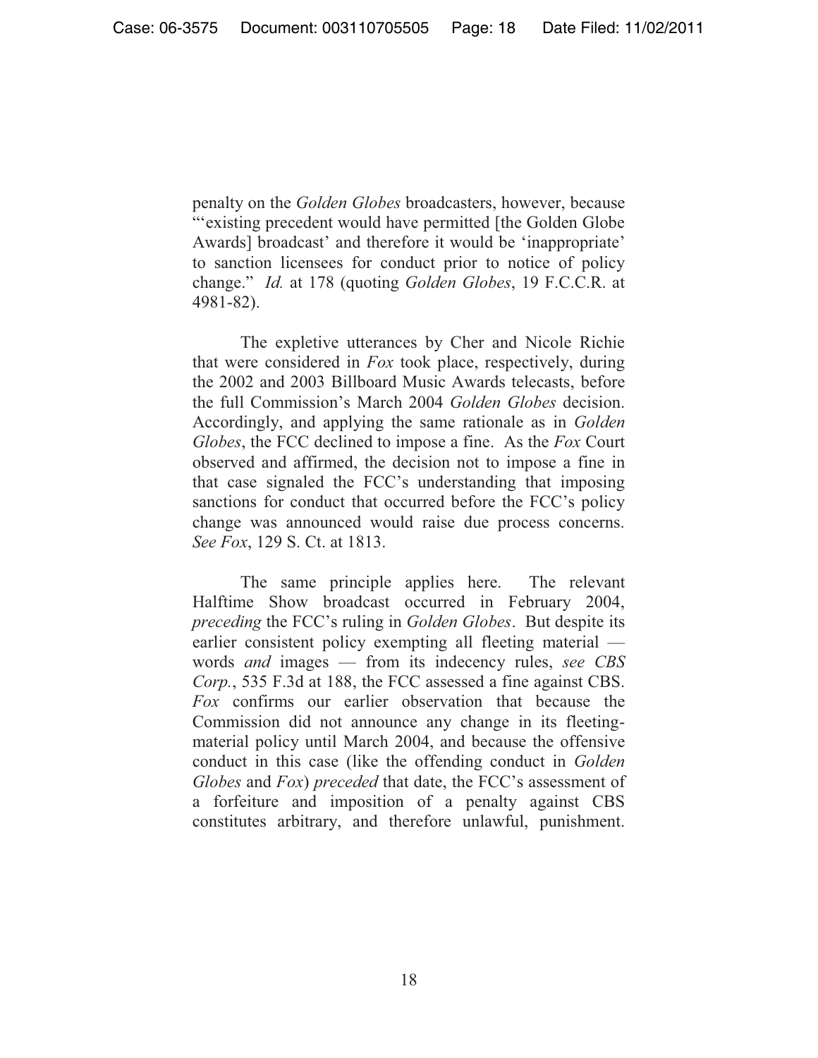penalty on the *Golden Globes* broadcasters, however, because "'existing precedent would have permitted [the Golden Globe Awards] broadcast' and therefore it would be 'inappropriate' to sanction licensees for conduct prior to notice of policy change." *Id.* at 178 (quoting *Golden Globes*, 19 F.C.C.R. at 4981-82).

The expletive utterances by Cher and Nicole Richie that were considered in *Fox* took place, respectively, during the 2002 and 2003 Billboard Music Awards telecasts, before the full Commission's March 2004 *Golden Globes* decision. Accordingly, and applying the same rationale as in *Golden Globes*, the FCC declined to impose a fine. As the *Fox* Court observed and affirmed, the decision not to impose a fine in that case signaled the FCC's understanding that imposing sanctions for conduct that occurred before the FCC's policy change was announced would raise due process concerns. *See Fox*, 129 S. Ct. at 1813.

The same principle applies here. The relevant Halftime Show broadcast occurred in February 2004, *preceding* the FCC's ruling in *Golden Globes*. But despite its earlier consistent policy exempting all fleeting material — words *and* images — from its indecency rules, *see CBS Corp.*, 535 F.3d at 188, the FCC assessed a fine against CBS. *Fox* confirms our earlier observation that because the Commission did not announce any change in its fleeting-material policy until March 2004, and because the offensive conduct in this case (like the offending conduct in *Golden Globes* and *Fox*) *preceded* that date, the FCC's assessment of a forfeiture and imposition of a penalty against CBS constitutes arbitrary, and therefore unlawful, punishment.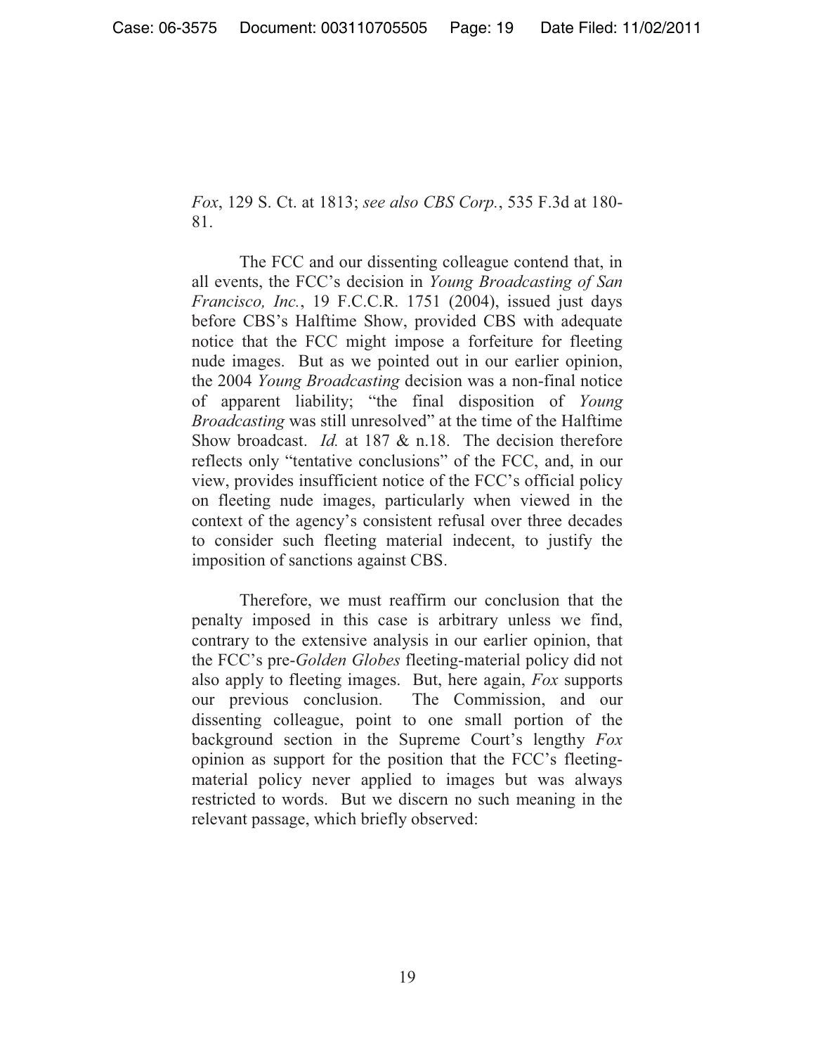*Fox*, 129 S. Ct. at 1813; *see also CBS Corp.*, 535 F.3d at 180-81.

The FCC and our dissenting colleague contend that, in all events, the FCC's decision in *Young Broadcasting of San Francisco, Inc.*, 19 F.C.C.R. 1751 (2004), issued just days before CBS's Halftime Show, provided CBS with adequate notice that the FCC might impose a forfeiture for fleeting nude images. But as we pointed out in our earlier opinion, the 2004 *Young Broadcasting* decision was a non-final notice of apparent liability; "the final disposition of *Young Broadcasting* was still unresolved" at the time of the Halftime Show broadcast. *Id.* at 187 & n.18. The decision therefore reflects only "tentative conclusions" of the FCC, and, in our view, provides insufficient notice of the FCC's official policy on fleeting nude images, particularly when viewed in the context of the agency's consistent refusal over three decades to consider such fleeting material indecent, to justify the imposition of sanctions against CBS.

Therefore, we must reaffirm our conclusion that the penalty imposed in this case is arbitrary unless we find, contrary to the extensive analysis in our earlier opinion, that the FCC's pre-*Golden Globes* fleeting-material policy did not also apply to fleeting images. But, here again, *Fox* supports our previous conclusion. The Commission, and our dissenting colleague, point to one small portion of the background section in the Supreme Court's lengthy *Fox* opinion as support for the position that the FCC's fleeting-material policy never applied to images but was always restricted to words. But we discern no such meaning in the relevant passage, which briefly observed: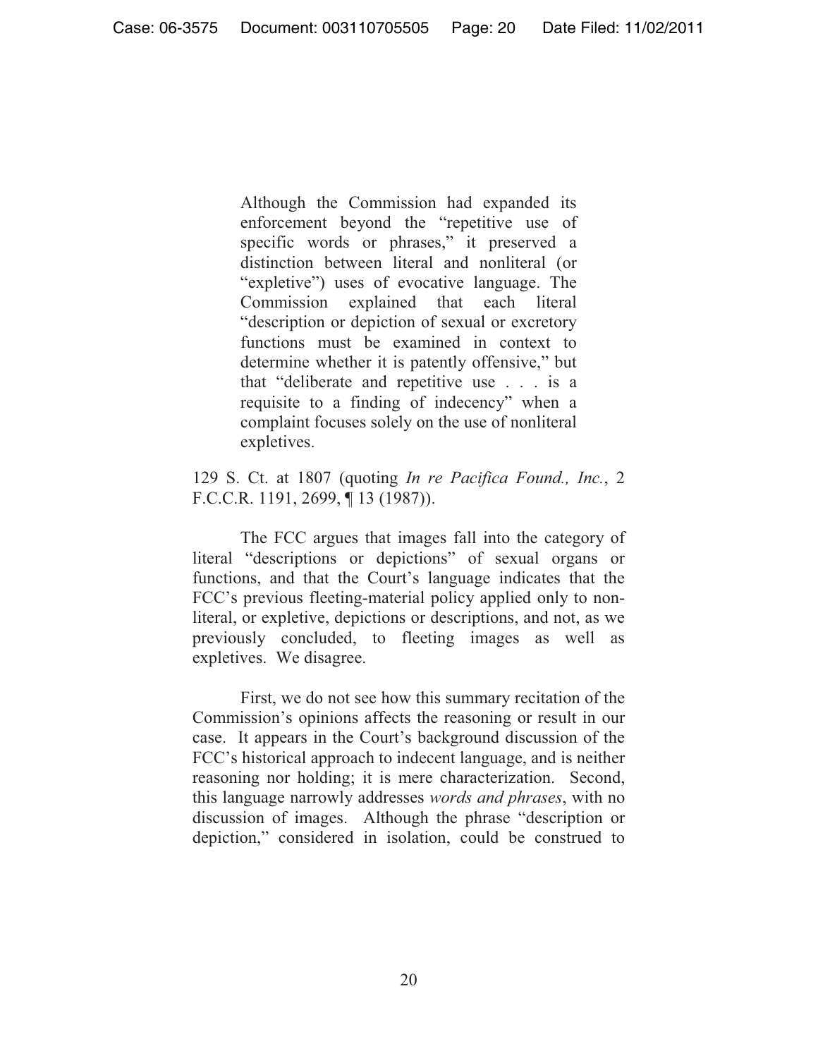> Although the Commission had expanded its enforcement beyond the "repetitive use of specific words or phrases," it preserved a distinction between literal and nonliteral (or "expletive") uses of evocative language. The Commission explained that each literal "description or depiction of sexual or excretory functions must be examined in context to determine whether it is patently offensive," but that "deliberate and repetitive use . . . is a requisite to a finding of indecency" when a complaint focuses solely on the use of nonliteral expletives.

129 S. Ct. at 1807 (quoting *In re Pacifica Found., Inc.*, 2 F.C.C.R. 1191, 2699, ¶ 13 (1987)).

The FCC argues that images fall into the category of literal "descriptions or depictions" of sexual organs or functions, and that the Court's language indicates that the FCC's previous fleeting-material policy applied only to non-literal, or expletive, depictions or descriptions, and not, as we previously concluded, to fleeting images as well as expletives. We disagree.

First, we do not see how this summary recitation of the Commission's opinions affects the reasoning or result in our case. It appears in the Court's background discussion of the FCC's historical approach to indecent language, and is neither reasoning nor holding; it is mere characterization. Second, this language narrowly addresses *words and phrases*, with no discussion of images. Although the phrase "description or depiction," considered in isolation, could be construed to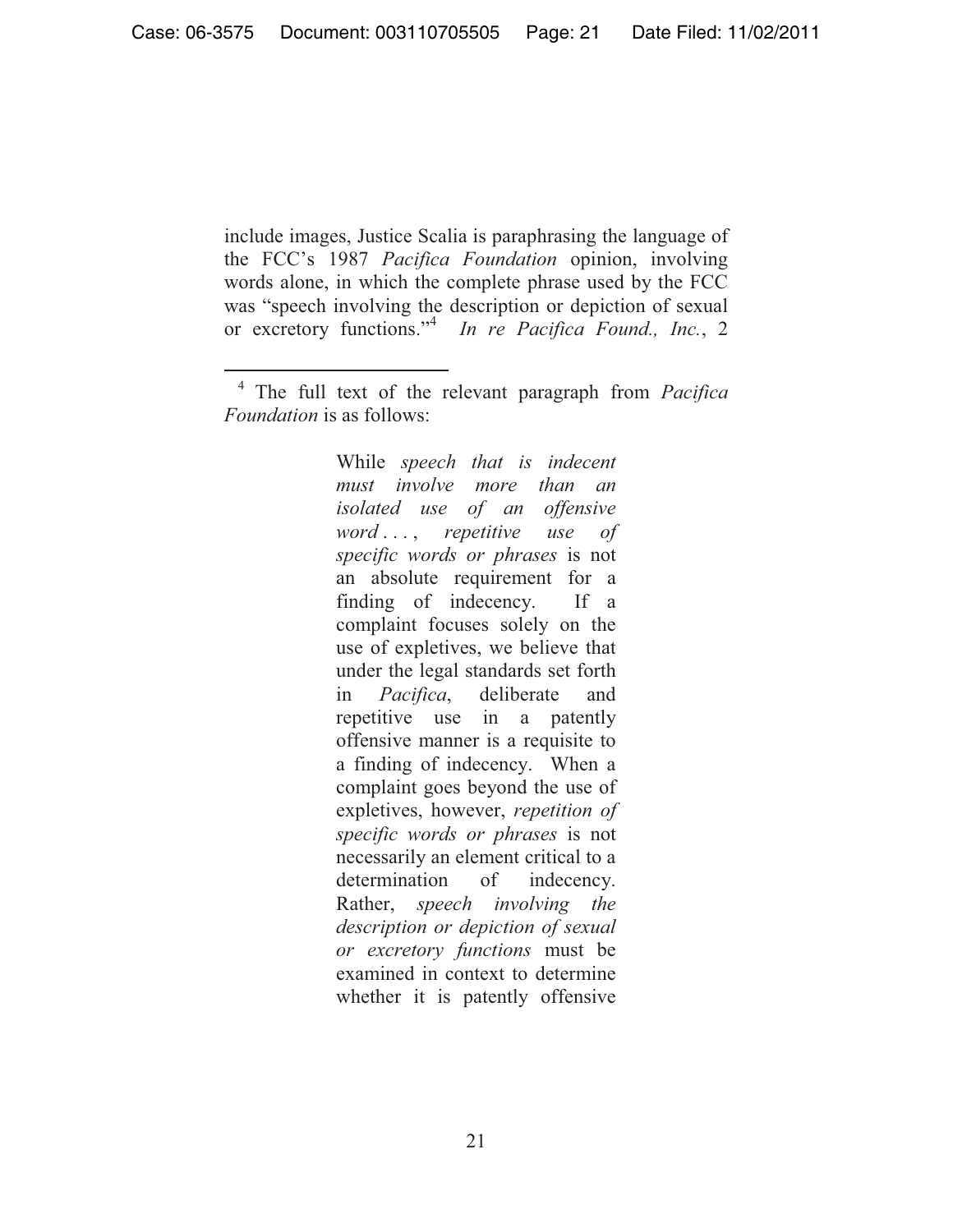include images, Justice Scalia is paraphrasing the language of the FCC's 1987 *Pacifica Foundation* opinion, involving words alone, in which the complete phrase used by the FCC was "speech involving the description or depiction of sexual or excretory functions."[4] *In re Pacifica Found., Inc.*, 2

[4] The full text of the relevant paragraph from *Pacifica Foundation* is as follows:

> While *speech that is indecent must involve more than an isolated use of an offensive word* . . . , *repetitive use of specific words or phrases* is not an absolute requirement for a finding of indecency. If a complaint focuses solely on the use of expletives, we believe that under the legal standards set forth in *Pacifica*, deliberate and repetitive use in a patently offensive manner is a requisite to a finding of indecency. When a complaint goes beyond the use of expletives, however, *repetition of specific words or phrases* is not necessarily an element critical to a determination of indecency. Rather, *speech involving the description or depiction of sexual or excretory functions* must be examined in context to determine whether it is patently offensive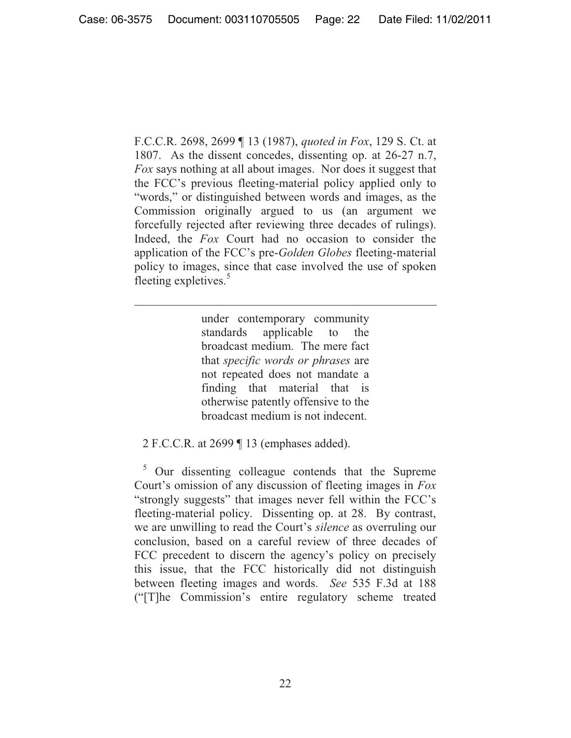F.C.C.R. 2698, 2699 ¶ 13 (1987), *quoted in Fox*, 129 S. Ct. at 1807. As the dissent concedes, dissenting op. at 26-27 n.7, *Fox* says nothing at all about images. Nor does it suggest that the FCC's previous fleeting-material policy applied only to "words," or distinguished between words and images, as the Commission originally argued to us (an argument we forcefully rejected after reviewing three decades of rulings). Indeed, the *Fox* Court had no occasion to consider the application of the FCC's pre-*Golden Globes* fleeting-material policy to images, since that case involved the use of spoken fleeting expletives.[5]

---

> under contemporary community standards applicable to the broadcast medium. The mere fact that *specific words or phrases* are not repeated does not mandate a finding that material that is otherwise patently offensive to the broadcast medium is not indecent.

2 F.C.C.R. at 2699 ¶ 13 (emphases added).

[5] Our dissenting colleague contends that the Supreme Court's omission of any discussion of fleeting images in *Fox* "strongly suggests" that images never fell within the FCC's fleeting-material policy. Dissenting op. at 28. By contrast, we are unwilling to read the Court's *silence* as overruling our conclusion, based on a careful review of three decades of FCC precedent to discern the agency's policy on precisely this issue, that the FCC historically did not distinguish between fleeting images and words. *See* 535 F.3d at 188 ("[T]he Commission's entire regulatory scheme treated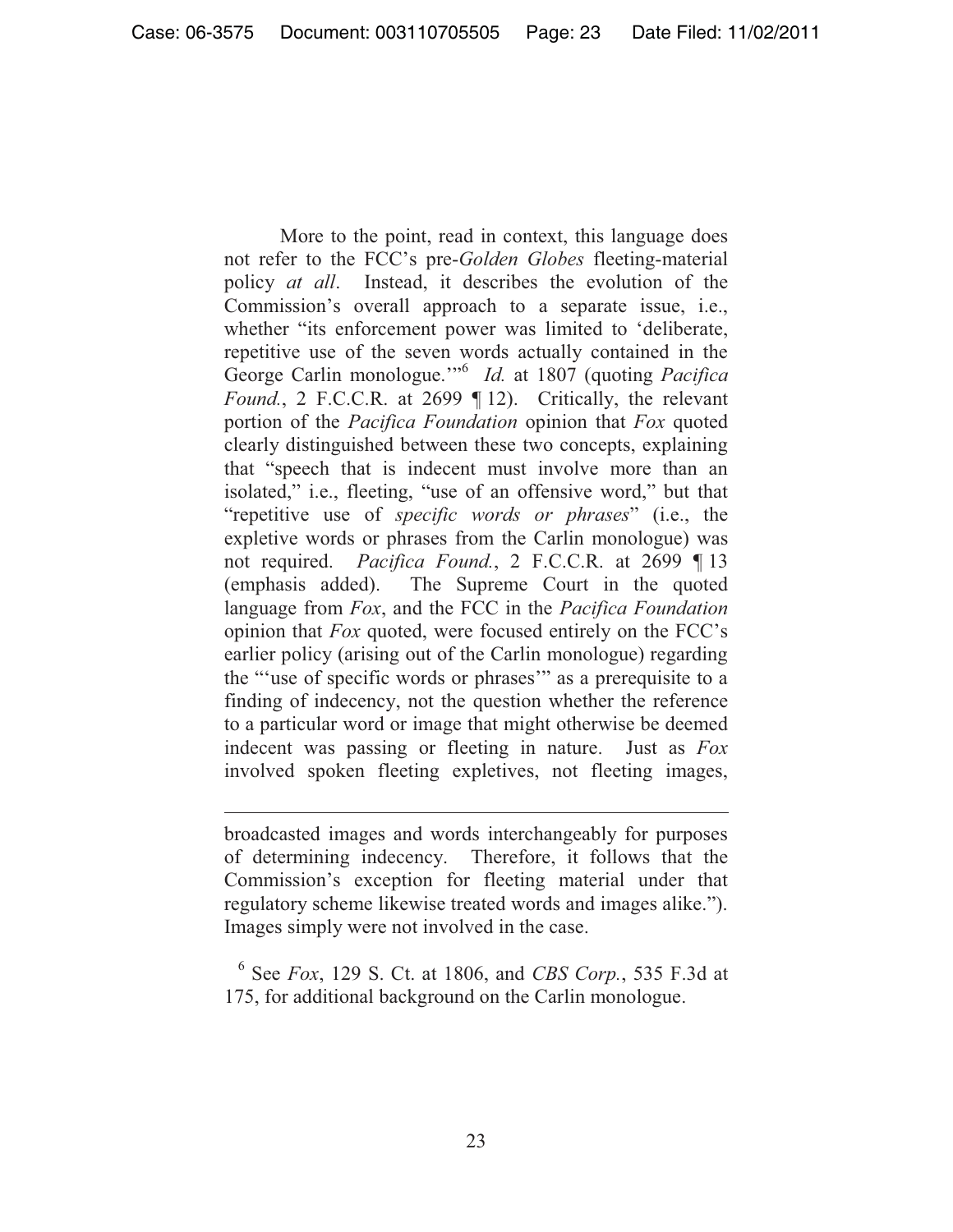More to the point, read in context, this language does not refer to the FCC's pre-*Golden Globes* fleeting-material policy *at all*. Instead, it describes the evolution of the Commission's overall approach to a separate issue, i.e., whether "its enforcement power was limited to 'deliberate, repetitive use of the seven words actually contained in the George Carlin monologue.'"[6] *Id.* at 1807 (quoting *Pacifica Found.*, 2 F.C.C.R. at 2699 ¶ 12). Critically, the relevant portion of the *Pacifica Foundation* opinion that *Fox* quoted clearly distinguished between these two concepts, explaining that "speech that is indecent must involve more than an isolated," i.e., fleeting, "use of an offensive word," but that "repetitive use of *specific words or phrases*" (i.e., the expletive words or phrases from the Carlin monologue) was not required. *Pacifica Found.*, 2 F.C.C.R. at 2699 ¶ 13 (emphasis added). The Supreme Court in the quoted language from *Fox*, and the FCC in the *Pacifica Foundation* opinion that *Fox* quoted, were focused entirely on the FCC's earlier policy (arising out of the Carlin monologue) regarding the "'use of specific words or phrases'" as a prerequisite to a finding of indecency, not the question whether the reference to a particular word or image that might otherwise be deemed indecent was passing or fleeting in nature. Just as *Fox* involved spoken fleeting expletives, not fleeting images,

---

broadcasted images and words interchangeably for purposes of determining indecency. Therefore, it follows that the Commission's exception for fleeting material under that regulatory scheme likewise treated words and images alike."). Images simply were not involved in the case.

[6] See *Fox*, 129 S. Ct. at 1806, and *CBS Corp.*, 535 F.3d at 175, for additional background on the Carlin monologue.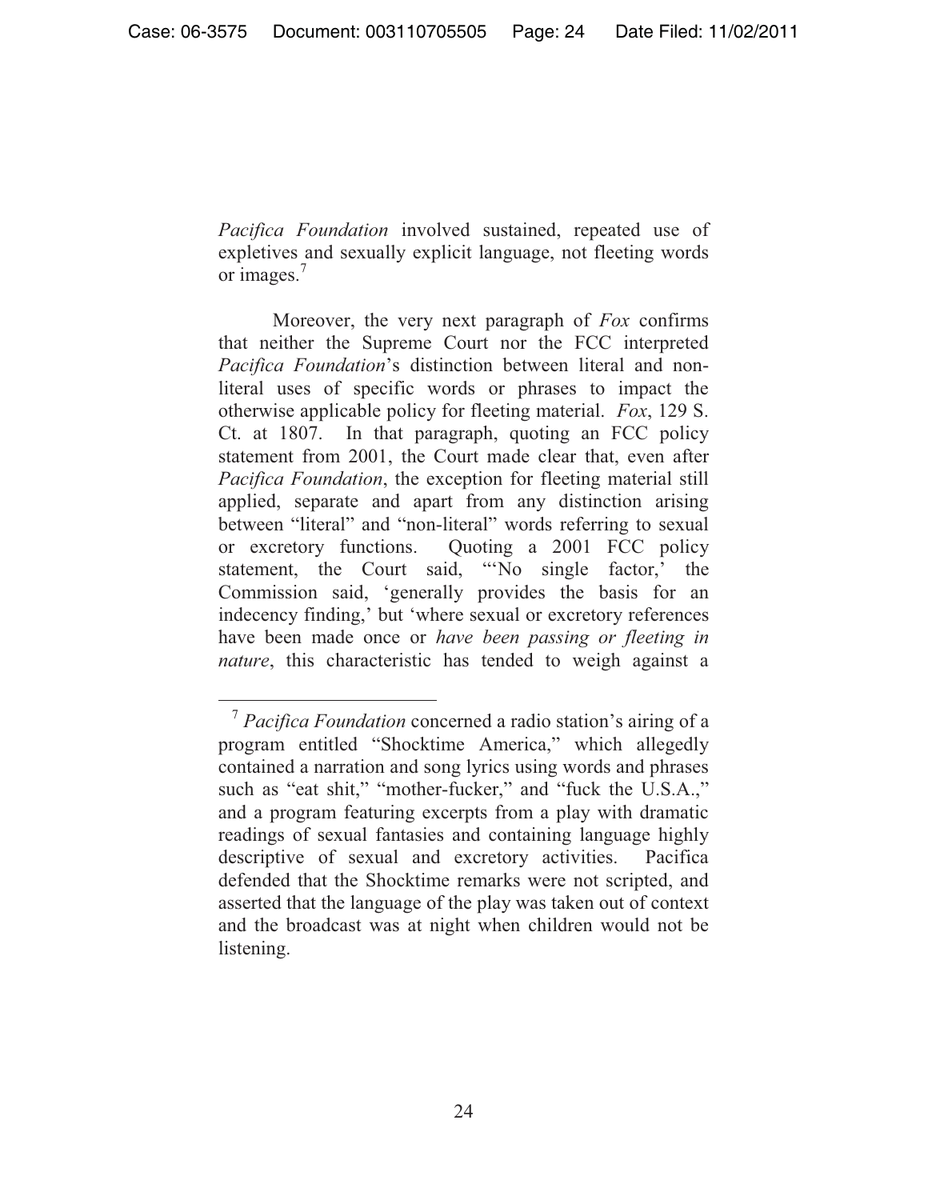*Pacifica Foundation* involved sustained, repeated use of expletives and sexually explicit language, not fleeting words or images.[7]

Moreover, the very next paragraph of *Fox* confirms that neither the Supreme Court nor the FCC interpreted *Pacifica Foundation*'s distinction between literal and non-literal uses of specific words or phrases to impact the otherwise applicable policy for fleeting material. *Fox*, 129 S. Ct. at 1807. In that paragraph, quoting an FCC policy statement from 2001, the Court made clear that, even after *Pacifica Foundation*, the exception for fleeting material still applied, separate and apart from any distinction arising between "literal" and "non-literal" words referring to sexual or excretory functions. Quoting a 2001 FCC policy statement, the Court said, "'No single factor,' the Commission said, 'generally provides the basis for an indecency finding,' but 'where sexual or excretory references have been made once or *have been passing or fleeting in nature*, this characteristic has tended to weigh against a

---

[7] *Pacifica Foundation* concerned a radio station's airing of a program entitled "Shocktime America," which allegedly contained a narration and song lyrics using words and phrases such as "eat shit," "mother-fucker," and "fuck the U.S.A.," and a program featuring excerpts from a play with dramatic readings of sexual fantasies and containing language highly descriptive of sexual and excretory activities. Pacifica defended that the Shocktime remarks were not scripted, and asserted that the language of the play was taken out of context and the broadcast was at night when children would not be listening.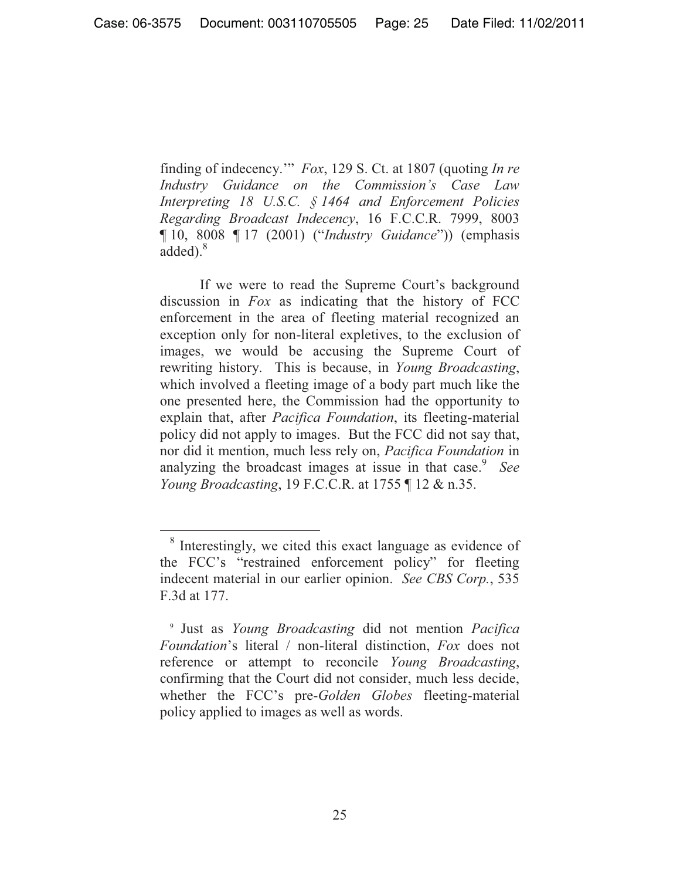finding of indecency.'" *Fox*, 129 S. Ct. at 1807 (quoting *In re Industry Guidance on the Commission's Case Law Interpreting 18 U.S.C. § 1464 and Enforcement Policies Regarding Broadcast Indecency*, 16 F.C.C.R. 7999, 8003 ¶ 10, 8008 ¶ 17 (2001) ("*Industry Guidance*")) (emphasis added).[8]

If we were to read the Supreme Court's background discussion in *Fox* as indicating that the history of FCC enforcement in the area of fleeting material recognized an exception only for non-literal expletives, to the exclusion of images, we would be accusing the Supreme Court of rewriting history. This is because, in *Young Broadcasting*, which involved a fleeting image of a body part much like the one presented here, the Commission had the opportunity to explain that, after *Pacifica Foundation*, its fleeting-material policy did not apply to images. But the FCC did not say that, nor did it mention, much less rely on, *Pacifica Foundation* in analyzing the broadcast images at issue in that case.[9] *See Young Broadcasting*, 19 F.C.C.R. at 1755 ¶ 12 & n.35.

---

[8] Interestingly, we cited this exact language as evidence of the FCC's "restrained enforcement policy" for fleeting indecent material in our earlier opinion. *See CBS Corp.*, 535 F.3d at 177.

[9] Just as *Young Broadcasting* did not mention *Pacifica Foundation*'s literal / non-literal distinction, *Fox* does not reference or attempt to reconcile *Young Broadcasting*, confirming that the Court did not consider, much less decide, whether the FCC's pre-*Golden Globes* fleeting-material policy applied to images as well as words.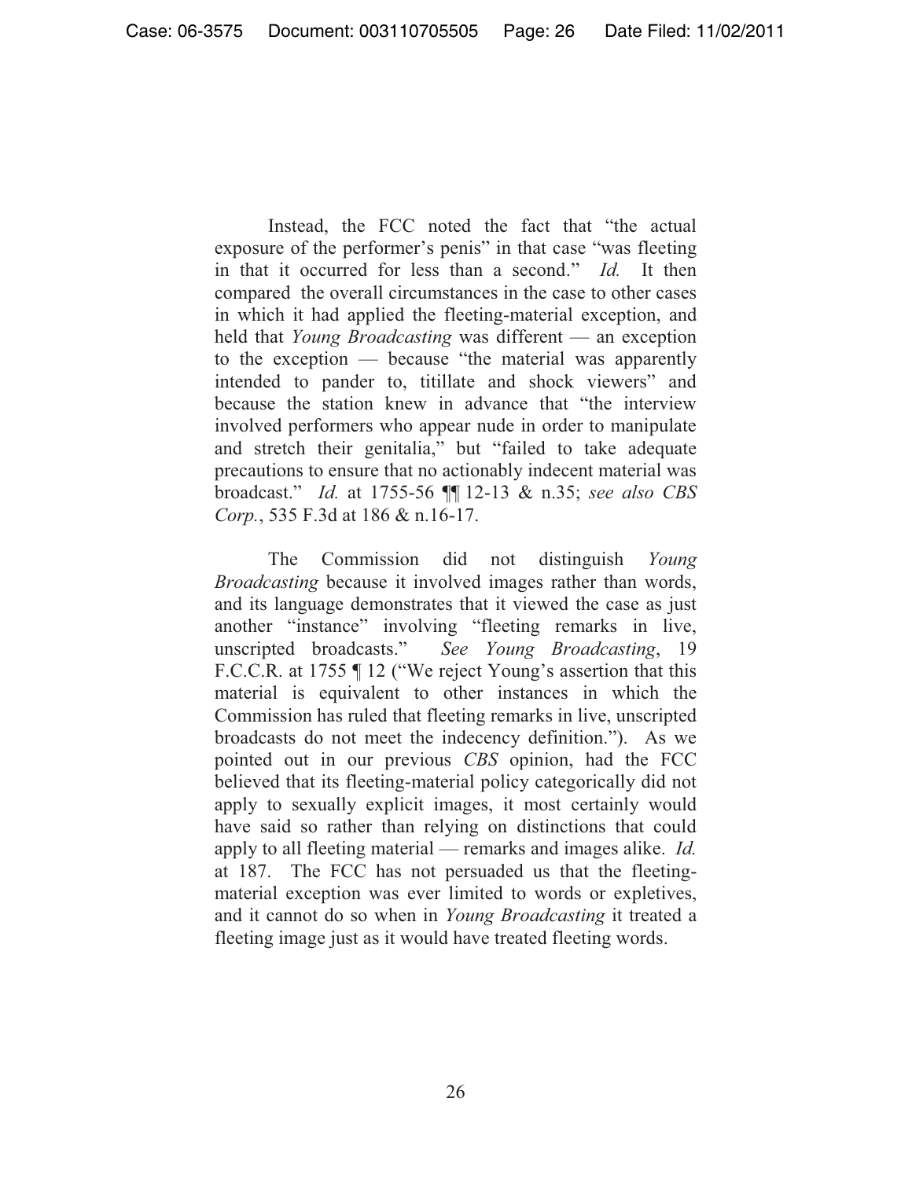Instead, the FCC noted the fact that "the actual exposure of the performer's penis" in that case "was fleeting in that it occurred for less than a second." *Id.* It then compared the overall circumstances in the case to other cases in which it had applied the fleeting-material exception, and held that *Young Broadcasting* was different — an exception to the exception — because "the material was apparently intended to pander to, titillate and shock viewers" and because the station knew in advance that "the interview involved performers who appear nude in order to manipulate and stretch their genitalia," but "failed to take adequate precautions to ensure that no actionably indecent material was broadcast." *Id.* at 1755-56 ¶¶ 12-13 & n.35; *see also CBS Corp.*, 535 F.3d at 186 & n.16-17.

The Commission did not distinguish *Young Broadcasting* because it involved images rather than words, and its language demonstrates that it viewed the case as just another "instance" involving "fleeting remarks in live, unscripted broadcasts." *See Young Broadcasting*, 19 F.C.C.R. at 1755 ¶ 12 ("We reject Young's assertion that this material is equivalent to other instances in which the Commission has ruled that fleeting remarks in live, unscripted broadcasts do not meet the indecency definition."). As we pointed out in our previous *CBS* opinion, had the FCC believed that its fleeting-material policy categorically did not apply to sexually explicit images, it most certainly would have said so rather than relying on distinctions that could apply to all fleeting material — remarks and images alike. *Id.* at 187. The FCC has not persuaded us that the fleeting-material exception was ever limited to words or expletives, and it cannot do so when in *Young Broadcasting* it treated a fleeting image just as it would have treated fleeting words.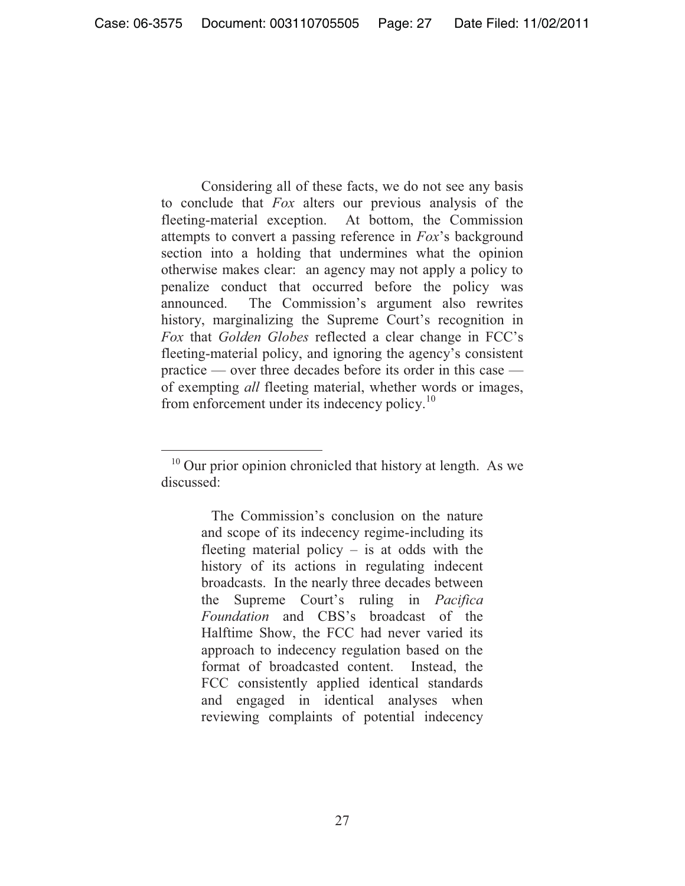Considering all of these facts, we do not see any basis to conclude that *Fox* alters our previous analysis of the fleeting-material exception. At bottom, the Commission attempts to convert a passing reference in *Fox*'s background section into a holding that undermines what the opinion otherwise makes clear: an agency may not apply a policy to penalize conduct that occurred before the policy was announced. The Commission's argument also rewrites history, marginalizing the Supreme Court's recognition in *Fox* that *Golden Globes* reflected a clear change in FCC's fleeting-material policy, and ignoring the agency's consistent practice — over three decades before its order in this case — of exempting *all* fleeting material, whether words or images, from enforcement under its indecency policy.[10]

---

[10] Our prior opinion chronicled that history at length. As we discussed:

> The Commission's conclusion on the nature and scope of its indecency regime-including its fleeting material policy – is at odds with the history of its actions in regulating indecent broadcasts. In the nearly three decades between the Supreme Court's ruling in *Pacifica Foundation* and CBS's broadcast of the Halftime Show, the FCC had never varied its approach to indecency regulation based on the format of broadcasted content. Instead, the FCC consistently applied identical standards and engaged in identical analyses when reviewing complaints of potential indecency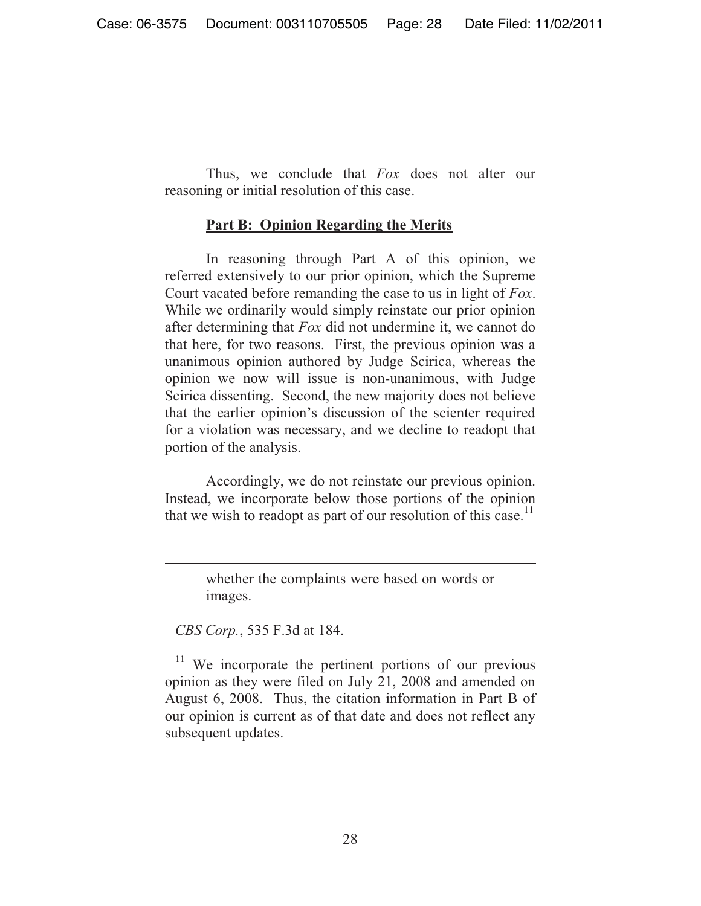Thus, we conclude that *Fox* does not alter our reasoning or initial resolution of this case.

**Part B: Opinion Regarding the Merits**

In reasoning through Part A of this opinion, we referred extensively to our prior opinion, which the Supreme Court vacated before remanding the case to us in light of *Fox*. While we ordinarily would simply reinstate our prior opinion after determining that *Fox* did not undermine it, we cannot do that here, for two reasons. First, the previous opinion was a unanimous opinion authored by Judge Scirica, whereas the opinion we now will issue is non-unanimous, with Judge Scirica dissenting. Second, the new majority does not believe that the earlier opinion's discussion of the scienter required for a violation was necessary, and we decline to readopt that portion of the analysis.

Accordingly, we do not reinstate our previous opinion. Instead, we incorporate below those portions of the opinion that we wish to readopt as part of our resolution of this case.[11]

---

> whether the complaints were based on words or images.

*CBS Corp.*, 535 F.3d at 184.

[11] We incorporate the pertinent portions of our previous opinion as they were filed on July 21, 2008 and amended on August 6, 2008. Thus, the citation information in Part B of our opinion is current as of that date and does not reflect any subsequent updates.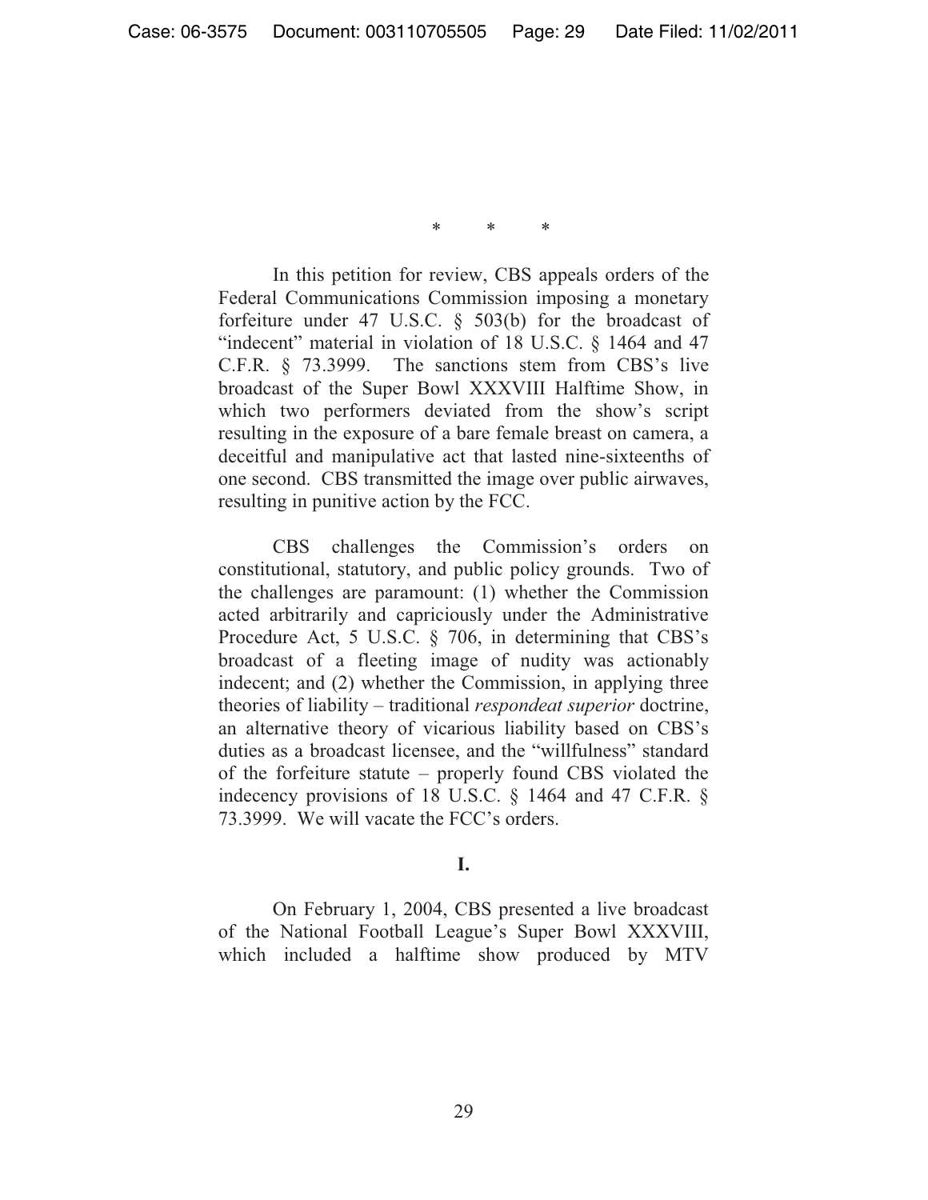\*   \*   \*

In this petition for review, CBS appeals orders of the Federal Communications Commission imposing a monetary forfeiture under 47 U.S.C. § 503(b) for the broadcast of "indecent" material in violation of 18 U.S.C. § 1464 and 47 C.F.R. § 73.3999. The sanctions stem from CBS's live broadcast of the Super Bowl XXXVIII Halftime Show, in which two performers deviated from the show's script resulting in the exposure of a bare female breast on camera, a deceitful and manipulative act that lasted nine-sixteenths of one second. CBS transmitted the image over public airwaves, resulting in punitive action by the FCC.

CBS challenges the Commission's orders on constitutional, statutory, and public policy grounds. Two of the challenges are paramount: (1) whether the Commission acted arbitrarily and capriciously under the Administrative Procedure Act, 5 U.S.C. § 706, in determining that CBS's broadcast of a fleeting image of nudity was actionably indecent; and (2) whether the Commission, in applying three theories of liability – traditional *respondeat superior* doctrine, an alternative theory of vicarious liability based on CBS's duties as a broadcast licensee, and the "willfulness" standard of the forfeiture statute – properly found CBS violated the indecency provisions of 18 U.S.C. § 1464 and 47 C.F.R. § 73.3999. We will vacate the FCC's orders.

## I.

On February 1, 2004, CBS presented a live broadcast of the National Football League's Super Bowl XXXVIII, which included a halftime show produced by MTV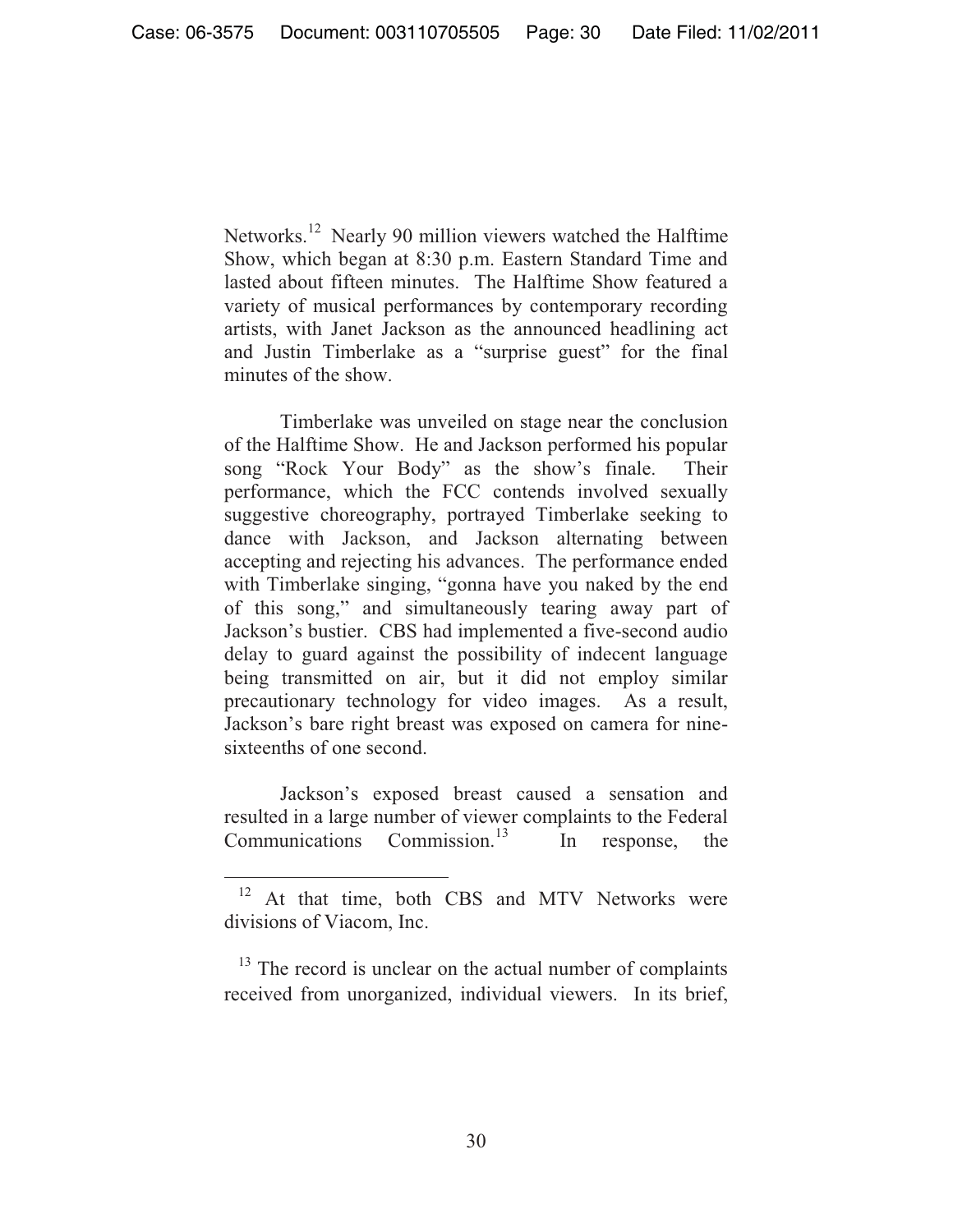Networks.[12] Nearly 90 million viewers watched the Halftime Show, which began at 8:30 p.m. Eastern Standard Time and lasted about fifteen minutes. The Halftime Show featured a variety of musical performances by contemporary recording artists, with Janet Jackson as the announced headlining act and Justin Timberlake as a "surprise guest" for the final minutes of the show.

Timberlake was unveiled on stage near the conclusion of the Halftime Show. He and Jackson performed his popular song "Rock Your Body" as the show's finale. Their performance, which the FCC contends involved sexually suggestive choreography, portrayed Timberlake seeking to dance with Jackson, and Jackson alternating between accepting and rejecting his advances. The performance ended with Timberlake singing, "gonna have you naked by the end of this song," and simultaneously tearing away part of Jackson's bustier. CBS had implemented a five-second audio delay to guard against the possibility of indecent language being transmitted on air, but it did not employ similar precautionary technology for video images. As a result, Jackson's bare right breast was exposed on camera for nine-sixteenths of one second.

Jackson's exposed breast caused a sensation and resulted in a large number of viewer complaints to the Federal Communications Commission.[13] In response, the

---

[12] At that time, both CBS and MTV Networks were divisions of Viacom, Inc.

[13] The record is unclear on the actual number of complaints received from unorganized, individual viewers. In its brief,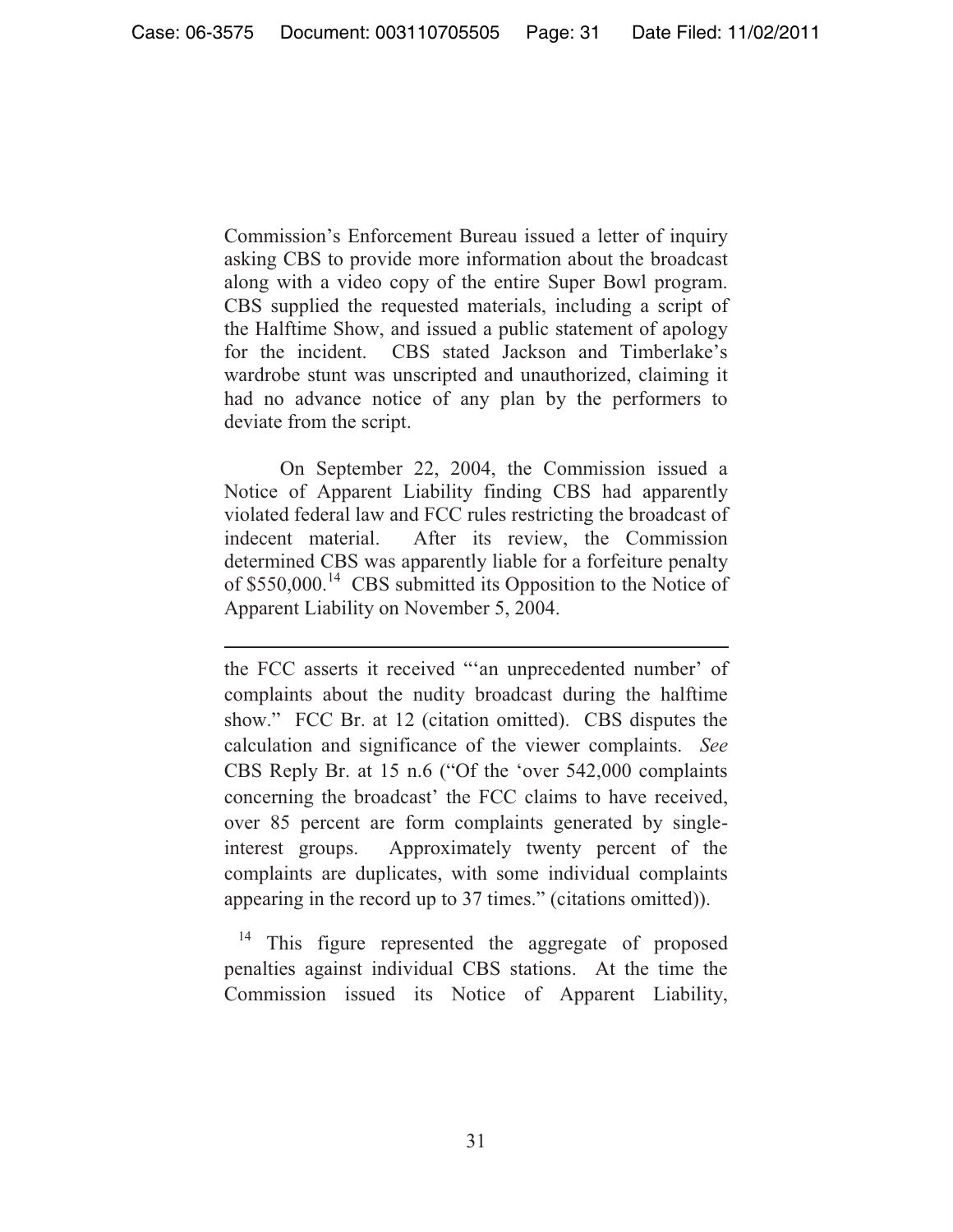Commission's Enforcement Bureau issued a letter of inquiry asking CBS to provide more information about the broadcast along with a video copy of the entire Super Bowl program. CBS supplied the requested materials, including a script of the Halftime Show, and issued a public statement of apology for the incident. CBS stated Jackson and Timberlake's wardrobe stunt was unscripted and unauthorized, claiming it had no advance notice of any plan by the performers to deviate from the script.

On September 22, 2004, the Commission issued a Notice of Apparent Liability finding CBS had apparently violated federal law and FCC rules restricting the broadcast of indecent material. After its review, the Commission determined CBS was apparently liable for a forfeiture penalty of $550,000.[14] CBS submitted its Opposition to the Notice of Apparent Liability on November 5, 2004.

---

the FCC asserts it received "'an unprecedented number' of complaints about the nudity broadcast during the halftime show." FCC Br. at 12 (citation omitted). CBS disputes the calculation and significance of the viewer complaints. *See* CBS Reply Br. at 15 n.6 ("Of the 'over 542,000 complaints concerning the broadcast' the FCC claims to have received, over 85 percent are form complaints generated by single-interest groups. Approximately twenty percent of the complaints are duplicates, with some individual complaints appearing in the record up to 37 times." (citations omitted)).

[14] This figure represented the aggregate of proposed penalties against individual CBS stations. At the time the Commission issued its Notice of Apparent Liability,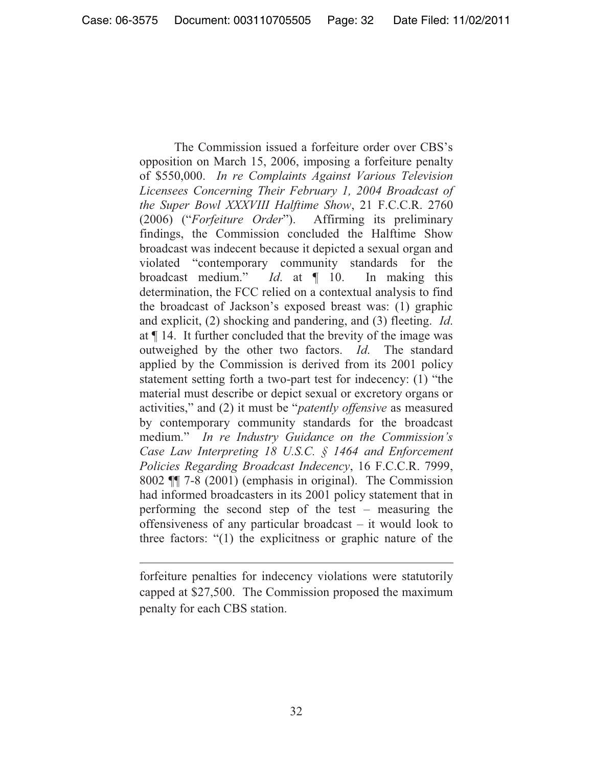The Commission issued a forfeiture order over CBS's opposition on March 15, 2006, imposing a forfeiture penalty of $550,000. *In re Complaints Against Various Television Licensees Concerning Their February 1, 2004 Broadcast of the Super Bowl XXXVIII Halftime Show*, 21 F.C.C.R. 2760 (2006) ("*Forfeiture Order*"). Affirming its preliminary findings, the Commission concluded the Halftime Show broadcast was indecent because it depicted a sexual organ and violated "contemporary community standards for the broadcast medium." *Id*. at ¶ 10. In making this determination, the FCC relied on a contextual analysis to find the broadcast of Jackson's exposed breast was: (1) graphic and explicit, (2) shocking and pandering, and (3) fleeting. *Id*. at ¶ 14. It further concluded that the brevity of the image was outweighed by the other two factors. *Id*. The standard applied by the Commission is derived from its 2001 policy statement setting forth a two-part test for indecency: (1) "the material must describe or depict sexual or excretory organs or activities," and (2) it must be "*patently offensive* as measured by contemporary community standards for the broadcast medium." *In re Industry Guidance on the Commission's Case Law Interpreting 18 U.S.C. § 1464 and Enforcement Policies Regarding Broadcast Indecency*, 16 F.C.C.R. 7999, 8002 ¶¶ 7-8 (2001) (emphasis in original). The Commission had informed broadcasters in its 2001 policy statement that in performing the second step of the test – measuring the offensiveness of any particular broadcast – it would look to three factors: "(1) the explicitness or graphic nature of the

---

forfeiture penalties for indecency violations were statutorily capped at $27,500. The Commission proposed the maximum penalty for each CBS station.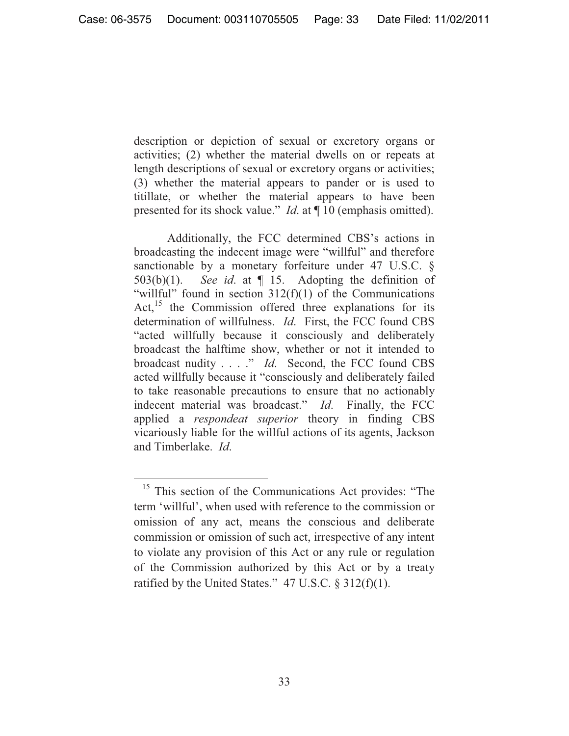description or depiction of sexual or excretory organs or activities; (2) whether the material dwells on or repeats at length descriptions of sexual or excretory organs or activities; (3) whether the material appears to pander or is used to titillate, or whether the material appears to have been presented for its shock value." *Id*. at ¶ 10 (emphasis omitted).

Additionally, the FCC determined CBS's actions in broadcasting the indecent image were "willful" and therefore sanctionable by a monetary forfeiture under 47 U.S.C. § 503(b)(1). *See id*. at ¶ 15. Adopting the definition of "willful" found in section 312(f)(1) of the Communications Act,[15] the Commission offered three explanations for its determination of willfulness. *Id*. First, the FCC found CBS "acted willfully because it consciously and deliberately broadcast the halftime show, whether or not it intended to broadcast nudity . . . ." *Id*. Second, the FCC found CBS acted willfully because it "consciously and deliberately failed to take reasonable precautions to ensure that no actionably indecent material was broadcast." *Id*. Finally, the FCC applied a *respondeat superior* theory in finding CBS vicariously liable for the willful actions of its agents, Jackson and Timberlake. *Id*.

---

[15] This section of the Communications Act provides: "The term 'willful', when used with reference to the commission or omission of any act, means the conscious and deliberate commission or omission of such act, irrespective of any intent to violate any provision of this Act or any rule or regulation of the Commission authorized by this Act or by a treaty ratified by the United States." 47 U.S.C. § 312(f)(1).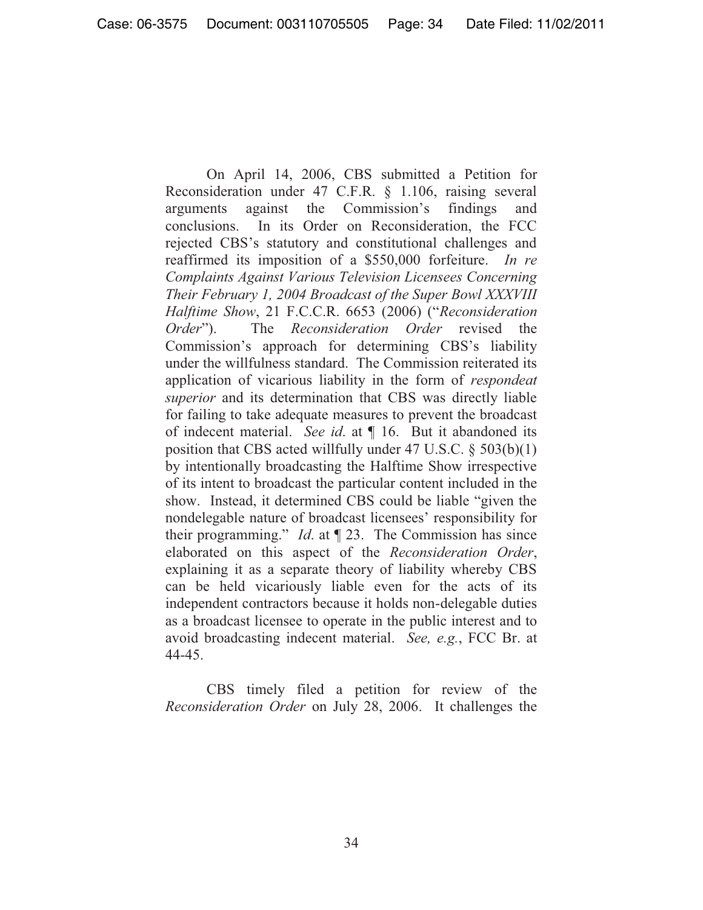On April 14, 2006, CBS submitted a Petition for Reconsideration under 47 C.F.R. § 1.106, raising several arguments against the Commission's findings and conclusions. In its Order on Reconsideration, the FCC rejected CBS's statutory and constitutional challenges and reaffirmed its imposition of a $550,000 forfeiture. *In re Complaints Against Various Television Licensees Concerning Their February 1, 2004 Broadcast of the Super Bowl XXXVIII Halftime Show*, 21 F.C.C.R. 6653 (2006) ("*Reconsideration Order*"). The *Reconsideration Order* revised the Commission's approach for determining CBS's liability under the willfulness standard. The Commission reiterated its application of vicarious liability in the form of *respondeat superior* and its determination that CBS was directly liable for failing to take adequate measures to prevent the broadcast of indecent material. *See id*. at ¶ 16. But it abandoned its position that CBS acted willfully under 47 U.S.C. § 503(b)(1) by intentionally broadcasting the Halftime Show irrespective of its intent to broadcast the particular content included in the show. Instead, it determined CBS could be liable "given the nondelegable nature of broadcast licensees' responsibility for their programming." *Id*. at ¶ 23. The Commission has since elaborated on this aspect of the *Reconsideration Order*, explaining it as a separate theory of liability whereby CBS can be held vicariously liable even for the acts of its independent contractors because it holds non-delegable duties as a broadcast licensee to operate in the public interest and to avoid broadcasting indecent material. *See, e.g.*, FCC Br. at 44-45.

CBS timely filed a petition for review of the *Reconsideration Order* on July 28, 2006. It challenges the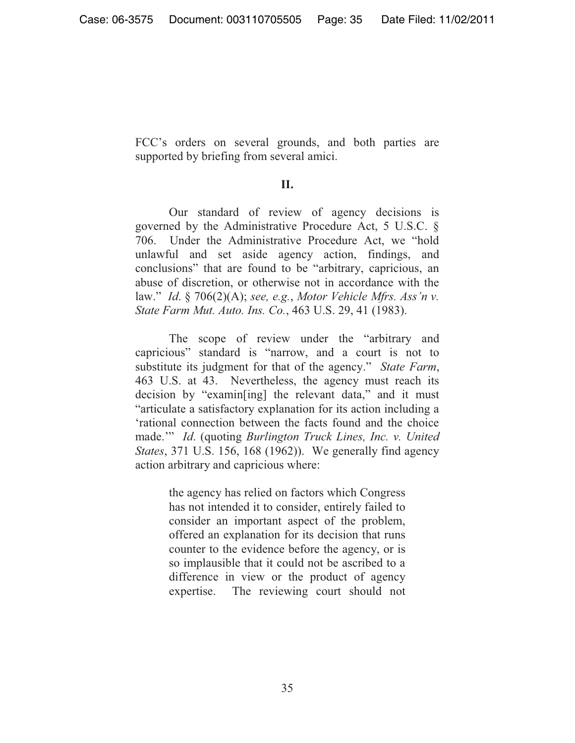FCC's orders on several grounds, and both parties are supported by briefing from several amici.

## II.

Our standard of review of agency decisions is governed by the Administrative Procedure Act, 5 U.S.C. § 706. Under the Administrative Procedure Act, we "hold unlawful and set aside agency action, findings, and conclusions" that are found to be "arbitrary, capricious, an abuse of discretion, or otherwise not in accordance with the law." *Id.* § 706(2)(A); *see, e.g.*, *Motor Vehicle Mfrs. Ass'n v. State Farm Mut. Auto. Ins. Co.*, 463 U.S. 29, 41 (1983).

The scope of review under the "arbitrary and capricious" standard is "narrow, and a court is not to substitute its judgment for that of the agency." *State Farm*, 463 U.S. at 43. Nevertheless, the agency must reach its decision by "examin[ing] the relevant data," and it must "articulate a satisfactory explanation for its action including a 'rational connection between the facts found and the choice made.'" *Id.* (quoting *Burlington Truck Lines, Inc. v. United States*, 371 U.S. 156, 168 (1962)). We generally find agency action arbitrary and capricious where:

> the agency has relied on factors which Congress has not intended it to consider, entirely failed to consider an important aspect of the problem, offered an explanation for its decision that runs counter to the evidence before the agency, or is so implausible that it could not be ascribed to a difference in view or the product of agency expertise. The reviewing court should not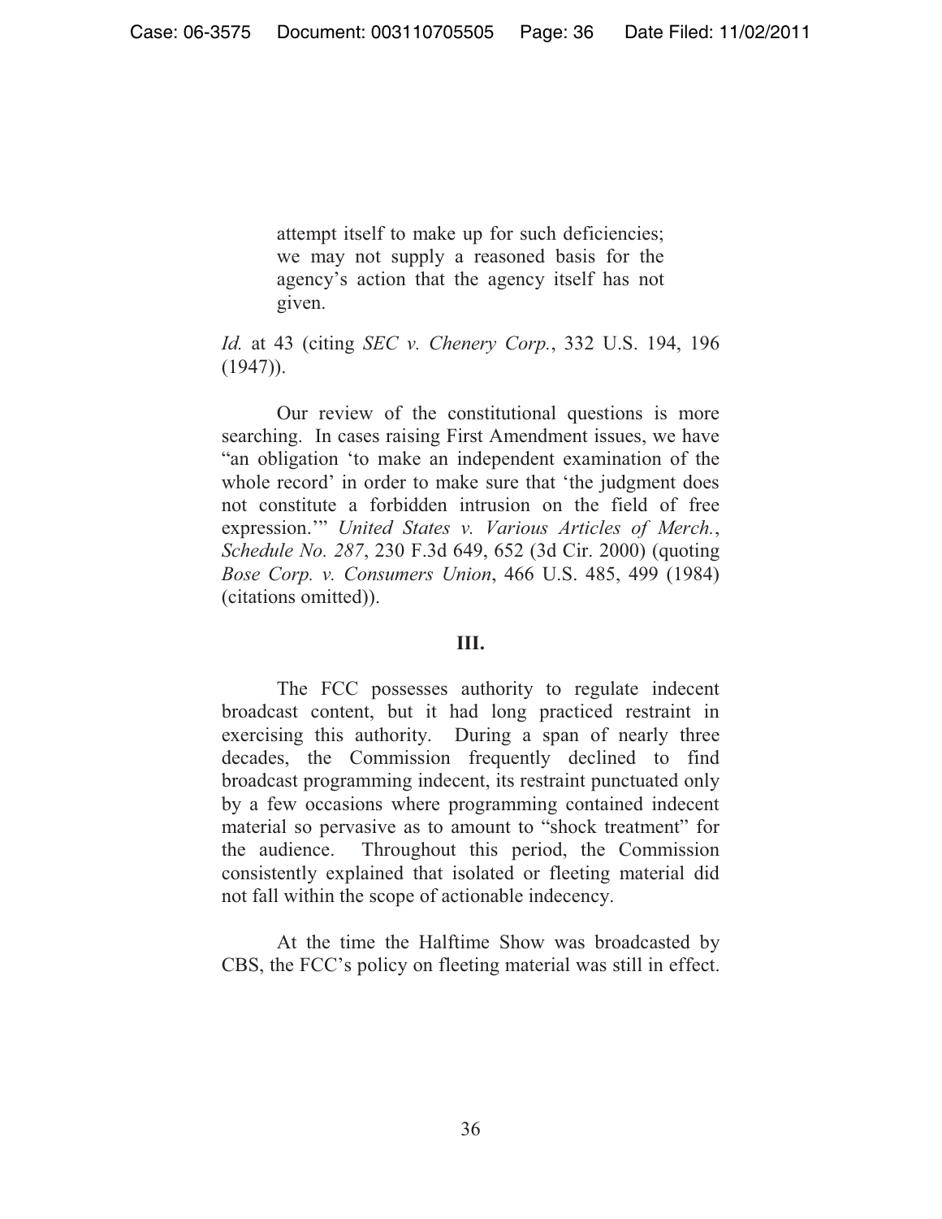> attempt itself to make up for such deficiencies; we may not supply a reasoned basis for the agency's action that the agency itself has not given.

*Id.* at 43 (citing *SEC v. Chenery Corp.*, 332 U.S. 194, 196 (1947)).

Our review of the constitutional questions is more searching. In cases raising First Amendment issues, we have "an obligation 'to make an independent examination of the whole record' in order to make sure that 'the judgment does not constitute a forbidden intrusion on the field of free expression.'" *United States v. Various Articles of Merch., Schedule No. 287*, 230 F.3d 649, 652 (3d Cir. 2000) (quoting *Bose Corp. v. Consumers Union*, 466 U.S. 485, 499 (1984) (citations omitted)).

## III.

The FCC possesses authority to regulate indecent broadcast content, but it had long practiced restraint in exercising this authority. During a span of nearly three decades, the Commission frequently declined to find broadcast programming indecent, its restraint punctuated only by a few occasions where programming contained indecent material so pervasive as to amount to "shock treatment" for the audience. Throughout this period, the Commission consistently explained that isolated or fleeting material did not fall within the scope of actionable indecency.

At the time the Halftime Show was broadcasted by CBS, the FCC's policy on fleeting material was still in effect.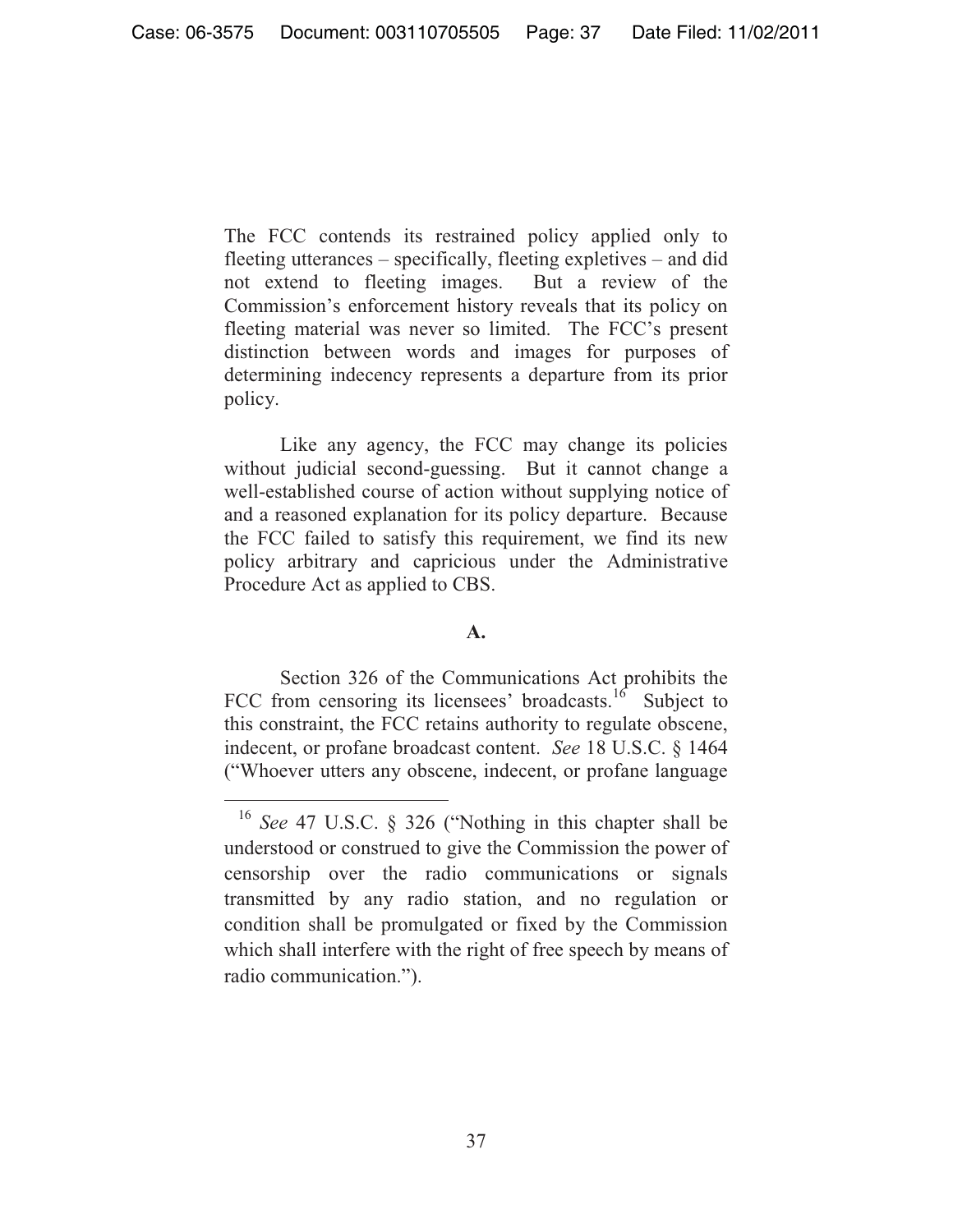The FCC contends its restrained policy applied only to fleeting utterances – specifically, fleeting expletives – and did not extend to fleeting images. But a review of the Commission's enforcement history reveals that its policy on fleeting material was never so limited. The FCC's present distinction between words and images for purposes of determining indecency represents a departure from its prior policy.

Like any agency, the FCC may change its policies without judicial second-guessing. But it cannot change a well-established course of action without supplying notice of and a reasoned explanation for its policy departure. Because the FCC failed to satisfy this requirement, we find its new policy arbitrary and capricious under the Administrative Procedure Act as applied to CBS.

### A.

Section 326 of the Communications Act prohibits the FCC from censoring its licensees' broadcasts.[16] Subject to this constraint, the FCC retains authority to regulate obscene, indecent, or profane broadcast content. *See* 18 U.S.C. § 1464 ("Whoever utters any obscene, indecent, or profane language

---

[16] *See* 47 U.S.C. § 326 ("Nothing in this chapter shall be understood or construed to give the Commission the power of censorship over the radio communications or signals transmitted by any radio station, and no regulation or condition shall be promulgated or fixed by the Commission which shall interfere with the right of free speech by means of radio communication.").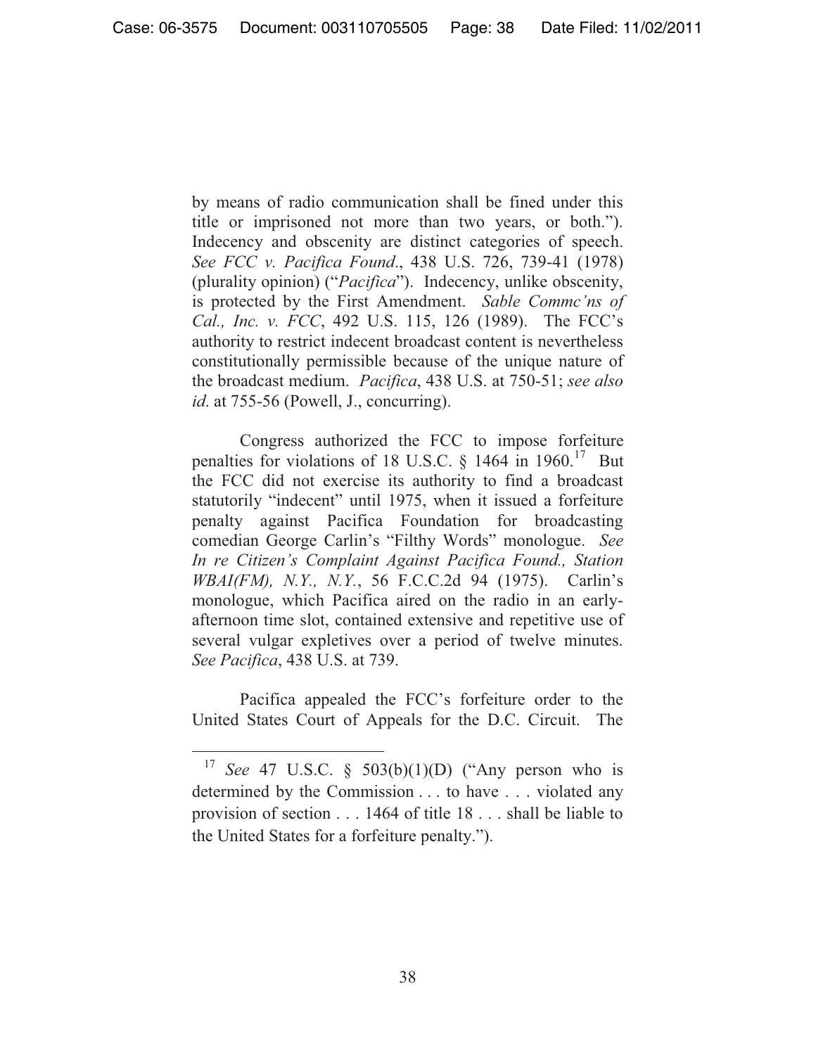by means of radio communication shall be fined under this title or imprisoned not more than two years, or both."). Indecency and obscenity are distinct categories of speech. *See FCC v. Pacifica Found.*, 438 U.S. 726, 739-41 (1978) (plurality opinion) ("*Pacifica*"). Indecency, unlike obscenity, is protected by the First Amendment. *Sable Commc'ns of Cal., Inc. v. FCC*, 492 U.S. 115, 126 (1989). The FCC's authority to restrict indecent broadcast content is nevertheless constitutionally permissible because of the unique nature of the broadcast medium. *Pacifica*, 438 U.S. at 750-51; *see also id.* at 755-56 (Powell, J., concurring).

Congress authorized the FCC to impose forfeiture penalties for violations of 18 U.S.C. § 1464 in 1960.[17] But the FCC did not exercise its authority to find a broadcast statutorily "indecent" until 1975, when it issued a forfeiture penalty against Pacifica Foundation for broadcasting comedian George Carlin's "Filthy Words" monologue. *See In re Citizen's Complaint Against Pacifica Found., Station WBAI(FM), N.Y., N.Y.*, 56 F.C.C.2d 94 (1975). Carlin's monologue, which Pacifica aired on the radio in an early-afternoon time slot, contained extensive and repetitive use of several vulgar expletives over a period of twelve minutes. *See Pacifica*, 438 U.S. at 739.

Pacifica appealed the FCC's forfeiture order to the United States Court of Appeals for the D.C. Circuit. The

---

[17] *See* 47 U.S.C. § 503(b)(1)(D) ("Any person who is determined by the Commission . . . to have . . . violated any provision of section . . . 1464 of title 18 . . . shall be liable to the United States for a forfeiture penalty.").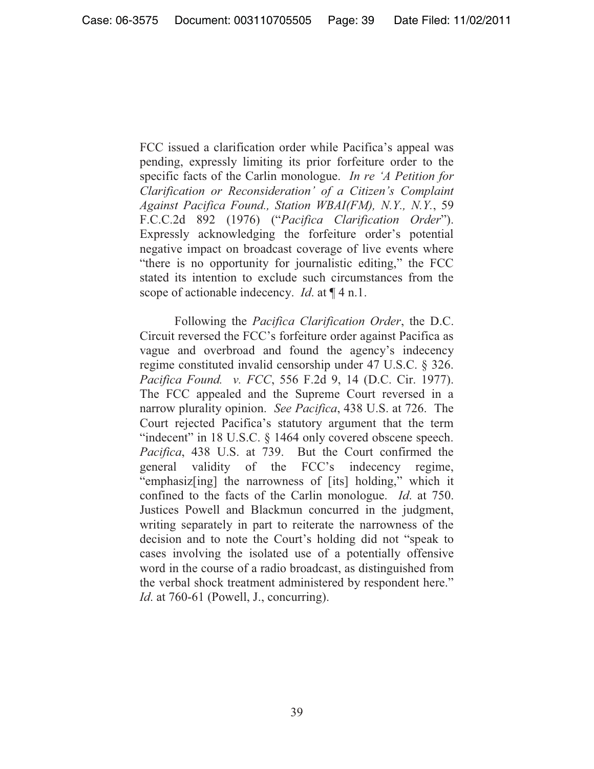FCC issued a clarification order while Pacifica's appeal was pending, expressly limiting its prior forfeiture order to the specific facts of the Carlin monologue. *In re 'A Petition for Clarification or Reconsideration' of a Citizen's Complaint Against Pacifica Found., Station WBAI(FM), N.Y., N.Y.*, 59 F.C.C.2d 892 (1976) ("*Pacifica Clarification Order*"). Expressly acknowledging the forfeiture order's potential negative impact on broadcast coverage of live events where "there is no opportunity for journalistic editing," the FCC stated its intention to exclude such circumstances from the scope of actionable indecency. *Id*. at ¶ 4 n.1.

Following the *Pacifica Clarification Order*, the D.C. Circuit reversed the FCC's forfeiture order against Pacifica as vague and overbroad and found the agency's indecency regime constituted invalid censorship under 47 U.S.C. § 326. *Pacifica Found. v. FCC*, 556 F.2d 9, 14 (D.C. Cir. 1977). The FCC appealed and the Supreme Court reversed in a narrow plurality opinion. *See Pacifica*, 438 U.S. at 726. The Court rejected Pacifica's statutory argument that the term "indecent" in 18 U.S.C. § 1464 only covered obscene speech. *Pacifica*, 438 U.S. at 739. But the Court confirmed the general validity of the FCC's indecency regime, "emphasiz[ing] the narrowness of [its] holding," which it confined to the facts of the Carlin monologue. *Id*. at 750. Justices Powell and Blackmun concurred in the judgment, writing separately in part to reiterate the narrowness of the decision and to note the Court's holding did not "speak to cases involving the isolated use of a potentially offensive word in the course of a radio broadcast, as distinguished from the verbal shock treatment administered by respondent here." *Id*. at 760-61 (Powell, J., concurring).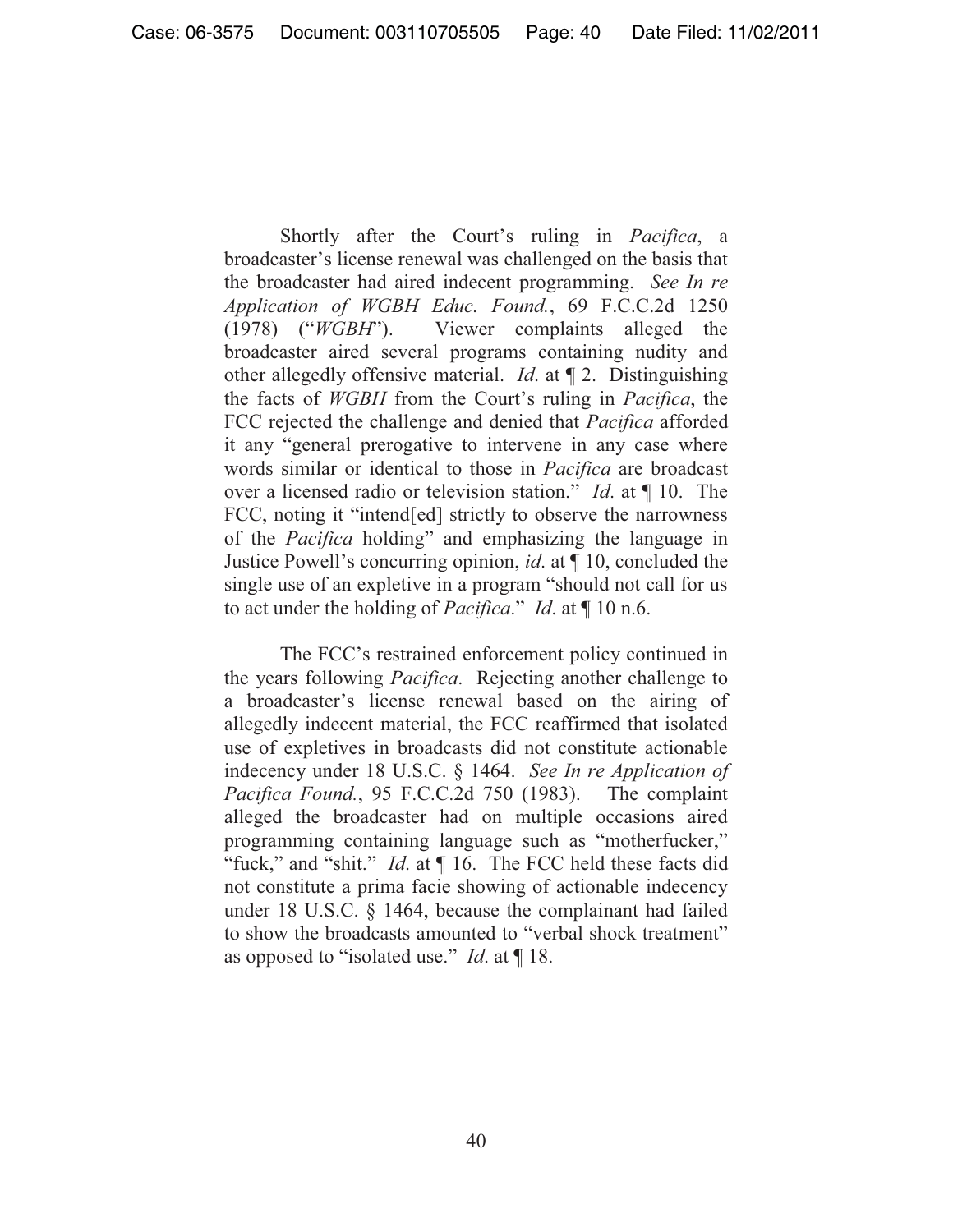Shortly after the Court's ruling in *Pacifica*, a broadcaster's license renewal was challenged on the basis that the broadcaster had aired indecent programming. *See In re Application of WGBH Educ. Found.*, 69 F.C.C.2d 1250 (1978) ("*WGBH*"). Viewer complaints alleged the broadcaster aired several programs containing nudity and other allegedly offensive material. *Id*. at ¶ 2. Distinguishing the facts of *WGBH* from the Court's ruling in *Pacifica*, the FCC rejected the challenge and denied that *Pacifica* afforded it any "general prerogative to intervene in any case where words similar or identical to those in *Pacifica* are broadcast over a licensed radio or television station." *Id*. at ¶ 10. The FCC, noting it "intend[ed] strictly to observe the narrowness of the *Pacifica* holding" and emphasizing the language in Justice Powell's concurring opinion, *id*. at ¶ 10, concluded the single use of an expletive in a program "should not call for us to act under the holding of *Pacifica*." *Id*. at ¶ 10 n.6.

The FCC's restrained enforcement policy continued in the years following *Pacifica*. Rejecting another challenge to a broadcaster's license renewal based on the airing of allegedly indecent material, the FCC reaffirmed that isolated use of expletives in broadcasts did not constitute actionable indecency under 18 U.S.C. § 1464. *See In re Application of Pacifica Found.*, 95 F.C.C.2d 750 (1983). The complaint alleged the broadcaster had on multiple occasions aired programming containing language such as "motherfucker," "fuck," and "shit." *Id*. at ¶ 16. The FCC held these facts did not constitute a prima facie showing of actionable indecency under 18 U.S.C. § 1464, because the complainant had failed to show the broadcasts amounted to "verbal shock treatment" as opposed to "isolated use." *Id*. at ¶ 18.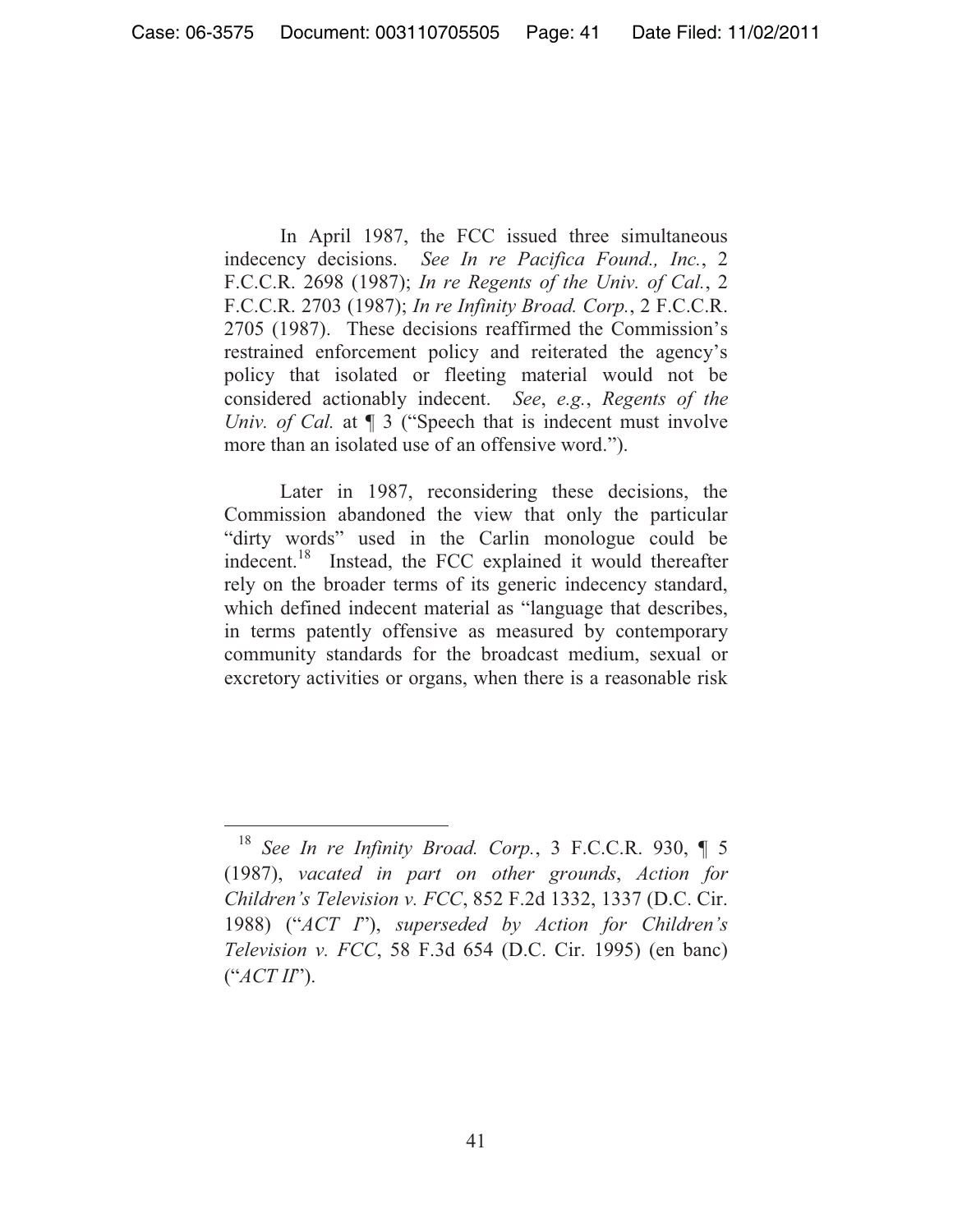In April 1987, the FCC issued three simultaneous indecency decisions. *See In re Pacifica Found., Inc.*, 2 F.C.C.R. 2698 (1987); *In re Regents of the Univ. of Cal.*, 2 F.C.C.R. 2703 (1987); *In re Infinity Broad. Corp.*, 2 F.C.C.R. 2705 (1987). These decisions reaffirmed the Commission's restrained enforcement policy and reiterated the agency's policy that isolated or fleeting material would not be considered actionably indecent. *See*, *e.g.*, *Regents of the Univ. of Cal.* at ¶ 3 ("Speech that is indecent must involve more than an isolated use of an offensive word.").

Later in 1987, reconsidering these decisions, the Commission abandoned the view that only the particular "dirty words" used in the Carlin monologue could be indecent.[18] Instead, the FCC explained it would thereafter rely on the broader terms of its generic indecency standard, which defined indecent material as "language that describes, in terms patently offensive as measured by contemporary community standards for the broadcast medium, sexual or excretory activities or organs, when there is a reasonable risk

---

[18] *See In re Infinity Broad. Corp.*, 3 F.C.C.R. 930, ¶ 5 (1987), *vacated in part on other grounds*, *Action for Children's Television v. FCC*, 852 F.2d 1332, 1337 (D.C. Cir. 1988) ("*ACT I*"), *superseded by Action for Children's Television v. FCC*, 58 F.3d 654 (D.C. Cir. 1995) (en banc) ("*ACT II*").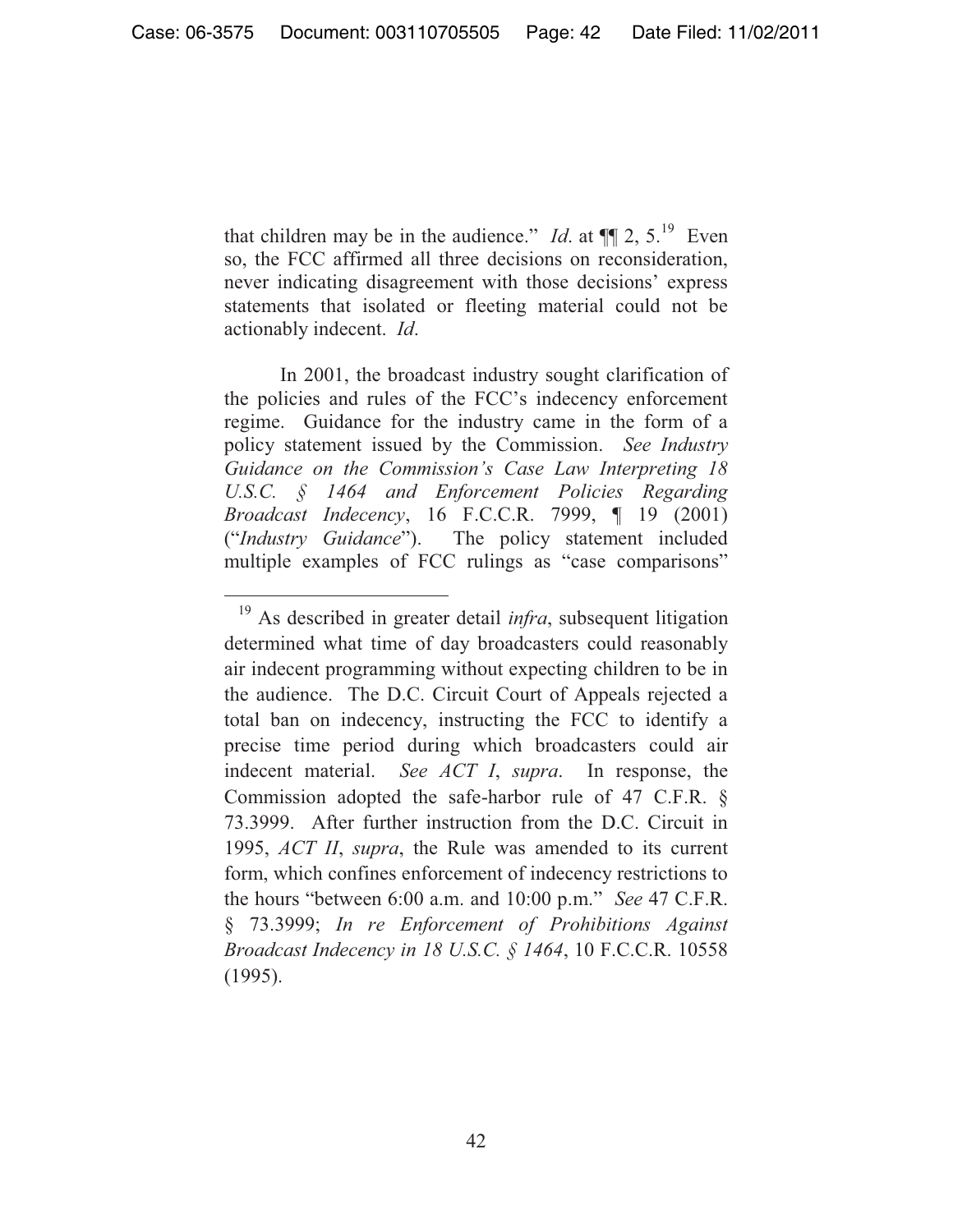that children may be in the audience." *Id.* at ¶¶ 2, 5.[19] Even so, the FCC affirmed all three decisions on reconsideration, never indicating disagreement with those decisions' express statements that isolated or fleeting material could not be actionably indecent. *Id*.

In 2001, the broadcast industry sought clarification of the policies and rules of the FCC's indecency enforcement regime. Guidance for the industry came in the form of a policy statement issued by the Commission. *See Industry Guidance on the Commission's Case Law Interpreting 18 U.S.C. § 1464 and Enforcement Policies Regarding Broadcast Indecency*, 16 F.C.C.R. 7999, ¶ 19 (2001) ("*Industry Guidance*"). The policy statement included multiple examples of FCC rulings as "case comparisons"

---

[19] As described in greater detail *infra*, subsequent litigation determined what time of day broadcasters could reasonably air indecent programming without expecting children to be in the audience. The D.C. Circuit Court of Appeals rejected a total ban on indecency, instructing the FCC to identify a precise time period during which broadcasters could air indecent material. *See ACT I*, *supra*. In response, the Commission adopted the safe-harbor rule of 47 C.F.R. § 73.3999. After further instruction from the D.C. Circuit in 1995, *ACT II*, *supra*, the Rule was amended to its current form, which confines enforcement of indecency restrictions to the hours "between 6:00 a.m. and 10:00 p.m." *See* 47 C.F.R. § 73.3999; *In re Enforcement of Prohibitions Against Broadcast Indecency in 18 U.S.C. § 1464*, 10 F.C.C.R. 10558 (1995).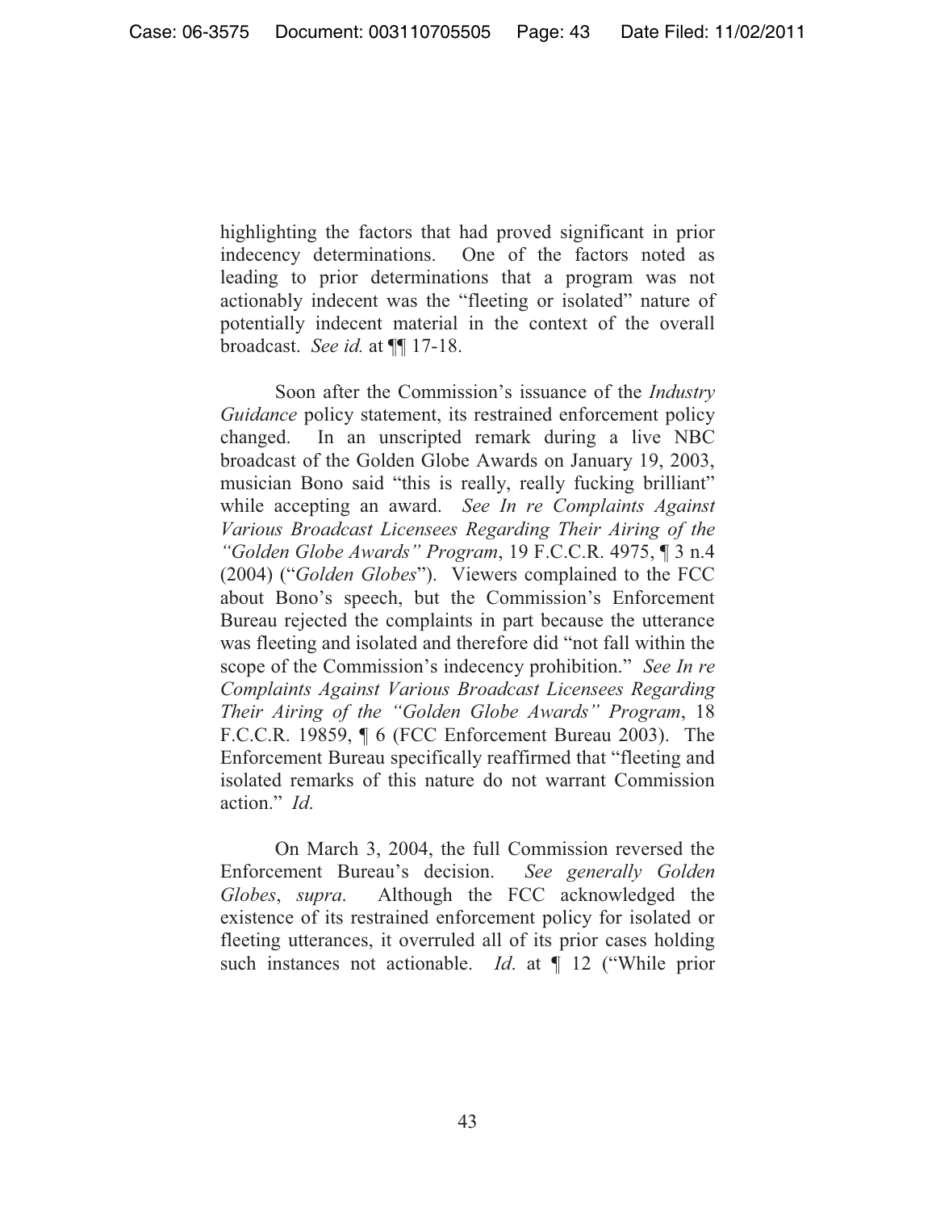highlighting the factors that had proved significant in prior indecency determinations. One of the factors noted as leading to prior determinations that a program was not actionably indecent was the "fleeting or isolated" nature of potentially indecent material in the context of the overall broadcast. *See id.* at ¶¶ 17-18.

Soon after the Commission's issuance of the *Industry Guidance* policy statement, its restrained enforcement policy changed. In an unscripted remark during a live NBC broadcast of the Golden Globe Awards on January 19, 2003, musician Bono said "this is really, really fucking brilliant" while accepting an award. *See In re Complaints Against Various Broadcast Licensees Regarding Their Airing of the "Golden Globe Awards" Program*, 19 F.C.C.R. 4975, ¶ 3 n.4 (2004) ("*Golden Globes*"). Viewers complained to the FCC about Bono's speech, but the Commission's Enforcement Bureau rejected the complaints in part because the utterance was fleeting and isolated and therefore did "not fall within the scope of the Commission's indecency prohibition." *See In re Complaints Against Various Broadcast Licensees Regarding Their Airing of the "Golden Globe Awards" Program*, 18 F.C.C.R. 19859, ¶ 6 (FCC Enforcement Bureau 2003). The Enforcement Bureau specifically reaffirmed that "fleeting and isolated remarks of this nature do not warrant Commission action." *Id.*

On March 3, 2004, the full Commission reversed the Enforcement Bureau's decision. *See generally Golden Globes*, *supra*. Although the FCC acknowledged the existence of its restrained enforcement policy for isolated or fleeting utterances, it overruled all of its prior cases holding such instances not actionable. *Id.* at ¶ 12 ("While prior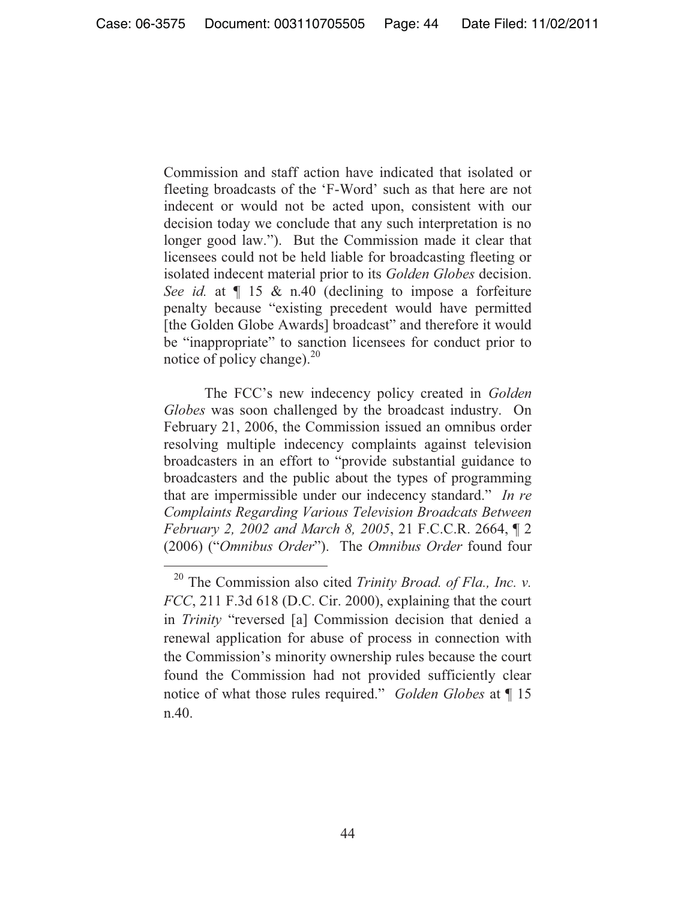Commission and staff action have indicated that isolated or fleeting broadcasts of the 'F-Word' such as that here are not indecent or would not be acted upon, consistent with our decision today we conclude that any such interpretation is no longer good law."). But the Commission made it clear that licensees could not be held liable for broadcasting fleeting or isolated indecent material prior to its *Golden Globes* decision. *See id.* at ¶ 15 & n.40 (declining to impose a forfeiture penalty because "existing precedent would have permitted [the Golden Globe Awards] broadcast" and therefore it would be "inappropriate" to sanction licensees for conduct prior to notice of policy change).[20]

The FCC's new indecency policy created in *Golden Globes* was soon challenged by the broadcast industry. On February 21, 2006, the Commission issued an omnibus order resolving multiple indecency complaints against television broadcasters in an effort to "provide substantial guidance to broadcasters and the public about the types of programming that are impermissible under our indecency standard." *In re Complaints Regarding Various Television Broadcats Between February 2, 2002 and March 8, 2005*, 21 F.C.C.R. 2664, ¶ 2 (2006) ("*Omnibus Order*"). The *Omnibus Order* found four

[20] The Commission also cited *Trinity Broad. of Fla., Inc. v. FCC*, 211 F.3d 618 (D.C. Cir. 2000), explaining that the court in *Trinity* "reversed [a] Commission decision that denied a renewal application for abuse of process in connection with the Commission's minority ownership rules because the court found the Commission had not provided sufficiently clear notice of what those rules required." *Golden Globes* at ¶ 15 n.40.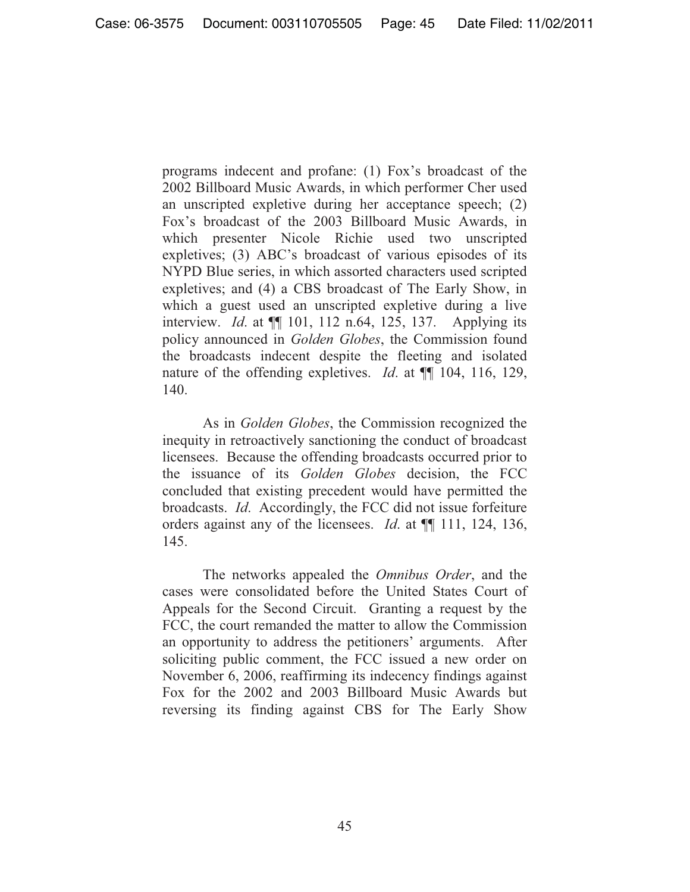programs indecent and profane: (1) Fox's broadcast of the 2002 Billboard Music Awards, in which performer Cher used an unscripted expletive during her acceptance speech; (2) Fox's broadcast of the 2003 Billboard Music Awards, in which presenter Nicole Richie used two unscripted expletives; (3) ABC's broadcast of various episodes of its NYPD Blue series, in which assorted characters used scripted expletives; and (4) a CBS broadcast of The Early Show, in which a guest used an unscripted expletive during a live interview. *Id*. at ¶¶ 101, 112 n.64, 125, 137. Applying its policy announced in *Golden Globes*, the Commission found the broadcasts indecent despite the fleeting and isolated nature of the offending expletives. *Id*. at ¶¶ 104, 116, 129, 140.

As in *Golden Globes*, the Commission recognized the inequity in retroactively sanctioning the conduct of broadcast licensees. Because the offending broadcasts occurred prior to the issuance of its *Golden Globes* decision, the FCC concluded that existing precedent would have permitted the broadcasts. *Id*. Accordingly, the FCC did not issue forfeiture orders against any of the licensees. *Id*. at ¶¶ 111, 124, 136, 145.

The networks appealed the *Omnibus Order*, and the cases were consolidated before the United States Court of Appeals for the Second Circuit. Granting a request by the FCC, the court remanded the matter to allow the Commission an opportunity to address the petitioners' arguments. After soliciting public comment, the FCC issued a new order on November 6, 2006, reaffirming its indecency findings against Fox for the 2002 and 2003 Billboard Music Awards but reversing its finding against CBS for The Early Show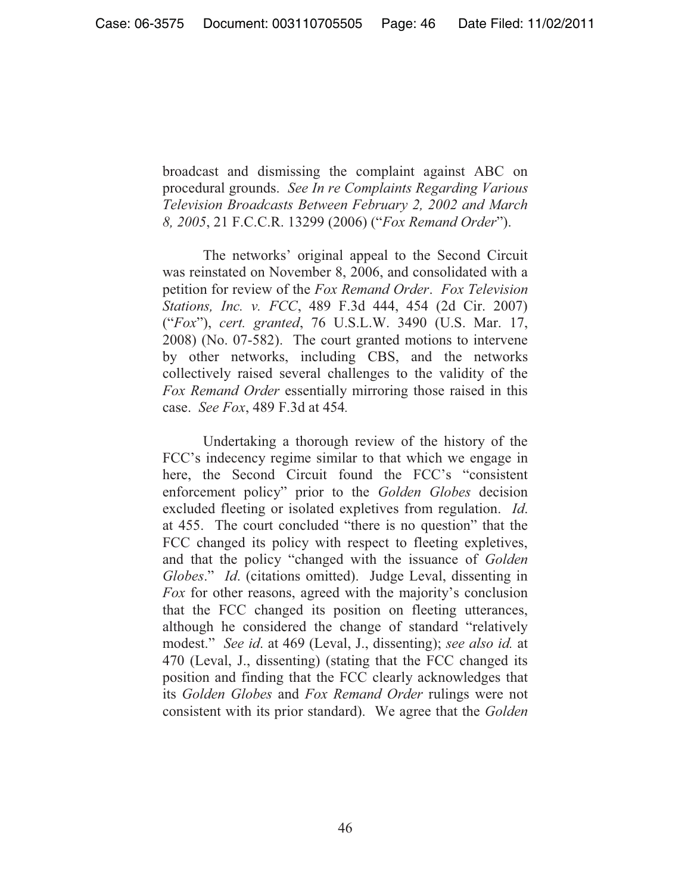broadcast and dismissing the complaint against ABC on procedural grounds. *See In re Complaints Regarding Various Television Broadcasts Between February 2, 2002 and March 8, 2005*, 21 F.C.C.R. 13299 (2006) ("*Fox Remand Order*").

The networks' original appeal to the Second Circuit was reinstated on November 8, 2006, and consolidated with a petition for review of the *Fox Remand Order*. *Fox Television Stations, Inc. v. FCC*, 489 F.3d 444, 454 (2d Cir. 2007) ("*Fox*"), *cert. granted*, 76 U.S.L.W. 3490 (U.S. Mar. 17, 2008) (No. 07-582). The court granted motions to intervene by other networks, including CBS, and the networks collectively raised several challenges to the validity of the *Fox Remand Order* essentially mirroring those raised in this case. *See Fox*, 489 F.3d at 454.

Undertaking a thorough review of the history of the FCC's indecency regime similar to that which we engage in here, the Second Circuit found the FCC's "consistent enforcement policy" prior to the *Golden Globes* decision excluded fleeting or isolated expletives from regulation. *Id.* at 455. The court concluded "there is no question" that the FCC changed its policy with respect to fleeting expletives, and that the policy "changed with the issuance of *Golden Globes*." *Id.* (citations omitted). Judge Leval, dissenting in *Fox* for other reasons, agreed with the majority's conclusion that the FCC changed its position on fleeting utterances, although he considered the change of standard "relatively modest." *See id.* at 469 (Leval, J., dissenting); *see also id.* at 470 (Leval, J., dissenting) (stating that the FCC changed its position and finding that the FCC clearly acknowledges that its *Golden Globes* and *Fox Remand Order* rulings were not consistent with its prior standard). We agree that the *Golden*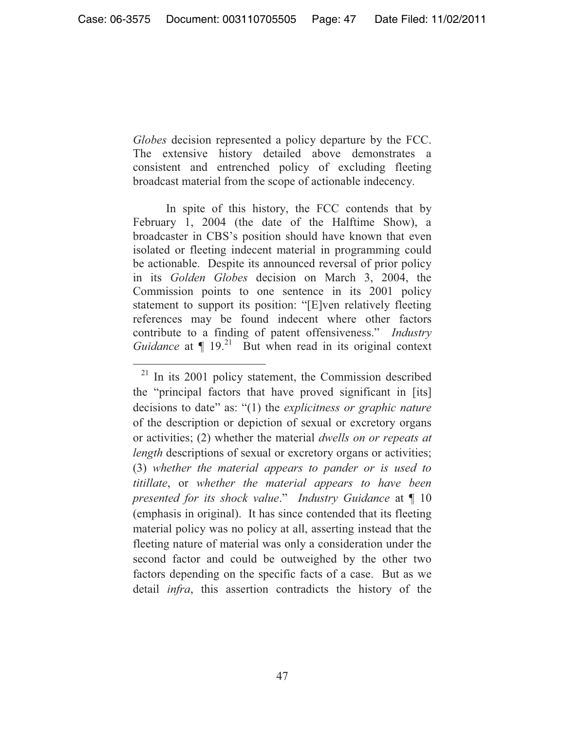*Globes* decision represented a policy departure by the FCC. The extensive history detailed above demonstrates a consistent and entrenched policy of excluding fleeting broadcast material from the scope of actionable indecency.

In spite of this history, the FCC contends that by February 1, 2004 (the date of the Halftime Show), a broadcaster in CBS's position should have known that even isolated or fleeting indecent material in programming could be actionable. Despite its announced reversal of prior policy in its *Golden Globes* decision on March 3, 2004, the Commission points to one sentence in its 2001 policy statement to support its position: "[E]ven relatively fleeting references may be found indecent where other factors contribute to a finding of patent offensiveness." *Industry Guidance* at ¶ 19.[21] But when read in its original context

---

[21] In its 2001 policy statement, the Commission described the "principal factors that have proved significant in [its] decisions to date" as: "(1) the *explicitness or graphic nature* of the description or depiction of sexual or excretory organs or activities; (2) whether the material *dwells on or repeats at length* descriptions of sexual or excretory organs or activities; (3) *whether the material appears to pander or is used to titillate*, or *whether the material appears to have been presented for its shock value*." *Industry Guidance* at ¶ 10 (emphasis in original). It has since contended that its fleeting material policy was no policy at all, asserting instead that the fleeting nature of material was only a consideration under the second factor and could be outweighed by the other two factors depending on the specific facts of a case. But as we detail *infra*, this assertion contradicts the history of the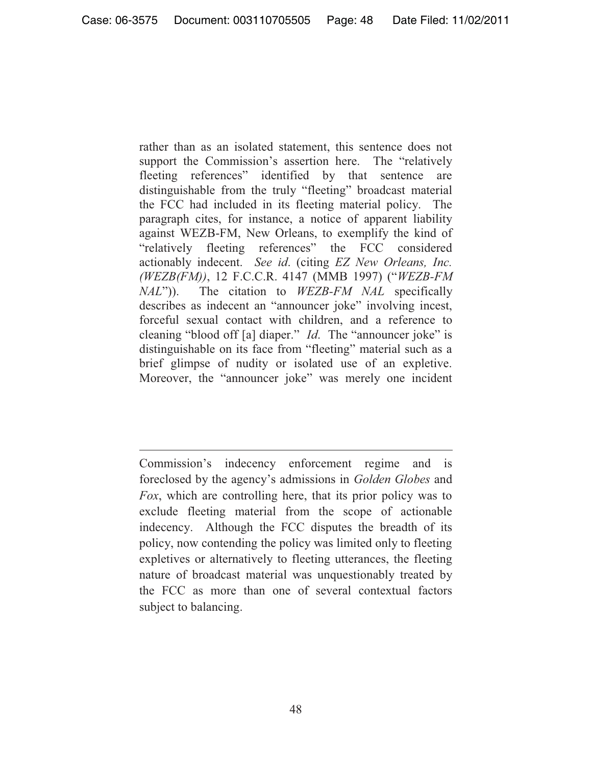rather than as an isolated statement, this sentence does not support the Commission's assertion here. The "relatively fleeting references" identified by that sentence are distinguishable from the truly "fleeting" broadcast material the FCC had included in its fleeting material policy. The paragraph cites, for instance, a notice of apparent liability against WEZB-FM, New Orleans, to exemplify the kind of "relatively fleeting references" the FCC considered actionably indecent. *See id*. (citing *EZ New Orleans, Inc. (WEZB(FM))*, 12 F.C.C.R. 4147 (MMB 1997) ("*WEZB-FM NAL*")). The citation to *WEZB-FM NAL* specifically describes as indecent an "announcer joke" involving incest, forceful sexual contact with children, and a reference to cleaning "blood off [a] diaper." *Id.* The "announcer joke" is distinguishable on its face from "fleeting" material such as a brief glimpse of nudity or isolated use of an expletive. Moreover, the "announcer joke" was merely one incident

---

Commission's indecency enforcement regime and is foreclosed by the agency's admissions in *Golden Globes* and *Fox*, which are controlling here, that its prior policy was to exclude fleeting material from the scope of actionable indecency. Although the FCC disputes the breadth of its policy, now contending the policy was limited only to fleeting expletives or alternatively to fleeting utterances, the fleeting nature of broadcast material was unquestionably treated by the FCC as more than one of several contextual factors subject to balancing.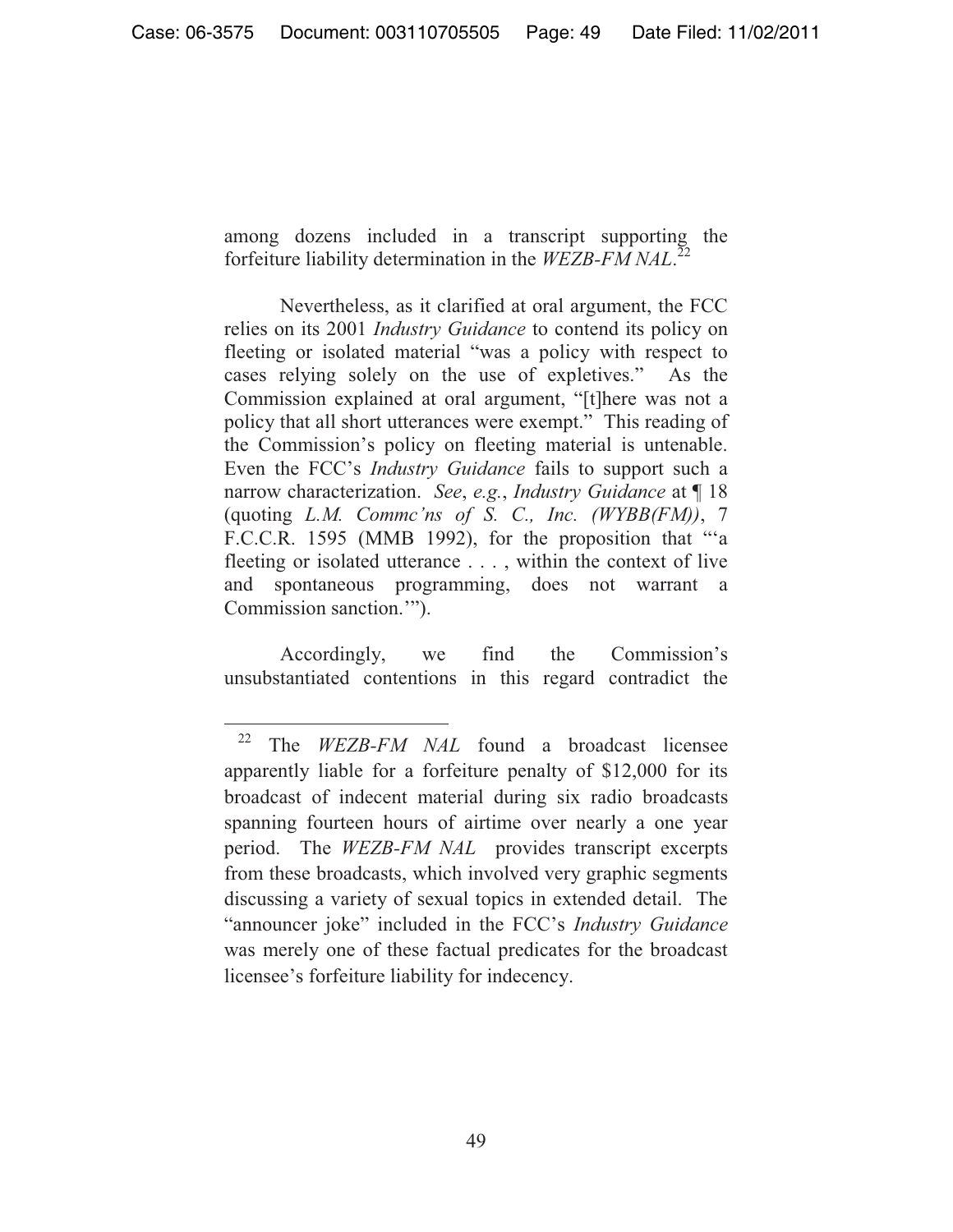among dozens included in a transcript supporting the forfeiture liability determination in the *WEZB-FM NAL*.[22]

Nevertheless, as it clarified at oral argument, the FCC relies on its 2001 *Industry Guidance* to contend its policy on fleeting or isolated material "was a policy with respect to cases relying solely on the use of expletives." As the Commission explained at oral argument, "[t]here was not a policy that all short utterances were exempt." This reading of the Commission's policy on fleeting material is untenable. Even the FCC's *Industry Guidance* fails to support such a narrow characterization. *See*, *e.g.*, *Industry Guidance* at ¶ 18 (quoting *L.M. Commc'ns of S. C., Inc. (WYBB(FM))*, 7 F.C.C.R. 1595 (MMB 1992), for the proposition that "'a fleeting or isolated utterance . . . , within the context of live and spontaneous programming, does not warrant a Commission sanction.'").

Accordingly, we find the Commission's unsubstantiated contentions in this regard contradict the

---

[22] The *WEZB-FM NAL* found a broadcast licensee apparently liable for a forfeiture penalty of $12,000 for its broadcast of indecent material during six radio broadcasts spanning fourteen hours of airtime over nearly a one year period. The *WEZB-FM NAL* provides transcript excerpts from these broadcasts, which involved very graphic segments discussing a variety of sexual topics in extended detail. The "announcer joke" included in the FCC's *Industry Guidance* was merely one of these factual predicates for the broadcast licensee's forfeiture liability for indecency.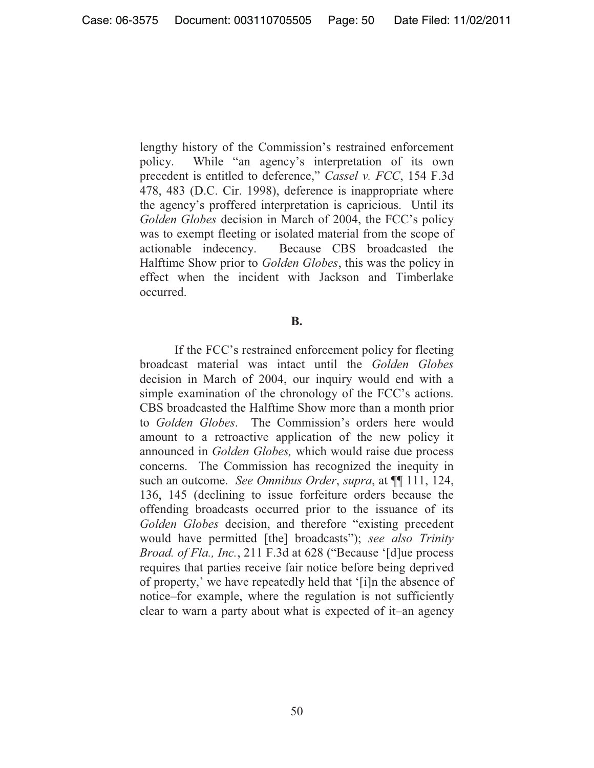lengthy history of the Commission's restrained enforcement policy. While "an agency's interpretation of its own precedent is entitled to deference," *Cassel v. FCC*, 154 F.3d 478, 483 (D.C. Cir. 1998), deference is inappropriate where the agency's proffered interpretation is capricious. Until its *Golden Globes* decision in March of 2004, the FCC's policy was to exempt fleeting or isolated material from the scope of actionable indecency. Because CBS broadcasted the Halftime Show prior to *Golden Globes*, this was the policy in effect when the incident with Jackson and Timberlake occurred.

**B.**

If the FCC's restrained enforcement policy for fleeting broadcast material was intact until the *Golden Globes* decision in March of 2004, our inquiry would end with a simple examination of the chronology of the FCC's actions. CBS broadcasted the Halftime Show more than a month prior to *Golden Globes*. The Commission's orders here would amount to a retroactive application of the new policy it announced in *Golden Globes,* which would raise due process concerns. The Commission has recognized the inequity in such an outcome. *See Omnibus Order*, *supra*, at ¶¶ 111, 124, 136, 145 (declining to issue forfeiture orders because the offending broadcasts occurred prior to the issuance of its *Golden Globes* decision, and therefore "existing precedent would have permitted [the] broadcasts"); *see also Trinity Broad. of Fla., Inc.*, 211 F.3d at 628 ("Because '[d]ue process requires that parties receive fair notice before being deprived of property,' we have repeatedly held that '[i]n the absence of notice–for example, where the regulation is not sufficiently clear to warn a party about what is expected of it–an agency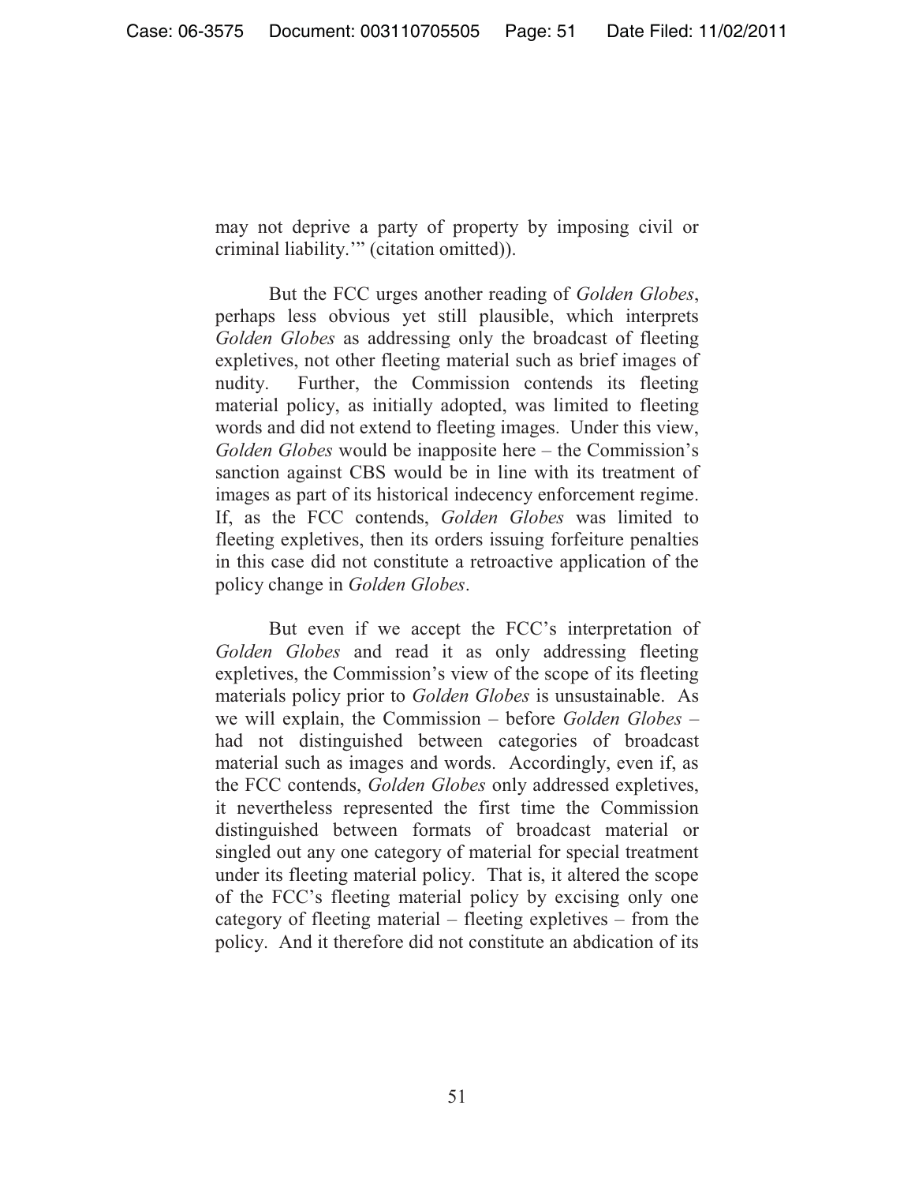may not deprive a party of property by imposing civil or criminal liability.'" (citation omitted)).

But the FCC urges another reading of *Golden Globes*, perhaps less obvious yet still plausible, which interprets *Golden Globes* as addressing only the broadcast of fleeting expletives, not other fleeting material such as brief images of nudity. Further, the Commission contends its fleeting material policy, as initially adopted, was limited to fleeting words and did not extend to fleeting images. Under this view, *Golden Globes* would be inapposite here – the Commission's sanction against CBS would be in line with its treatment of images as part of its historical indecency enforcement regime. If, as the FCC contends, *Golden Globes* was limited to fleeting expletives, then its orders issuing forfeiture penalties in this case did not constitute a retroactive application of the policy change in *Golden Globes*.

But even if we accept the FCC's interpretation of *Golden Globes* and read it as only addressing fleeting expletives, the Commission's view of the scope of its fleeting materials policy prior to *Golden Globes* is unsustainable. As we will explain, the Commission – before *Golden Globes* – had not distinguished between categories of broadcast material such as images and words. Accordingly, even if, as the FCC contends, *Golden Globes* only addressed expletives, it nevertheless represented the first time the Commission distinguished between formats of broadcast material or singled out any one category of material for special treatment under its fleeting material policy. That is, it altered the scope of the FCC's fleeting material policy by excising only one category of fleeting material – fleeting expletives – from the policy. And it therefore did not constitute an abdication of its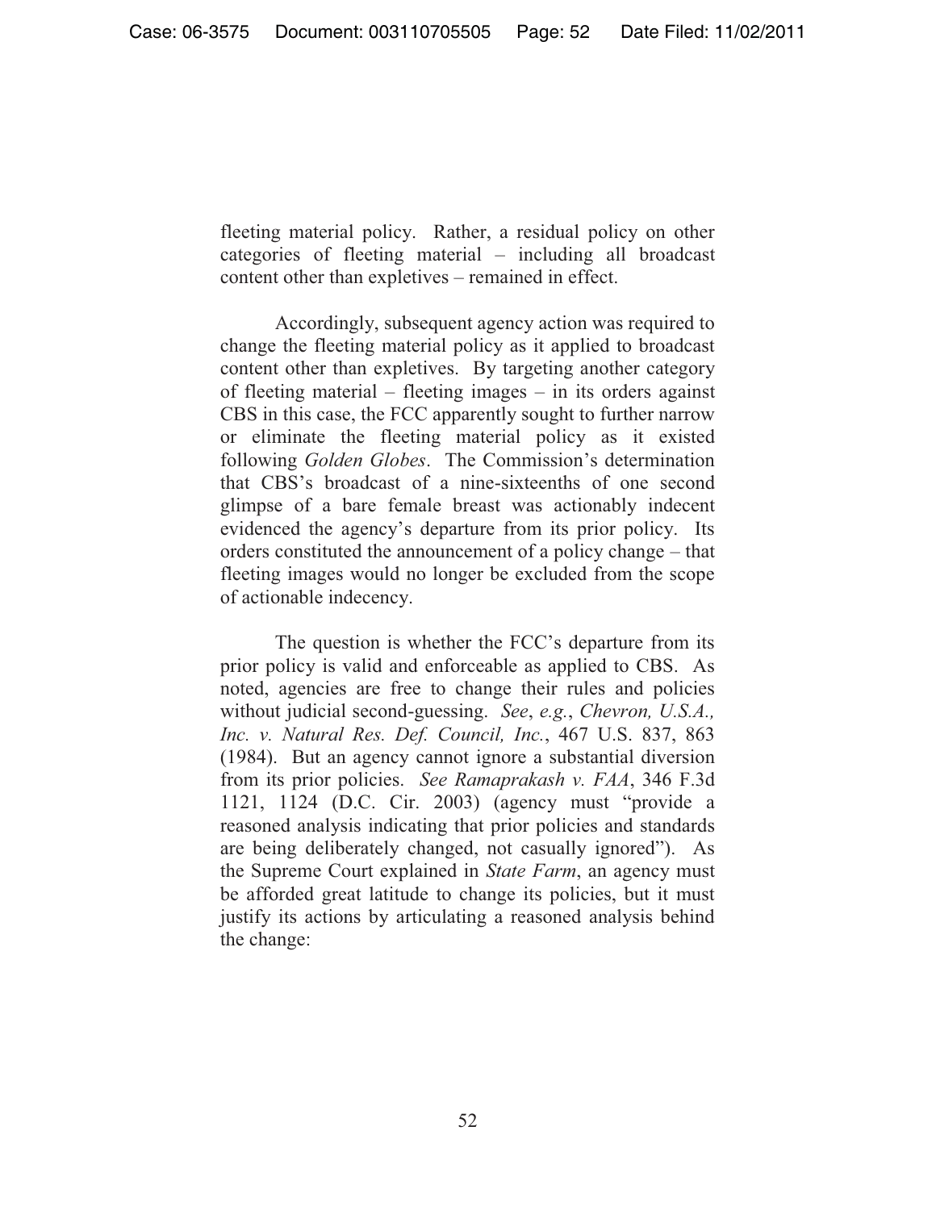fleeting material policy. Rather, a residual policy on other categories of fleeting material – including all broadcast content other than expletives – remained in effect.

Accordingly, subsequent agency action was required to change the fleeting material policy as it applied to broadcast content other than expletives. By targeting another category of fleeting material – fleeting images – in its orders against CBS in this case, the FCC apparently sought to further narrow or eliminate the fleeting material policy as it existed following *Golden Globes*. The Commission's determination that CBS's broadcast of a nine-sixteenths of one second glimpse of a bare female breast was actionably indecent evidenced the agency's departure from its prior policy. Its orders constituted the announcement of a policy change – that fleeting images would no longer be excluded from the scope of actionable indecency.

The question is whether the FCC's departure from its prior policy is valid and enforceable as applied to CBS. As noted, agencies are free to change their rules and policies without judicial second-guessing. *See*, *e.g.*, *Chevron, U.S.A., Inc. v. Natural Res. Def. Council, Inc.*, 467 U.S. 837, 863 (1984). But an agency cannot ignore a substantial diversion from its prior policies. *See Ramaprakash v. FAA*, 346 F.3d 1121, 1124 (D.C. Cir. 2003) (agency must "provide a reasoned analysis indicating that prior policies and standards are being deliberately changed, not casually ignored"). As the Supreme Court explained in *State Farm*, an agency must be afforded great latitude to change its policies, but it must justify its actions by articulating a reasoned analysis behind the change: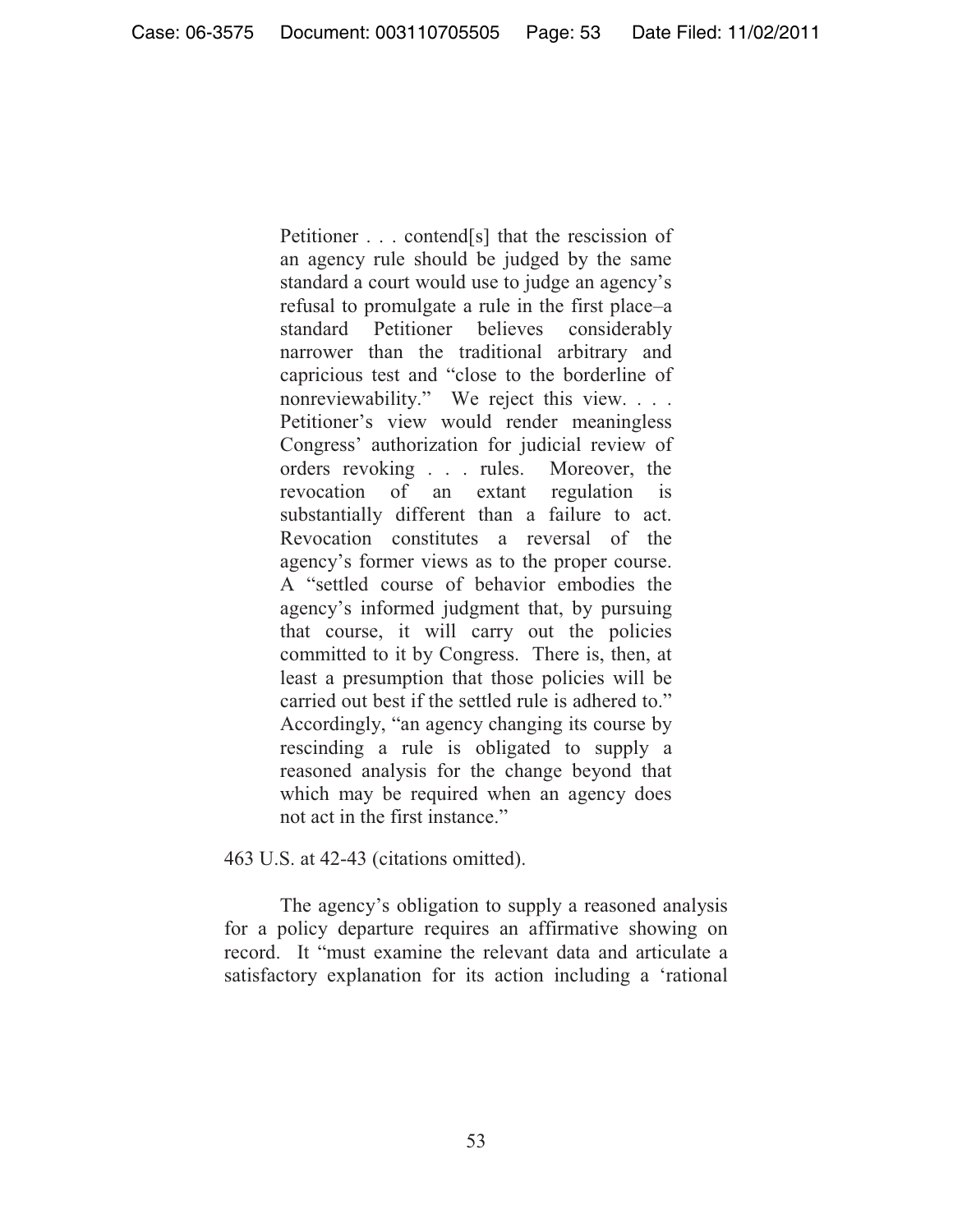> Petitioner . . . contend[s] that the rescission of an agency rule should be judged by the same standard a court would use to judge an agency's refusal to promulgate a rule in the first place–a standard Petitioner believes considerably narrower than the traditional arbitrary and capricious test and "close to the borderline of nonreviewability." We reject this view. . . . Petitioner's view would render meaningless Congress' authorization for judicial review of orders revoking . . . rules. Moreover, the revocation of an extant regulation is substantially different than a failure to act. Revocation constitutes a reversal of the agency's former views as to the proper course. A "settled course of behavior embodies the agency's informed judgment that, by pursuing that course, it will carry out the policies committed to it by Congress. There is, then, at least a presumption that those policies will be carried out best if the settled rule is adhered to." Accordingly, "an agency changing its course by rescinding a rule is obligated to supply a reasoned analysis for the change beyond that which may be required when an agency does not act in the first instance."

463 U.S. at 42-43 (citations omitted).

The agency's obligation to supply a reasoned analysis for a policy departure requires an affirmative showing on record. It "must examine the relevant data and articulate a satisfactory explanation for its action including a 'rational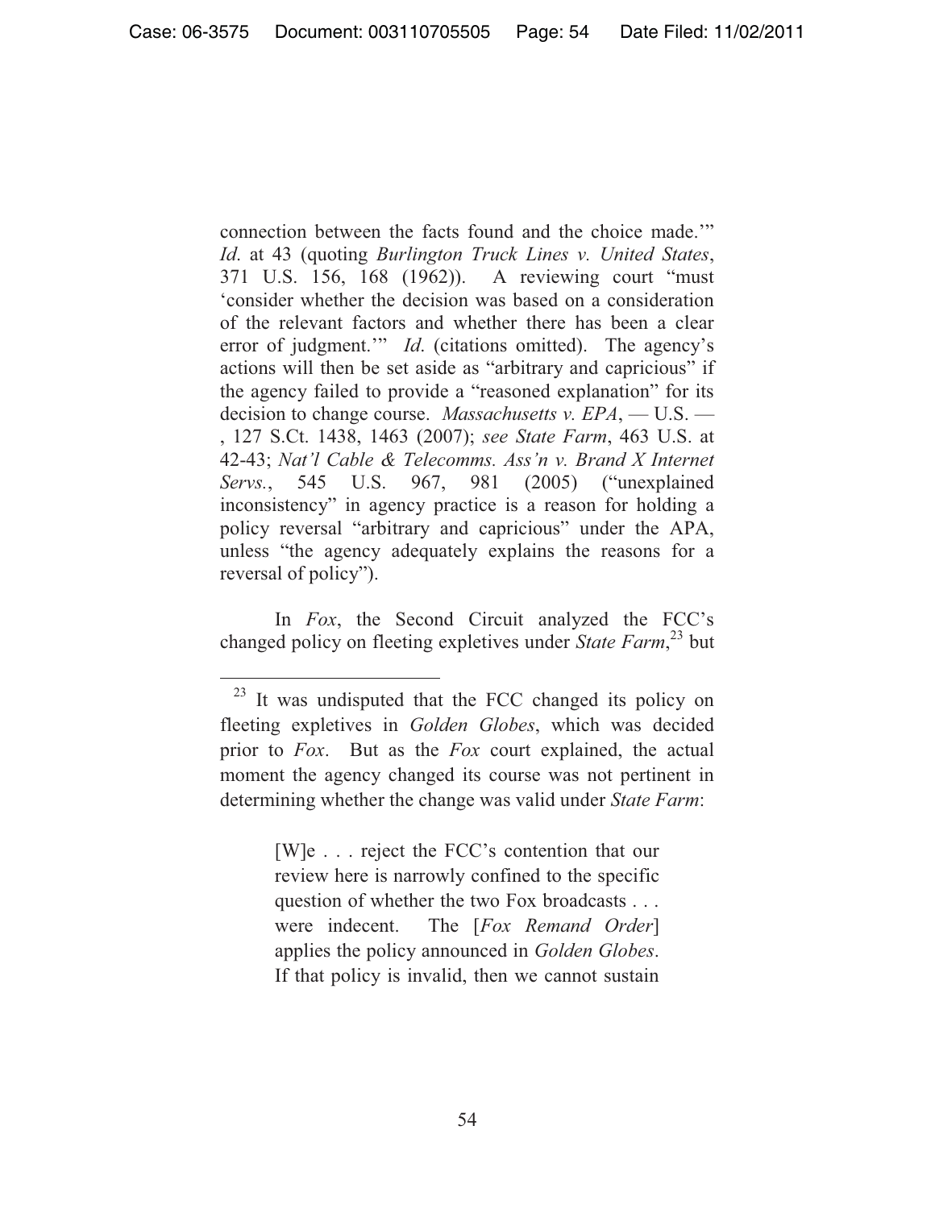connection between the facts found and the choice made.'" *Id.* at 43 (quoting *Burlington Truck Lines v. United States*, 371 U.S. 156, 168 (1962)). A reviewing court "must 'consider whether the decision was based on a consideration of the relevant factors and whether there has been a clear error of judgment.'" *Id.* (citations omitted). The agency's actions will then be set aside as "arbitrary and capricious" if the agency failed to provide a "reasoned explanation" for its decision to change course. *Massachusetts v. EPA*, — U.S. — , 127 S.Ct. 1438, 1463 (2007); *see State Farm*, 463 U.S. at 42-43; *Nat'l Cable & Telecomms. Ass'n v. Brand X Internet Servs.*, 545 U.S. 967, 981 (2005) ("unexplained inconsistency" in agency practice is a reason for holding a policy reversal "arbitrary and capricious" under the APA, unless "the agency adequately explains the reasons for a reversal of policy").

In *Fox*, the Second Circuit analyzed the FCC's changed policy on fleeting expletives under *State Farm*,[23] but

---

[23] It was undisputed that the FCC changed its policy on fleeting expletives in *Golden Globes*, which was decided prior to *Fox*. But as the *Fox* court explained, the actual moment the agency changed its course was not pertinent in determining whether the change was valid under *State Farm*:

> [W]e . . . reject the FCC's contention that our review here is narrowly confined to the specific question of whether the two Fox broadcasts . . . were indecent. The [*Fox Remand Order*] applies the policy announced in *Golden Globes*. If that policy is invalid, then we cannot sustain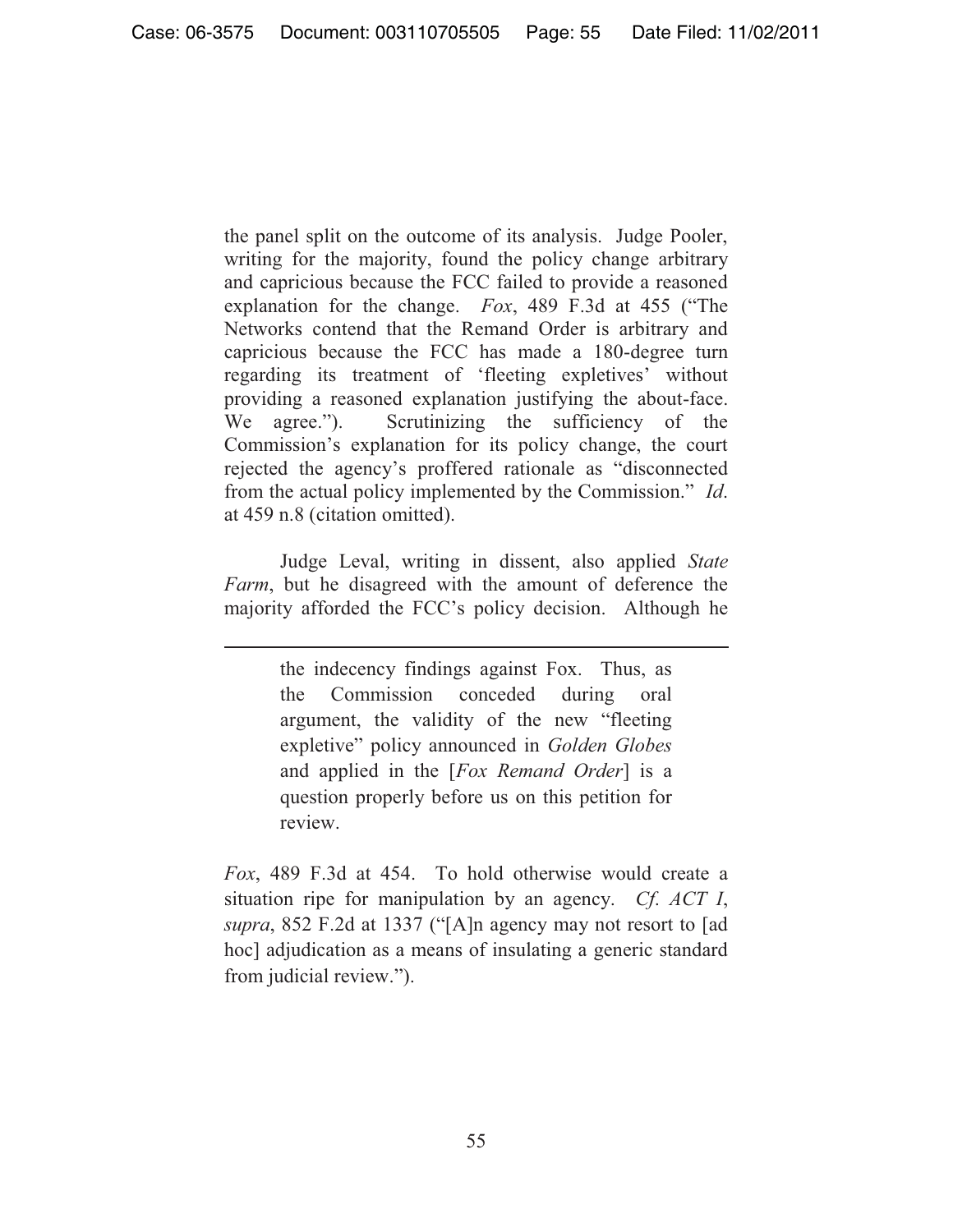the panel split on the outcome of its analysis. Judge Pooler, writing for the majority, found the policy change arbitrary and capricious because the FCC failed to provide a reasoned explanation for the change. *Fox*, 489 F.3d at 455 ("The Networks contend that the Remand Order is arbitrary and capricious because the FCC has made a 180-degree turn regarding its treatment of 'fleeting expletives' without providing a reasoned explanation justifying the about-face. We agree."). Scrutinizing the sufficiency of the Commission's explanation for its policy change, the court rejected the agency's proffered rationale as "disconnected from the actual policy implemented by the Commission." *Id.* at 459 n.8 (citation omitted).

Judge Leval, writing in dissent, also applied *State Farm*, but he disagreed with the amount of deference the majority afforded the FCC's policy decision. Although he

---

> the indecency findings against Fox. Thus, as the Commission conceded during oral argument, the validity of the new "fleeting expletive" policy announced in *Golden Globes* and applied in the [*Fox Remand Order*] is a question properly before us on this petition for review.

*Fox*, 489 F.3d at 454. To hold otherwise would create a situation ripe for manipulation by an agency. *Cf. ACT I*, *supra*, 852 F.2d at 1337 ("[A]n agency may not resort to [ad hoc] adjudication as a means of insulating a generic standard from judicial review.").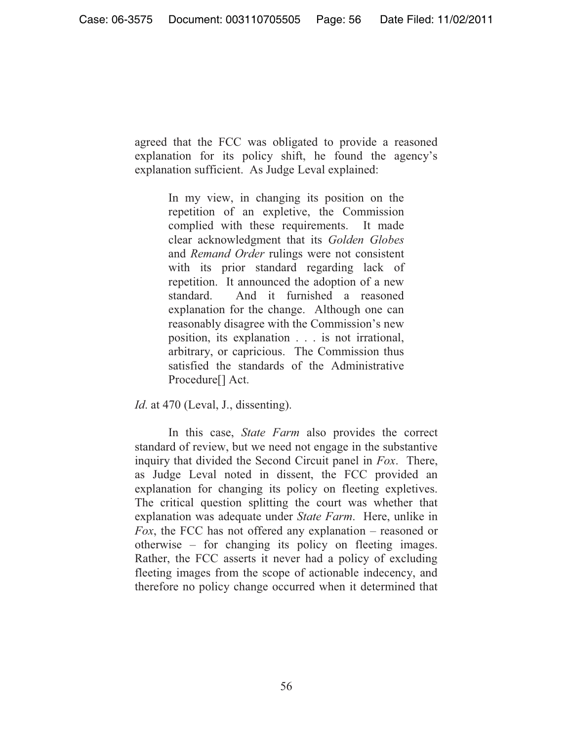agreed that the FCC was obligated to provide a reasoned explanation for its policy shift, he found the agency's explanation sufficient. As Judge Leval explained:

> In my view, in changing its position on the repetition of an expletive, the Commission complied with these requirements. It made clear acknowledgment that its *Golden Globes* and *Remand Order* rulings were not consistent with its prior standard regarding lack of repetition. It announced the adoption of a new standard. And it furnished a reasoned explanation for the change. Although one can reasonably disagree with the Commission's new position, its explanation . . . is not irrational, arbitrary, or capricious. The Commission thus satisfied the standards of the Administrative Procedure[] Act.

*Id*. at 470 (Leval, J., dissenting).

In this case, *State Farm* also provides the correct standard of review, but we need not engage in the substantive inquiry that divided the Second Circuit panel in *Fox*. There, as Judge Leval noted in dissent, the FCC provided an explanation for changing its policy on fleeting expletives. The critical question splitting the court was whether that explanation was adequate under *State Farm*. Here, unlike in *Fox*, the FCC has not offered any explanation – reasoned or otherwise – for changing its policy on fleeting images. Rather, the FCC asserts it never had a policy of excluding fleeting images from the scope of actionable indecency, and therefore no policy change occurred when it determined that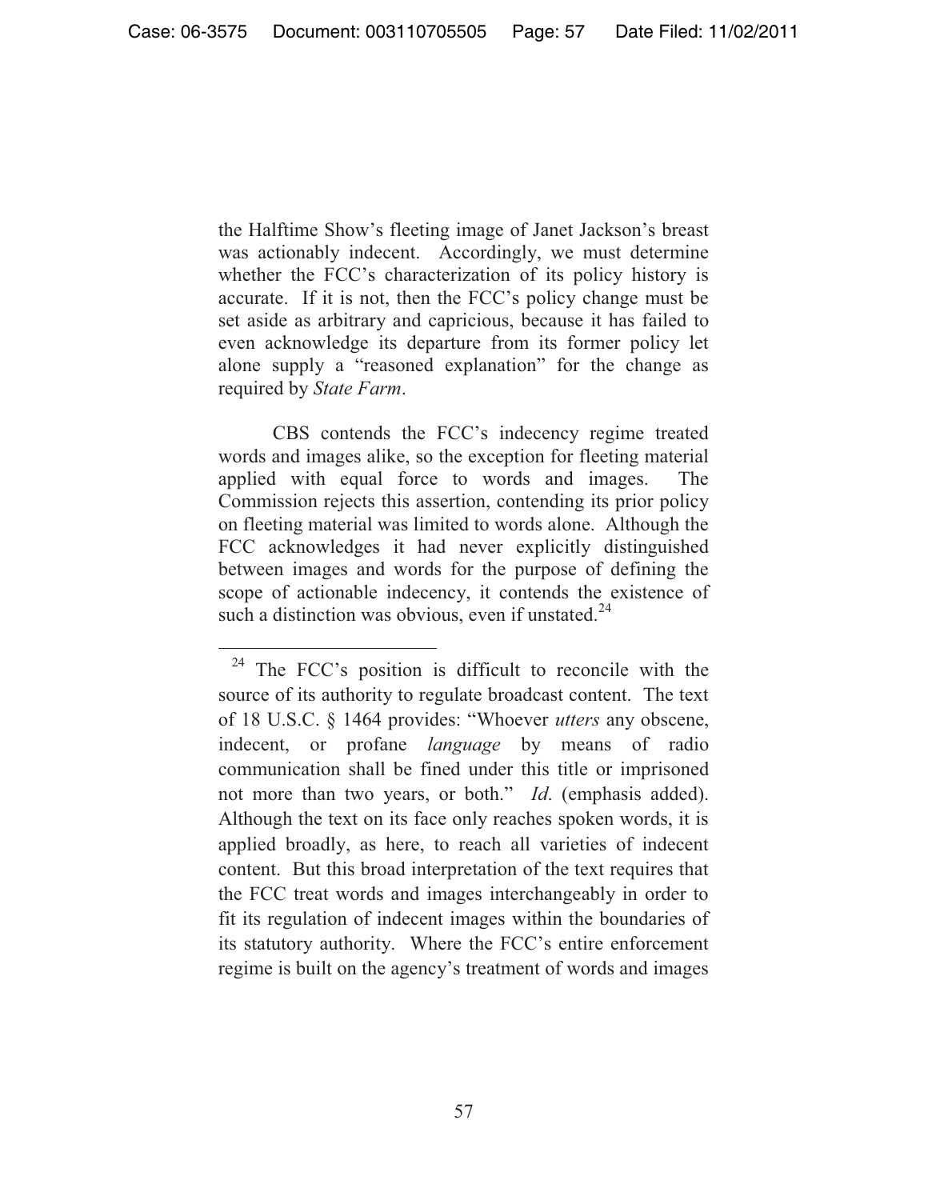the Halftime Show's fleeting image of Janet Jackson's breast was actionably indecent. Accordingly, we must determine whether the FCC's characterization of its policy history is accurate. If it is not, then the FCC's policy change must be set aside as arbitrary and capricious, because it has failed to even acknowledge its departure from its former policy let alone supply a "reasoned explanation" for the change as required by *State Farm*.

CBS contends the FCC's indecency regime treated words and images alike, so the exception for fleeting material applied with equal force to words and images. The Commission rejects this assertion, contending its prior policy on fleeting material was limited to words alone. Although the FCC acknowledges it had never explicitly distinguished between images and words for the purpose of defining the scope of actionable indecency, it contends the existence of such a distinction was obvious, even if unstated.[24]

---

[24] The FCC's position is difficult to reconcile with the source of its authority to regulate broadcast content. The text of 18 U.S.C. § 1464 provides: "Whoever *utters* any obscene, indecent, or profane *language* by means of radio communication shall be fined under this title or imprisoned not more than two years, or both." *Id.* (emphasis added). Although the text on its face only reaches spoken words, it is applied broadly, as here, to reach all varieties of indecent content. But this broad interpretation of the text requires that the FCC treat words and images interchangeably in order to fit its regulation of indecent images within the boundaries of its statutory authority. Where the FCC's entire enforcement regime is built on the agency's treatment of words and images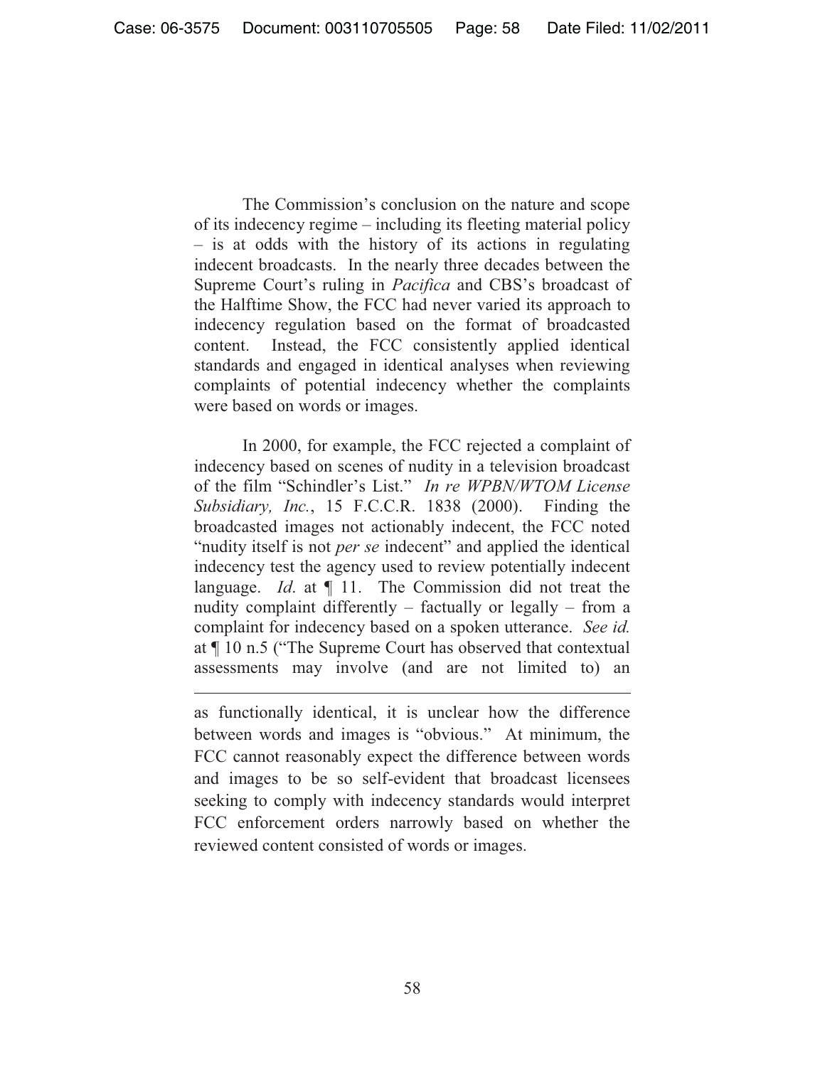The Commission's conclusion on the nature and scope of its indecency regime – including its fleeting material policy – is at odds with the history of its actions in regulating indecent broadcasts. In the nearly three decades between the Supreme Court's ruling in *Pacifica* and CBS's broadcast of the Halftime Show, the FCC had never varied its approach to indecency regulation based on the format of broadcasted content. Instead, the FCC consistently applied identical standards and engaged in identical analyses when reviewing complaints of potential indecency whether the complaints were based on words or images.

In 2000, for example, the FCC rejected a complaint of indecency based on scenes of nudity in a television broadcast of the film "Schindler's List." *In re WPBN/WTOM License Subsidiary, Inc.*, 15 F.C.C.R. 1838 (2000). Finding the broadcasted images not actionably indecent, the FCC noted "nudity itself is not *per se* indecent" and applied the identical indecency test the agency used to review potentially indecent language. *Id.* at ¶ 11. The Commission did not treat the nudity complaint differently – factually or legally – from a complaint for indecency based on a spoken utterance. *See id.* at ¶ 10 n.5 ("The Supreme Court has observed that contextual assessments may involve (and are not limited to) an

---

as functionally identical, it is unclear how the difference between words and images is "obvious." At minimum, the FCC cannot reasonably expect the difference between words and images to be so self-evident that broadcast licensees seeking to comply with indecency standards would interpret FCC enforcement orders narrowly based on whether the reviewed content consisted of words or images.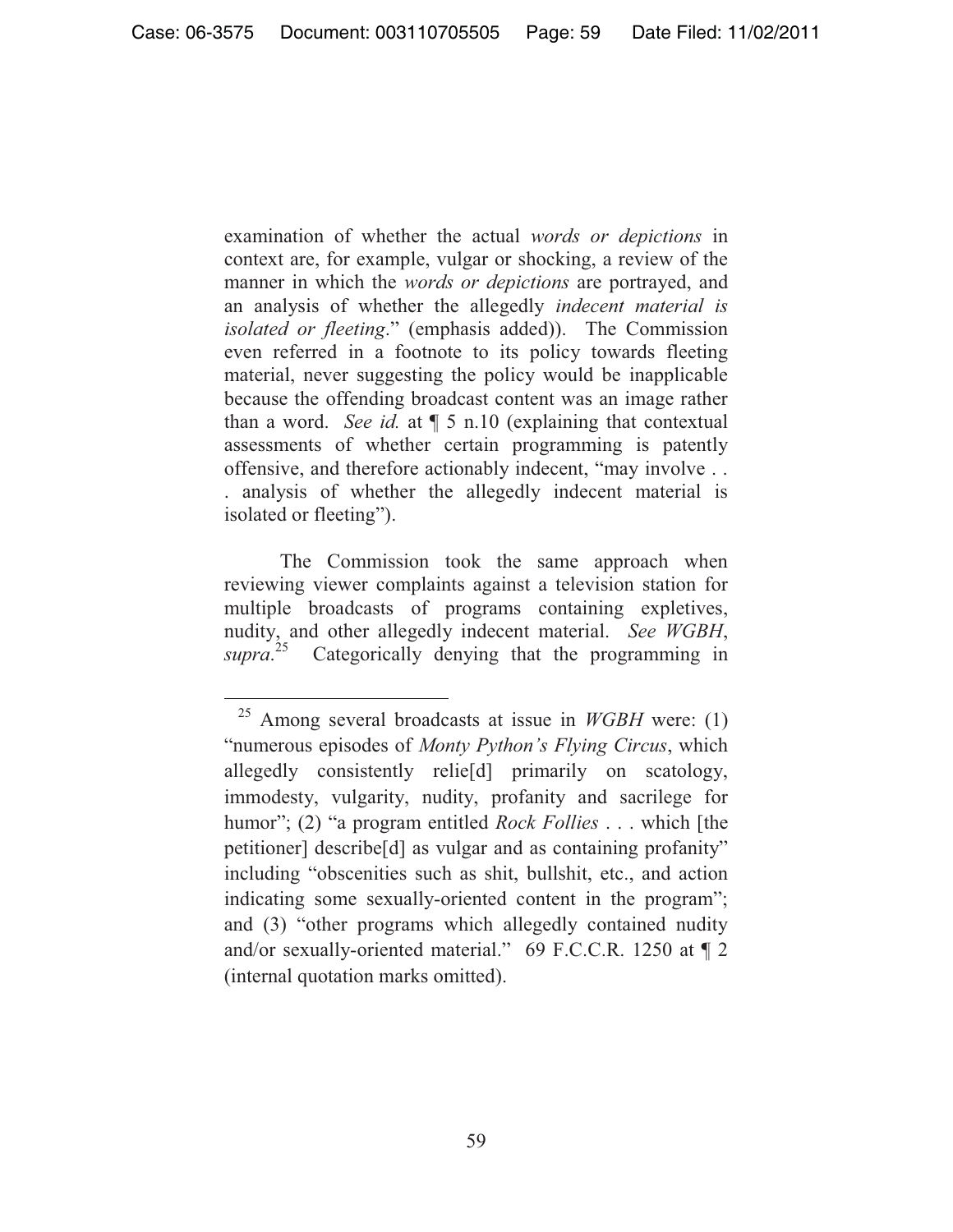examination of whether the actual *words or depictions* in context are, for example, vulgar or shocking, a review of the manner in which the *words or depictions* are portrayed, and an analysis of whether the allegedly *indecent material is isolated or fleeting*." (emphasis added)). The Commission even referred in a footnote to its policy towards fleeting material, never suggesting the policy would be inapplicable because the offending broadcast content was an image rather than a word. *See id.* at ¶ 5 n.10 (explaining that contextual assessments of whether certain programming is patently offensive, and therefore actionably indecent, "may involve . . . analysis of whether the allegedly indecent material is isolated or fleeting").

The Commission took the same approach when reviewing viewer complaints against a television station for multiple broadcasts of programs containing expletives, nudity, and other allegedly indecent material. *See WGBH*, *supra*.[25] Categorically denying that the programming in

---

[25] Among several broadcasts at issue in *WGBH* were: (1) "numerous episodes of *Monty Python's Flying Circus*, which allegedly consistently relie[d] primarily on scatology, immodesty, vulgarity, nudity, profanity and sacrilege for humor"; (2) "a program entitled *Rock Follies* . . . which [the petitioner] describe[d] as vulgar and as containing profanity" including "obscenities such as shit, bullshit, etc., and action indicating some sexually-oriented content in the program"; and (3) "other programs which allegedly contained nudity and/or sexually-oriented material." 69 F.C.C.R. 1250 at ¶ 2 (internal quotation marks omitted).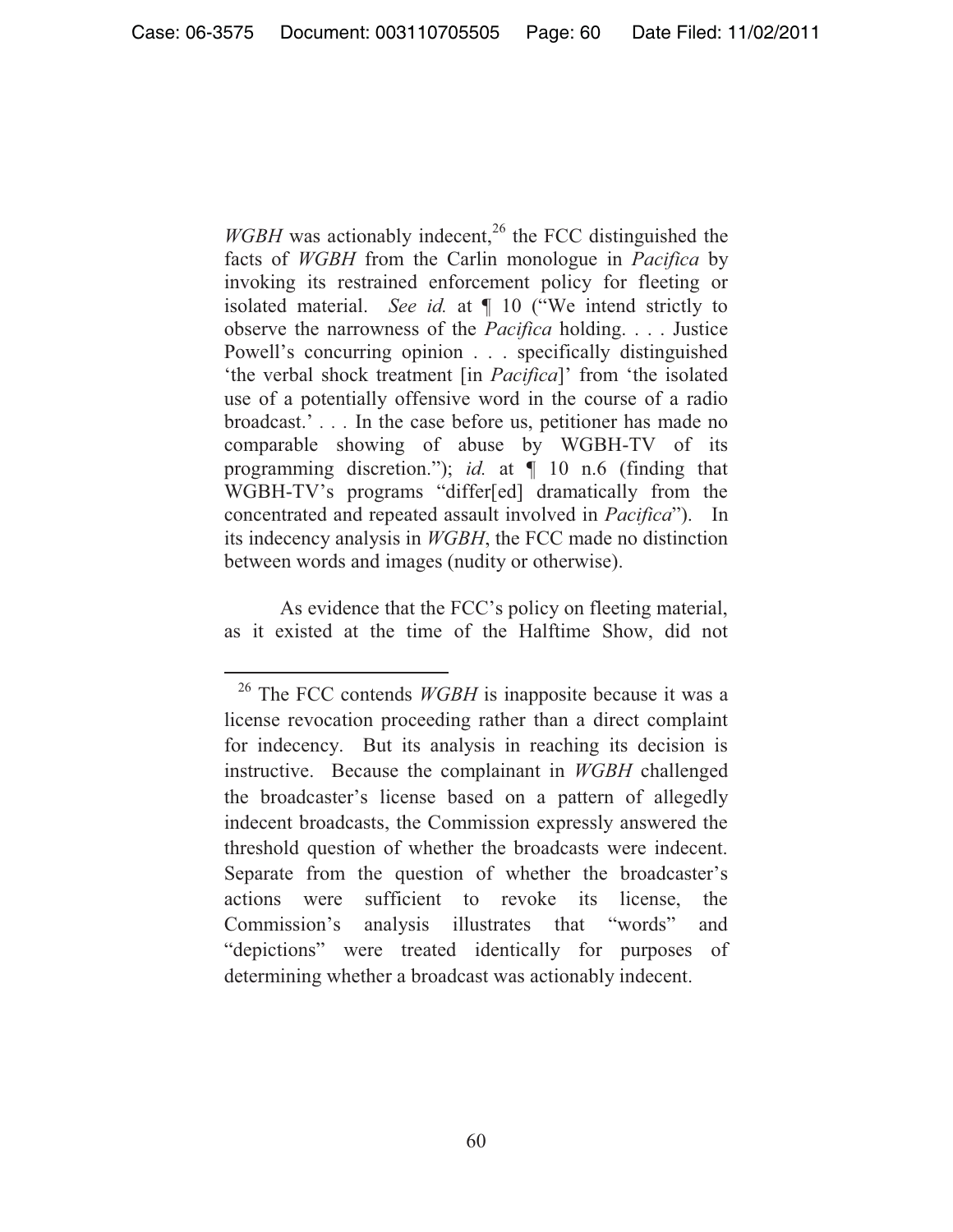*WGBH* was actionably indecent,[26] the FCC distinguished the facts of *WGBH* from the Carlin monologue in *Pacifica* by invoking its restrained enforcement policy for fleeting or isolated material. *See id.* at ¶ 10 ("We intend strictly to observe the narrowness of the *Pacifica* holding. . . . Justice Powell's concurring opinion . . . specifically distinguished 'the verbal shock treatment [in *Pacifica*]' from 'the isolated use of a potentially offensive word in the course of a radio broadcast.' . . . In the case before us, petitioner has made no comparable showing of abuse by WGBH-TV of its programming discretion."); *id.* at ¶ 10 n.6 (finding that WGBH-TV's programs "differ[ed] dramatically from the concentrated and repeated assault involved in *Pacifica*"). In its indecency analysis in *WGBH*, the FCC made no distinction between words and images (nudity or otherwise).

As evidence that the FCC's policy on fleeting material, as it existed at the time of the Halftime Show, did not

---

[26] The FCC contends *WGBH* is inapposite because it was a license revocation proceeding rather than a direct complaint for indecency. But its analysis in reaching its decision is instructive. Because the complainant in *WGBH* challenged the broadcaster's license based on a pattern of allegedly indecent broadcasts, the Commission expressly answered the threshold question of whether the broadcasts were indecent. Separate from the question of whether the broadcaster's actions were sufficient to revoke its license, the Commission's analysis illustrates that "words" and "depictions" were treated identically for purposes of determining whether a broadcast was actionably indecent.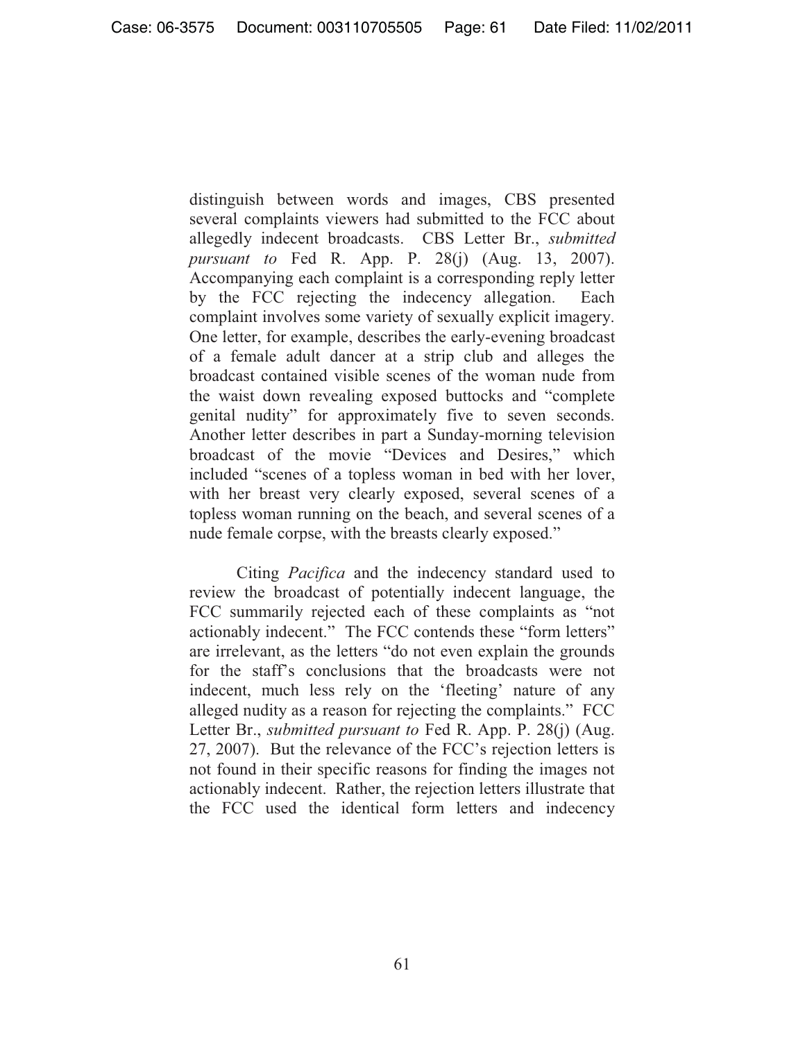distinguish between words and images, CBS presented several complaints viewers had submitted to the FCC about allegedly indecent broadcasts. CBS Letter Br., *submitted pursuant to* Fed R. App. P. 28(j) (Aug. 13, 2007). Accompanying each complaint is a corresponding reply letter by the FCC rejecting the indecency allegation. Each complaint involves some variety of sexually explicit imagery. One letter, for example, describes the early-evening broadcast of a female adult dancer at a strip club and alleges the broadcast contained visible scenes of the woman nude from the waist down revealing exposed buttocks and "complete genital nudity" for approximately five to seven seconds. Another letter describes in part a Sunday-morning television broadcast of the movie "Devices and Desires," which included "scenes of a topless woman in bed with her lover, with her breast very clearly exposed, several scenes of a topless woman running on the beach, and several scenes of a nude female corpse, with the breasts clearly exposed."

Citing *Pacifica* and the indecency standard used to review the broadcast of potentially indecent language, the FCC summarily rejected each of these complaints as "not actionably indecent." The FCC contends these "form letters" are irrelevant, as the letters "do not even explain the grounds for the staff's conclusions that the broadcasts were not indecent, much less rely on the 'fleeting' nature of any alleged nudity as a reason for rejecting the complaints." FCC Letter Br., *submitted pursuant to* Fed R. App. P. 28(j) (Aug. 27, 2007). But the relevance of the FCC's rejection letters is not found in their specific reasons for finding the images not actionably indecent. Rather, the rejection letters illustrate that the FCC used the identical form letters and indecency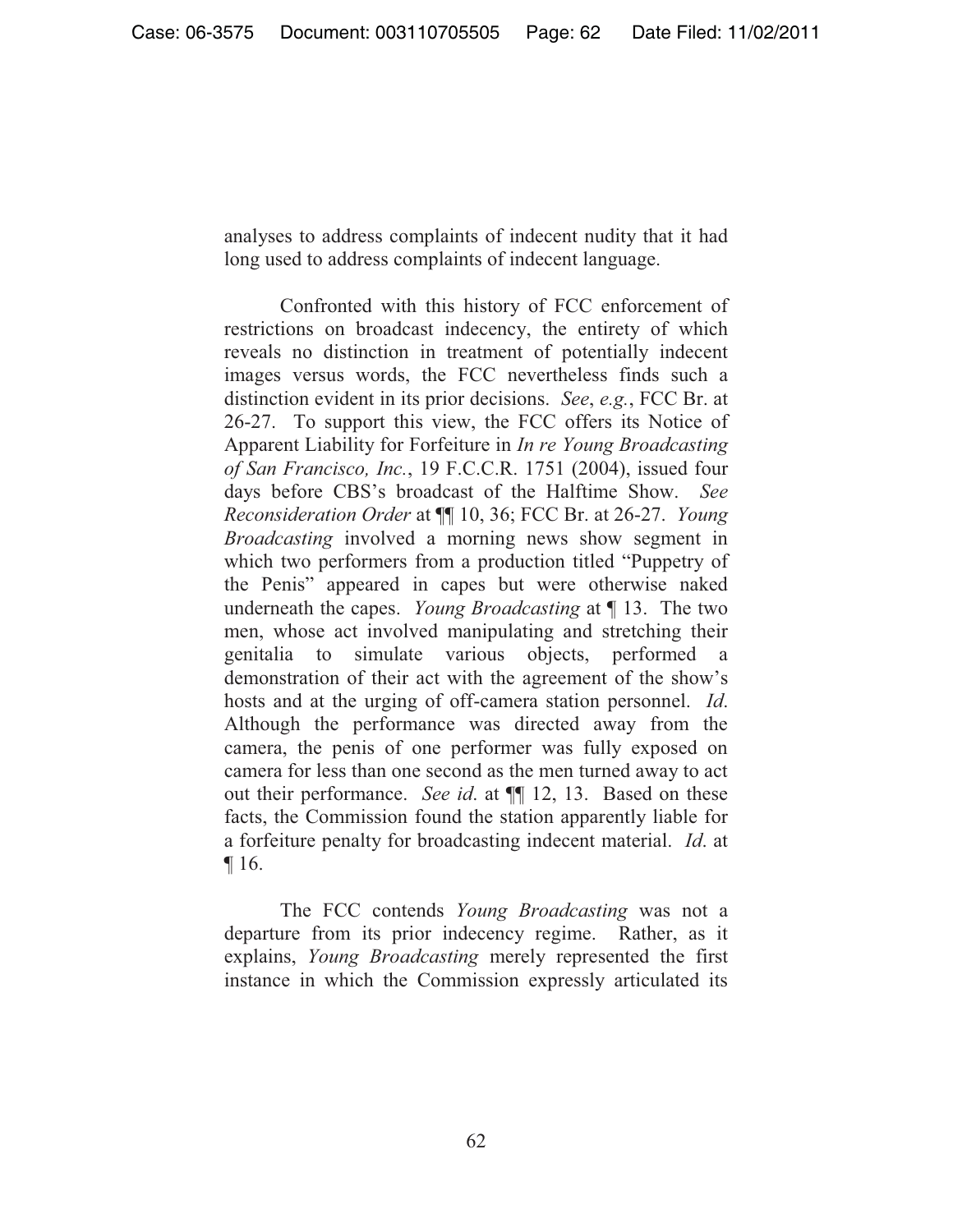analyses to address complaints of indecent nudity that it had long used to address complaints of indecent language.

Confronted with this history of FCC enforcement of restrictions on broadcast indecency, the entirety of which reveals no distinction in treatment of potentially indecent images versus words, the FCC nevertheless finds such a distinction evident in its prior decisions. *See*, *e.g.*, FCC Br. at 26-27. To support this view, the FCC offers its Notice of Apparent Liability for Forfeiture in *In re Young Broadcasting of San Francisco, Inc.*, 19 F.C.C.R. 1751 (2004), issued four days before CBS's broadcast of the Halftime Show. *See Reconsideration Order* at ¶¶ 10, 36; FCC Br. at 26-27. *Young Broadcasting* involved a morning news show segment in which two performers from a production titled "Puppetry of the Penis" appeared in capes but were otherwise naked underneath the capes. *Young Broadcasting* at ¶ 13. The two men, whose act involved manipulating and stretching their genitalia to simulate various objects, performed a demonstration of their act with the agreement of the show's hosts and at the urging of off-camera station personnel. *Id*. Although the performance was directed away from the camera, the penis of one performer was fully exposed on camera for less than one second as the men turned away to act out their performance. *See id*. at ¶¶ 12, 13. Based on these facts, the Commission found the station apparently liable for a forfeiture penalty for broadcasting indecent material. *Id*. at ¶ 16.

The FCC contends *Young Broadcasting* was not a departure from its prior indecency regime. Rather, as it explains, *Young Broadcasting* merely represented the first instance in which the Commission expressly articulated its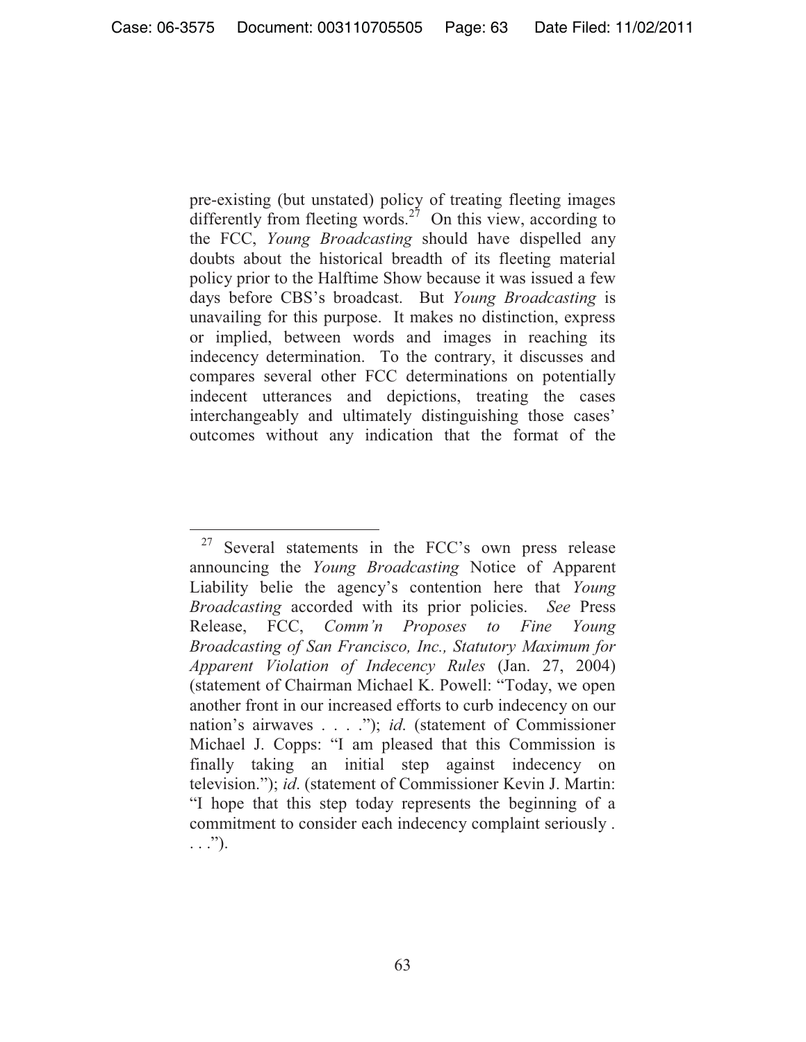pre-existing (but unstated) policy of treating fleeting images differently from fleeting words.[27] On this view, according to the FCC, *Young Broadcasting* should have dispelled any doubts about the historical breadth of its fleeting material policy prior to the Halftime Show because it was issued a few days before CBS's broadcast. But *Young Broadcasting* is unavailing for this purpose. It makes no distinction, express or implied, between words and images in reaching its indecency determination. To the contrary, it discusses and compares several other FCC determinations on potentially indecent utterances and depictions, treating the cases interchangeably and ultimately distinguishing those cases' outcomes without any indication that the format of the

[27] Several statements in the FCC's own press release announcing the *Young Broadcasting* Notice of Apparent Liability belie the agency's contention here that *Young Broadcasting* accorded with its prior policies. *See* Press Release, FCC, *Comm'n Proposes to Fine Young Broadcasting of San Francisco, Inc., Statutory Maximum for Apparent Violation of Indecency Rules* (Jan. 27, 2004) (statement of Chairman Michael K. Powell: "Today, we open another front in our increased efforts to curb indecency on our nation's airwaves . . . ."); *id.* (statement of Commissioner Michael J. Copps: "I am pleased that this Commission is finally taking an initial step against indecency on television."); *id.* (statement of Commissioner Kevin J. Martin: "I hope that this step today represents the beginning of a commitment to consider each indecency complaint seriously . . . .").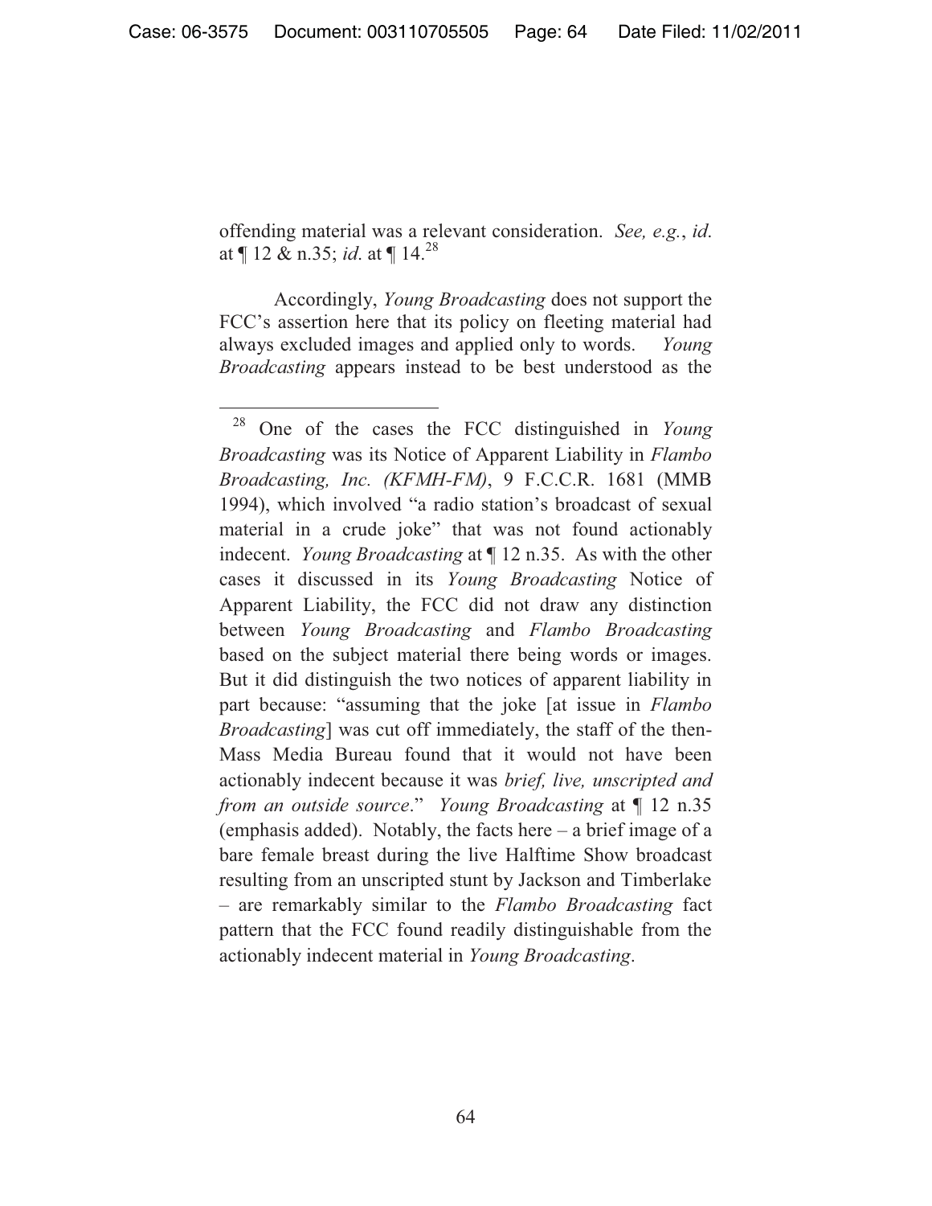offending material was a relevant consideration. *See, e.g.*, *id.* at ¶ 12 & n.35; *id.* at ¶ 14.[28]

Accordingly, *Young Broadcasting* does not support the FCC's assertion here that its policy on fleeting material had always excluded images and applied only to words. *Young Broadcasting* appears instead to be best understood as the

---

[28] One of the cases the FCC distinguished in *Young Broadcasting* was its Notice of Apparent Liability in *Flambo Broadcasting, Inc. (KFMH-FM)*, 9 F.C.C.R. 1681 (MMB 1994), which involved "a radio station's broadcast of sexual material in a crude joke" that was not found actionably indecent. *Young Broadcasting* at ¶ 12 n.35. As with the other cases it discussed in its *Young Broadcasting* Notice of Apparent Liability, the FCC did not draw any distinction between *Young Broadcasting* and *Flambo Broadcasting* based on the subject material there being words or images. But it did distinguish the two notices of apparent liability in part because: "assuming that the joke [at issue in *Flambo Broadcasting*] was cut off immediately, the staff of the then-Mass Media Bureau found that it would not have been actionably indecent because it was *brief, live, unscripted and from an outside source*." *Young Broadcasting* at ¶ 12 n.35 (emphasis added). Notably, the facts here – a brief image of a bare female breast during the live Halftime Show broadcast resulting from an unscripted stunt by Jackson and Timberlake – are remarkably similar to the *Flambo Broadcasting* fact pattern that the FCC found readily distinguishable from the actionably indecent material in *Young Broadcasting*.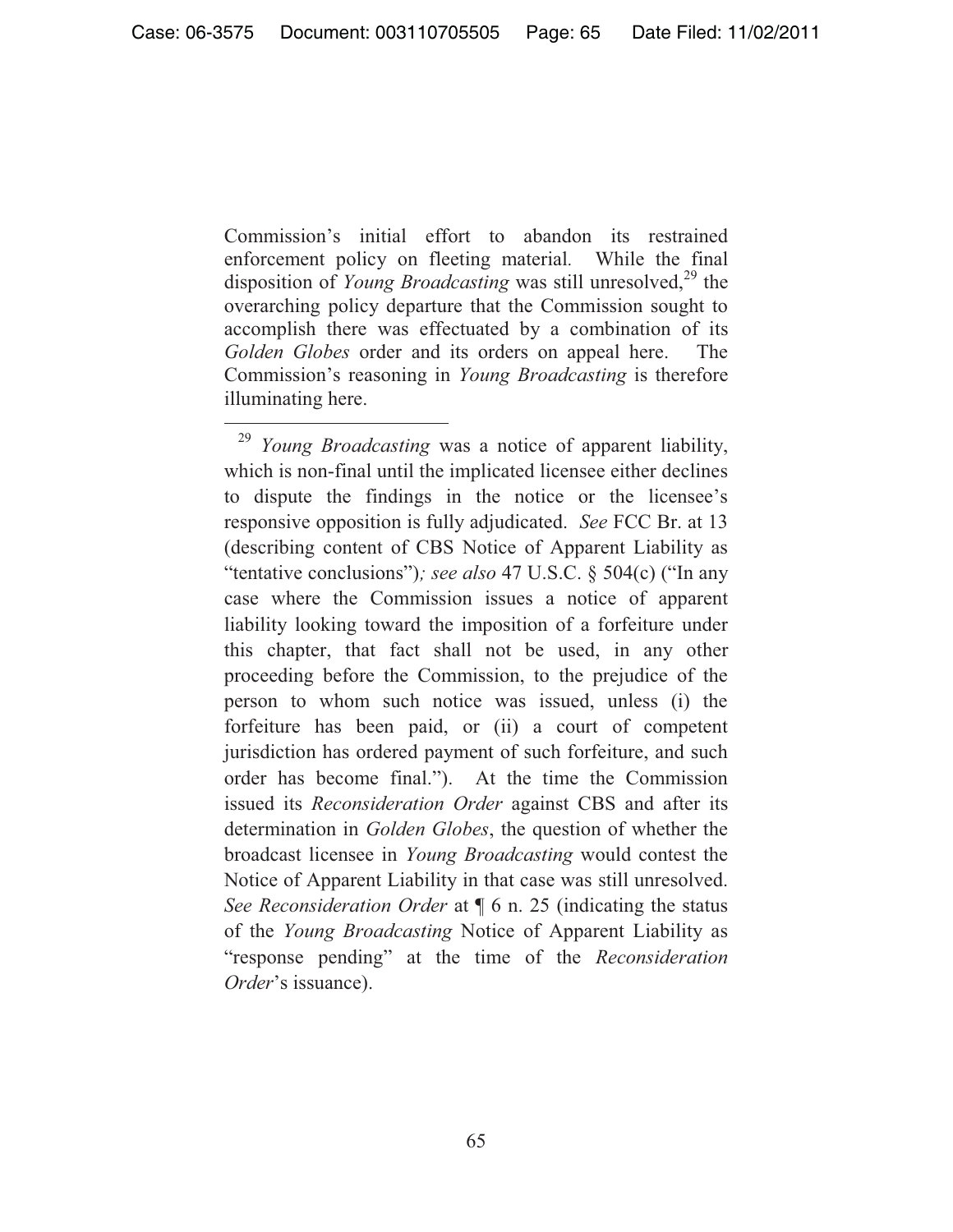Commission's initial effort to abandon its restrained enforcement policy on fleeting material. While the final disposition of *Young Broadcasting* was still unresolved,[29] the overarching policy departure that the Commission sought to accomplish there was effectuated by a combination of its *Golden Globes* order and its orders on appeal here. The Commission's reasoning in *Young Broadcasting* is therefore illuminating here.

---

[29] *Young Broadcasting* was a notice of apparent liability, which is non-final until the implicated licensee either declines to dispute the findings in the notice or the licensee's responsive opposition is fully adjudicated. *See* FCC Br. at 13 (describing content of CBS Notice of Apparent Liability as "tentative conclusions")*; see also* 47 U.S.C. § 504(c) ("In any case where the Commission issues a notice of apparent liability looking toward the imposition of a forfeiture under this chapter, that fact shall not be used, in any other proceeding before the Commission, to the prejudice of the person to whom such notice was issued, unless (i) the forfeiture has been paid, or (ii) a court of competent jurisdiction has ordered payment of such forfeiture, and such order has become final."). At the time the Commission issued its *Reconsideration Order* against CBS and after its determination in *Golden Globes*, the question of whether the broadcast licensee in *Young Broadcasting* would contest the Notice of Apparent Liability in that case was still unresolved. *See Reconsideration Order* at ¶ 6 n. 25 (indicating the status of the *Young Broadcasting* Notice of Apparent Liability as "response pending" at the time of the *Reconsideration Order*'s issuance).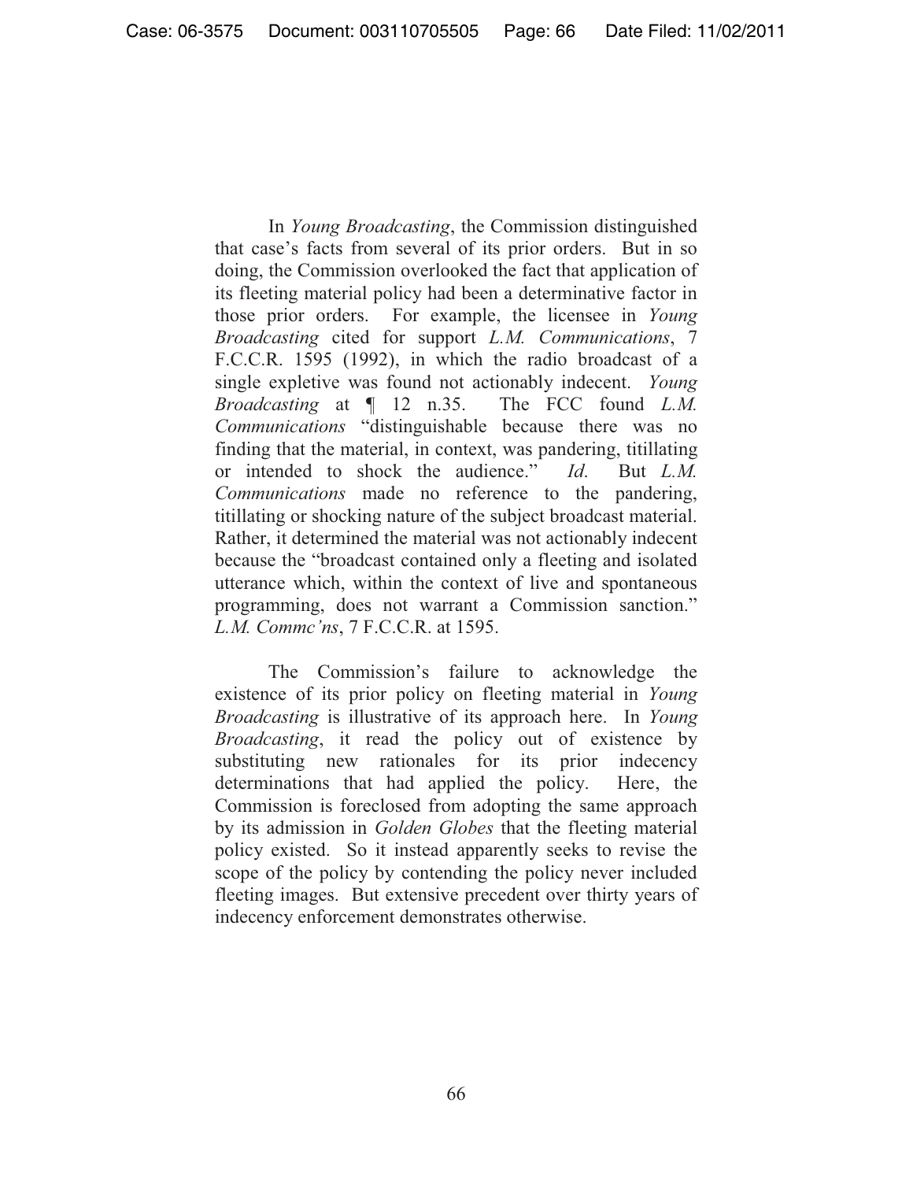In *Young Broadcasting*, the Commission distinguished that case's facts from several of its prior orders. But in so doing, the Commission overlooked the fact that application of its fleeting material policy had been a determinative factor in those prior orders. For example, the licensee in *Young Broadcasting* cited for support *L.M. Communications*, 7 F.C.C.R. 1595 (1992), in which the radio broadcast of a single expletive was found not actionably indecent. *Young Broadcasting* at ¶ 12 n.35. The FCC found *L.M. Communications* "distinguishable because there was no finding that the material, in context, was pandering, titillating or intended to shock the audience." *Id*. But *L.M. Communications* made no reference to the pandering, titillating or shocking nature of the subject broadcast material. Rather, it determined the material was not actionably indecent because the "broadcast contained only a fleeting and isolated utterance which, within the context of live and spontaneous programming, does not warrant a Commission sanction." *L.M. Commc'ns*, 7 F.C.C.R. at 1595.

The Commission's failure to acknowledge the existence of its prior policy on fleeting material in *Young Broadcasting* is illustrative of its approach here. In *Young Broadcasting*, it read the policy out of existence by substituting new rationales for its prior indecency determinations that had applied the policy. Here, the Commission is foreclosed from adopting the same approach by its admission in *Golden Globes* that the fleeting material policy existed. So it instead apparently seeks to revise the scope of the policy by contending the policy never included fleeting images. But extensive precedent over thirty years of indecency enforcement demonstrates otherwise.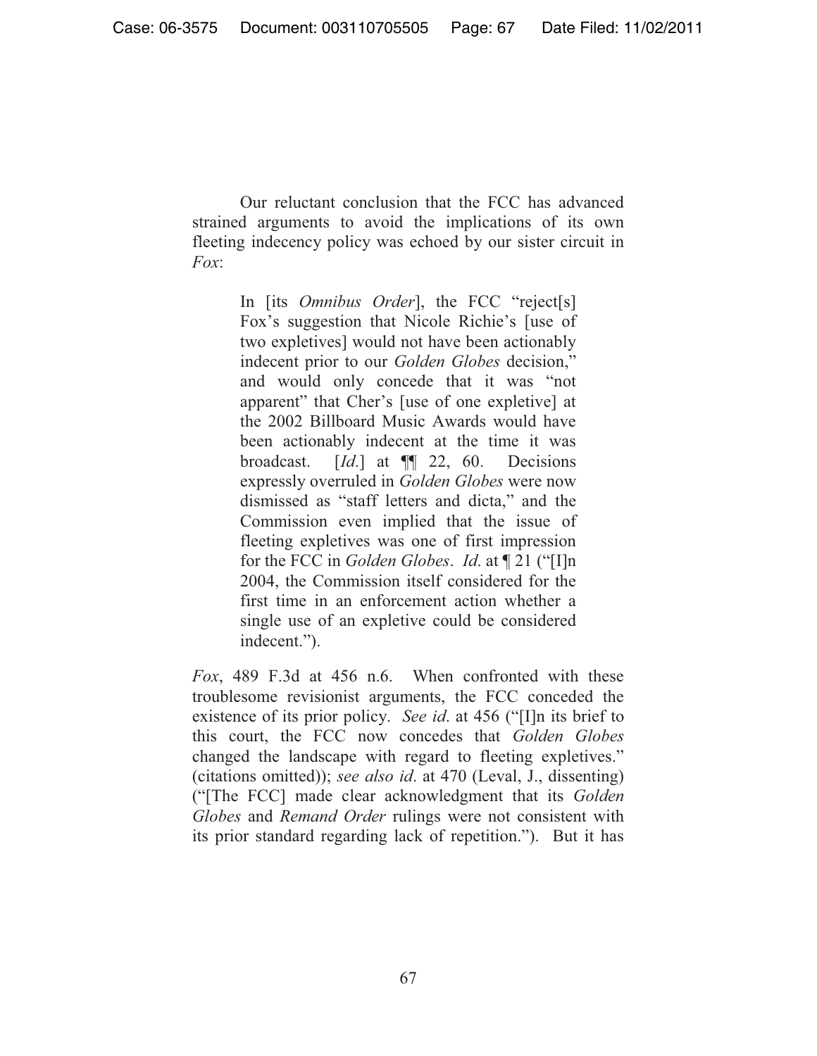Our reluctant conclusion that the FCC has advanced strained arguments to avoid the implications of its own fleeting indecency policy was echoed by our sister circuit in *Fox*:

> In [its *Omnibus Order*], the FCC "reject[s] Fox's suggestion that Nicole Richie's [use of two expletives] would not have been actionably indecent prior to our *Golden Globes* decision," and would only concede that it was "not apparent" that Cher's [use of one expletive] at the 2002 Billboard Music Awards would have been actionably indecent at the time it was broadcast. [*Id.*] at ¶¶ 22, 60. Decisions expressly overruled in *Golden Globes* were now dismissed as "staff letters and dicta," and the Commission even implied that the issue of fleeting expletives was one of first impression for the FCC in *Golden Globes*. *Id.* at ¶ 21 ("[I]n 2004, the Commission itself considered for the first time in an enforcement action whether a single use of an expletive could be considered indecent.").

*Fox*, 489 F.3d at 456 n.6. When confronted with these troublesome revisionist arguments, the FCC conceded the existence of its prior policy. *See id.* at 456 ("[I]n its brief to this court, the FCC now concedes that *Golden Globes* changed the landscape with regard to fleeting expletives." (citations omitted)); *see also id.* at 470 (Leval, J., dissenting) ("[The FCC] made clear acknowledgment that its *Golden Globes* and *Remand Order* rulings were not consistent with its prior standard regarding lack of repetition."). But it has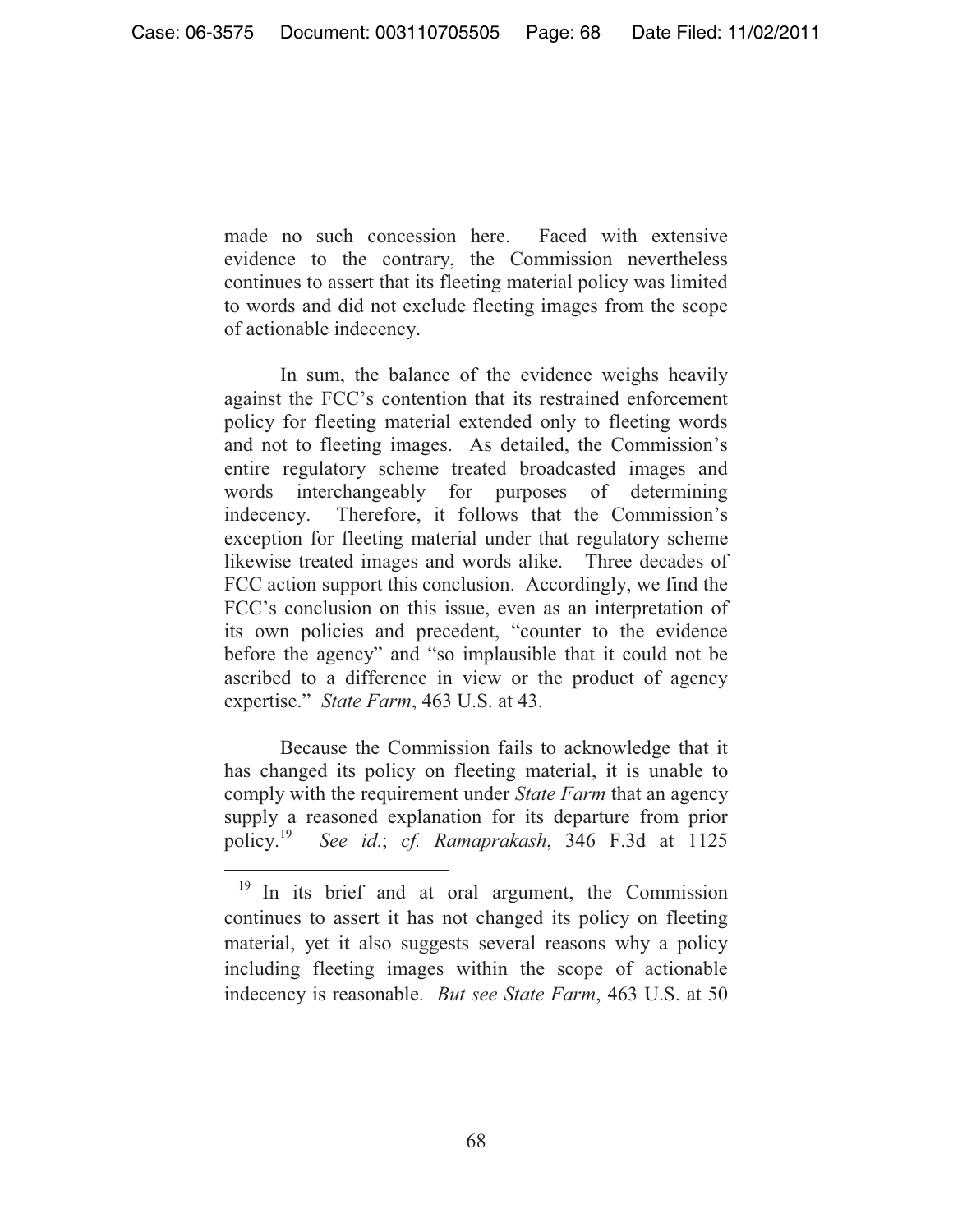made no such concession here. Faced with extensive evidence to the contrary, the Commission nevertheless continues to assert that its fleeting material policy was limited to words and did not exclude fleeting images from the scope of actionable indecency.

In sum, the balance of the evidence weighs heavily against the FCC's contention that its restrained enforcement policy for fleeting material extended only to fleeting words and not to fleeting images. As detailed, the Commission's entire regulatory scheme treated broadcasted images and words interchangeably for purposes of determining indecency. Therefore, it follows that the Commission's exception for fleeting material under that regulatory scheme likewise treated images and words alike. Three decades of FCC action support this conclusion. Accordingly, we find the FCC's conclusion on this issue, even as an interpretation of its own policies and precedent, "counter to the evidence before the agency" and "so implausible that it could not be ascribed to a difference in view or the product of agency expertise." *State Farm*, 463 U.S. at 43.

Because the Commission fails to acknowledge that it has changed its policy on fleeting material, it is unable to comply with the requirement under *State Farm* that an agency supply a reasoned explanation for its departure from prior policy.[19] *See id.*; *cf. Ramaprakash*, 346 F.3d at 1125

---

[19] In its brief and at oral argument, the Commission continues to assert it has not changed its policy on fleeting material, yet it also suggests several reasons why a policy including fleeting images within the scope of actionable indecency is reasonable. *But see State Farm*, 463 U.S. at 50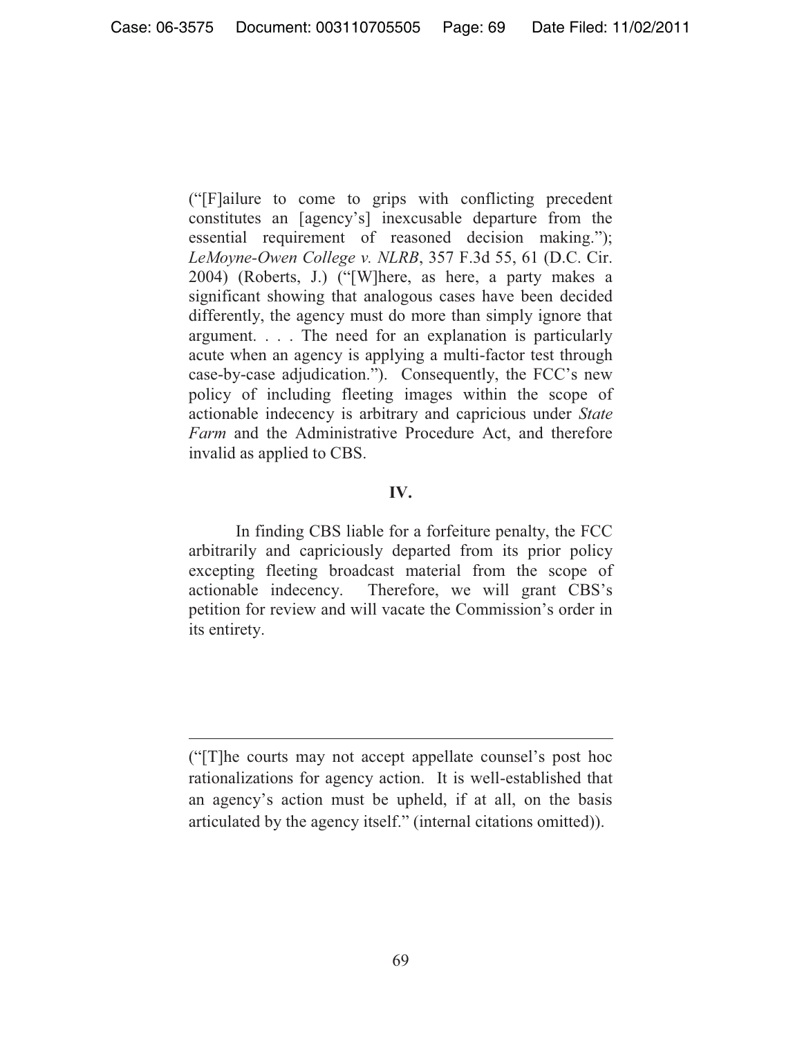("[F]ailure to come to grips with conflicting precedent constitutes an [agency's] inexcusable departure from the essential requirement of reasoned decision making."); *LeMoyne-Owen College v. NLRB*, 357 F.3d 55, 61 (D.C. Cir. 2004) (Roberts, J.) ("[W]here, as here, a party makes a significant showing that analogous cases have been decided differently, the agency must do more than simply ignore that argument. . . . The need for an explanation is particularly acute when an agency is applying a multi-factor test through case-by-case adjudication."). Consequently, the FCC's new policy of including fleeting images within the scope of actionable indecency is arbitrary and capricious under *State Farm* and the Administrative Procedure Act, and therefore invalid as applied to CBS.

**IV.**

In finding CBS liable for a forfeiture penalty, the FCC arbitrarily and capriciously departed from its prior policy excepting fleeting broadcast material from the scope of actionable indecency. Therefore, we will grant CBS's petition for review and will vacate the Commission's order in its entirety.

---

("[T]he courts may not accept appellate counsel's post hoc rationalizations for agency action. It is well-established that an agency's action must be upheld, if at all, on the basis articulated by the agency itself." (internal citations omitted)).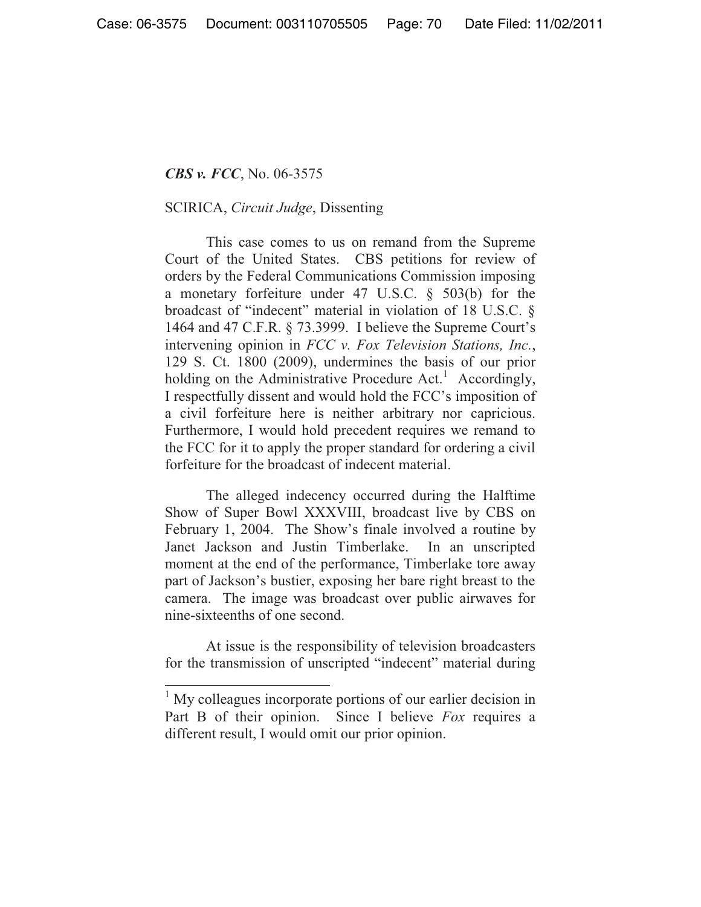***CBS v. FCC***, No. 06-3575

SCIRICA, *Circuit Judge*, Dissenting

This case comes to us on remand from the Supreme Court of the United States. CBS petitions for review of orders by the Federal Communications Commission imposing a monetary forfeiture under 47 U.S.C. § 503(b) for the broadcast of "indecent" material in violation of 18 U.S.C. § 1464 and 47 C.F.R. § 73.3999. I believe the Supreme Court's intervening opinion in *FCC v. Fox Television Stations, Inc.*, 129 S. Ct. 1800 (2009), undermines the basis of our prior holding on the Administrative Procedure Act.[1] Accordingly, I respectfully dissent and would hold the FCC's imposition of a civil forfeiture here is neither arbitrary nor capricious. Furthermore, I would hold precedent requires we remand to the FCC for it to apply the proper standard for ordering a civil forfeiture for the broadcast of indecent material.

The alleged indecency occurred during the Halftime Show of Super Bowl XXXVIII, broadcast live by CBS on February 1, 2004. The Show's finale involved a routine by Janet Jackson and Justin Timberlake. In an unscripted moment at the end of the performance, Timberlake tore away part of Jackson's bustier, exposing her bare right breast to the camera. The image was broadcast over public airwaves for nine-sixteenths of one second.

At issue is the responsibility of television broadcasters for the transmission of unscripted "indecent" material during

[1] My colleagues incorporate portions of our earlier decision in Part B of their opinion. Since I believe *Fox* requires a different result, I would omit our prior opinion.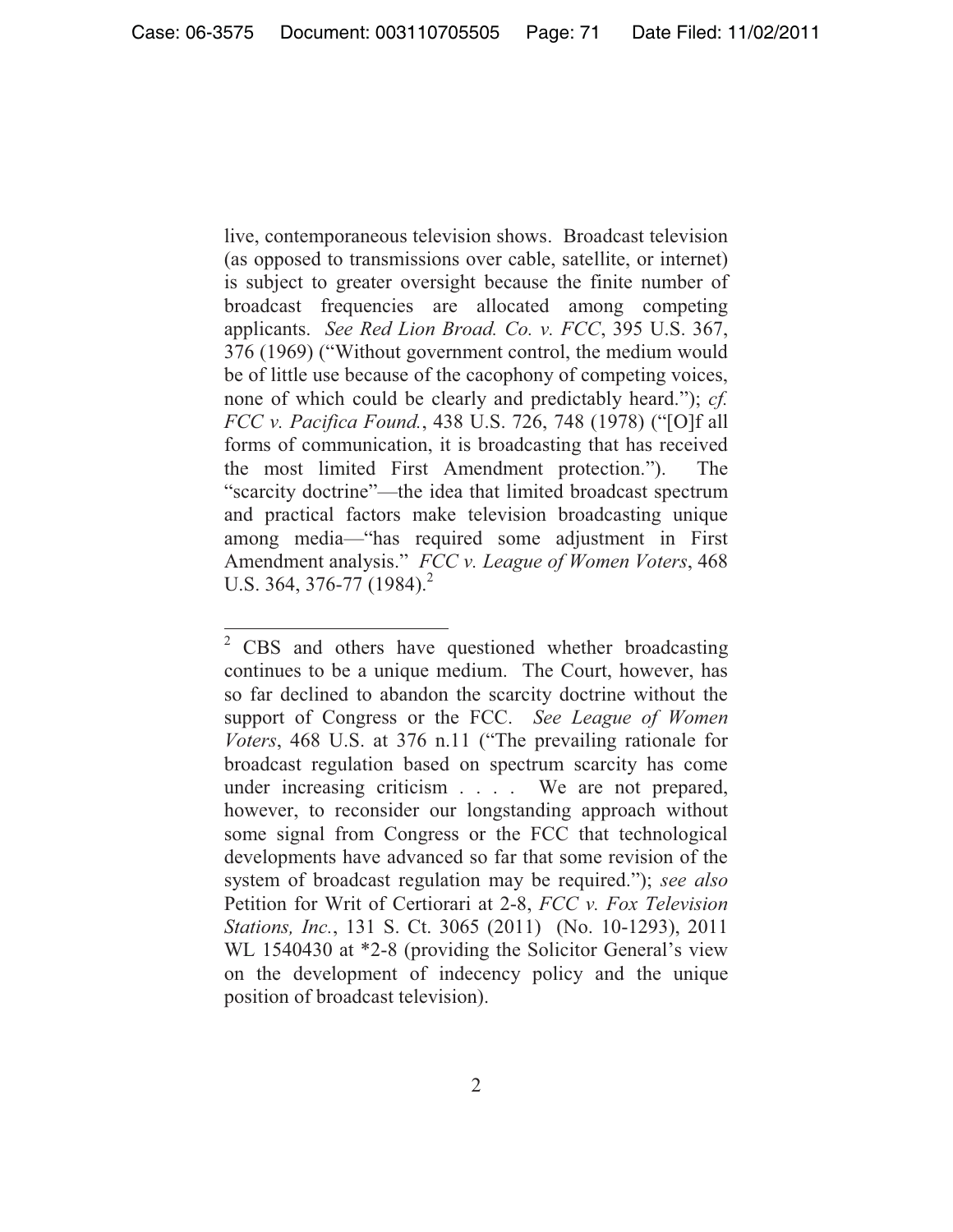live, contemporaneous television shows. Broadcast television (as opposed to transmissions over cable, satellite, or internet) is subject to greater oversight because the finite number of broadcast frequencies are allocated among competing applicants. *See Red Lion Broad. Co. v. FCC*, 395 U.S. 367, 376 (1969) ("Without government control, the medium would be of little use because of the cacophony of competing voices, none of which could be clearly and predictably heard."); *cf. FCC v. Pacifica Found.*, 438 U.S. 726, 748 (1978) ("[O]f all forms of communication, it is broadcasting that has received the most limited First Amendment protection."). The "scarcity doctrine"—the idea that limited broadcast spectrum and practical factors make television broadcasting unique among media—"has required some adjustment in First Amendment analysis." *FCC v. League of Women Voters*, 468 U.S. 364, 376-77 (1984).[2]

---

[2] CBS and others have questioned whether broadcasting continues to be a unique medium. The Court, however, has so far declined to abandon the scarcity doctrine without the support of Congress or the FCC. *See League of Women Voters*, 468 U.S. at 376 n.11 ("The prevailing rationale for broadcast regulation based on spectrum scarcity has come under increasing criticism . . . . We are not prepared, however, to reconsider our longstanding approach without some signal from Congress or the FCC that technological developments have advanced so far that some revision of the system of broadcast regulation may be required."); *see also* Petition for Writ of Certiorari at 2-8, *FCC v. Fox Television Stations, Inc.*, 131 S. Ct. 3065 (2011) (No. 10-1293), 2011 WL 1540430 at *2-8 (providing the Solicitor General's view on the development of indecency policy and the unique position of broadcast television).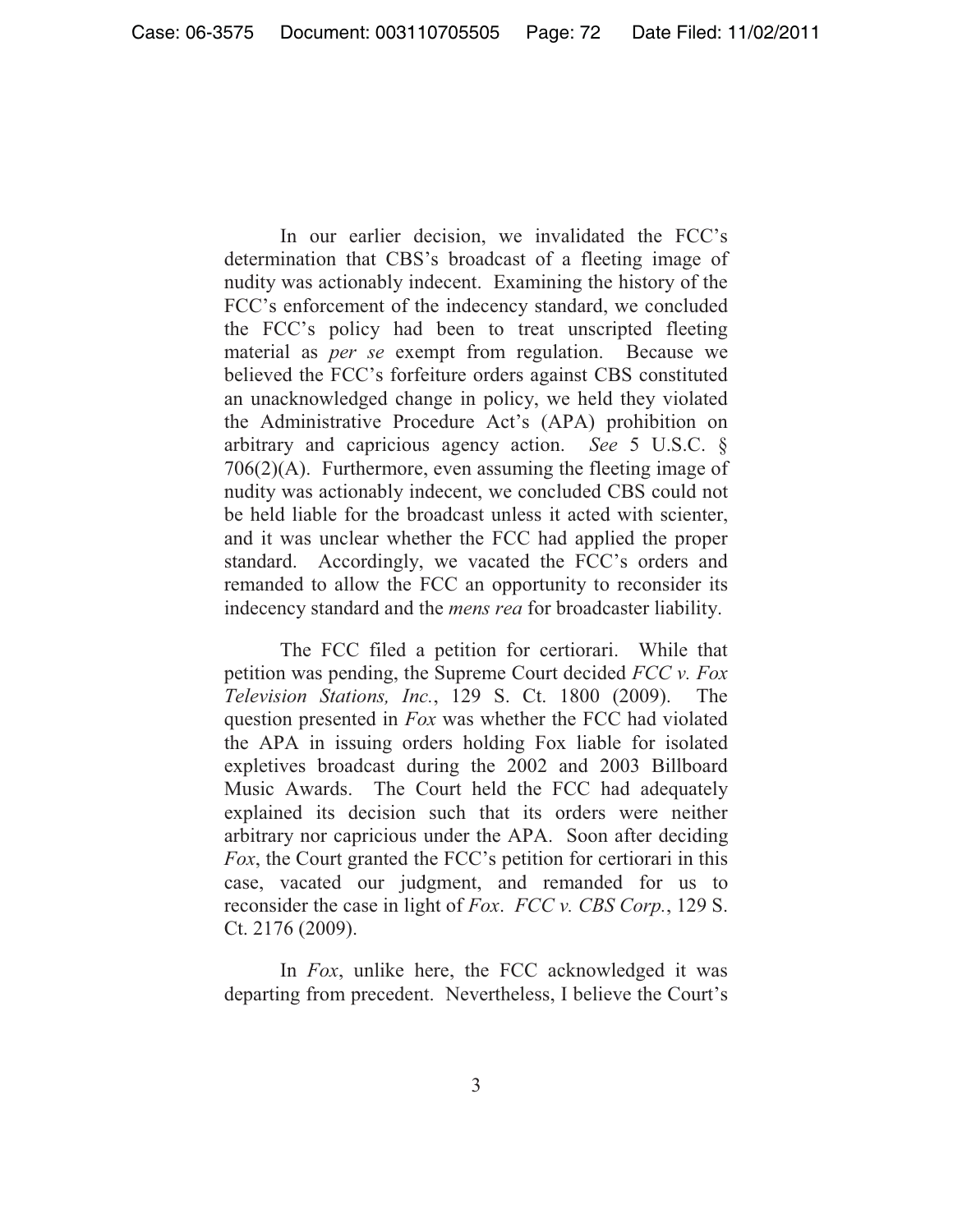In our earlier decision, we invalidated the FCC's determination that CBS's broadcast of a fleeting image of nudity was actionably indecent. Examining the history of the FCC's enforcement of the indecency standard, we concluded the FCC's policy had been to treat unscripted fleeting material as *per se* exempt from regulation. Because we believed the FCC's forfeiture orders against CBS constituted an unacknowledged change in policy, we held they violated the Administrative Procedure Act's (APA) prohibition on arbitrary and capricious agency action. *See* 5 U.S.C. § 706(2)(A). Furthermore, even assuming the fleeting image of nudity was actionably indecent, we concluded CBS could not be held liable for the broadcast unless it acted with scienter, and it was unclear whether the FCC had applied the proper standard. Accordingly, we vacated the FCC's orders and remanded to allow the FCC an opportunity to reconsider its indecency standard and the *mens rea* for broadcaster liability.

The FCC filed a petition for certiorari. While that petition was pending, the Supreme Court decided *FCC v. Fox Television Stations, Inc.*, 129 S. Ct. 1800 (2009). The question presented in *Fox* was whether the FCC had violated the APA in issuing orders holding Fox liable for isolated expletives broadcast during the 2002 and 2003 Billboard Music Awards. The Court held the FCC had adequately explained its decision such that its orders were neither arbitrary nor capricious under the APA. Soon after deciding *Fox*, the Court granted the FCC's petition for certiorari in this case, vacated our judgment, and remanded for us to reconsider the case in light of *Fox*. *FCC v. CBS Corp.*, 129 S. Ct. 2176 (2009).

In *Fox*, unlike here, the FCC acknowledged it was departing from precedent. Nevertheless, I believe the Court's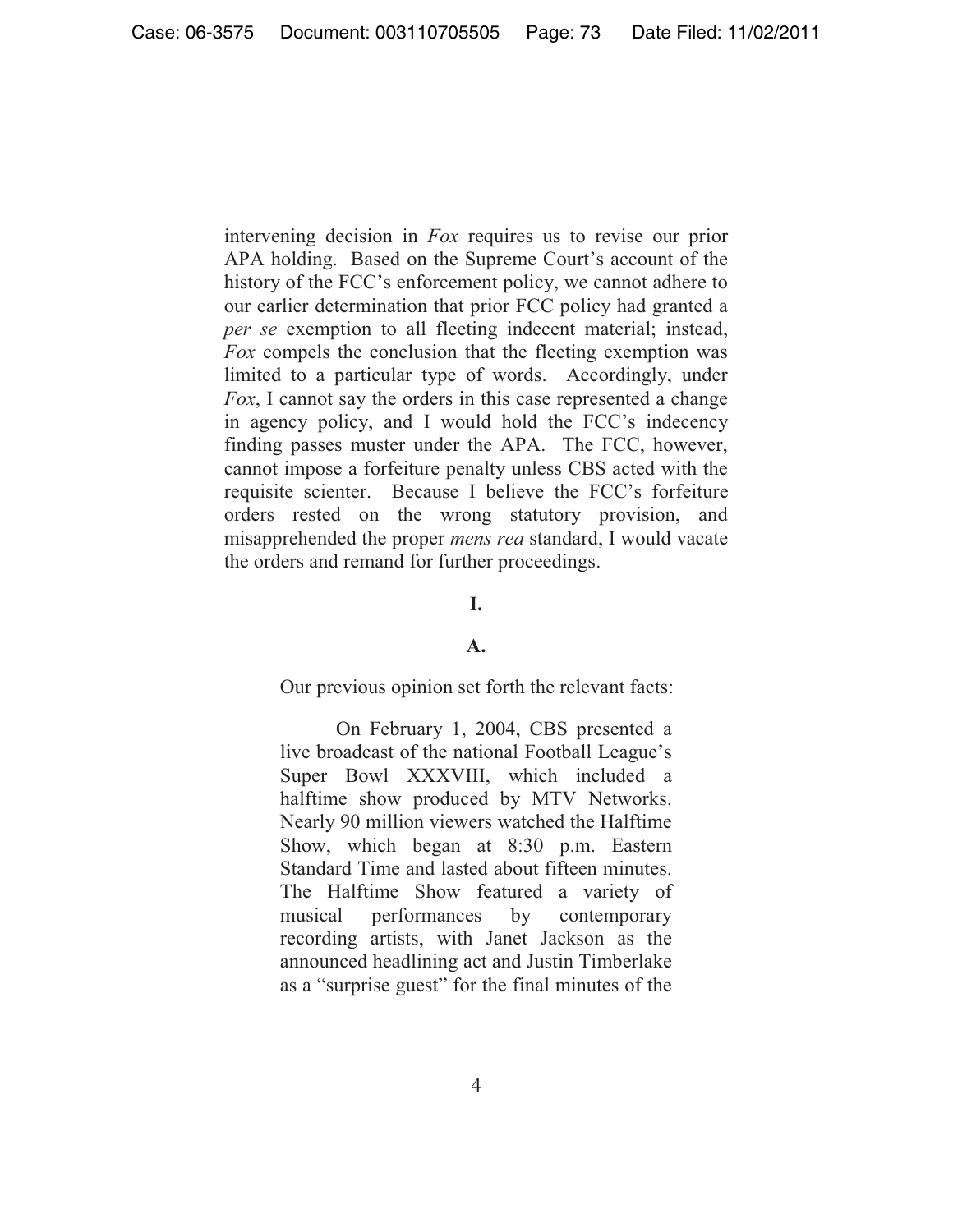intervening decision in *Fox* requires us to revise our prior APA holding. Based on the Supreme Court's account of the history of the FCC's enforcement policy, we cannot adhere to our earlier determination that prior FCC policy had granted a *per se* exemption to all fleeting indecent material; instead, *Fox* compels the conclusion that the fleeting exemption was limited to a particular type of words. Accordingly, under *Fox*, I cannot say the orders in this case represented a change in agency policy, and I would hold the FCC's indecency finding passes muster under the APA. The FCC, however, cannot impose a forfeiture penalty unless CBS acted with the requisite scienter. Because I believe the FCC's forfeiture orders rested on the wrong statutory provision, and misapprehended the proper *mens rea* standard, I would vacate the orders and remand for further proceedings.

**I.**

**A.**

Our previous opinion set forth the relevant facts:

> On February 1, 2004, CBS presented a live broadcast of the national Football League's Super Bowl XXXVIII, which included a halftime show produced by MTV Networks. Nearly 90 million viewers watched the Halftime Show, which began at 8:30 p.m. Eastern Standard Time and lasted about fifteen minutes. The Halftime Show featured a variety of musical performances by contemporary recording artists, with Janet Jackson as the announced headlining act and Justin Timberlake as a "surprise guest" for the final minutes of the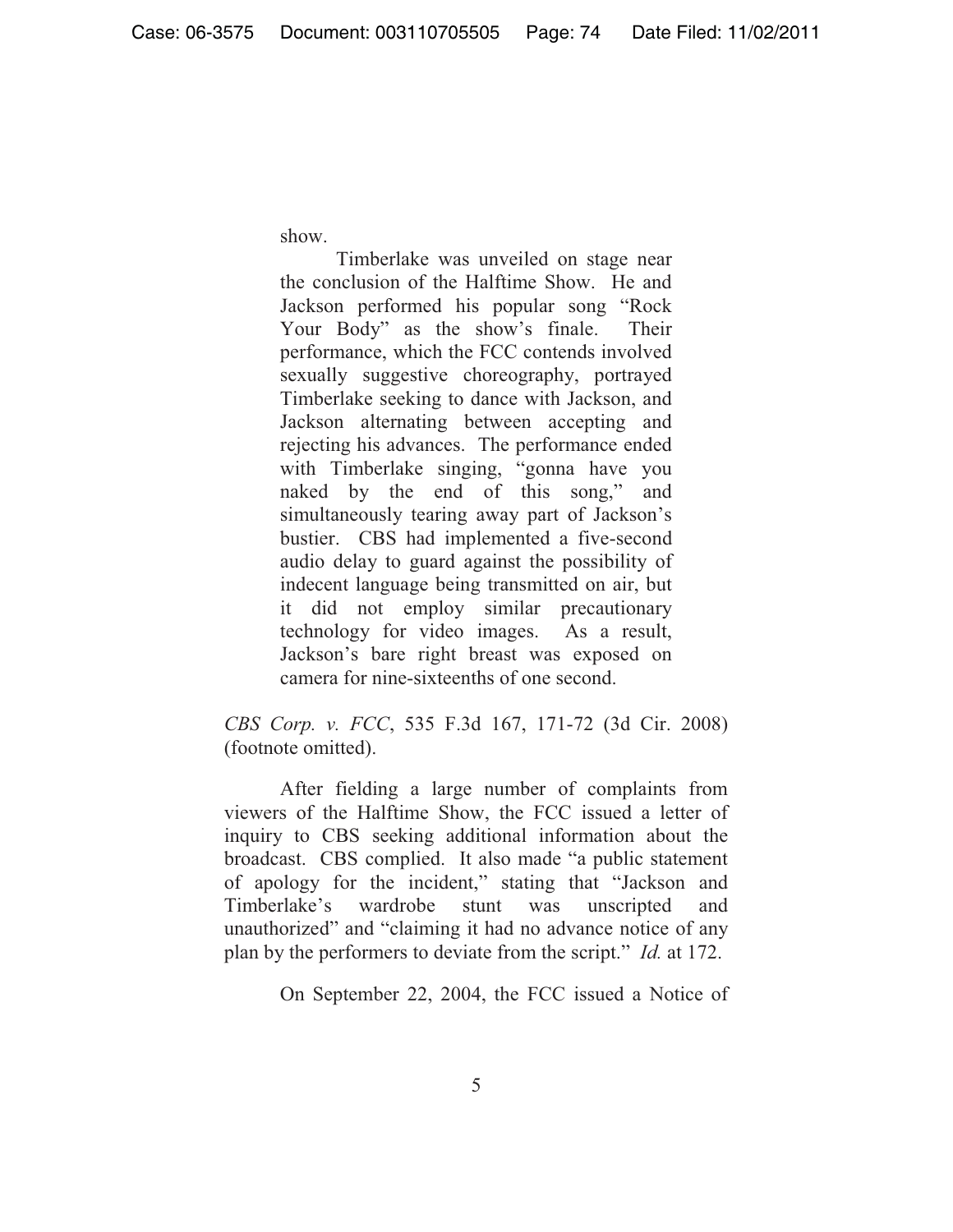> show.
>
> Timberlake was unveiled on stage near the conclusion of the Halftime Show. He and Jackson performed his popular song "Rock Your Body" as the show's finale. Their performance, which the FCC contends involved sexually suggestive choreography, portrayed Timberlake seeking to dance with Jackson, and Jackson alternating between accepting and rejecting his advances. The performance ended with Timberlake singing, "gonna have you naked by the end of this song," and simultaneously tearing away part of Jackson's bustier. CBS had implemented a five-second audio delay to guard against the possibility of indecent language being transmitted on air, but it did not employ similar precautionary technology for video images. As a result, Jackson's bare right breast was exposed on camera for nine-sixteenths of one second.

*CBS Corp. v. FCC*, 535 F.3d 167, 171-72 (3d Cir. 2008) (footnote omitted).

After fielding a large number of complaints from viewers of the Halftime Show, the FCC issued a letter of inquiry to CBS seeking additional information about the broadcast. CBS complied. It also made "a public statement of apology for the incident," stating that "Jackson and Timberlake's wardrobe stunt was unscripted and unauthorized" and "claiming it had no advance notice of any plan by the performers to deviate from the script." *Id.* at 172.

On September 22, 2004, the FCC issued a Notice of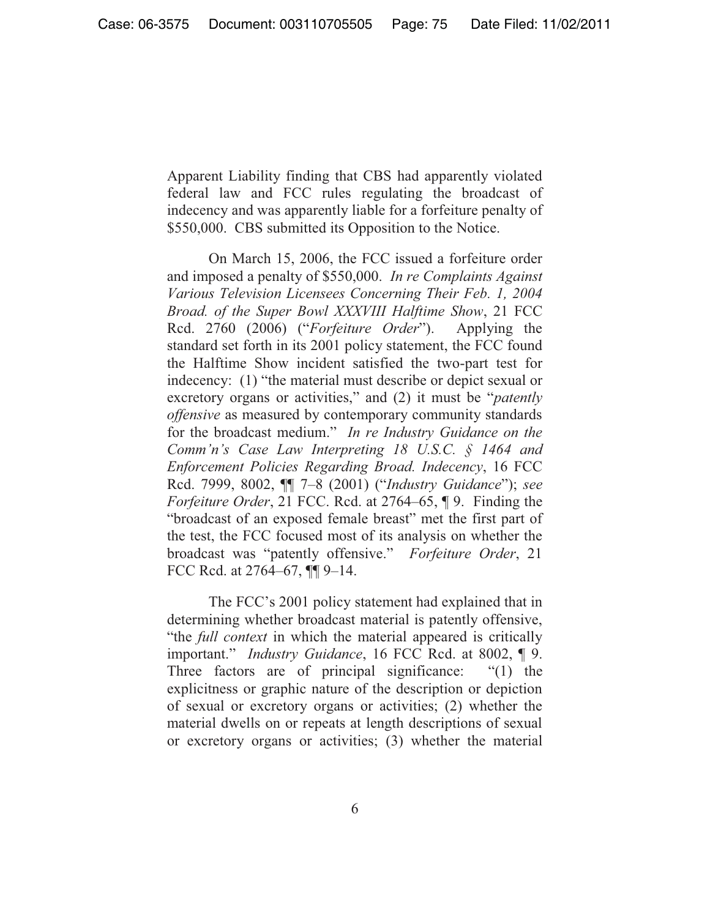Apparent Liability finding that CBS had apparently violated federal law and FCC rules regulating the broadcast of indecency and was apparently liable for a forfeiture penalty of $550,000. CBS submitted its Opposition to the Notice.

On March 15, 2006, the FCC issued a forfeiture order and imposed a penalty of $550,000. *In re Complaints Against Various Television Licensees Concerning Their Feb. 1, 2004 Broad. of the Super Bowl XXXVIII Halftime Show*, 21 FCC Rcd. 2760 (2006) ("*Forfeiture Order*"). Applying the standard set forth in its 2001 policy statement, the FCC found the Halftime Show incident satisfied the two-part test for indecency: (1) "the material must describe or depict sexual or excretory organs or activities," and (2) it must be "*patently offensive* as measured by contemporary community standards for the broadcast medium." *In re Industry Guidance on the Comm'n's Case Law Interpreting 18 U.S.C. § 1464 and Enforcement Policies Regarding Broad. Indecency*, 16 FCC Rcd. 7999, 8002, ¶¶ 7–8 (2001) ("*Industry Guidance*"); *see Forfeiture Order*, 21 FCC. Rcd. at 2764–65, ¶ 9. Finding the "broadcast of an exposed female breast" met the first part of the test, the FCC focused most of its analysis on whether the broadcast was "patently offensive." *Forfeiture Order*, 21 FCC Rcd. at 2764–67, ¶¶ 9–14.

The FCC's 2001 policy statement had explained that in determining whether broadcast material is patently offensive, "the *full context* in which the material appeared is critically important." *Industry Guidance*, 16 FCC Rcd. at 8002, ¶ 9. Three factors are of principal significance: "(1) the explicitness or graphic nature of the description or depiction of sexual or excretory organs or activities; (2) whether the material dwells on or repeats at length descriptions of sexual or excretory organs or activities; (3) whether the material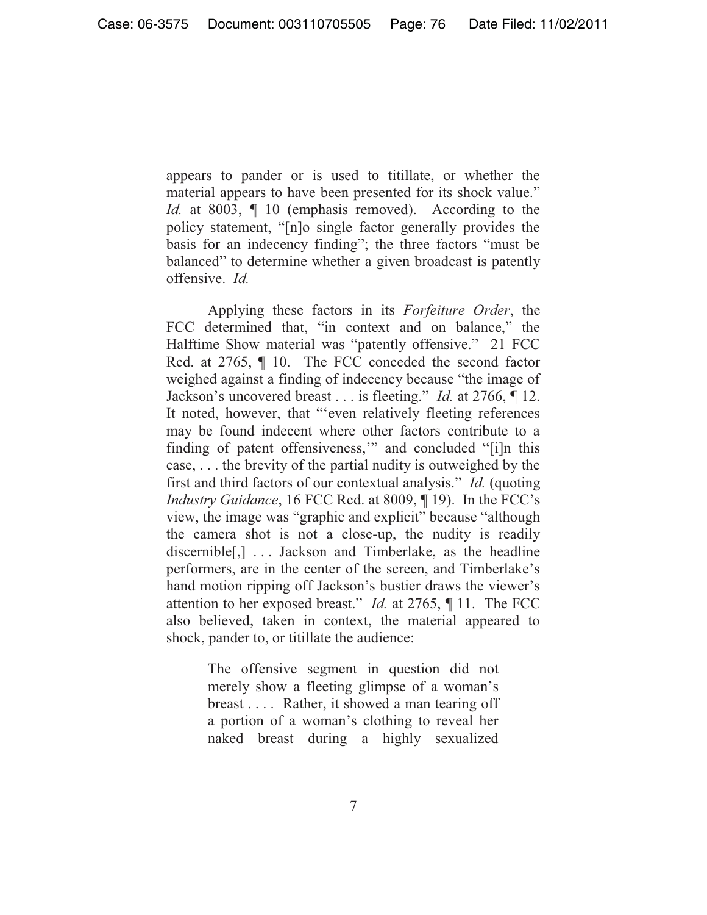appears to pander or is used to titillate, or whether the material appears to have been presented for its shock value." *Id.* at 8003, ¶ 10 (emphasis removed). According to the policy statement, "[n]o single factor generally provides the basis for an indecency finding"; the three factors "must be balanced" to determine whether a given broadcast is patently offensive. *Id.*

Applying these factors in its *Forfeiture Order*, the FCC determined that, "in context and on balance," the Halftime Show material was "patently offensive." 21 FCC Rcd. at 2765, ¶ 10. The FCC conceded the second factor weighed against a finding of indecency because "the image of Jackson's uncovered breast . . . is fleeting." *Id.* at 2766, ¶ 12. It noted, however, that "'even relatively fleeting references may be found indecent where other factors contribute to a finding of patent offensiveness,'" and concluded "[i]n this case, . . . the brevity of the partial nudity is outweighed by the first and third factors of our contextual analysis." *Id.* (quoting *Industry Guidance*, 16 FCC Rcd. at 8009, ¶ 19). In the FCC's view, the image was "graphic and explicit" because "although the camera shot is not a close-up, the nudity is readily discernible[,] . . . Jackson and Timberlake, as the headline performers, are in the center of the screen, and Timberlake's hand motion ripping off Jackson's bustier draws the viewer's attention to her exposed breast." *Id.* at 2765, ¶ 11. The FCC also believed, taken in context, the material appeared to shock, pander to, or titillate the audience:

> The offensive segment in question did not merely show a fleeting glimpse of a woman's breast . . . . Rather, it showed a man tearing off a portion of a woman's clothing to reveal her naked breast during a highly sexualized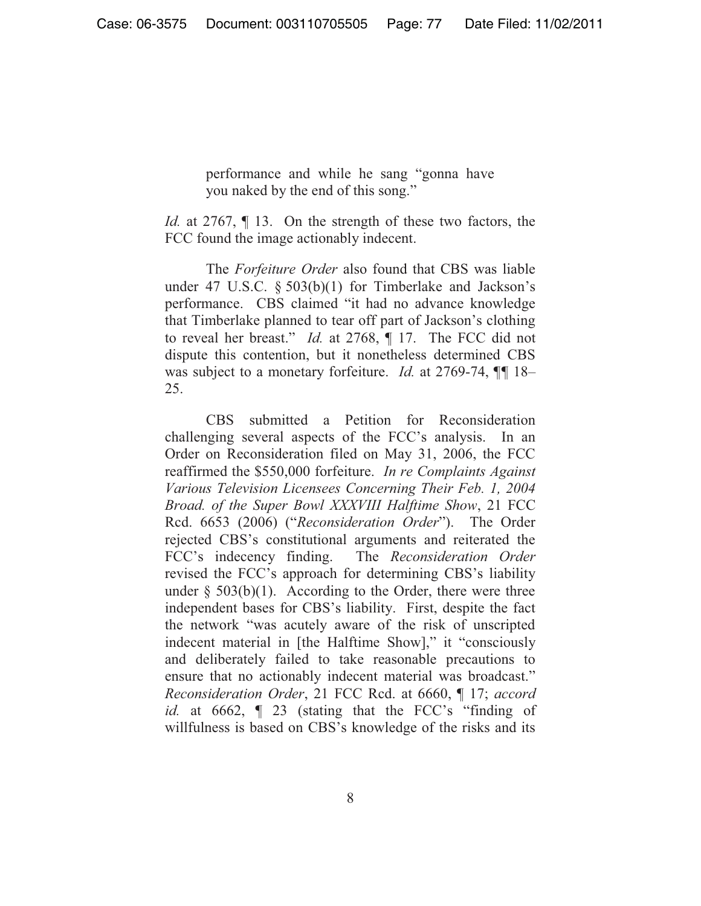performance and while he sang "gonna have you naked by the end of this song."

*Id.* at 2767, ¶ 13. On the strength of these two factors, the FCC found the image actionably indecent.

The *Forfeiture Order* also found that CBS was liable under 47 U.S.C. § 503(b)(1) for Timberlake and Jackson's performance. CBS claimed "it had no advance knowledge that Timberlake planned to tear off part of Jackson's clothing to reveal her breast." *Id.* at 2768, ¶ 17. The FCC did not dispute this contention, but it nonetheless determined CBS was subject to a monetary forfeiture. *Id.* at 2769-74, ¶¶ 18–25.

CBS submitted a Petition for Reconsideration challenging several aspects of the FCC's analysis. In an Order on Reconsideration filed on May 31, 2006, the FCC reaffirmed the $550,000 forfeiture. *In re Complaints Against Various Television Licensees Concerning Their Feb. 1, 2004 Broad. of the Super Bowl XXXVIII Halftime Show*, 21 FCC Rcd. 6653 (2006) ("*Reconsideration Order*"). The Order rejected CBS's constitutional arguments and reiterated the FCC's indecency finding. The *Reconsideration Order* revised the FCC's approach for determining CBS's liability under § 503(b)(1). According to the Order, there were three independent bases for CBS's liability. First, despite the fact the network "was acutely aware of the risk of unscripted indecent material in [the Halftime Show]," it "consciously and deliberately failed to take reasonable precautions to ensure that no actionably indecent material was broadcast." *Reconsideration Order*, 21 FCC Rcd. at 6660, ¶ 17; *accord id.* at 6662, ¶ 23 (stating that the FCC's "finding of willfulness is based on CBS's knowledge of the risks and its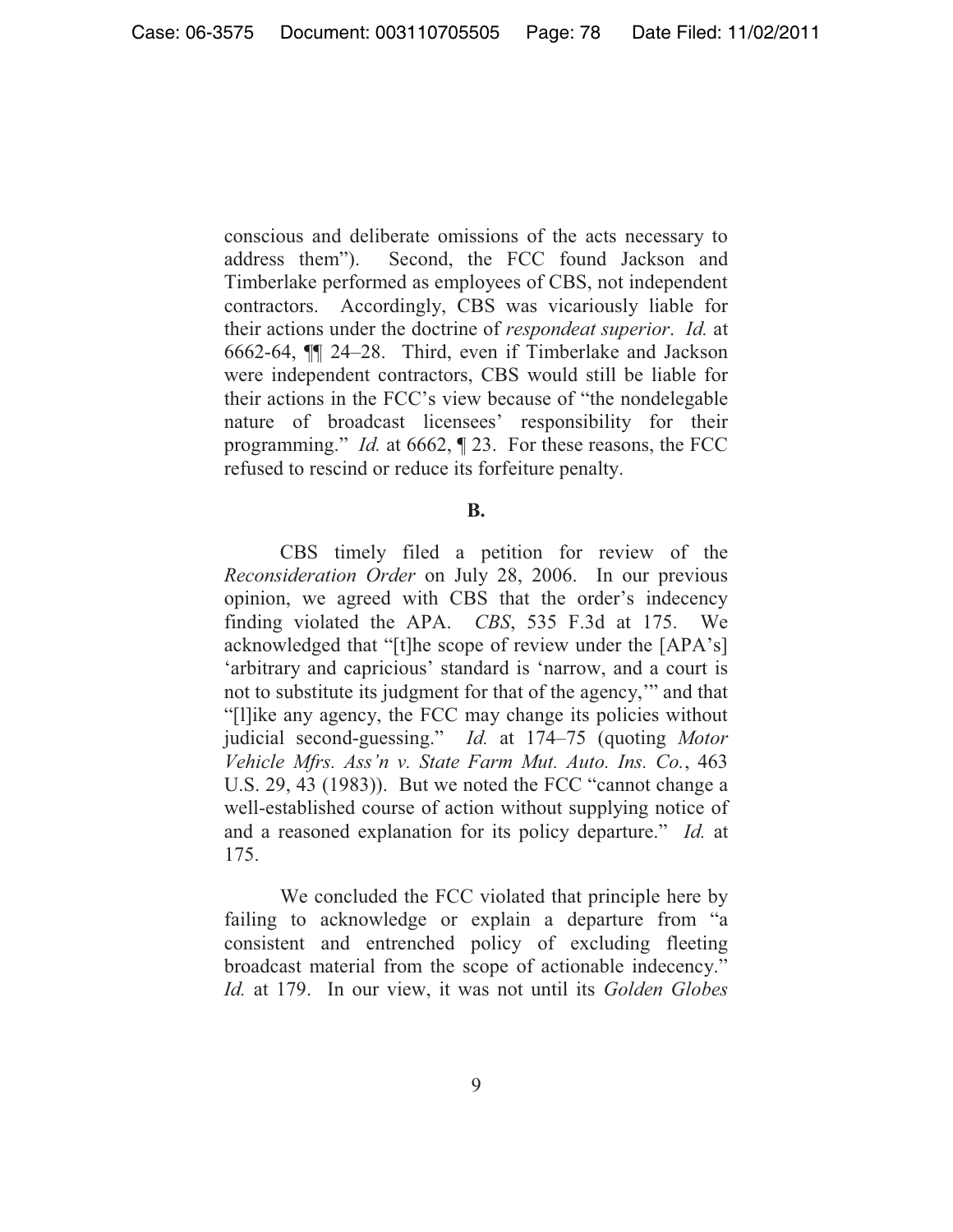conscious and deliberate omissions of the acts necessary to address them"). Second, the FCC found Jackson and Timberlake performed as employees of CBS, not independent contractors. Accordingly, CBS was vicariously liable for their actions under the doctrine of *respondeat superior*. *Id.* at 6662-64, ¶¶ 24–28. Third, even if Timberlake and Jackson were independent contractors, CBS would still be liable for their actions in the FCC's view because of "the nondelegable nature of broadcast licensees' responsibility for their programming." *Id.* at 6662, ¶ 23. For these reasons, the FCC refused to rescind or reduce its forfeiture penalty.

**B.**

CBS timely filed a petition for review of the *Reconsideration Order* on July 28, 2006. In our previous opinion, we agreed with CBS that the order's indecency finding violated the APA. *CBS*, 535 F.3d at 175. We acknowledged that "[t]he scope of review under the [APA's] 'arbitrary and capricious' standard is 'narrow, and a court is not to substitute its judgment for that of the agency,'" and that "[l]ike any agency, the FCC may change its policies without judicial second-guessing." *Id.* at 174–75 (quoting *Motor Vehicle Mfrs. Ass'n v. State Farm Mut. Auto. Ins. Co.*, 463 U.S. 29, 43 (1983)). But we noted the FCC "cannot change a well-established course of action without supplying notice of and a reasoned explanation for its policy departure." *Id.* at 175.

We concluded the FCC violated that principle here by failing to acknowledge or explain a departure from "a consistent and entrenched policy of excluding fleeting broadcast material from the scope of actionable indecency." *Id.* at 179. In our view, it was not until its *Golden Globes*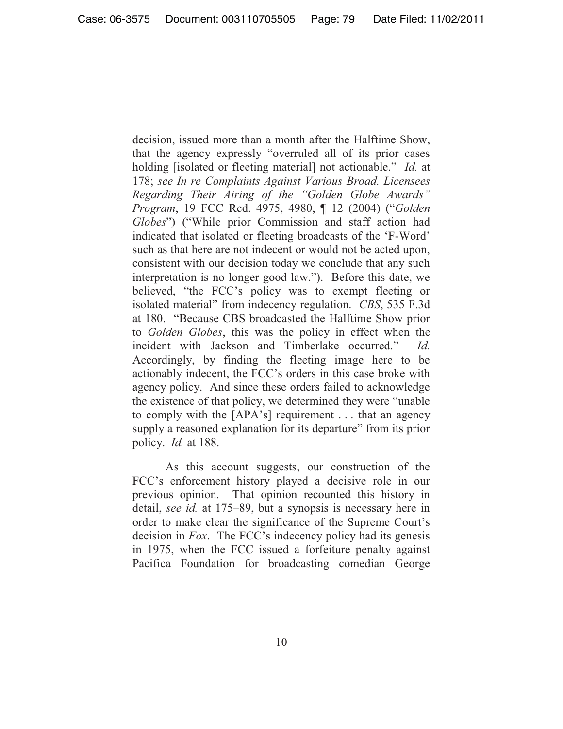decision, issued more than a month after the Halftime Show, that the agency expressly "overruled all of its prior cases holding [isolated or fleeting material] not actionable." *Id.* at 178; *see In re Complaints Against Various Broad. Licensees Regarding Their Airing of the "Golden Globe Awards" Program*, 19 FCC Rcd. 4975, 4980, ¶ 12 (2004) ("*Golden Globes*") ("While prior Commission and staff action had indicated that isolated or fleeting broadcasts of the 'F-Word' such as that here are not indecent or would not be acted upon, consistent with our decision today we conclude that any such interpretation is no longer good law."). Before this date, we believed, "the FCC's policy was to exempt fleeting or isolated material" from indecency regulation. *CBS*, 535 F.3d at 180. "Because CBS broadcasted the Halftime Show prior to *Golden Globes*, this was the policy in effect when the incident with Jackson and Timberlake occurred." *Id.* Accordingly, by finding the fleeting image here to be actionably indecent, the FCC's orders in this case broke with agency policy. And since these orders failed to acknowledge the existence of that policy, we determined they were "unable to comply with the [APA's] requirement . . . that an agency supply a reasoned explanation for its departure" from its prior policy. *Id.* at 188.

As this account suggests, our construction of the FCC's enforcement history played a decisive role in our previous opinion. That opinion recounted this history in detail, *see id.* at 175–89, but a synopsis is necessary here in order to make clear the significance of the Supreme Court's decision in *Fox*. The FCC's indecency policy had its genesis in 1975, when the FCC issued a forfeiture penalty against Pacifica Foundation for broadcasting comedian George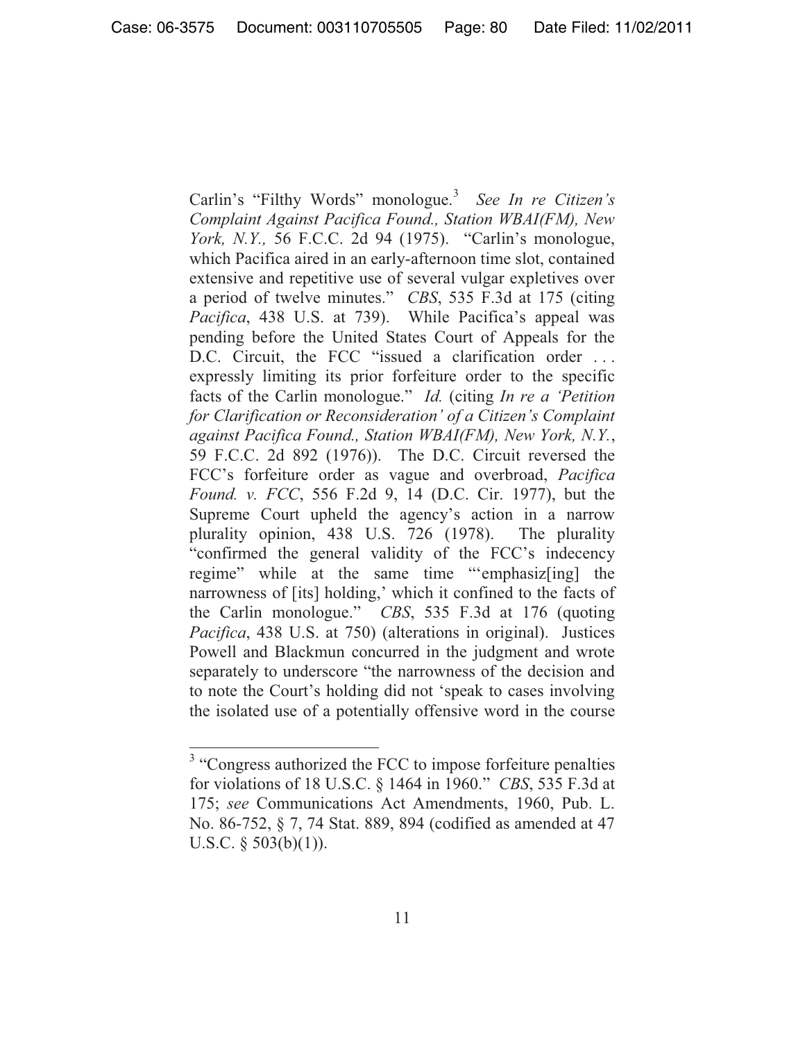Carlin's "Filthy Words" monologue.[3] *See In re Citizen's Complaint Against Pacifica Found., Station WBAI(FM), New York, N.Y.,* 56 F.C.C. 2d 94 (1975). "Carlin's monologue, which Pacifica aired in an early-afternoon time slot, contained extensive and repetitive use of several vulgar expletives over a period of twelve minutes." *CBS*, 535 F.3d at 175 (citing *Pacifica*, 438 U.S. at 739). While Pacifica's appeal was pending before the United States Court of Appeals for the D.C. Circuit, the FCC "issued a clarification order . . . expressly limiting its prior forfeiture order to the specific facts of the Carlin monologue." *Id.* (citing *In re a 'Petition for Clarification or Reconsideration' of a Citizen's Complaint against Pacifica Found., Station WBAI(FM), New York, N.Y.*, 59 F.C.C. 2d 892 (1976)). The D.C. Circuit reversed the FCC's forfeiture order as vague and overbroad, *Pacifica Found. v. FCC*, 556 F.2d 9, 14 (D.C. Cir. 1977), but the Supreme Court upheld the agency's action in a narrow plurality opinion, 438 U.S. 726 (1978). The plurality "confirmed the general validity of the FCC's indecency regime" while at the same time "'emphasiz[ing] the narrowness of [its] holding,' which it confined to the facts of the Carlin monologue." *CBS*, 535 F.3d at 176 (quoting *Pacifica*, 438 U.S. at 750) (alterations in original). Justices Powell and Blackmun concurred in the judgment and wrote separately to underscore "the narrowness of the decision and to note the Court's holding did not 'speak to cases involving the isolated use of a potentially offensive word in the course

[3] "Congress authorized the FCC to impose forfeiture penalties for violations of 18 U.S.C. § 1464 in 1960." *CBS*, 535 F.3d at 175; *see* Communications Act Amendments, 1960, Pub. L. No. 86-752, § 7, 74 Stat. 889, 894 (codified as amended at 47 U.S.C. § 503(b)(1)).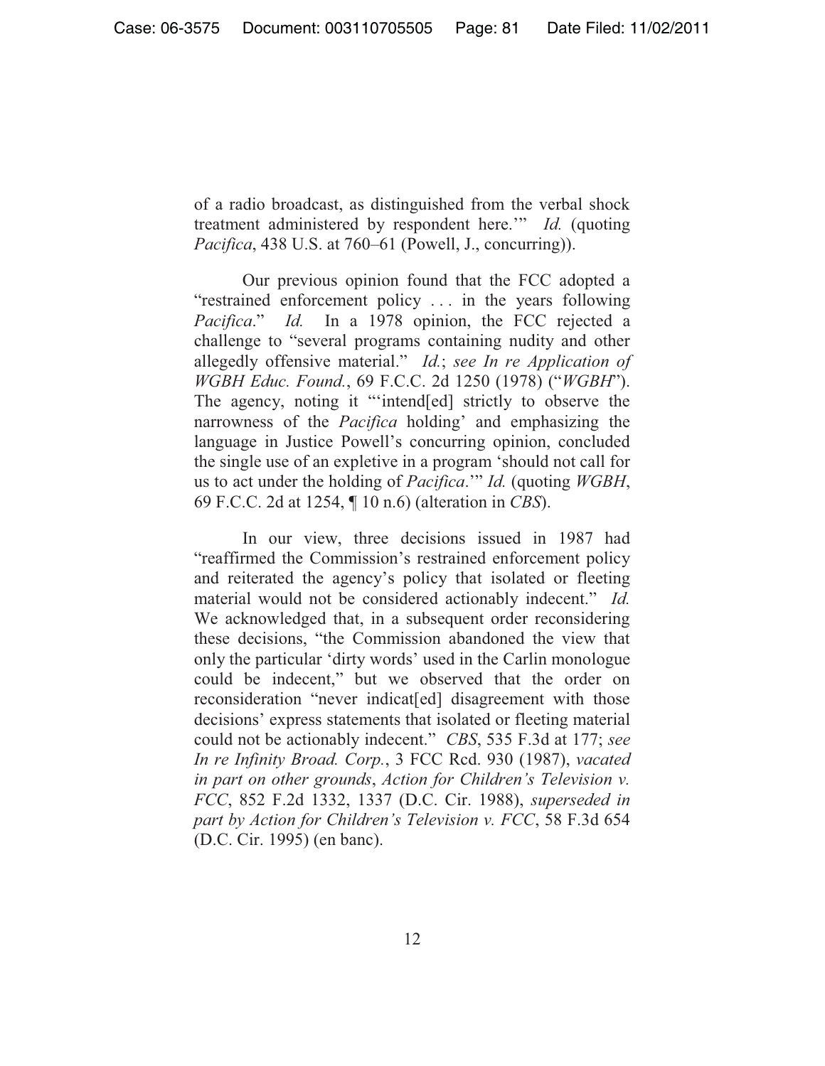of a radio broadcast, as distinguished from the verbal shock treatment administered by respondent here.'" *Id.* (quoting *Pacifica*, 438 U.S. at 760–61 (Powell, J., concurring)).

Our previous opinion found that the FCC adopted a "restrained enforcement policy . . . in the years following *Pacifica*." *Id.* In a 1978 opinion, the FCC rejected a challenge to "several programs containing nudity and other allegedly offensive material." *Id.*; *see In re Application of WGBH Educ. Found.*, 69 F.C.C. 2d 1250 (1978) ("*WGBH*"). The agency, noting it "'intend[ed] strictly to observe the narrowness of the *Pacifica* holding' and emphasizing the language in Justice Powell's concurring opinion, concluded the single use of an expletive in a program 'should not call for us to act under the holding of *Pacifica*.'" *Id.* (quoting *WGBH*, 69 F.C.C. 2d at 1254, ¶ 10 n.6) (alteration in *CBS*).

In our view, three decisions issued in 1987 had "reaffirmed the Commission's restrained enforcement policy and reiterated the agency's policy that isolated or fleeting material would not be considered actionably indecent." *Id.* We acknowledged that, in a subsequent order reconsidering these decisions, "the Commission abandoned the view that only the particular 'dirty words' used in the Carlin monologue could be indecent," but we observed that the order on reconsideration "never indicat[ed] disagreement with those decisions' express statements that isolated or fleeting material could not be actionably indecent." *CBS*, 535 F.3d at 177; *see In re Infinity Broad. Corp.*, 3 FCC Rcd. 930 (1987), *vacated in part on other grounds*, *Action for Children's Television v. FCC*, 852 F.2d 1332, 1337 (D.C. Cir. 1988), *superseded in part by Action for Children's Television v. FCC*, 58 F.3d 654 (D.C. Cir. 1995) (en banc).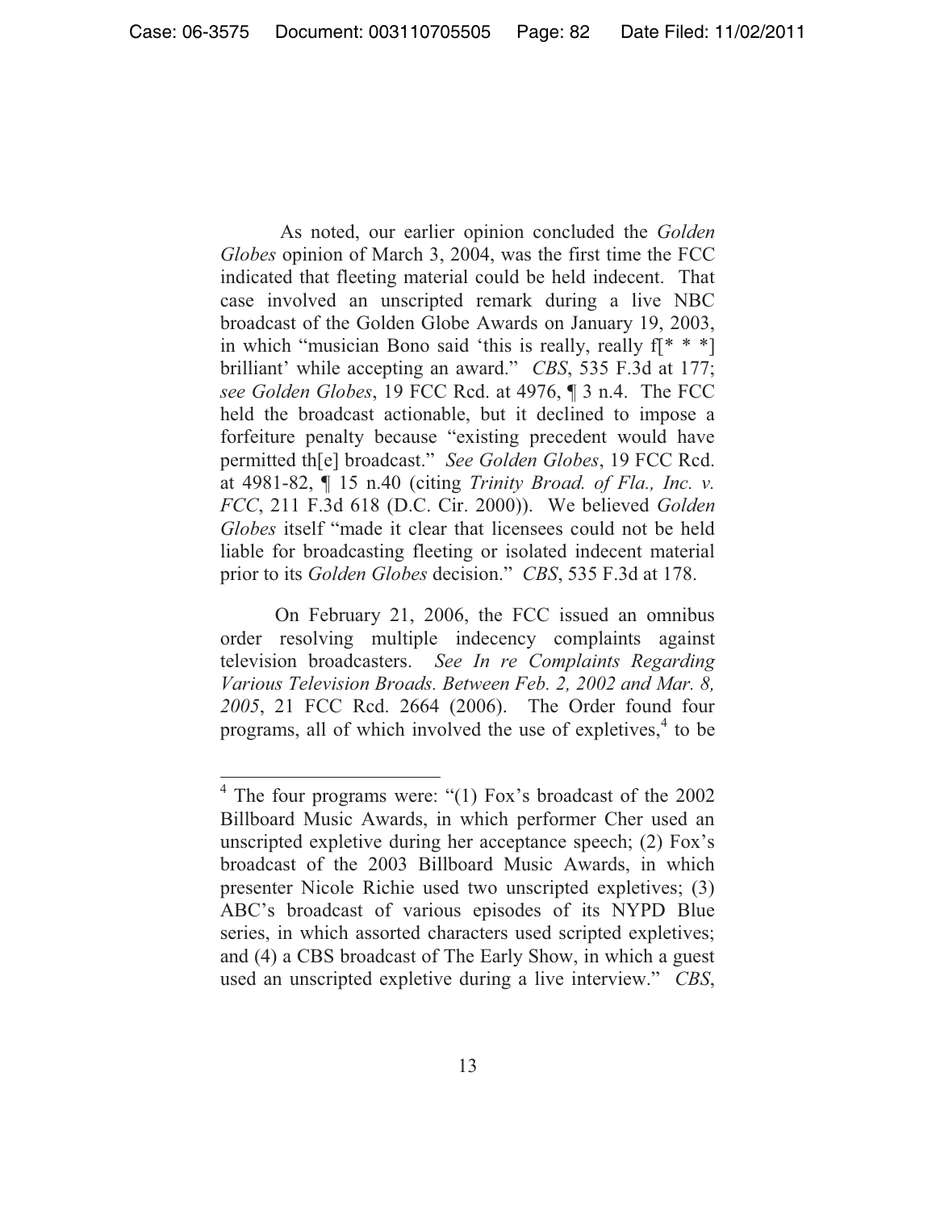As noted, our earlier opinion concluded the *Golden Globes* opinion of March 3, 2004, was the first time the FCC indicated that fleeting material could be held indecent. That case involved an unscripted remark during a live NBC broadcast of the Golden Globe Awards on January 19, 2003, in which "musician Bono said 'this is really, really f[* * *] brilliant' while accepting an award." *CBS*, 535 F.3d at 177; *see Golden Globes*, 19 FCC Rcd. at 4976, ¶ 3 n.4. The FCC held the broadcast actionable, but it declined to impose a forfeiture penalty because "existing precedent would have permitted th[e] broadcast." *See Golden Globes*, 19 FCC Rcd. at 4981-82, ¶ 15 n.40 (citing *Trinity Broad. of Fla., Inc. v. FCC*, 211 F.3d 618 (D.C. Cir. 2000)). We believed *Golden Globes* itself "made it clear that licensees could not be held liable for broadcasting fleeting or isolated indecent material prior to its *Golden Globes* decision." *CBS*, 535 F.3d at 178.

On February 21, 2006, the FCC issued an omnibus order resolving multiple indecency complaints against television broadcasters. *See In re Complaints Regarding Various Television Broads. Between Feb. 2, 2002 and Mar. 8, 2005*, 21 FCC Rcd. 2664 (2006). The Order found four programs, all of which involved the use of expletives,[4] to be

[4] The four programs were: "(1) Fox's broadcast of the 2002 Billboard Music Awards, in which performer Cher used an unscripted expletive during her acceptance speech; (2) Fox's broadcast of the 2003 Billboard Music Awards, in which presenter Nicole Richie used two unscripted expletives; (3) ABC's broadcast of various episodes of its NYPD Blue series, in which assorted characters used scripted expletives; and (4) a CBS broadcast of The Early Show, in which a guest used an unscripted expletive during a live interview." *CBS*,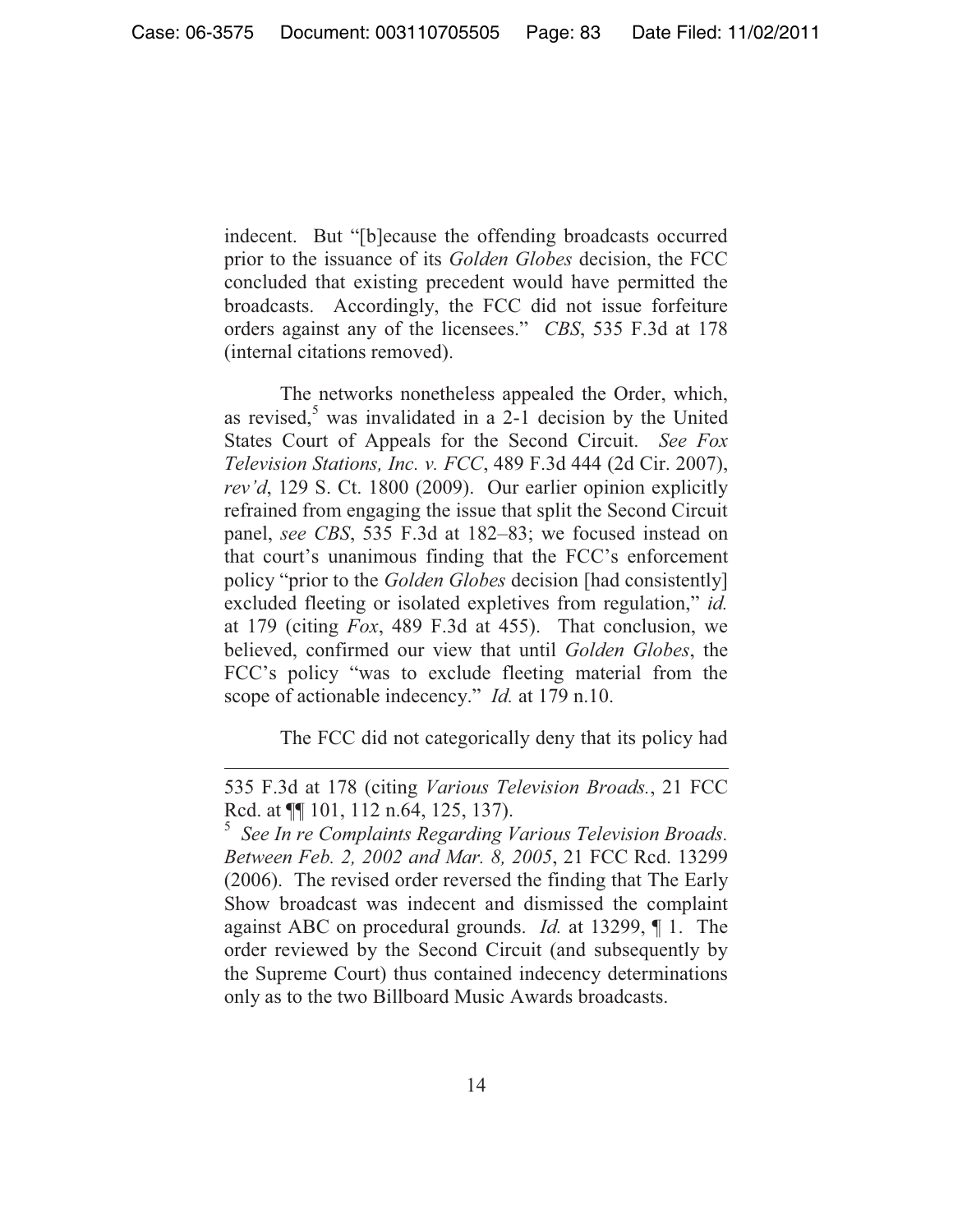indecent. But "[b]ecause the offending broadcasts occurred prior to the issuance of its *Golden Globes* decision, the FCC concluded that existing precedent would have permitted the broadcasts. Accordingly, the FCC did not issue forfeiture orders against any of the licensees." *CBS*, 535 F.3d at 178 (internal citations removed).

The networks nonetheless appealed the Order, which, as revised,[5] was invalidated in a 2-1 decision by the United States Court of Appeals for the Second Circuit. *See Fox Television Stations, Inc. v. FCC*, 489 F.3d 444 (2d Cir. 2007), *rev'd*, 129 S. Ct. 1800 (2009). Our earlier opinion explicitly refrained from engaging the issue that split the Second Circuit panel, *see CBS*, 535 F.3d at 182–83; we focused instead on that court's unanimous finding that the FCC's enforcement policy "prior to the *Golden Globes* decision [had consistently] excluded fleeting or isolated expletives from regulation," *id.* at 179 (citing *Fox*, 489 F.3d at 455). That conclusion, we believed, confirmed our view that until *Golden Globes*, the FCC's policy "was to exclude fleeting material from the scope of actionable indecency." *Id.* at 179 n.10.

The FCC did not categorically deny that its policy had

---

535 F.3d at 178 (citing *Various Television Broads.*, 21 FCC Rcd. at ¶¶ 101, 112 n.64, 125, 137).

[5] *See In re Complaints Regarding Various Television Broads. Between Feb. 2, 2002 and Mar. 8, 2005*, 21 FCC Rcd. 13299 (2006). The revised order reversed the finding that The Early Show broadcast was indecent and dismissed the complaint against ABC on procedural grounds. *Id.* at 13299, ¶ 1. The order reviewed by the Second Circuit (and subsequently by the Supreme Court) thus contained indecency determinations only as to the two Billboard Music Awards broadcasts.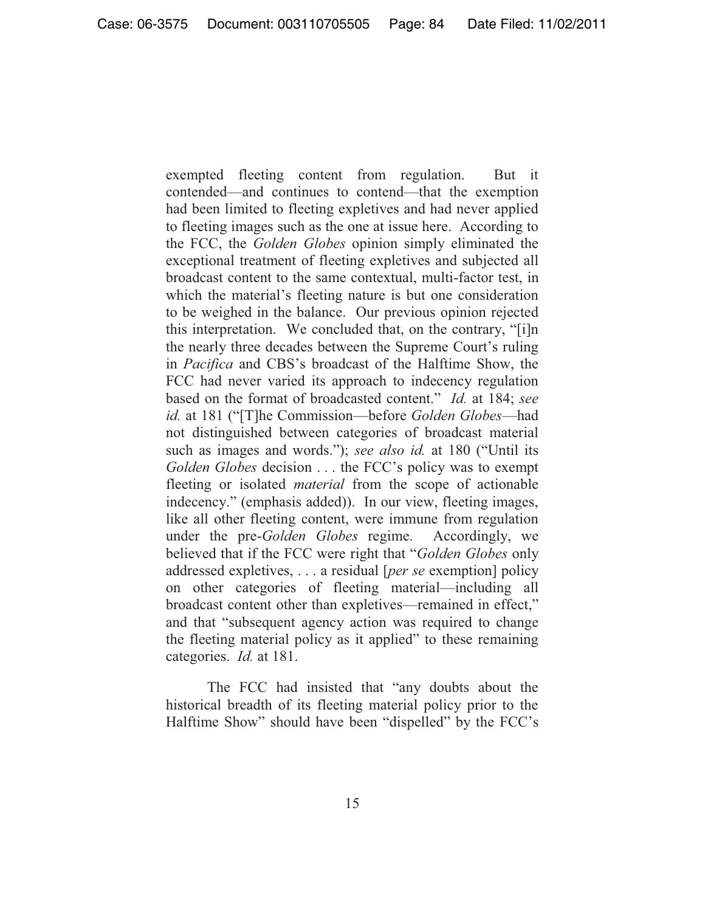exempted fleeting content from regulation. But it contended—and continues to contend—that the exemption had been limited to fleeting expletives and had never applied to fleeting images such as the one at issue here. According to the FCC, the *Golden Globes* opinion simply eliminated the exceptional treatment of fleeting expletives and subjected all broadcast content to the same contextual, multi-factor test, in which the material's fleeting nature is but one consideration to be weighed in the balance. Our previous opinion rejected this interpretation. We concluded that, on the contrary, "[i]n the nearly three decades between the Supreme Court's ruling in *Pacifica* and CBS's broadcast of the Halftime Show, the FCC had never varied its approach to indecency regulation based on the format of broadcasted content." *Id.* at 184; *see id.* at 181 ("[T]he Commission—before *Golden Globes*—had not distinguished between categories of broadcast material such as images and words."); *see also id.* at 180 ("Until its *Golden Globes* decision . . . the FCC's policy was to exempt fleeting or isolated *material* from the scope of actionable indecency." (emphasis added)). In our view, fleeting images, like all other fleeting content, were immune from regulation under the pre-*Golden Globes* regime. Accordingly, we believed that if the FCC were right that "*Golden Globes* only addressed expletives, . . . a residual [*per se* exemption] policy on other categories of fleeting material—including all broadcast content other than expletives—remained in effect," and that "subsequent agency action was required to change the fleeting material policy as it applied" to these remaining categories. *Id.* at 181.

The FCC had insisted that "any doubts about the historical breadth of its fleeting material policy prior to the Halftime Show" should have been "dispelled" by the FCC's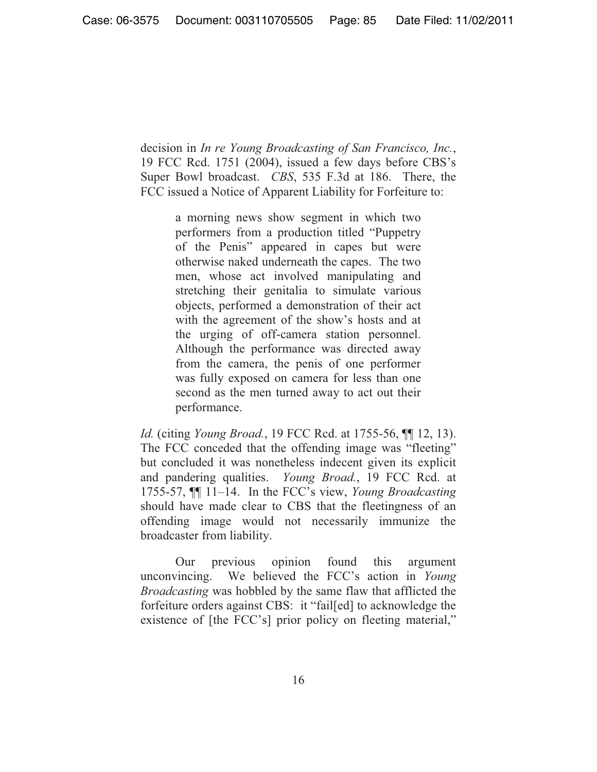decision in *In re Young Broadcasting of San Francisco, Inc.*, 19 FCC Rcd. 1751 (2004), issued a few days before CBS's Super Bowl broadcast. *CBS*, 535 F.3d at 186. There, the FCC issued a Notice of Apparent Liability for Forfeiture to:

> a morning news show segment in which two performers from a production titled "Puppetry of the Penis" appeared in capes but were otherwise naked underneath the capes. The two men, whose act involved manipulating and stretching their genitalia to simulate various objects, performed a demonstration of their act with the agreement of the show's hosts and at the urging of off-camera station personnel. Although the performance was directed away from the camera, the penis of one performer was fully exposed on camera for less than one second as the men turned away to act out their performance.

*Id.* (citing *Young Broad.*, 19 FCC Rcd. at 1755-56, ¶¶ 12, 13). The FCC conceded that the offending image was "fleeting" but concluded it was nonetheless indecent given its explicit and pandering qualities. *Young Broad.*, 19 FCC Rcd. at 1755-57, ¶¶ 11–14. In the FCC's view, *Young Broadcasting* should have made clear to CBS that the fleetingness of an offending image would not necessarily immunize the broadcaster from liability.

Our previous opinion found this argument unconvincing. We believed the FCC's action in *Young Broadcasting* was hobbled by the same flaw that afflicted the forfeiture orders against CBS: it "fail[ed] to acknowledge the existence of [the FCC's] prior policy on fleeting material,"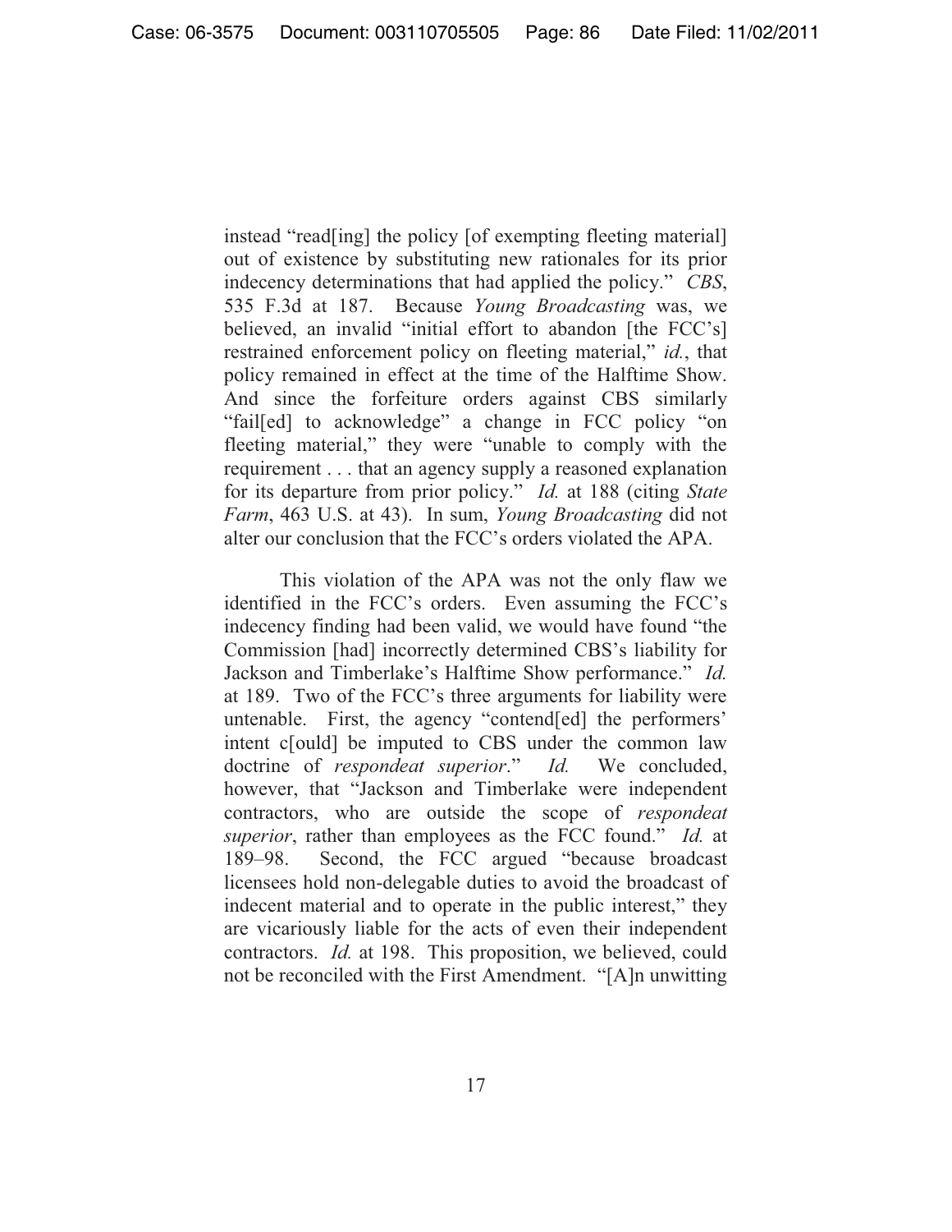instead "read[ing] the policy [of exempting fleeting material] out of existence by substituting new rationales for its prior indecency determinations that had applied the policy." *CBS*, 535 F.3d at 187. Because *Young Broadcasting* was, we believed, an invalid "initial effort to abandon [the FCC's] restrained enforcement policy on fleeting material," *id.*, that policy remained in effect at the time of the Halftime Show. And since the forfeiture orders against CBS similarly "fail[ed] to acknowledge" a change in FCC policy "on fleeting material," they were "unable to comply with the requirement . . . that an agency supply a reasoned explanation for its departure from prior policy." *Id.* at 188 (citing *State Farm*, 463 U.S. at 43). In sum, *Young Broadcasting* did not alter our conclusion that the FCC's orders violated the APA.

This violation of the APA was not the only flaw we identified in the FCC's orders. Even assuming the FCC's indecency finding had been valid, we would have found "the Commission [had] incorrectly determined CBS's liability for Jackson and Timberlake's Halftime Show performance." *Id.* at 189. Two of the FCC's three arguments for liability were untenable. First, the agency "contend[ed] the performers' intent c[ould] be imputed to CBS under the common law doctrine of *respondeat superior*." *Id.* We concluded, however, that "Jackson and Timberlake were independent contractors, who are outside the scope of *respondeat superior*, rather than employees as the FCC found." *Id.* at 189–98. Second, the FCC argued "because broadcast licensees hold non-delegable duties to avoid the broadcast of indecent material and to operate in the public interest," they are vicariously liable for the acts of even their independent contractors. *Id.* at 198. This proposition, we believed, could not be reconciled with the First Amendment. "[A]n unwitting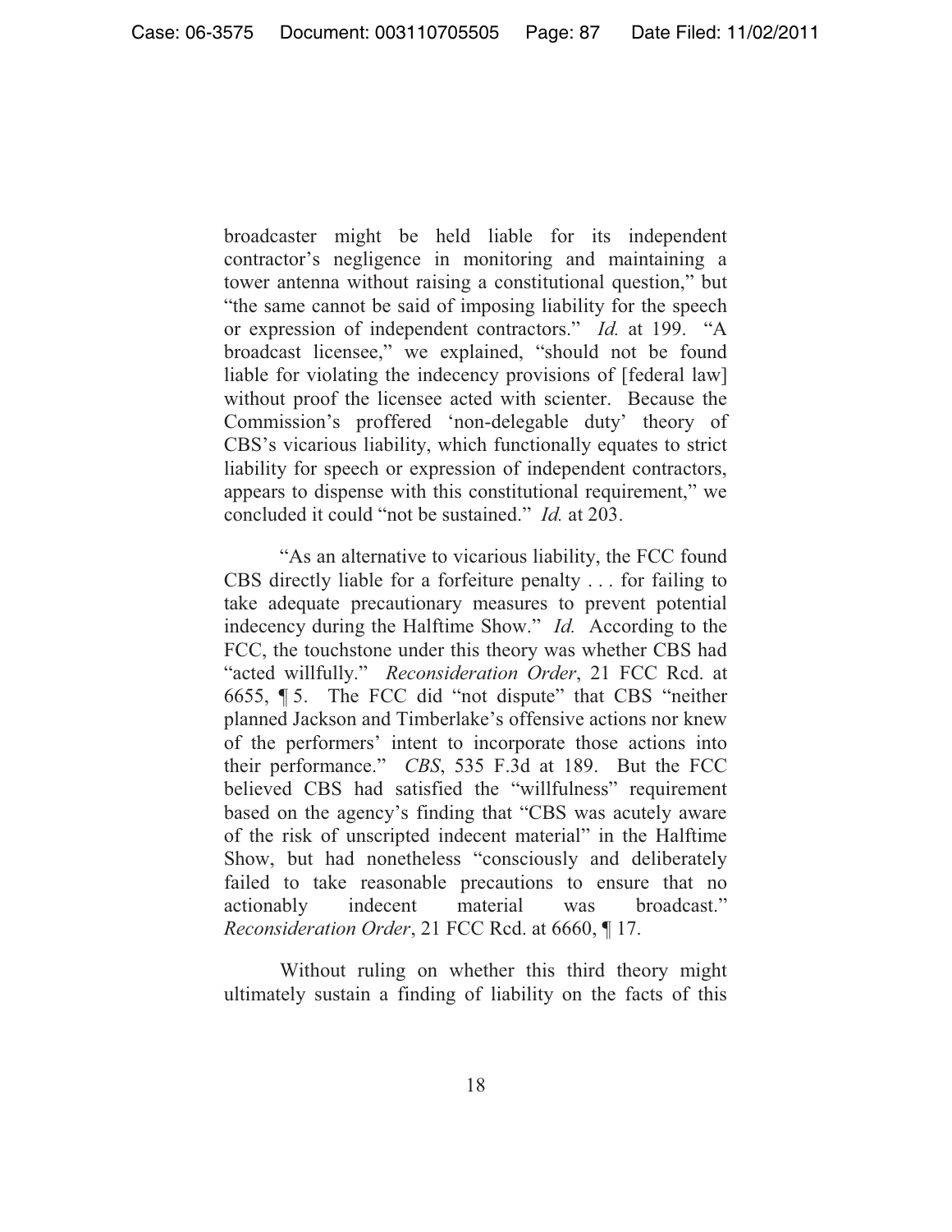broadcaster might be held liable for its independent contractor's negligence in monitoring and maintaining a tower antenna without raising a constitutional question," but "the same cannot be said of imposing liability for the speech or expression of independent contractors." *Id.* at 199. "A broadcast licensee," we explained, "should not be found liable for violating the indecency provisions of [federal law] without proof the licensee acted with scienter. Because the Commission's proffered 'non-delegable duty' theory of CBS's vicarious liability, which functionally equates to strict liability for speech or expression of independent contractors, appears to dispense with this constitutional requirement," we concluded it could "not be sustained." *Id.* at 203.

"As an alternative to vicarious liability, the FCC found CBS directly liable for a forfeiture penalty . . . for failing to take adequate precautionary measures to prevent potential indecency during the Halftime Show." *Id.* According to the FCC, the touchstone under this theory was whether CBS had "acted willfully." *Reconsideration Order*, 21 FCC Rcd. at 6655, ¶ 5. The FCC did "not dispute" that CBS "neither planned Jackson and Timberlake's offensive actions nor knew of the performers' intent to incorporate those actions into their performance." *CBS*, 535 F.3d at 189. But the FCC believed CBS had satisfied the "willfulness" requirement based on the agency's finding that "CBS was acutely aware of the risk of unscripted indecent material" in the Halftime Show, but had nonetheless "consciously and deliberately failed to take reasonable precautions to ensure that no actionably indecent material was broadcast." *Reconsideration Order*, 21 FCC Rcd. at 6660, ¶ 17.

Without ruling on whether this third theory might ultimately sustain a finding of liability on the facts of this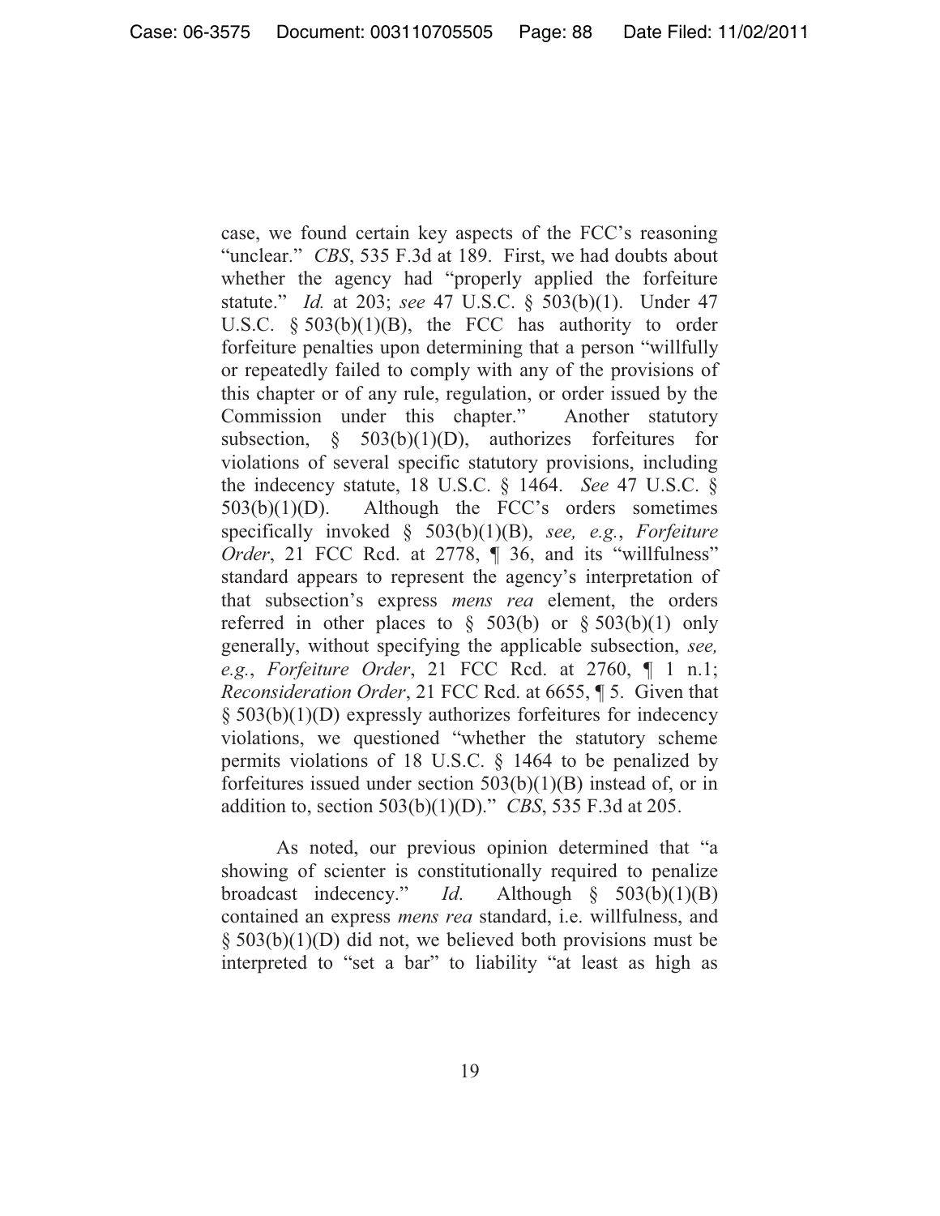case, we found certain key aspects of the FCC's reasoning "unclear." *CBS*, 535 F.3d at 189. First, we had doubts about whether the agency had "properly applied the forfeiture statute." *Id.* at 203; *see* 47 U.S.C. § 503(b)(1). Under 47 U.S.C. § 503(b)(1)(B), the FCC has authority to order forfeiture penalties upon determining that a person "willfully or repeatedly failed to comply with any of the provisions of this chapter or of any rule, regulation, or order issued by the Commission under this chapter." Another statutory subsection, § 503(b)(1)(D), authorizes forfeitures for violations of several specific statutory provisions, including the indecency statute, 18 U.S.C. § 1464. *See* 47 U.S.C. § 503(b)(1)(D). Although the FCC's orders sometimes specifically invoked § 503(b)(1)(B), *see, e.g.*, *Forfeiture Order*, 21 FCC Rcd. at 2778, ¶ 36, and its "willfulness" standard appears to represent the agency's interpretation of that subsection's express *mens rea* element, the orders referred in other places to § 503(b) or § 503(b)(1) only generally, without specifying the applicable subsection, *see, e.g.*, *Forfeiture Order*, 21 FCC Rcd. at 2760, ¶ 1 n.1; *Reconsideration Order*, 21 FCC Rcd. at 6655, ¶ 5. Given that § 503(b)(1)(D) expressly authorizes forfeitures for indecency violations, we questioned "whether the statutory scheme permits violations of 18 U.S.C. § 1464 to be penalized by forfeitures issued under section 503(b)(1)(B) instead of, or in addition to, section 503(b)(1)(D)." *CBS*, 535 F.3d at 205.

As noted, our previous opinion determined that "a showing of scienter is constitutionally required to penalize broadcast indecency." *Id.* Although § 503(b)(1)(B) contained an express *mens rea* standard, i.e. willfulness, and § 503(b)(1)(D) did not, we believed both provisions must be interpreted to "set a bar" to liability "at least as high as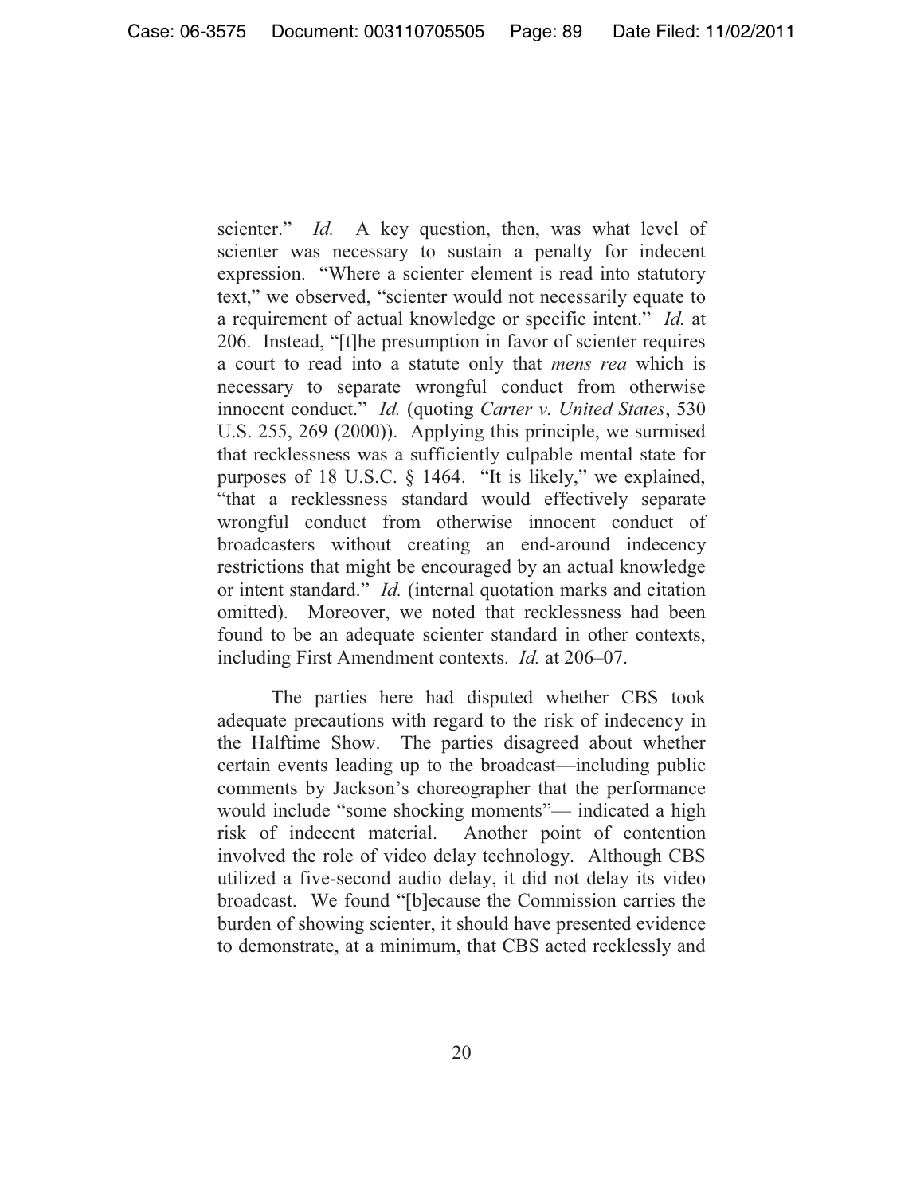scienter." *Id.* A key question, then, was what level of scienter was necessary to sustain a penalty for indecent expression. "Where a scienter element is read into statutory text," we observed, "scienter would not necessarily equate to a requirement of actual knowledge or specific intent." *Id.* at 206. Instead, "[t]he presumption in favor of scienter requires a court to read into a statute only that *mens rea* which is necessary to separate wrongful conduct from otherwise innocent conduct." *Id.* (quoting *Carter v. United States*, 530 U.S. 255, 269 (2000)). Applying this principle, we surmised that recklessness was a sufficiently culpable mental state for purposes of 18 U.S.C. § 1464. "It is likely," we explained, "that a recklessness standard would effectively separate wrongful conduct from otherwise innocent conduct of broadcasters without creating an end-around indecency restrictions that might be encouraged by an actual knowledge or intent standard." *Id.* (internal quotation marks and citation omitted). Moreover, we noted that recklessness had been found to be an adequate scienter standard in other contexts, including First Amendment contexts. *Id.* at 206–07.

The parties here had disputed whether CBS took adequate precautions with regard to the risk of indecency in the Halftime Show. The parties disagreed about whether certain events leading up to the broadcast—including public comments by Jackson's choreographer that the performance would include "some shocking moments"— indicated a high risk of indecent material. Another point of contention involved the role of video delay technology. Although CBS utilized a five-second audio delay, it did not delay its video broadcast. We found "[b]ecause the Commission carries the burden of showing scienter, it should have presented evidence to demonstrate, at a minimum, that CBS acted recklessly and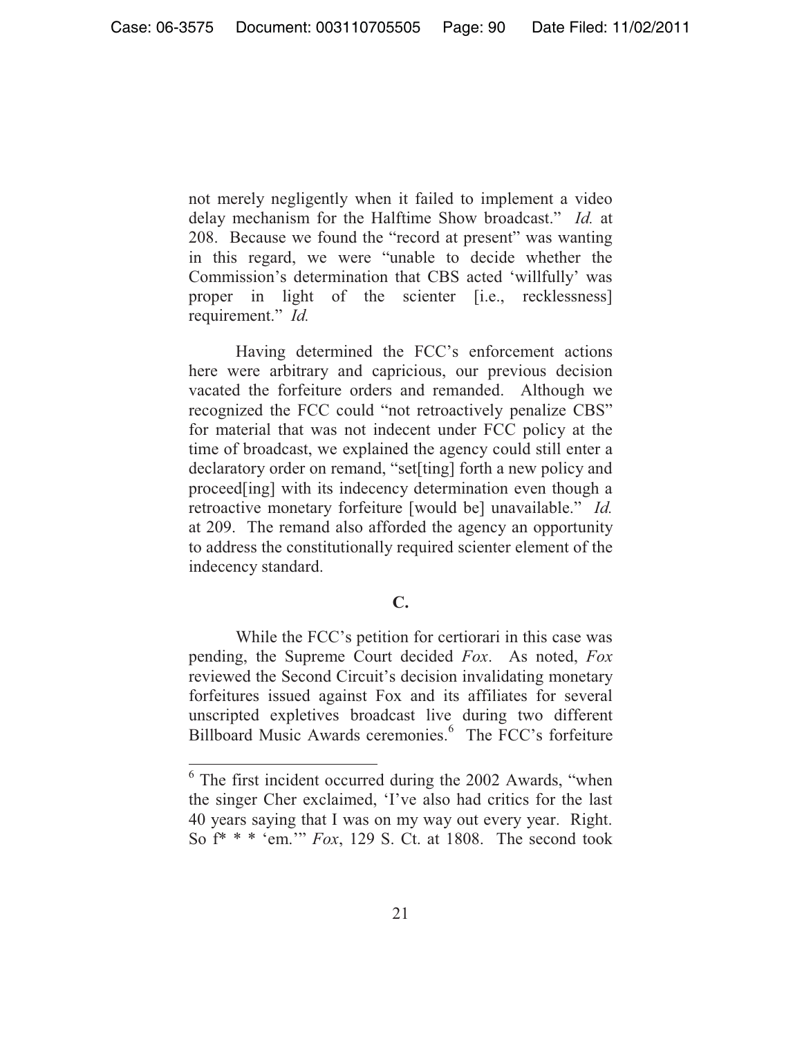not merely negligently when it failed to implement a video delay mechanism for the Halftime Show broadcast." *Id.* at 208. Because we found the "record at present" was wanting in this regard, we were "unable to decide whether the Commission's determination that CBS acted 'willfully' was proper in light of the scienter [i.e., recklessness] requirement." *Id.*

Having determined the FCC's enforcement actions here were arbitrary and capricious, our previous decision vacated the forfeiture orders and remanded. Although we recognized the FCC could "not retroactively penalize CBS" for material that was not indecent under FCC policy at the time of broadcast, we explained the agency could still enter a declaratory order on remand, "set[ting] forth a new policy and proceed[ing] with its indecency determination even though a retroactive monetary forfeiture [would be] unavailable." *Id.* at 209. The remand also afforded the agency an opportunity to address the constitutionally required scienter element of the indecency standard.

**C.**

While the FCC's petition for certiorari in this case was pending, the Supreme Court decided *Fox*. As noted, *Fox* reviewed the Second Circuit's decision invalidating monetary forfeitures issued against Fox and its affiliates for several unscripted expletives broadcast live during two different Billboard Music Awards ceremonies.[6] The FCC's forfeiture

[6] The first incident occurred during the 2002 Awards, "when the singer Cher exclaimed, 'I've also had critics for the last 40 years saying that I was on my way out every year. Right. So f* * * 'em.'" *Fox*, 129 S. Ct. at 1808. The second took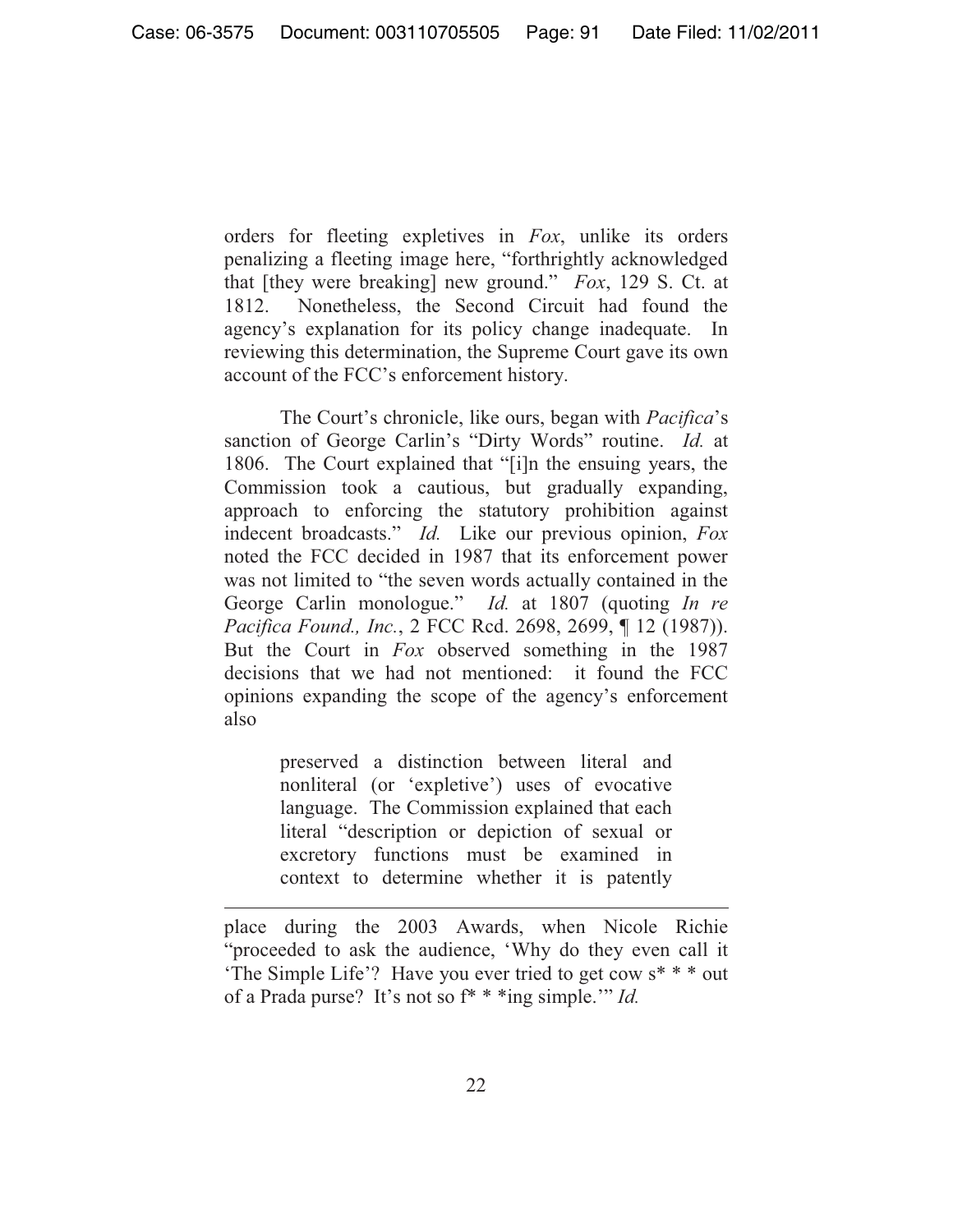orders for fleeting expletives in *Fox*, unlike its orders penalizing a fleeting image here, "forthrightly acknowledged that [they were breaking] new ground." *Fox*, 129 S. Ct. at 1812. Nonetheless, the Second Circuit had found the agency's explanation for its policy change inadequate. In reviewing this determination, the Supreme Court gave its own account of the FCC's enforcement history.

The Court's chronicle, like ours, began with *Pacifica*'s sanction of George Carlin's "Dirty Words" routine. *Id.* at 1806. The Court explained that "[i]n the ensuing years, the Commission took a cautious, but gradually expanding, approach to enforcing the statutory prohibition against indecent broadcasts." *Id.* Like our previous opinion, *Fox* noted the FCC decided in 1987 that its enforcement power was not limited to "the seven words actually contained in the George Carlin monologue." *Id.* at 1807 (quoting *In re Pacifica Found., Inc.*, 2 FCC Rcd. 2698, 2699, ¶ 12 (1987)). But the Court in *Fox* observed something in the 1987 decisions that we had not mentioned: it found the FCC opinions expanding the scope of the agency's enforcement also

> preserved a distinction between literal and nonliteral (or 'expletive') uses of evocative language. The Commission explained that each literal "description or depiction of sexual or excretory functions must be examined in context to determine whether it is patently

---

place during the 2003 Awards, when Nicole Richie "proceeded to ask the audience, 'Why do they even call it 'The Simple Life'? Have you ever tried to get cow s* * * out of a Prada purse? It's not so f* * *ing simple.'" *Id.*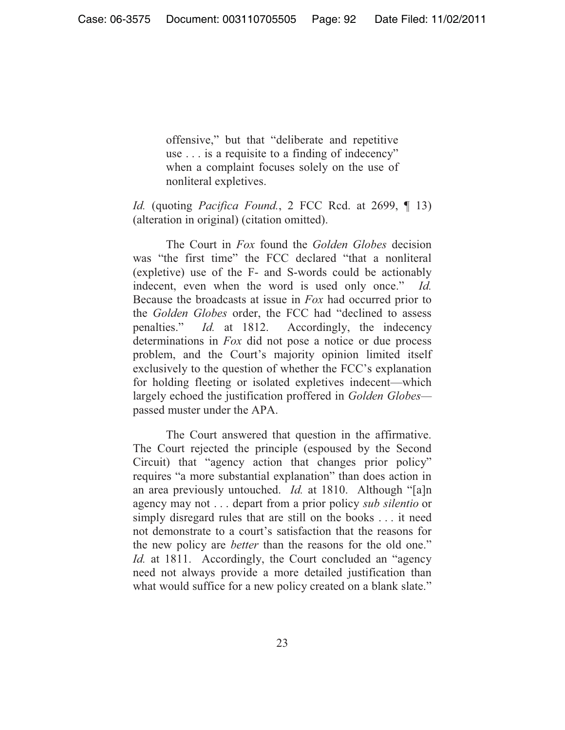> offensive," but that "deliberate and repetitive use . . . is a requisite to a finding of indecency" when a complaint focuses solely on the use of nonliteral expletives.

*Id.* (quoting *Pacifica Found.*, 2 FCC Rcd. at 2699, ¶ 13) (alteration in original) (citation omitted).

The Court in *Fox* found the *Golden Globes* decision was "the first time" the FCC declared "that a nonliteral (expletive) use of the F- and S-words could be actionably indecent, even when the word is used only once." *Id.* Because the broadcasts at issue in *Fox* had occurred prior to the *Golden Globes* order, the FCC had "declined to assess penalties." *Id.* at 1812. Accordingly, the indecency determinations in *Fox* did not pose a notice or due process problem, and the Court's majority opinion limited itself exclusively to the question of whether the FCC's explanation for holding fleeting or isolated expletives indecent—which largely echoed the justification proffered in *Golden Globes*—passed muster under the APA.

The Court answered that question in the affirmative. The Court rejected the principle (espoused by the Second Circuit) that "agency action that changes prior policy" requires "a more substantial explanation" than does action in an area previously untouched. *Id.* at 1810. Although "[a]n agency may not . . . depart from a prior policy *sub silentio* or simply disregard rules that are still on the books . . . it need not demonstrate to a court's satisfaction that the reasons for the new policy are *better* than the reasons for the old one." *Id.* at 1811. Accordingly, the Court concluded an "agency need not always provide a more detailed justification than what would suffice for a new policy created on a blank slate."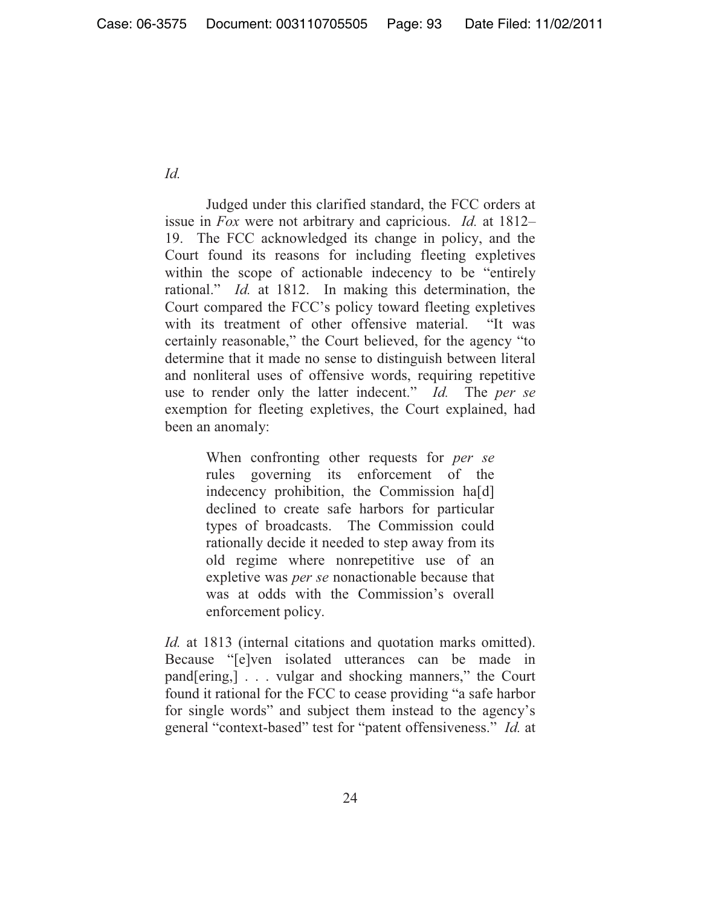*Id.*

Judged under this clarified standard, the FCC orders at issue in *Fox* were not arbitrary and capricious. *Id.* at 1812–19. The FCC acknowledged its change in policy, and the Court found its reasons for including fleeting expletives within the scope of actionable indecency to be "entirely rational." *Id.* at 1812. In making this determination, the Court compared the FCC's policy toward fleeting expletives with its treatment of other offensive material. "It was certainly reasonable," the Court believed, for the agency "to determine that it made no sense to distinguish between literal and nonliteral uses of offensive words, requiring repetitive use to render only the latter indecent." *Id.* The *per se* exemption for fleeting expletives, the Court explained, had been an anomaly:

> When confronting other requests for *per se* rules governing its enforcement of the indecency prohibition, the Commission ha[d] declined to create safe harbors for particular types of broadcasts. The Commission could rationally decide it needed to step away from its old regime where nonrepetitive use of an expletive was *per se* nonactionable because that was at odds with the Commission's overall enforcement policy.

*Id.* at 1813 (internal citations and quotation marks omitted). Because "[e]ven isolated utterances can be made in pand[ering,] . . . vulgar and shocking manners," the Court found it rational for the FCC to cease providing "a safe harbor for single words" and subject them instead to the agency's general "context-based" test for "patent offensiveness." *Id.* at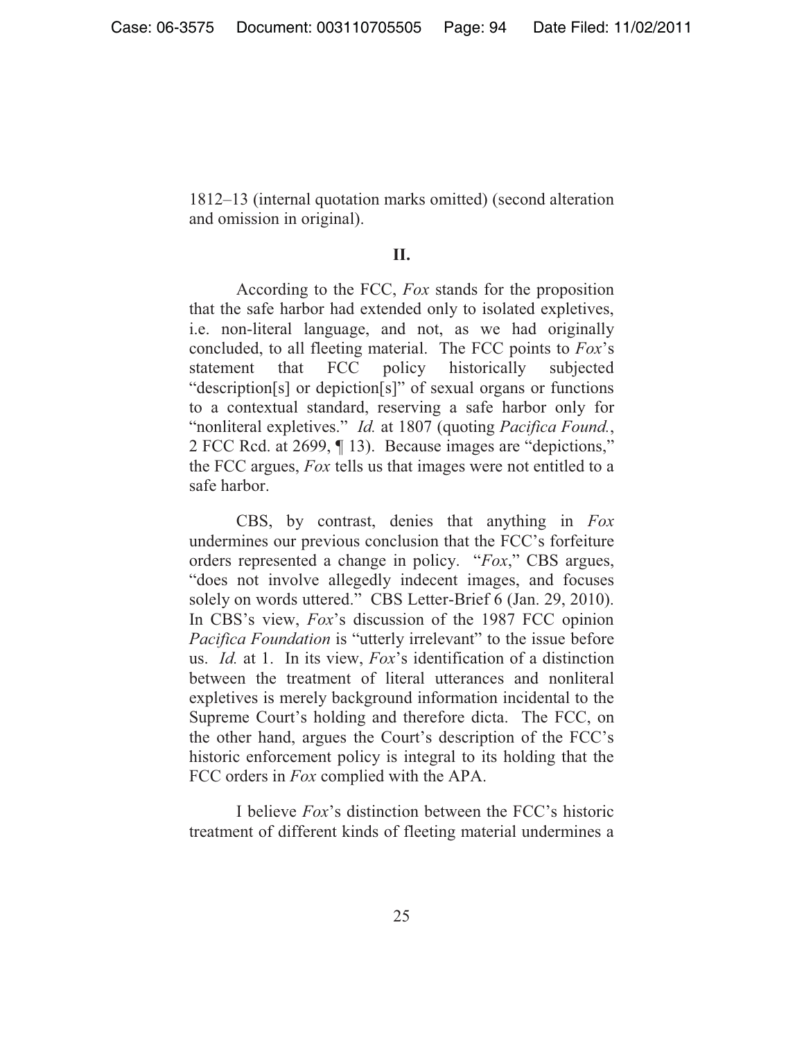1812–13 (internal quotation marks omitted) (second alteration and omission in original).

## II.

According to the FCC, *Fox* stands for the proposition that the safe harbor had extended only to isolated expletives, i.e. non-literal language, and not, as we had originally concluded, to all fleeting material. The FCC points to *Fox*'s statement that FCC policy historically subjected "description[s] or depiction[s]" of sexual organs or functions to a contextual standard, reserving a safe harbor only for "nonliteral expletives." *Id.* at 1807 (quoting *Pacifica Found.*, 2 FCC Rcd. at 2699, ¶ 13). Because images are "depictions," the FCC argues, *Fox* tells us that images were not entitled to a safe harbor.

CBS, by contrast, denies that anything in *Fox* undermines our previous conclusion that the FCC's forfeiture orders represented a change in policy. "*Fox*," CBS argues, "does not involve allegedly indecent images, and focuses solely on words uttered." CBS Letter-Brief 6 (Jan. 29, 2010). In CBS's view, *Fox*'s discussion of the 1987 FCC opinion *Pacifica Foundation* is "utterly irrelevant" to the issue before us. *Id.* at 1. In its view, *Fox*'s identification of a distinction between the treatment of literal utterances and nonliteral expletives is merely background information incidental to the Supreme Court's holding and therefore dicta. The FCC, on the other hand, argues the Court's description of the FCC's historic enforcement policy is integral to its holding that the FCC orders in *Fox* complied with the APA.

I believe *Fox*'s distinction between the FCC's historic treatment of different kinds of fleeting material undermines a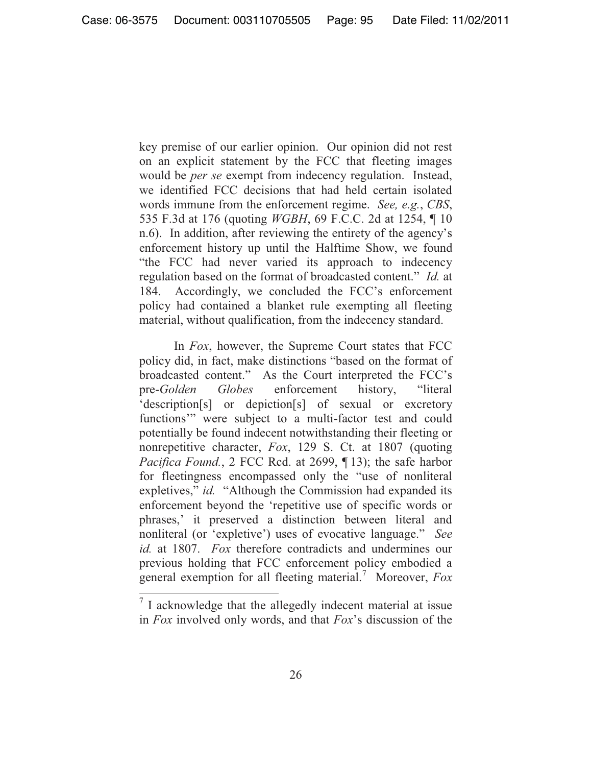key premise of our earlier opinion. Our opinion did not rest on an explicit statement by the FCC that fleeting images would be *per se* exempt from indecency regulation. Instead, we identified FCC decisions that had held certain isolated words immune from the enforcement regime. *See, e.g.*, *CBS*, 535 F.3d at 176 (quoting *WGBH*, 69 F.C.C. 2d at 1254, ¶ 10 n.6). In addition, after reviewing the entirety of the agency's enforcement history up until the Halftime Show, we found "the FCC had never varied its approach to indecency regulation based on the format of broadcasted content." *Id.* at 184. Accordingly, we concluded the FCC's enforcement policy had contained a blanket rule exempting all fleeting material, without qualification, from the indecency standard.

In *Fox*, however, the Supreme Court states that FCC policy did, in fact, make distinctions "based on the format of broadcasted content." As the Court interpreted the FCC's pre-*Golden Globes* enforcement history, "literal 'description[s] or depiction[s] of sexual or excretory functions'" were subject to a multi-factor test and could potentially be found indecent notwithstanding their fleeting or nonrepetitive character, *Fox*, 129 S. Ct. at 1807 (quoting *Pacifica Found.*, 2 FCC Rcd. at 2699, ¶ 13); the safe harbor for fleetingness encompassed only the "use of nonliteral expletives," *id.* "Although the Commission had expanded its enforcement beyond the 'repetitive use of specific words or phrases,' it preserved a distinction between literal and nonliteral (or 'expletive') uses of evocative language." *See id.* at 1807. *Fox* therefore contradicts and undermines our previous holding that FCC enforcement policy embodied a general exemption for all fleeting material.[7] Moreover, *Fox*

[7] I acknowledge that the allegedly indecent material at issue in *Fox* involved only words, and that *Fox*'s discussion of the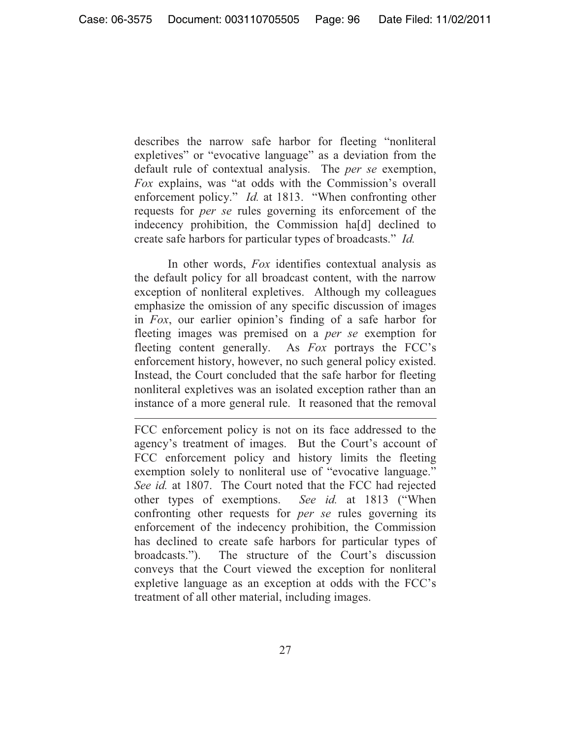describes the narrow safe harbor for fleeting "nonliteral expletives" or "evocative language" as a deviation from the default rule of contextual analysis. The *per se* exemption, *Fox* explains, was "at odds with the Commission's overall enforcement policy." *Id.* at 1813. "When confronting other requests for *per se* rules governing its enforcement of the indecency prohibition, the Commission ha[d] declined to create safe harbors for particular types of broadcasts." *Id.*

In other words, *Fox* identifies contextual analysis as the default policy for all broadcast content, with the narrow exception of nonliteral expletives. Although my colleagues emphasize the omission of any specific discussion of images in *Fox*, our earlier opinion's finding of a safe harbor for fleeting images was premised on a *per se* exemption for fleeting content generally. As *Fox* portrays the FCC's enforcement history, however, no such general policy existed. Instead, the Court concluded that the safe harbor for fleeting nonliteral expletives was an isolated exception rather than an instance of a more general rule. It reasoned that the removal

---

FCC enforcement policy is not on its face addressed to the agency's treatment of images. But the Court's account of FCC enforcement policy and history limits the fleeting exemption solely to nonliteral use of "evocative language." *See id.* at 1807. The Court noted that the FCC had rejected other types of exemptions. *See id.* at 1813 ("When confronting other requests for *per se* rules governing its enforcement of the indecency prohibition, the Commission has declined to create safe harbors for particular types of broadcasts."). The structure of the Court's discussion conveys that the Court viewed the exception for nonliteral expletive language as an exception at odds with the FCC's treatment of all other material, including images.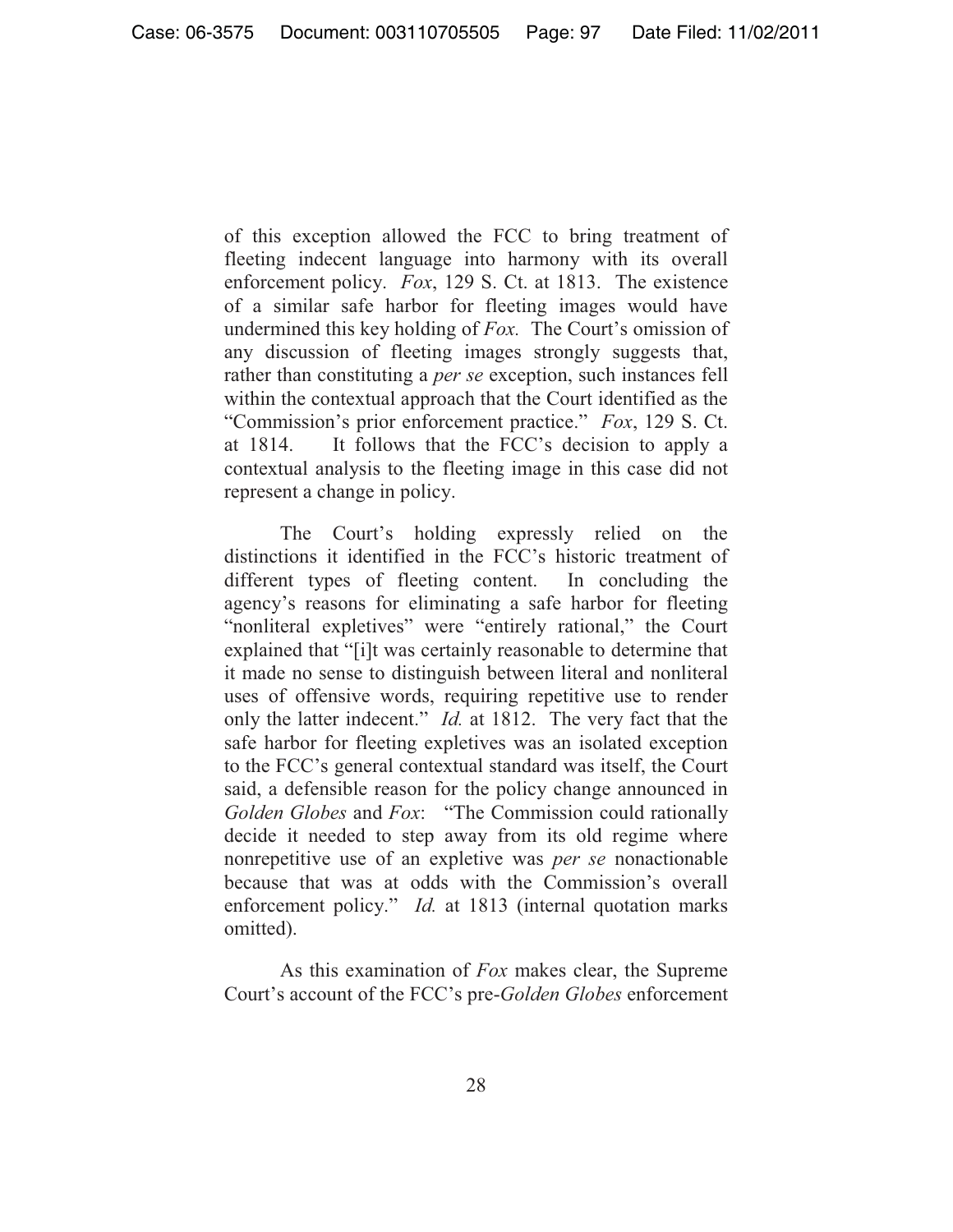of this exception allowed the FCC to bring treatment of fleeting indecent language into harmony with its overall enforcement policy. *Fox*, 129 S. Ct. at 1813. The existence of a similar safe harbor for fleeting images would have undermined this key holding of *Fox.* The Court's omission of any discussion of fleeting images strongly suggests that, rather than constituting a *per se* exception, such instances fell within the contextual approach that the Court identified as the "Commission's prior enforcement practice." *Fox*, 129 S. Ct. at 1814. It follows that the FCC's decision to apply a contextual analysis to the fleeting image in this case did not represent a change in policy.

The Court's holding expressly relied on the distinctions it identified in the FCC's historic treatment of different types of fleeting content. In concluding the agency's reasons for eliminating a safe harbor for fleeting "nonliteral expletives" were "entirely rational," the Court explained that "[i]t was certainly reasonable to determine that it made no sense to distinguish between literal and nonliteral uses of offensive words, requiring repetitive use to render only the latter indecent." *Id.* at 1812. The very fact that the safe harbor for fleeting expletives was an isolated exception to the FCC's general contextual standard was itself, the Court said, a defensible reason for the policy change announced in *Golden Globes* and *Fox*: "The Commission could rationally decide it needed to step away from its old regime where nonrepetitive use of an expletive was *per se* nonactionable because that was at odds with the Commission's overall enforcement policy." *Id.* at 1813 (internal quotation marks omitted).

As this examination of *Fox* makes clear, the Supreme Court's account of the FCC's pre-*Golden Globes* enforcement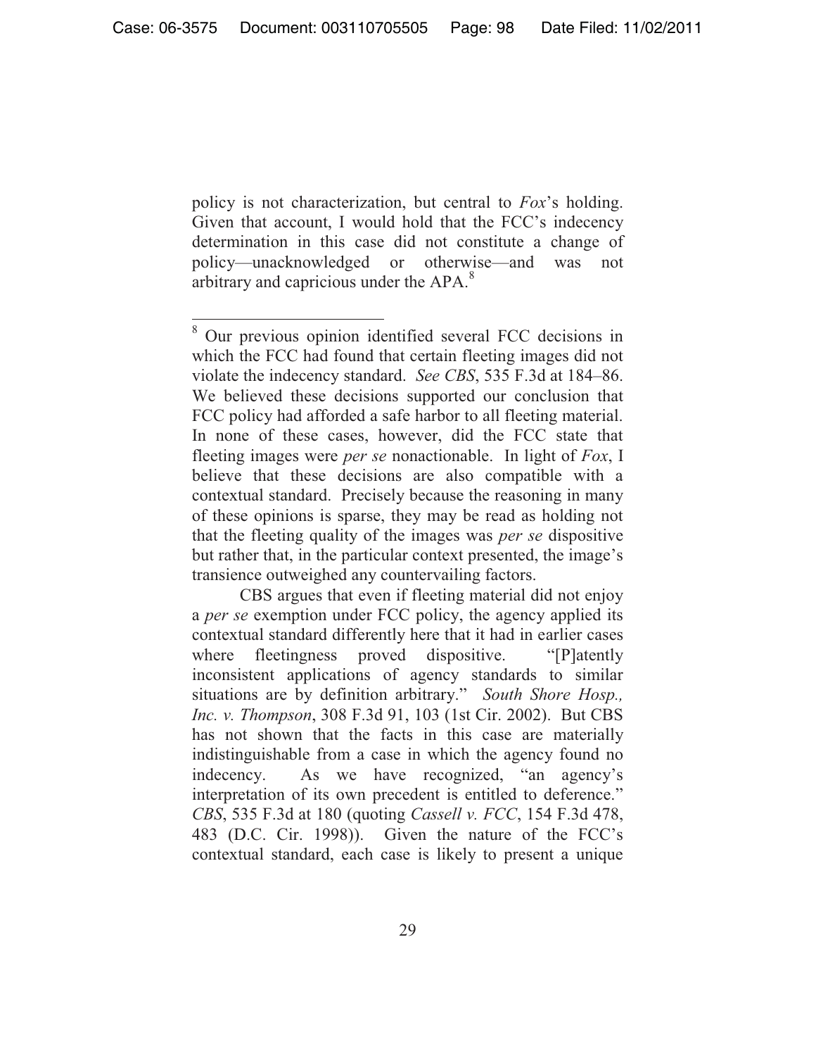policy is not characterization, but central to *Fox*'s holding. Given that account, I would hold that the FCC's indecency determination in this case did not constitute a change of policy—unacknowledged or otherwise—and was not arbitrary and capricious under the APA.[8]

---

[8] Our previous opinion identified several FCC decisions in which the FCC had found that certain fleeting images did not violate the indecency standard. *See CBS*, 535 F.3d at 184–86. We believed these decisions supported our conclusion that FCC policy had afforded a safe harbor to all fleeting material. In none of these cases, however, did the FCC state that fleeting images were *per se* nonactionable. In light of *Fox*, I believe that these decisions are also compatible with a contextual standard. Precisely because the reasoning in many of these opinions is sparse, they may be read as holding not that the fleeting quality of the images was *per se* dispositive but rather that, in the particular context presented, the image's transience outweighed any countervailing factors.

CBS argues that even if fleeting material did not enjoy a *per se* exemption under FCC policy, the agency applied its contextual standard differently here that it had in earlier cases where fleetingness proved dispositive. "[P]atently inconsistent applications of agency standards to similar situations are by definition arbitrary." *South Shore Hosp., Inc. v. Thompson*, 308 F.3d 91, 103 (1st Cir. 2002). But CBS has not shown that the facts in this case are materially indistinguishable from a case in which the agency found no indecency. As we have recognized, "an agency's interpretation of its own precedent is entitled to deference." *CBS*, 535 F.3d at 180 (quoting *Cassell v. FCC*, 154 F.3d 478, 483 (D.C. Cir. 1998)). Given the nature of the FCC's contextual standard, each case is likely to present a unique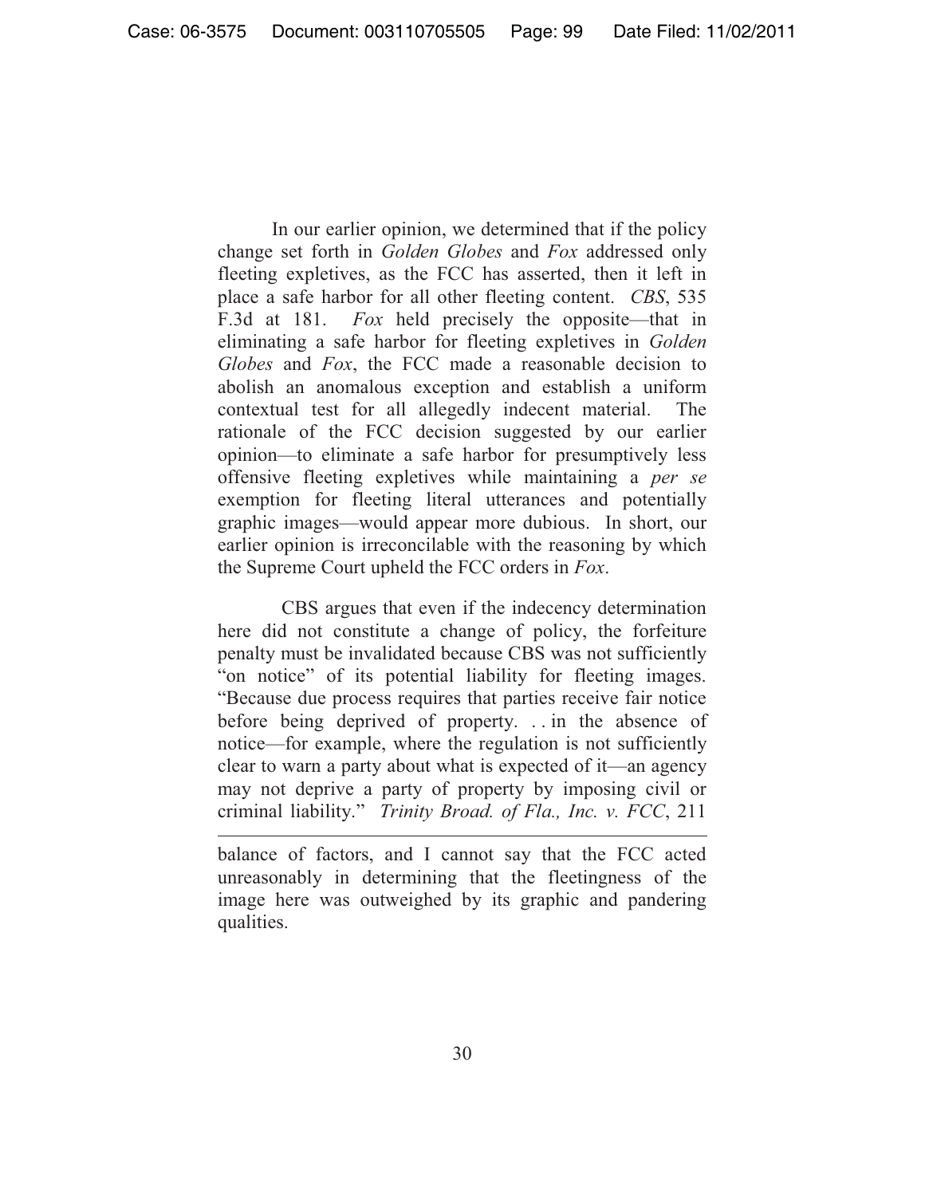In our earlier opinion, we determined that if the policy change set forth in *Golden Globes* and *Fox* addressed only fleeting expletives, as the FCC has asserted, then it left in place a safe harbor for all other fleeting content. *CBS*, 535 F.3d at 181. *Fox* held precisely the opposite—that in eliminating a safe harbor for fleeting expletives in *Golden Globes* and *Fox*, the FCC made a reasonable decision to abolish an anomalous exception and establish a uniform contextual test for all allegedly indecent material. The rationale of the FCC decision suggested by our earlier opinion—to eliminate a safe harbor for presumptively less offensive fleeting expletives while maintaining a *per se* exemption for fleeting literal utterances and potentially graphic images—would appear more dubious. In short, our earlier opinion is irreconcilable with the reasoning by which the Supreme Court upheld the FCC orders in *Fox*.

CBS argues that even if the indecency determination here did not constitute a change of policy, the forfeiture penalty must be invalidated because CBS was not sufficiently "on notice" of its potential liability for fleeting images. "Because due process requires that parties receive fair notice before being deprived of property. . . in the absence of notice—for example, where the regulation is not sufficiently clear to warn a party about what is expected of it—an agency may not deprive a party of property by imposing civil or criminal liability." *Trinity Broad. of Fla., Inc. v. FCC*, 211

---

balance of factors, and I cannot say that the FCC acted unreasonably in determining that the fleetingness of the image here was outweighed by its graphic and pandering qualities.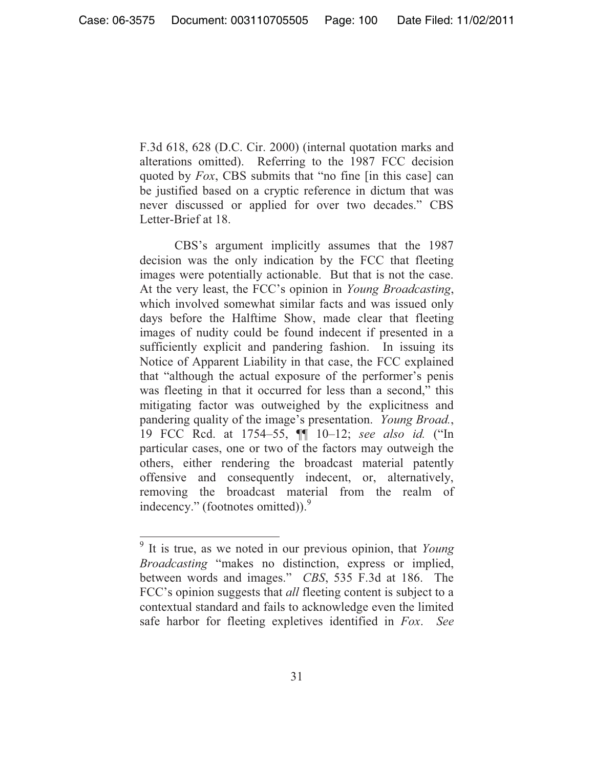F.3d 618, 628 (D.C. Cir. 2000) (internal quotation marks and alterations omitted). Referring to the 1987 FCC decision quoted by *Fox*, CBS submits that "no fine [in this case] can be justified based on a cryptic reference in dictum that was never discussed or applied for over two decades." CBS Letter-Brief at 18.

CBS's argument implicitly assumes that the 1987 decision was the only indication by the FCC that fleeting images were potentially actionable. But that is not the case. At the very least, the FCC's opinion in *Young Broadcasting*, which involved somewhat similar facts and was issued only days before the Halftime Show, made clear that fleeting images of nudity could be found indecent if presented in a sufficiently explicit and pandering fashion. In issuing its Notice of Apparent Liability in that case, the FCC explained that "although the actual exposure of the performer's penis was fleeting in that it occurred for less than a second," this mitigating factor was outweighed by the explicitness and pandering quality of the image's presentation. *Young Broad.*, 19 FCC Rcd. at 1754–55, ¶¶ 10–12; *see also id.* ("In particular cases, one or two of the factors may outweigh the others, either rendering the broadcast material patently offensive and consequently indecent, or, alternatively, removing the broadcast material from the realm of indecency." (footnotes omitted)).[9]

---

[9] It is true, as we noted in our previous opinion, that *Young Broadcasting* "makes no distinction, express or implied, between words and images." *CBS*, 535 F.3d at 186. The FCC's opinion suggests that *all* fleeting content is subject to a contextual standard and fails to acknowledge even the limited safe harbor for fleeting expletives identified in *Fox*. *See*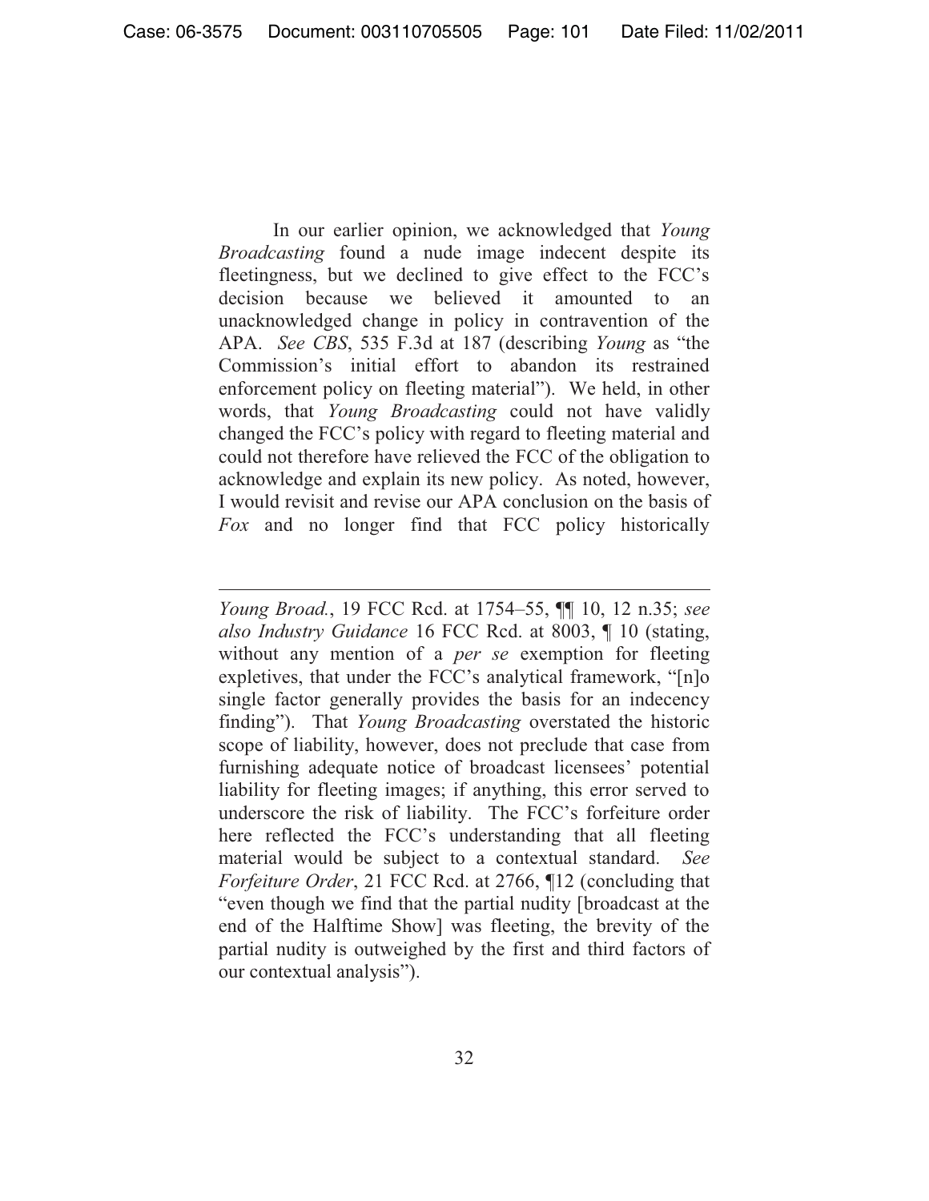In our earlier opinion, we acknowledged that *Young Broadcasting* found a nude image indecent despite its fleetingness, but we declined to give effect to the FCC's decision because we believed it amounted to an unacknowledged change in policy in contravention of the APA. *See CBS*, 535 F.3d at 187 (describing *Young* as "the Commission's initial effort to abandon its restrained enforcement policy on fleeting material"). We held, in other words, that *Young Broadcasting* could not have validly changed the FCC's policy with regard to fleeting material and could not therefore have relieved the FCC of the obligation to acknowledge and explain its new policy. As noted, however, I would revisit and revise our APA conclusion on the basis of *Fox* and no longer find that FCC policy historically

---

*Young Broad.*, 19 FCC Rcd. at 1754–55, ¶¶ 10, 12 n.35; *see also Industry Guidance* 16 FCC Rcd. at 8003, ¶ 10 (stating, without any mention of a *per se* exemption for fleeting expletives, that under the FCC's analytical framework, "[n]o single factor generally provides the basis for an indecency finding"). That *Young Broadcasting* overstated the historic scope of liability, however, does not preclude that case from furnishing adequate notice of broadcast licensees' potential liability for fleeting images; if anything, this error served to underscore the risk of liability. The FCC's forfeiture order here reflected the FCC's understanding that all fleeting material would be subject to a contextual standard. *See Forfeiture Order*, 21 FCC Rcd. at 2766, ¶12 (concluding that "even though we find that the partial nudity [broadcast at the end of the Halftime Show] was fleeting, the brevity of the partial nudity is outweighed by the first and third factors of our contextual analysis").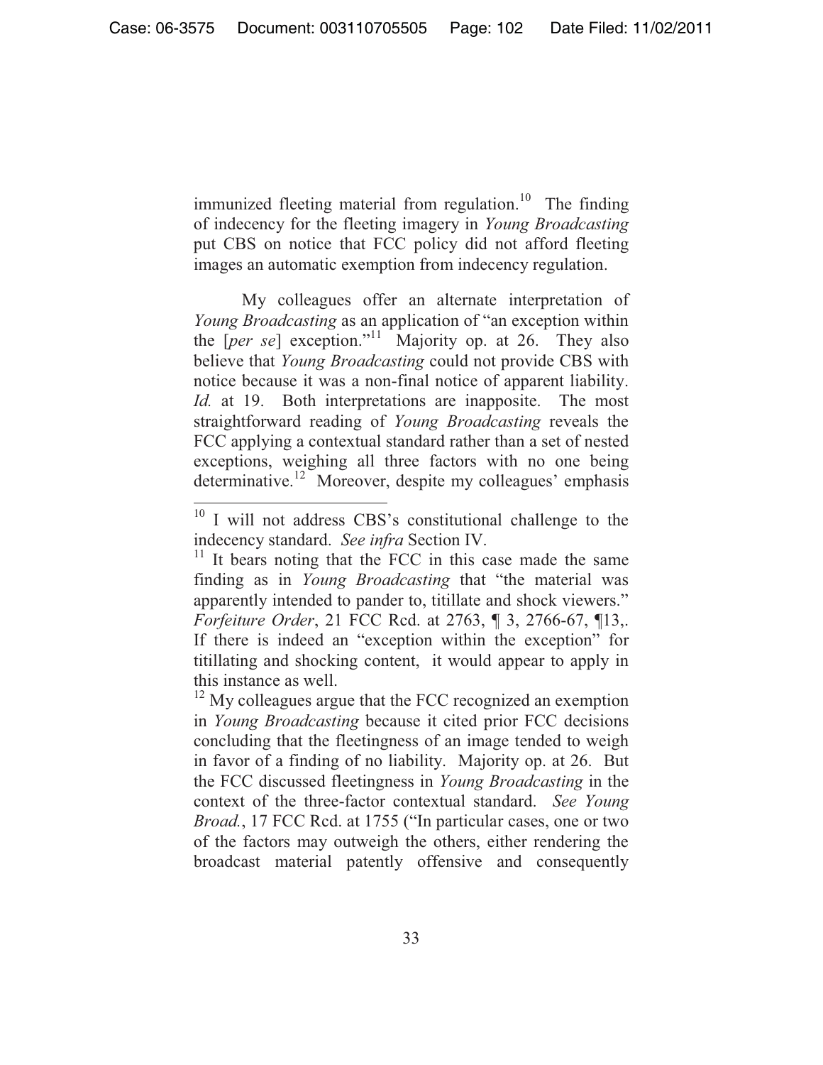immunized fleeting material from regulation.[10] The finding of indecency for the fleeting imagery in *Young Broadcasting* put CBS on notice that FCC policy did not afford fleeting images an automatic exemption from indecency regulation.

My colleagues offer an alternate interpretation of *Young Broadcasting* as an application of "an exception within the [*per se*] exception."[11] Majority op. at 26. They also believe that *Young Broadcasting* could not provide CBS with notice because it was a non-final notice of apparent liability. *Id.* at 19. Both interpretations are inapposite. The most straightforward reading of *Young Broadcasting* reveals the FCC applying a contextual standard rather than a set of nested exceptions, weighing all three factors with no one being determinative.[12] Moreover, despite my colleagues' emphasis

---

[10] I will not address CBS's constitutional challenge to the indecency standard. *See infra* Section IV.

[11] It bears noting that the FCC in this case made the same finding as in *Young Broadcasting* that "the material was apparently intended to pander to, titillate and shock viewers." *Forfeiture Order*, 21 FCC Rcd. at 2763, ¶ 3, 2766-67, ¶13,. If there is indeed an "exception within the exception" for titillating and shocking content, it would appear to apply in this instance as well.

[12] My colleagues argue that the FCC recognized an exemption in *Young Broadcasting* because it cited prior FCC decisions concluding that the fleetingness of an image tended to weigh in favor of a finding of no liability. Majority op. at 26. But the FCC discussed fleetingness in *Young Broadcasting* in the context of the three-factor contextual standard. *See Young Broad.*, 17 FCC Rcd. at 1755 ("In particular cases, one or two of the factors may outweigh the others, either rendering the broadcast material patently offensive and consequently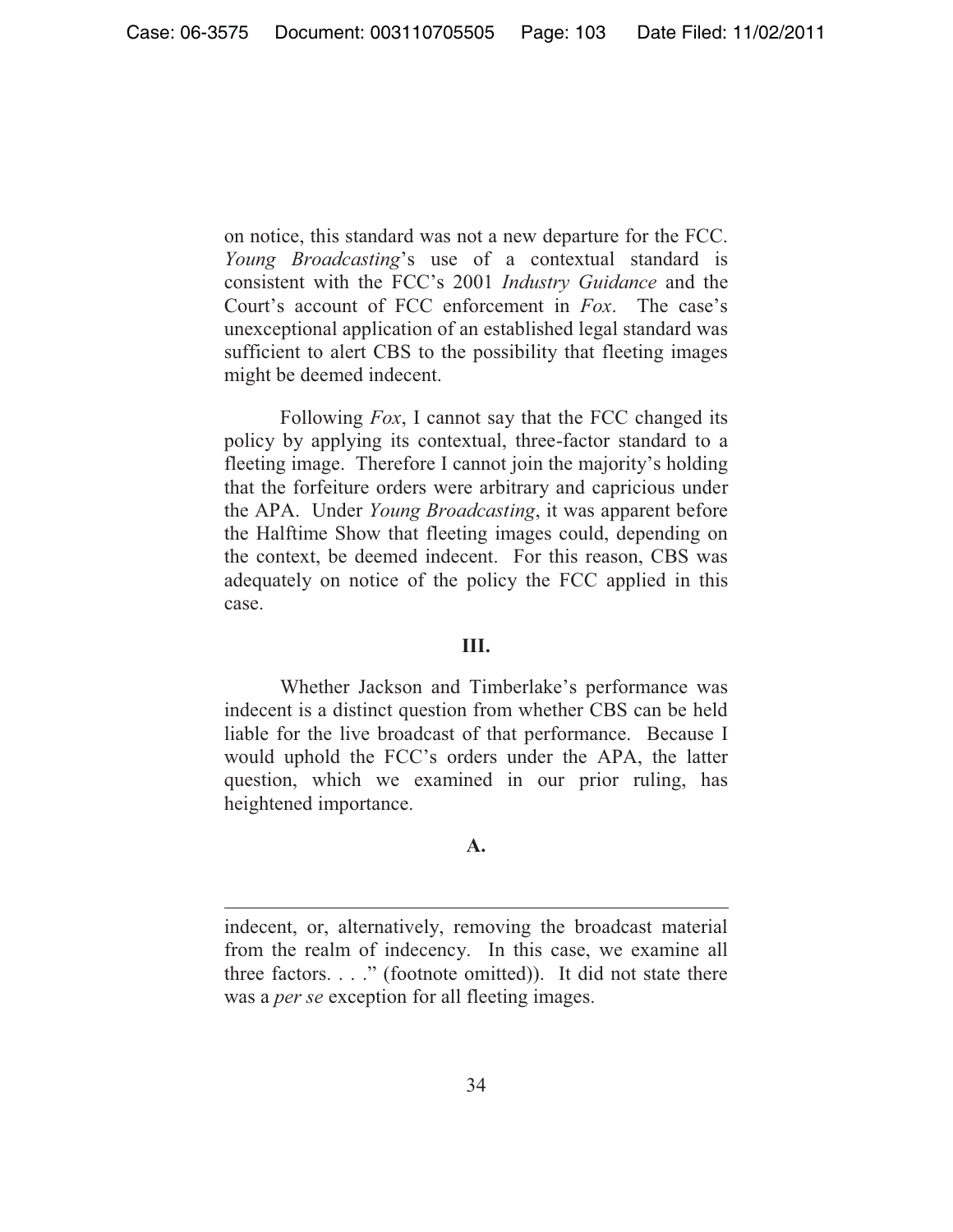on notice, this standard was not a new departure for the FCC. *Young Broadcasting*'s use of a contextual standard is consistent with the FCC's 2001 *Industry Guidance* and the Court's account of FCC enforcement in *Fox*. The case's unexceptional application of an established legal standard was sufficient to alert CBS to the possibility that fleeting images might be deemed indecent.

Following *Fox*, I cannot say that the FCC changed its policy by applying its contextual, three-factor standard to a fleeting image. Therefore I cannot join the majority's holding that the forfeiture orders were arbitrary and capricious under the APA. Under *Young Broadcasting*, it was apparent before the Halftime Show that fleeting images could, depending on the context, be deemed indecent. For this reason, CBS was adequately on notice of the policy the FCC applied in this case.

### III.

Whether Jackson and Timberlake's performance was indecent is a distinct question from whether CBS can be held liable for the live broadcast of that performance. Because I would uphold the FCC's orders under the APA, the latter question, which we examined in our prior ruling, has heightened importance.

#### A.

---

indecent, or, alternatively, removing the broadcast material from the realm of indecency. In this case, we examine all three factors. . . ." (footnote omitted)). It did not state there was a *per se* exception for all fleeting images.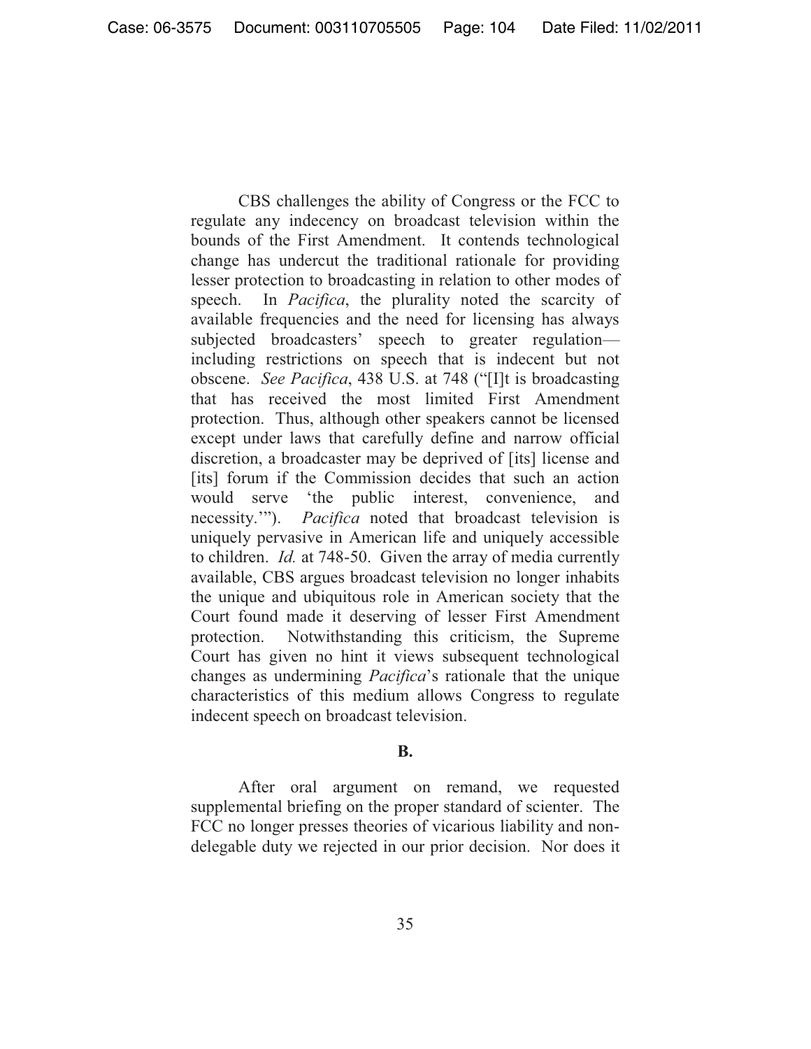CBS challenges the ability of Congress or the FCC to regulate any indecency on broadcast television within the bounds of the First Amendment. It contends technological change has undercut the traditional rationale for providing lesser protection to broadcasting in relation to other modes of speech. In *Pacifica*, the plurality noted the scarcity of available frequencies and the need for licensing has always subjected broadcasters' speech to greater regulation—including restrictions on speech that is indecent but not obscene. *See Pacifica*, 438 U.S. at 748 ("[I]t is broadcasting that has received the most limited First Amendment protection. Thus, although other speakers cannot be licensed except under laws that carefully define and narrow official discretion, a broadcaster may be deprived of [its] license and [its] forum if the Commission decides that such an action would serve 'the public interest, convenience, and necessity.'"). *Pacifica* noted that broadcast television is uniquely pervasive in American life and uniquely accessible to children. *Id.* at 748-50. Given the array of media currently available, CBS argues broadcast television no longer inhabits the unique and ubiquitous role in American society that the Court found made it deserving of lesser First Amendment protection. Notwithstanding this criticism, the Supreme Court has given no hint it views subsequent technological changes as undermining *Pacifica*'s rationale that the unique characteristics of this medium allows Congress to regulate indecent speech on broadcast television.

**B.**

After oral argument on remand, we requested supplemental briefing on the proper standard of scienter. The FCC no longer presses theories of vicarious liability and non-delegable duty we rejected in our prior decision. Nor does it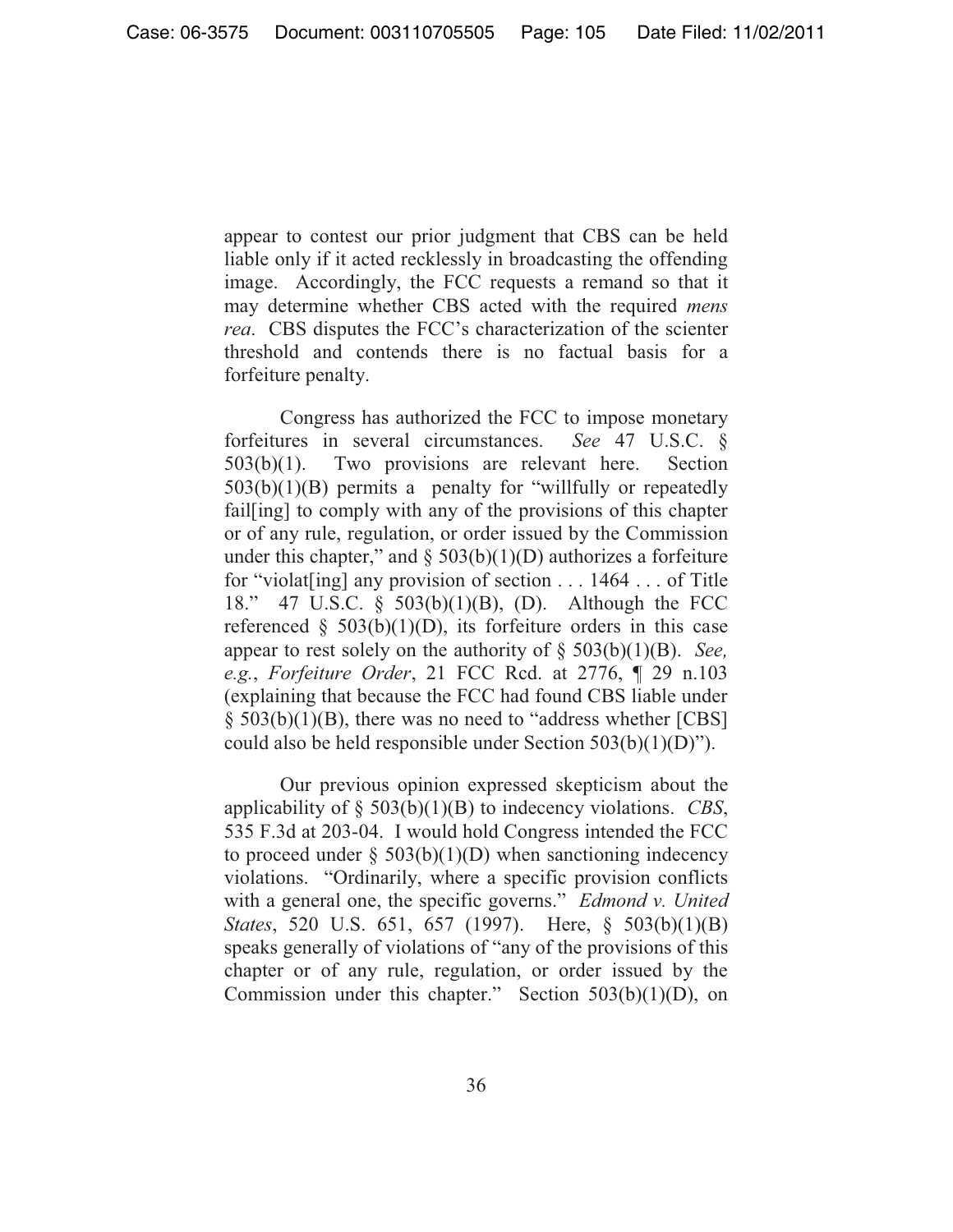appear to contest our prior judgment that CBS can be held liable only if it acted recklessly in broadcasting the offending image. Accordingly, the FCC requests a remand so that it may determine whether CBS acted with the required *mens rea*. CBS disputes the FCC's characterization of the scienter threshold and contends there is no factual basis for a forfeiture penalty.

Congress has authorized the FCC to impose monetary forfeitures in several circumstances. *See* 47 U.S.C. § 503(b)(1). Two provisions are relevant here. Section 503(b)(1)(B) permits a penalty for "willfully or repeatedly fail[ing] to comply with any of the provisions of this chapter or of any rule, regulation, or order issued by the Commission under this chapter," and § 503(b)(1)(D) authorizes a forfeiture for "violat[ing] any provision of section . . . 1464 . . . of Title 18." 47 U.S.C. § 503(b)(1)(B), (D). Although the FCC referenced § 503(b)(1)(D), its forfeiture orders in this case appear to rest solely on the authority of § 503(b)(1)(B). *See, e.g.*, *Forfeiture Order*, 21 FCC Rcd. at 2776, ¶ 29 n.103 (explaining that because the FCC had found CBS liable under § 503(b)(1)(B), there was no need to "address whether [CBS] could also be held responsible under Section 503(b)(1)(D)").

Our previous opinion expressed skepticism about the applicability of § 503(b)(1)(B) to indecency violations. *CBS*, 535 F.3d at 203-04. I would hold Congress intended the FCC to proceed under § 503(b)(1)(D) when sanctioning indecency violations. "Ordinarily, where a specific provision conflicts with a general one, the specific governs." *Edmond v. United States*, 520 U.S. 651, 657 (1997). Here, § 503(b)(1)(B) speaks generally of violations of "any of the provisions of this chapter or of any rule, regulation, or order issued by the Commission under this chapter." Section 503(b)(1)(D), on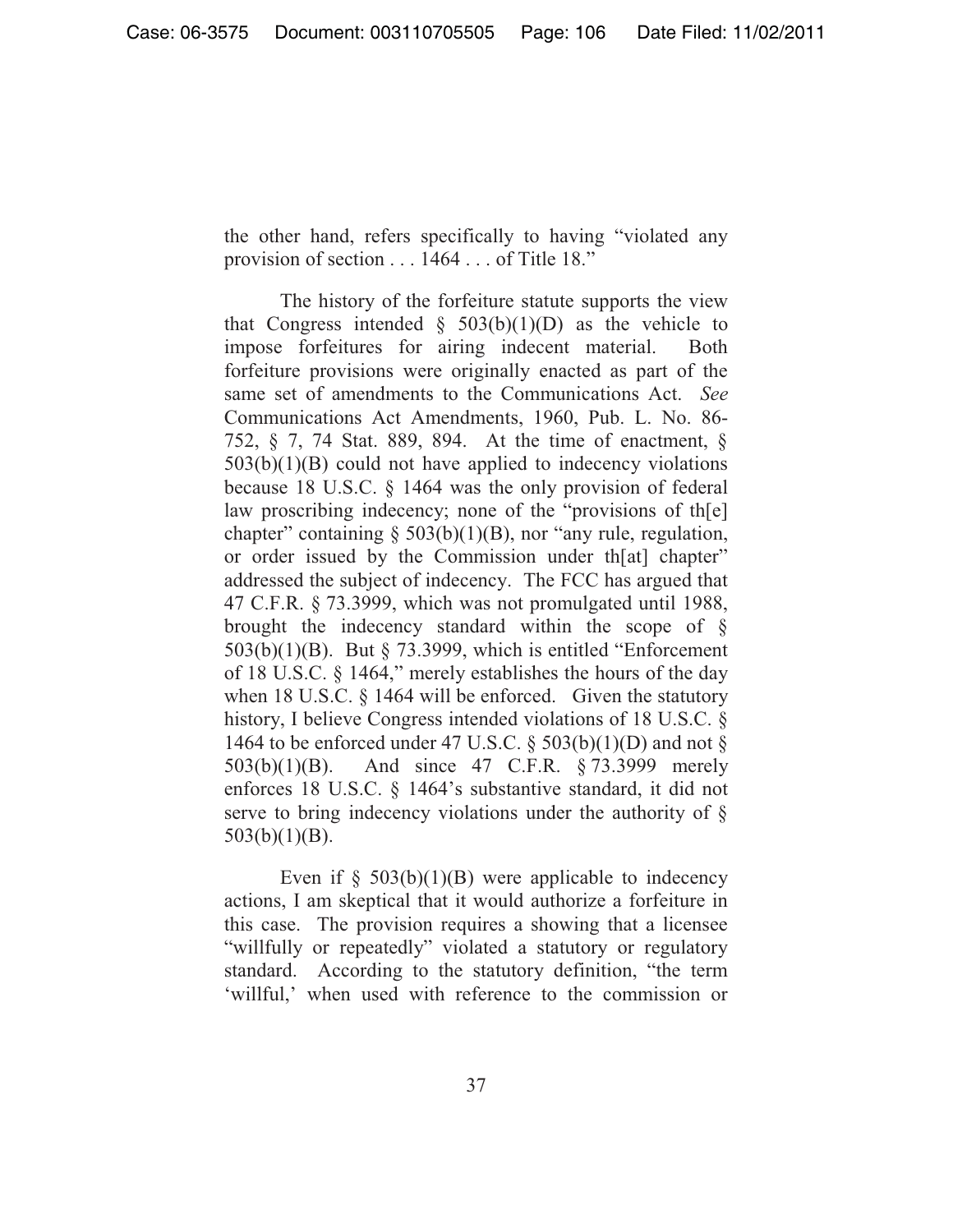the other hand, refers specifically to having "violated any provision of section . . . 1464 . . . of Title 18."

The history of the forfeiture statute supports the view that Congress intended § 503(b)(1)(D) as the vehicle to impose forfeitures for airing indecent material. Both forfeiture provisions were originally enacted as part of the same set of amendments to the Communications Act. *See* Communications Act Amendments, 1960, Pub. L. No. 86-752, § 7, 74 Stat. 889, 894. At the time of enactment, § 503(b)(1)(B) could not have applied to indecency violations because 18 U.S.C. § 1464 was the only provision of federal law proscribing indecency; none of the "provisions of th[e] chapter" containing § 503(b)(1)(B), nor "any rule, regulation, or order issued by the Commission under th[at] chapter" addressed the subject of indecency. The FCC has argued that 47 C.F.R. § 73.3999, which was not promulgated until 1988, brought the indecency standard within the scope of § 503(b)(1)(B). But § 73.3999, which is entitled "Enforcement of 18 U.S.C. § 1464," merely establishes the hours of the day when 18 U.S.C. § 1464 will be enforced. Given the statutory history, I believe Congress intended violations of 18 U.S.C. § 1464 to be enforced under 47 U.S.C. § 503(b)(1)(D) and not § 503(b)(1)(B). And since 47 C.F.R. § 73.3999 merely enforces 18 U.S.C. § 1464's substantive standard, it did not serve to bring indecency violations under the authority of § 503(b)(1)(B).

Even if § 503(b)(1)(B) were applicable to indecency actions, I am skeptical that it would authorize a forfeiture in this case. The provision requires a showing that a licensee "willfully or repeatedly" violated a statutory or regulatory standard. According to the statutory definition, "the term 'willful,' when used with reference to the commission or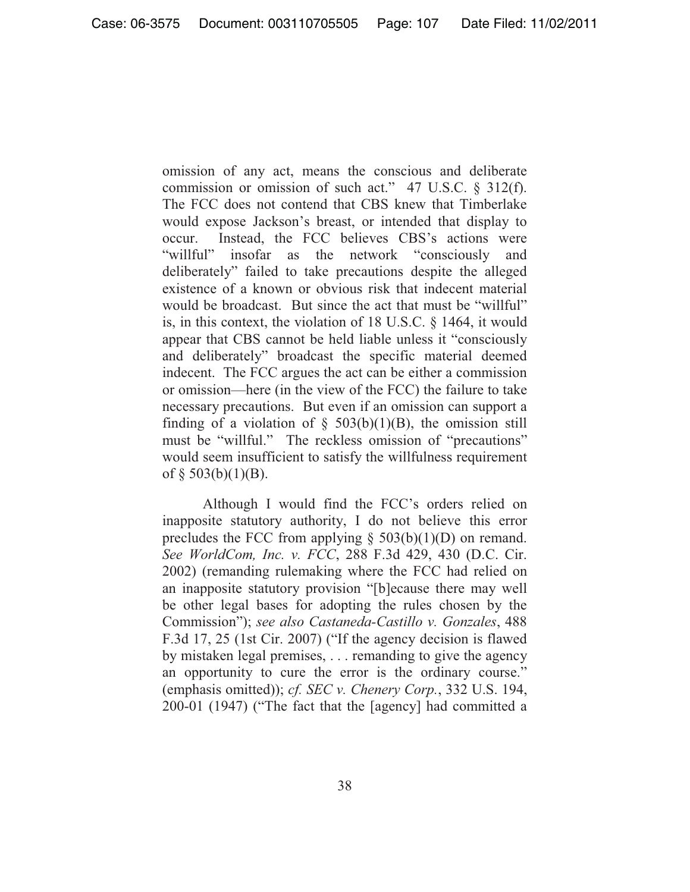omission of any act, means the conscious and deliberate commission or omission of such act." 47 U.S.C. § 312(f). The FCC does not contend that CBS knew that Timberlake would expose Jackson's breast, or intended that display to occur. Instead, the FCC believes CBS's actions were "willful" insofar as the network "consciously and deliberately" failed to take precautions despite the alleged existence of a known or obvious risk that indecent material would be broadcast. But since the act that must be "willful" is, in this context, the violation of 18 U.S.C. § 1464, it would appear that CBS cannot be held liable unless it "consciously and deliberately" broadcast the specific material deemed indecent. The FCC argues the act can be either a commission or omission—here (in the view of the FCC) the failure to take necessary precautions. But even if an omission can support a finding of a violation of § 503(b)(1)(B), the omission still must be "willful." The reckless omission of "precautions" would seem insufficient to satisfy the willfulness requirement of § 503(b)(1)(B).

Although I would find the FCC's orders relied on inapposite statutory authority, I do not believe this error precludes the FCC from applying § 503(b)(1)(D) on remand. *See WorldCom, Inc. v. FCC*, 288 F.3d 429, 430 (D.C. Cir. 2002) (remanding rulemaking where the FCC had relied on an inapposite statutory provision "[b]ecause there may well be other legal bases for adopting the rules chosen by the Commission"); *see also Castaneda-Castillo v. Gonzales*, 488 F.3d 17, 25 (1st Cir. 2007) ("If the agency decision is flawed by mistaken legal premises, . . . remanding to give the agency an opportunity to cure the error is the ordinary course." (emphasis omitted)); *cf. SEC v. Chenery Corp.*, 332 U.S. 194, 200-01 (1947) ("The fact that the [agency] had committed a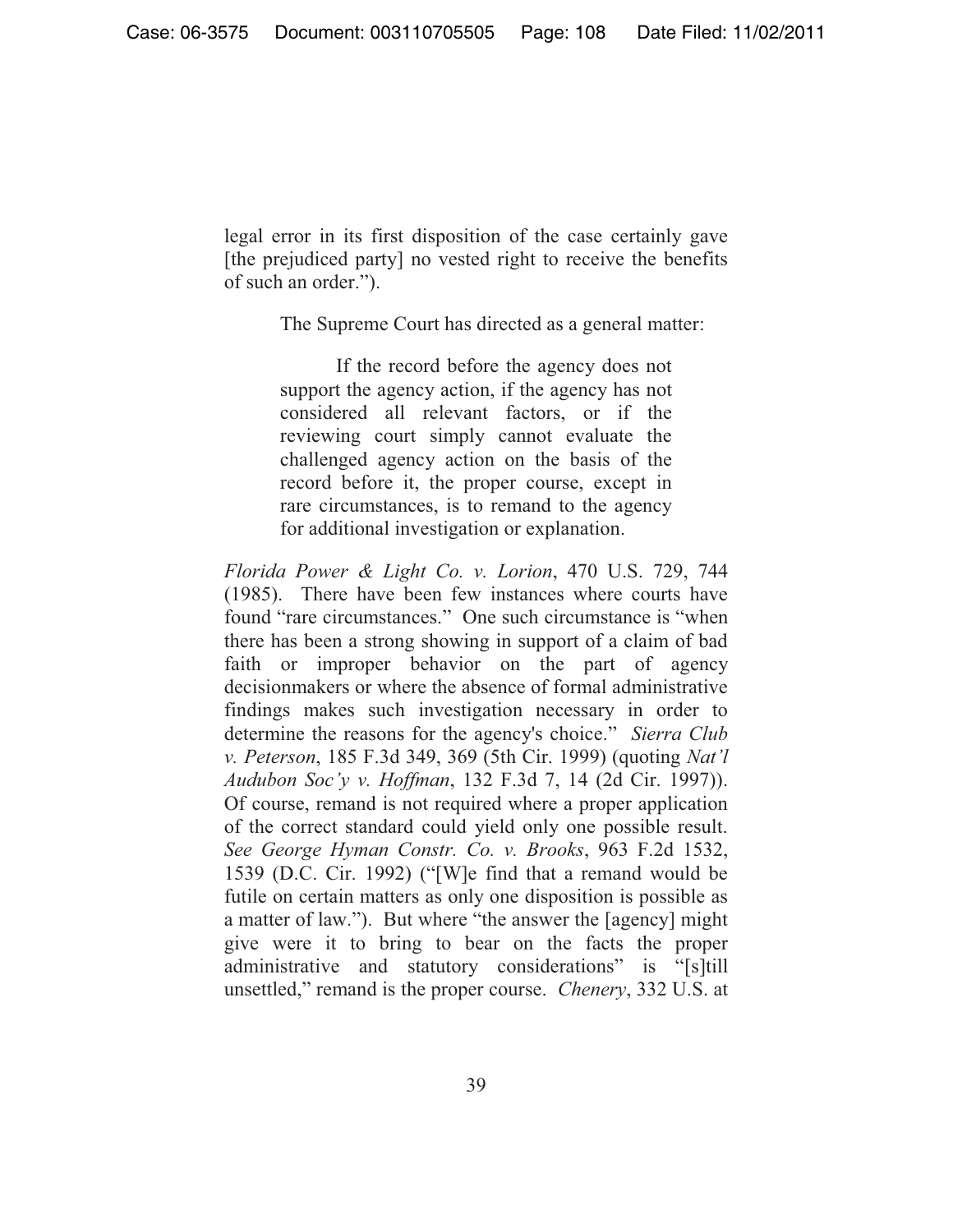legal error in its first disposition of the case certainly gave [the prejudiced party] no vested right to receive the benefits of such an order.").

The Supreme Court has directed as a general matter:

> If the record before the agency does not support the agency action, if the agency has not considered all relevant factors, or if the reviewing court simply cannot evaluate the challenged agency action on the basis of the record before it, the proper course, except in rare circumstances, is to remand to the agency for additional investigation or explanation.

*Florida Power & Light Co. v. Lorion*, 470 U.S. 729, 744 (1985). There have been few instances where courts have found "rare circumstances." One such circumstance is "when there has been a strong showing in support of a claim of bad faith or improper behavior on the part of agency decisionmakers or where the absence of formal administrative findings makes such investigation necessary in order to determine the reasons for the agency's choice." *Sierra Club v. Peterson*, 185 F.3d 349, 369 (5th Cir. 1999) (quoting *Nat'l Audubon Soc'y v. Hoffman*, 132 F.3d 7, 14 (2d Cir. 1997)). Of course, remand is not required where a proper application of the correct standard could yield only one possible result. *See George Hyman Constr. Co. v. Brooks*, 963 F.2d 1532, 1539 (D.C. Cir. 1992) ("[W]e find that a remand would be futile on certain matters as only one disposition is possible as a matter of law."). But where "the answer the [agency] might give were it to bring to bear on the facts the proper administrative and statutory considerations" is "[s]till unsettled," remand is the proper course. *Chenery*, 332 U.S. at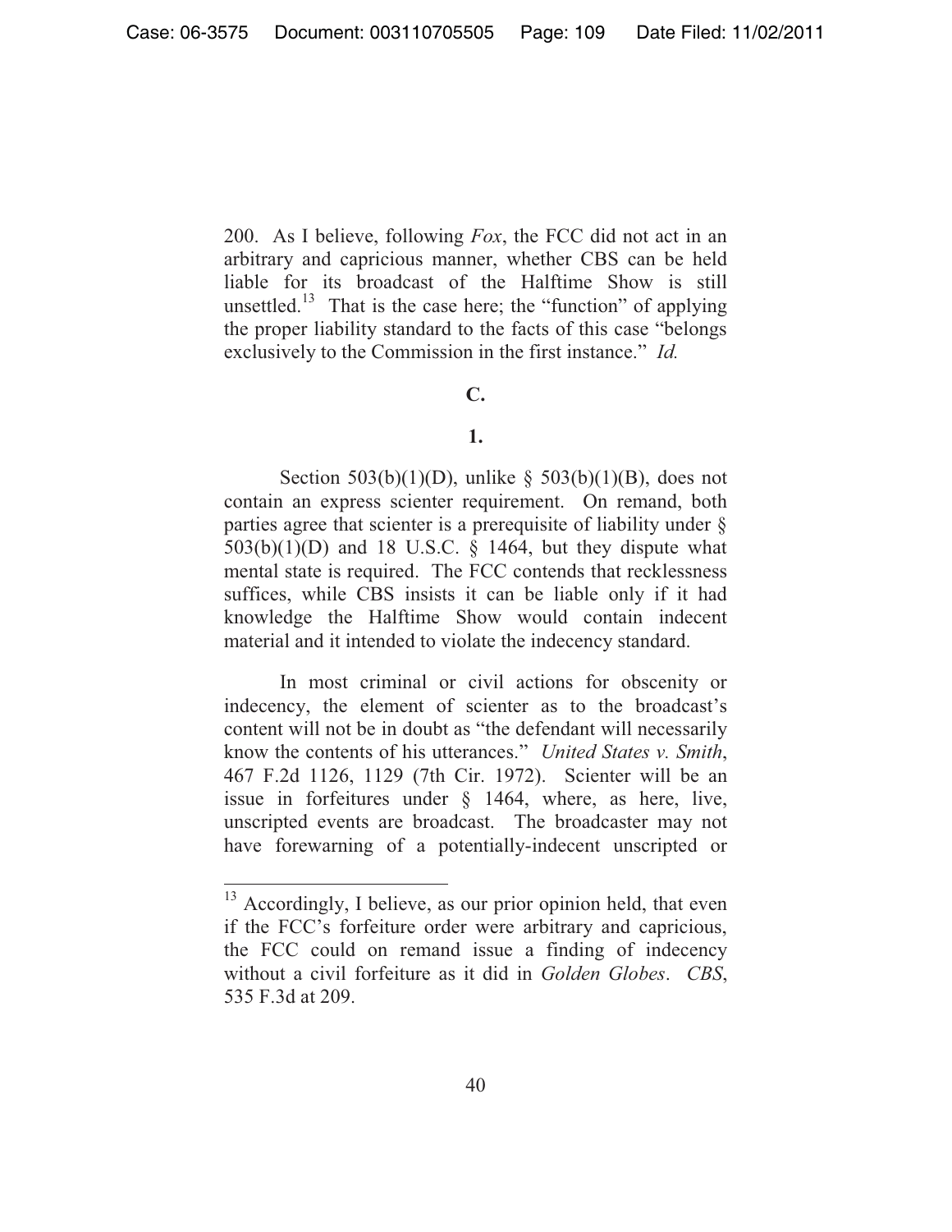200. As I believe, following *Fox*, the FCC did not act in an arbitrary and capricious manner, whether CBS can be held liable for its broadcast of the Halftime Show is still unsettled.[13] That is the case here; the "function" of applying the proper liability standard to the facts of this case "belongs exclusively to the Commission in the first instance." *Id.*

**C.**

**1.**

Section 503(b)(1)(D), unlike § 503(b)(1)(B), does not contain an express scienter requirement. On remand, both parties agree that scienter is a prerequisite of liability under § 503(b)(1)(D) and 18 U.S.C. § 1464, but they dispute what mental state is required. The FCC contends that recklessness suffices, while CBS insists it can be liable only if it had knowledge the Halftime Show would contain indecent material and it intended to violate the indecency standard.

In most criminal or civil actions for obscenity or indecency, the element of scienter as to the broadcast's content will not be in doubt as "the defendant will necessarily know the contents of his utterances." *United States v. Smith*, 467 F.2d 1126, 1129 (7th Cir. 1972). Scienter will be an issue in forfeitures under § 1464, where, as here, live, unscripted events are broadcast. The broadcaster may not have forewarning of a potentially-indecent unscripted or

---

[13] Accordingly, I believe, as our prior opinion held, that even if the FCC's forfeiture order were arbitrary and capricious, the FCC could on remand issue a finding of indecency without a civil forfeiture as it did in *Golden Globes*. *CBS*, 535 F.3d at 209.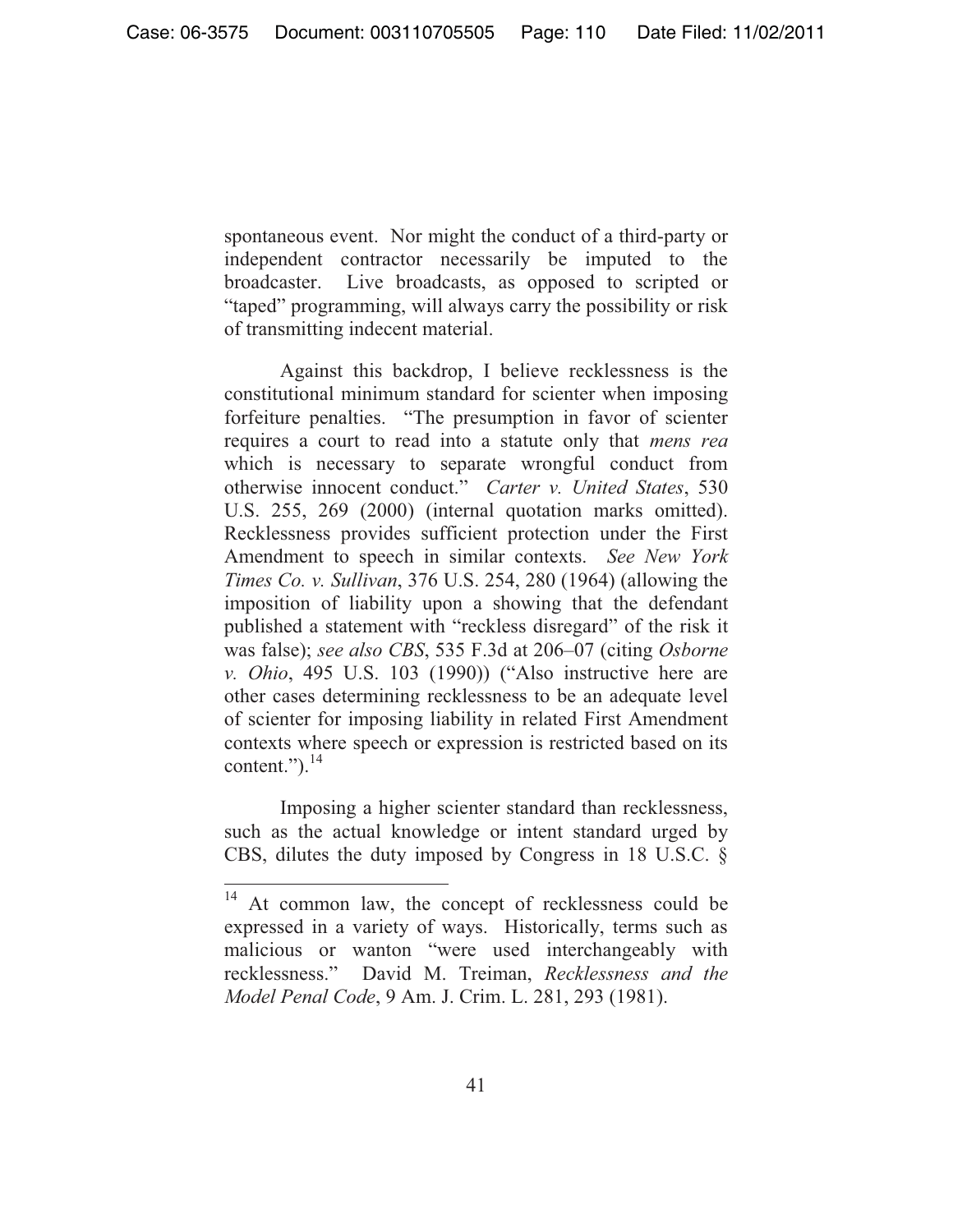spontaneous event. Nor might the conduct of a third-party or independent contractor necessarily be imputed to the broadcaster. Live broadcasts, as opposed to scripted or "taped" programming, will always carry the possibility or risk of transmitting indecent material.

Against this backdrop, I believe recklessness is the constitutional minimum standard for scienter when imposing forfeiture penalties. "The presumption in favor of scienter requires a court to read into a statute only that *mens rea* which is necessary to separate wrongful conduct from otherwise innocent conduct." *Carter v. United States*, 530 U.S. 255, 269 (2000) (internal quotation marks omitted). Recklessness provides sufficient protection under the First Amendment to speech in similar contexts. *See New York Times Co. v. Sullivan*, 376 U.S. 254, 280 (1964) (allowing the imposition of liability upon a showing that the defendant published a statement with "reckless disregard" of the risk it was false); *see also CBS*, 535 F.3d at 206–07 (citing *Osborne v. Ohio*, 495 U.S. 103 (1990)) ("Also instructive here are other cases determining recklessness to be an adequate level of scienter for imposing liability in related First Amendment contexts where speech or expression is restricted based on its content.").[14]

Imposing a higher scienter standard than recklessness, such as the actual knowledge or intent standard urged by CBS, dilutes the duty imposed by Congress in 18 U.S.C. §

---

[14] At common law, the concept of recklessness could be expressed in a variety of ways. Historically, terms such as malicious or wanton "were used interchangeably with recklessness." David M. Treiman, *Recklessness and the Model Penal Code*, 9 Am. J. Crim. L. 281, 293 (1981).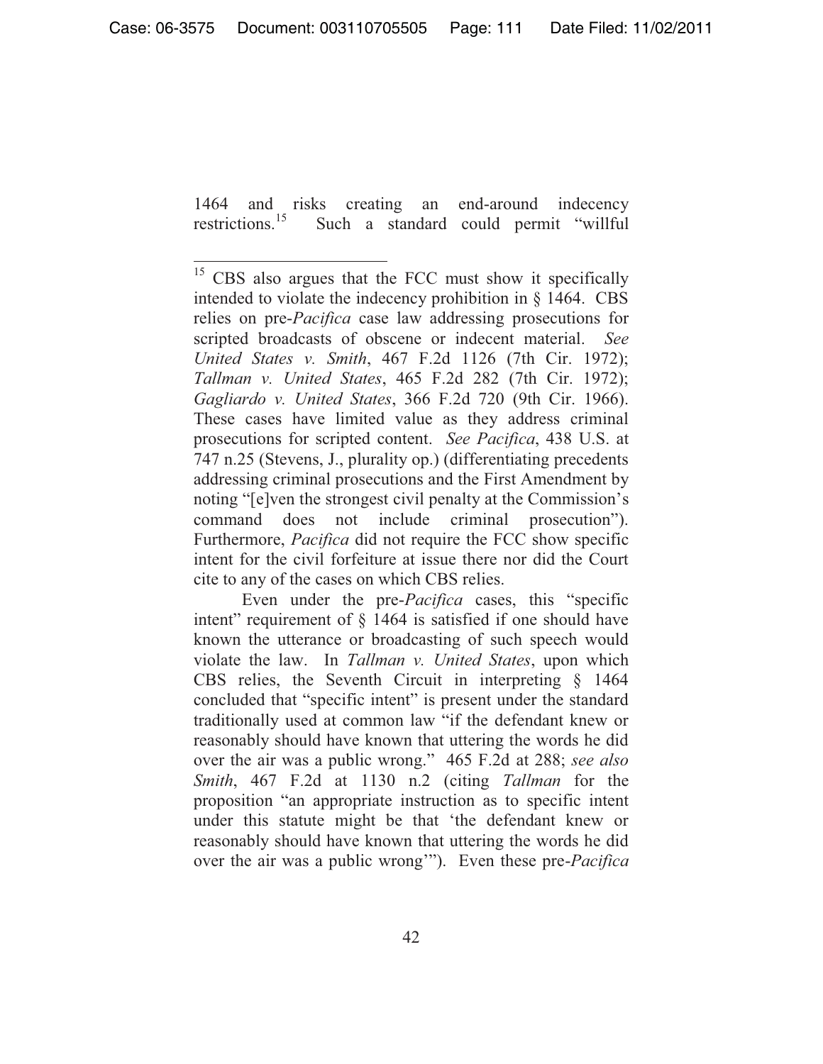1464 and risks creating an end-around indecency restrictions.[15] Such a standard could permit "willful

---

[15] CBS also argues that the FCC must show it specifically intended to violate the indecency prohibition in § 1464. CBS relies on pre-*Pacifica* case law addressing prosecutions for scripted broadcasts of obscene or indecent material. *See United States v. Smith*, 467 F.2d 1126 (7th Cir. 1972); *Tallman v. United States*, 465 F.2d 282 (7th Cir. 1972); *Gagliardo v. United States*, 366 F.2d 720 (9th Cir. 1966). These cases have limited value as they address criminal prosecutions for scripted content. *See Pacifica*, 438 U.S. at 747 n.25 (Stevens, J., plurality op.) (differentiating precedents addressing criminal prosecutions and the First Amendment by noting "[e]ven the strongest civil penalty at the Commission's command does not include criminal prosecution"). Furthermore, *Pacifica* did not require the FCC show specific intent for the civil forfeiture at issue there nor did the Court cite to any of the cases on which CBS relies.

Even under the pre-*Pacifica* cases, this "specific intent" requirement of § 1464 is satisfied if one should have known the utterance or broadcasting of such speech would violate the law. In *Tallman v. United States*, upon which CBS relies, the Seventh Circuit in interpreting § 1464 concluded that "specific intent" is present under the standard traditionally used at common law "if the defendant knew or reasonably should have known that uttering the words he did over the air was a public wrong." 465 F.2d at 288; *see also Smith*, 467 F.2d at 1130 n.2 (citing *Tallman* for the proposition "an appropriate instruction as to specific intent under this statute might be that 'the defendant knew or reasonably should have known that uttering the words he did over the air was a public wrong'"). Even these pre-*Pacifica*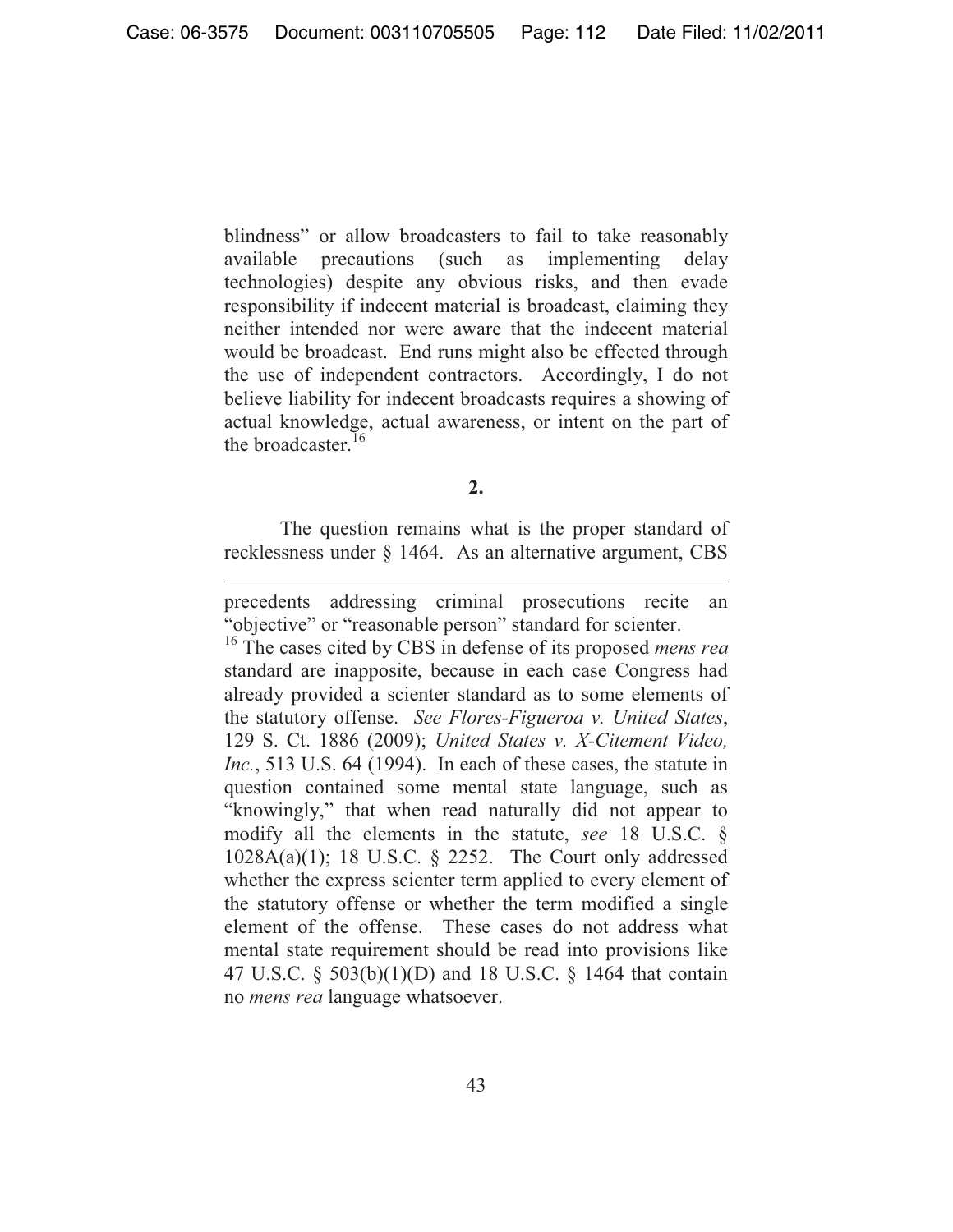blindness" or allow broadcasters to fail to take reasonably available precautions (such as implementing delay technologies) despite any obvious risks, and then evade responsibility if indecent material is broadcast, claiming they neither intended nor were aware that the indecent material would be broadcast. End runs might also be effected through the use of independent contractors. Accordingly, I do not believe liability for indecent broadcasts requires a showing of actual knowledge, actual awareness, or intent on the part of the broadcaster.[16]

**2.**

The question remains what is the proper standard of recklessness under § 1464. As an alternative argument, CBS

---

precedents addressing criminal prosecutions recite an "objective" or "reasonable person" standard for scienter.

[16] The cases cited by CBS in defense of its proposed *mens rea* standard are inapposite, because in each case Congress had already provided a scienter standard as to some elements of the statutory offense. *See Flores-Figueroa v. United States*, 129 S. Ct. 1886 (2009); *United States v. X-Citement Video, Inc.*, 513 U.S. 64 (1994). In each of these cases, the statute in question contained some mental state language, such as "knowingly," that when read naturally did not appear to modify all the elements in the statute, *see* 18 U.S.C. § 1028A(a)(1); 18 U.S.C. § 2252. The Court only addressed whether the express scienter term applied to every element of the statutory offense or whether the term modified a single element of the offense. These cases do not address what mental state requirement should be read into provisions like 47 U.S.C. § 503(b)(1)(D) and 18 U.S.C. § 1464 that contain no *mens rea* language whatsoever.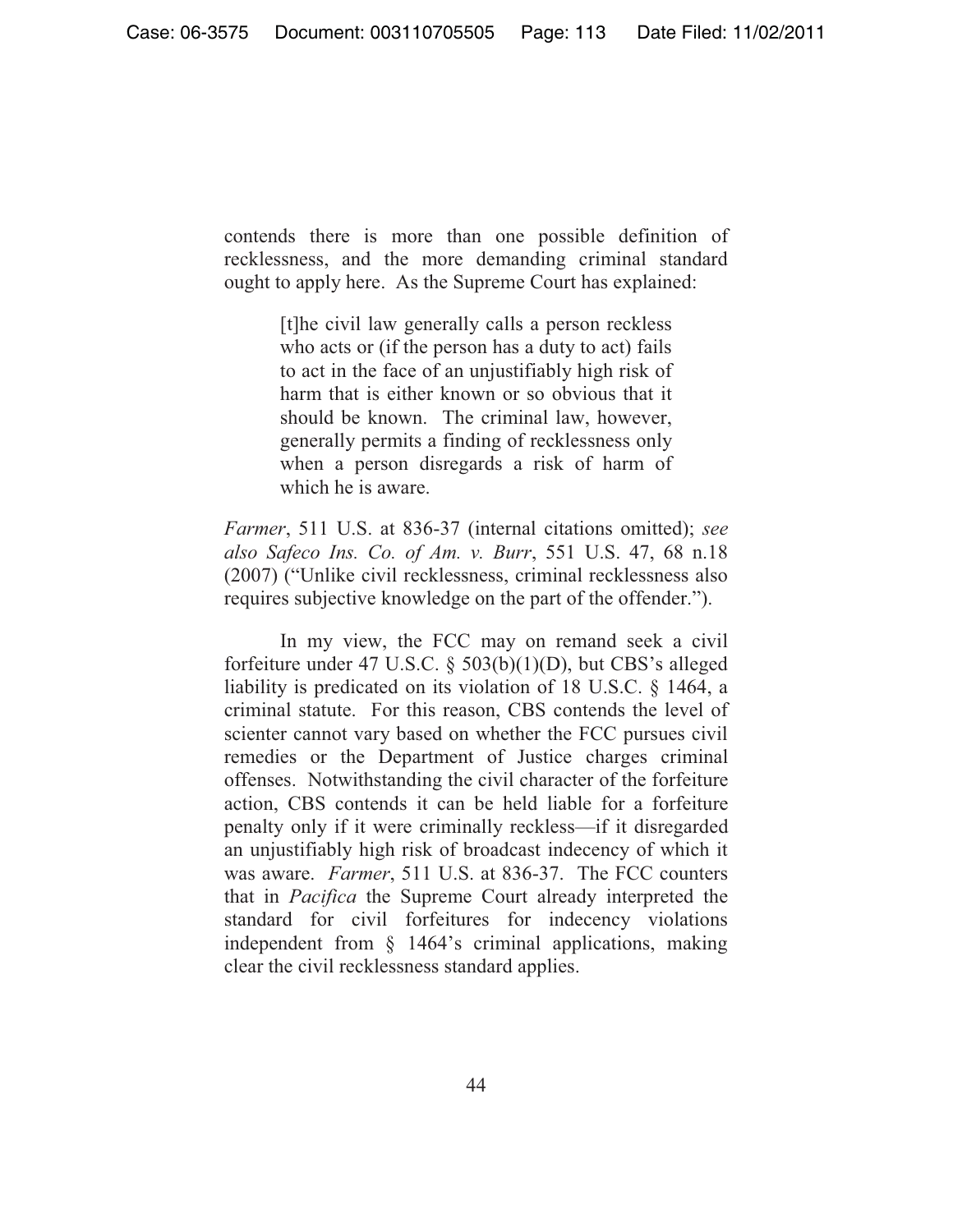contends there is more than one possible definition of recklessness, and the more demanding criminal standard ought to apply here. As the Supreme Court has explained:

> [t]he civil law generally calls a person reckless who acts or (if the person has a duty to act) fails to act in the face of an unjustifiably high risk of harm that is either known or so obvious that it should be known. The criminal law, however, generally permits a finding of recklessness only when a person disregards a risk of harm of which he is aware.

*Farmer*, 511 U.S. at 836-37 (internal citations omitted); *see also Safeco Ins. Co. of Am. v. Burr*, 551 U.S. 47, 68 n.18 (2007) ("Unlike civil recklessness, criminal recklessness also requires subjective knowledge on the part of the offender.").

In my view, the FCC may on remand seek a civil forfeiture under 47 U.S.C. § 503(b)(1)(D), but CBS's alleged liability is predicated on its violation of 18 U.S.C. § 1464, a criminal statute. For this reason, CBS contends the level of scienter cannot vary based on whether the FCC pursues civil remedies or the Department of Justice charges criminal offenses. Notwithstanding the civil character of the forfeiture action, CBS contends it can be held liable for a forfeiture penalty only if it were criminally reckless—if it disregarded an unjustifiably high risk of broadcast indecency of which it was aware. *Farmer*, 511 U.S. at 836-37. The FCC counters that in *Pacifica* the Supreme Court already interpreted the standard for civil forfeitures for indecency violations independent from § 1464's criminal applications, making clear the civil recklessness standard applies.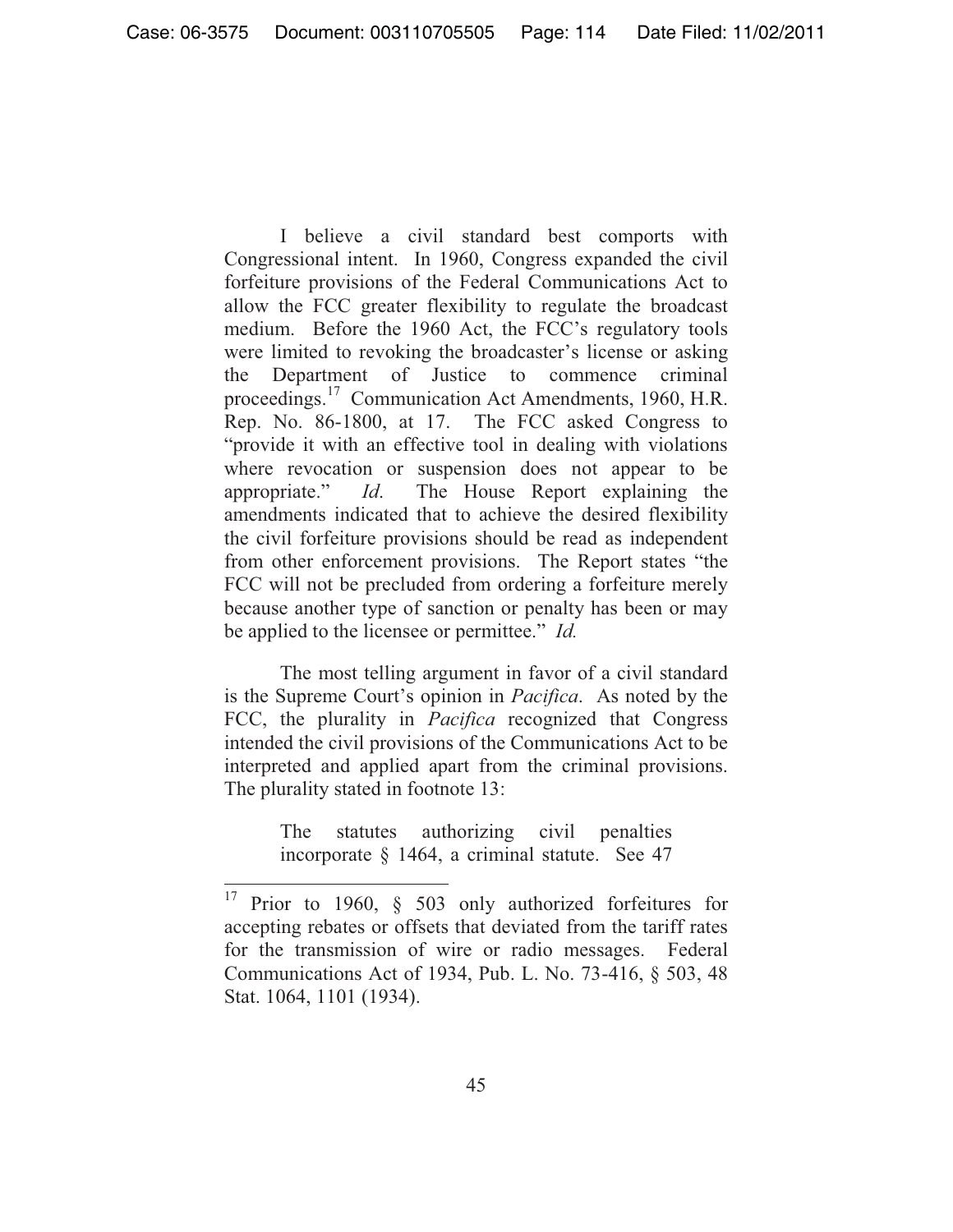I believe a civil standard best comports with Congressional intent. In 1960, Congress expanded the civil forfeiture provisions of the Federal Communications Act to allow the FCC greater flexibility to regulate the broadcast medium. Before the 1960 Act, the FCC's regulatory tools were limited to revoking the broadcaster's license or asking the Department of Justice to commence criminal proceedings.[17] Communication Act Amendments, 1960, H.R. Rep. No. 86-1800, at 17. The FCC asked Congress to "provide it with an effective tool in dealing with violations where revocation or suspension does not appear to be appropriate." *Id.* The House Report explaining the amendments indicated that to achieve the desired flexibility the civil forfeiture provisions should be read as independent from other enforcement provisions. The Report states "the FCC will not be precluded from ordering a forfeiture merely because another type of sanction or penalty has been or may be applied to the licensee or permittee." *Id.*

The most telling argument in favor of a civil standard is the Supreme Court's opinion in *Pacifica*. As noted by the FCC, the plurality in *Pacifica* recognized that Congress intended the civil provisions of the Communications Act to be interpreted and applied apart from the criminal provisions. The plurality stated in footnote 13:

> The statutes authorizing civil penalties incorporate § 1464, a criminal statute. See 47

---

[17] Prior to 1960, § 503 only authorized forfeitures for accepting rebates or offsets that deviated from the tariff rates for the transmission of wire or radio messages. Federal Communications Act of 1934, Pub. L. No. 73-416, § 503, 48 Stat. 1064, 1101 (1934).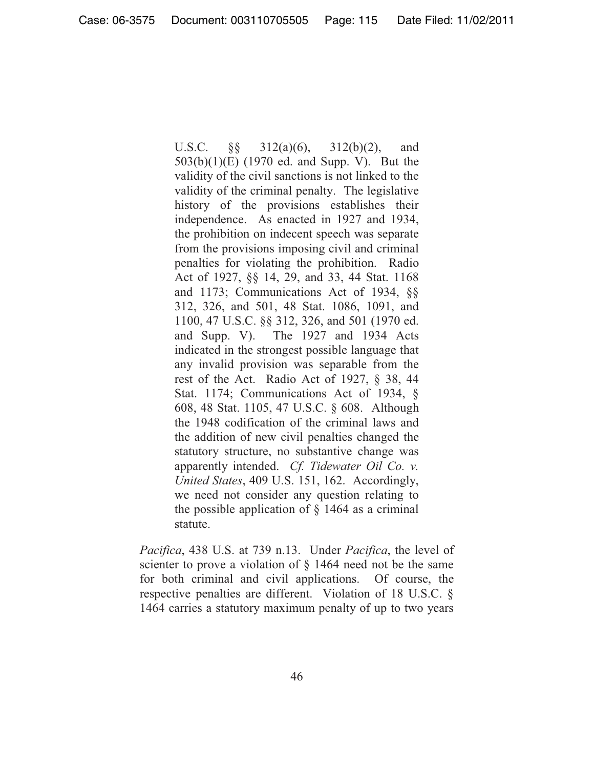> U.S.C. §§ 312(a)(6), 312(b)(2), and 503(b)(1)(E) (1970 ed. and Supp. V). But the validity of the civil sanctions is not linked to the validity of the criminal penalty. The legislative history of the provisions establishes their independence. As enacted in 1927 and 1934, the prohibition on indecent speech was separate from the provisions imposing civil and criminal penalties for violating the prohibition. Radio Act of 1927, §§ 14, 29, and 33, 44 Stat. 1168 and 1173; Communications Act of 1934, §§ 312, 326, and 501, 48 Stat. 1086, 1091, and 1100, 47 U.S.C. §§ 312, 326, and 501 (1970 ed. and Supp. V). The 1927 and 1934 Acts indicated in the strongest possible language that any invalid provision was separable from the rest of the Act. Radio Act of 1927, § 38, 44 Stat. 1174; Communications Act of 1934, § 608, 48 Stat. 1105, 47 U.S.C. § 608. Although the 1948 codification of the criminal laws and the addition of new civil penalties changed the statutory structure, no substantive change was apparently intended. *Cf. Tidewater Oil Co. v. United States*, 409 U.S. 151, 162. Accordingly, we need not consider any question relating to the possible application of § 1464 as a criminal statute.

*Pacifica*, 438 U.S. at 739 n.13. Under *Pacifica*, the level of scienter to prove a violation of § 1464 need not be the same for both criminal and civil applications. Of course, the respective penalties are different. Violation of 18 U.S.C. § 1464 carries a statutory maximum penalty of up to two years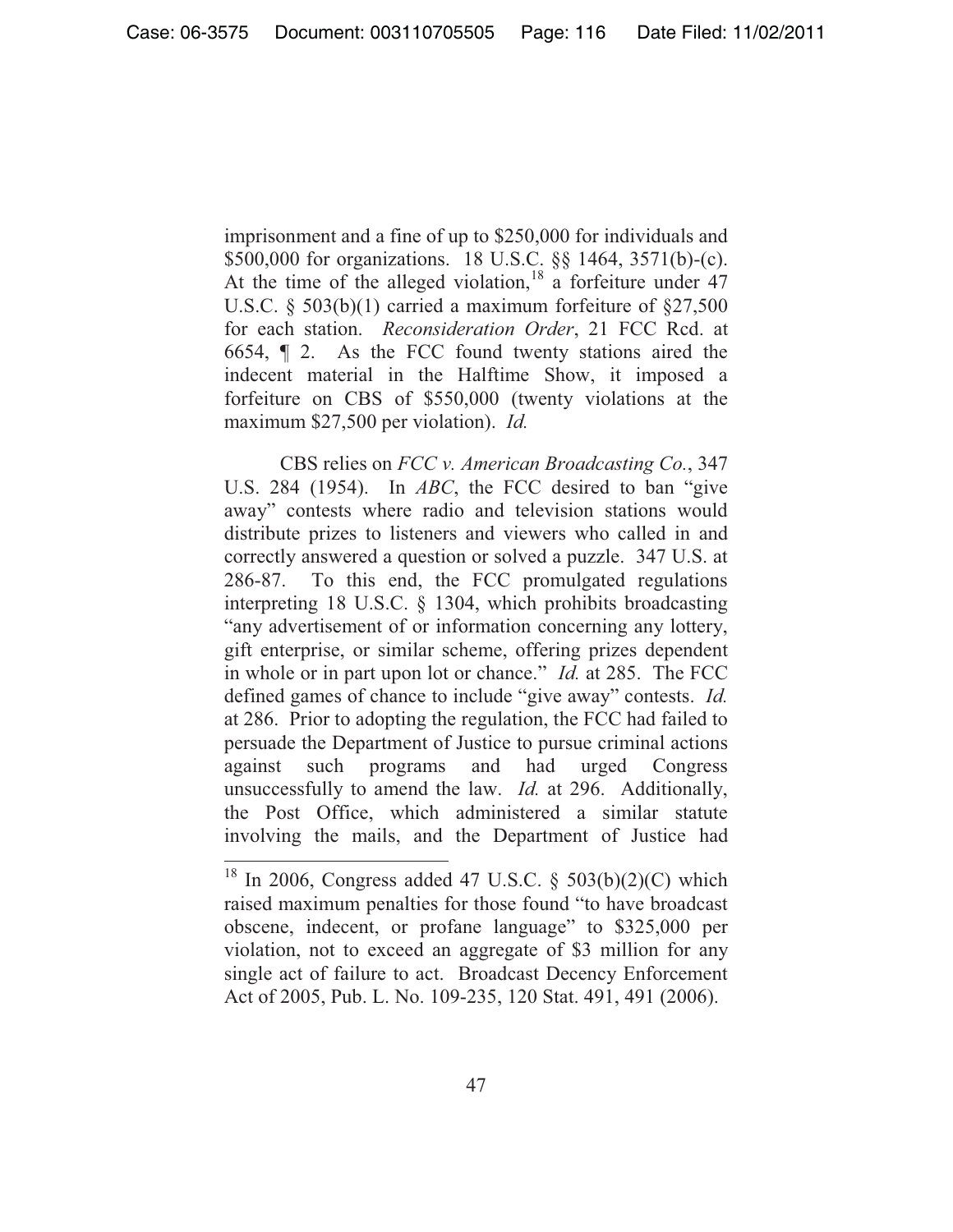imprisonment and a fine of up to $250,000 for individuals and $500,000 for organizations. 18 U.S.C. §§ 1464, 3571(b)-(c). At the time of the alleged violation,[18] a forfeiture under 47 U.S.C. § 503(b)(1) carried a maximum forfeiture of §27,500 for each station. *Reconsideration Order*, 21 FCC Rcd. at 6654, ¶ 2. As the FCC found twenty stations aired the indecent material in the Halftime Show, it imposed a forfeiture on CBS of $550,000 (twenty violations at the maximum $27,500 per violation). *Id.*

CBS relies on *FCC v. American Broadcasting Co.*, 347 U.S. 284 (1954). In *ABC*, the FCC desired to ban "give away" contests where radio and television stations would distribute prizes to listeners and viewers who called in and correctly answered a question or solved a puzzle. 347 U.S. at 286-87. To this end, the FCC promulgated regulations interpreting 18 U.S.C. § 1304, which prohibits broadcasting "any advertisement of or information concerning any lottery, gift enterprise, or similar scheme, offering prizes dependent in whole or in part upon lot or chance." *Id.* at 285. The FCC defined games of chance to include "give away" contests. *Id.* at 286. Prior to adopting the regulation, the FCC had failed to persuade the Department of Justice to pursue criminal actions against such programs and had urged Congress unsuccessfully to amend the law. *Id.* at 296. Additionally, the Post Office, which administered a similar statute involving the mails, and the Department of Justice had

[18] In 2006, Congress added 47 U.S.C. § 503(b)(2)(C) which raised maximum penalties for those found "to have broadcast obscene, indecent, or profane language" to $325,000 per violation, not to exceed an aggregate of $3 million for any single act of failure to act. Broadcast Decency Enforcement Act of 2005, Pub. L. No. 109-235, 120 Stat. 491, 491 (2006).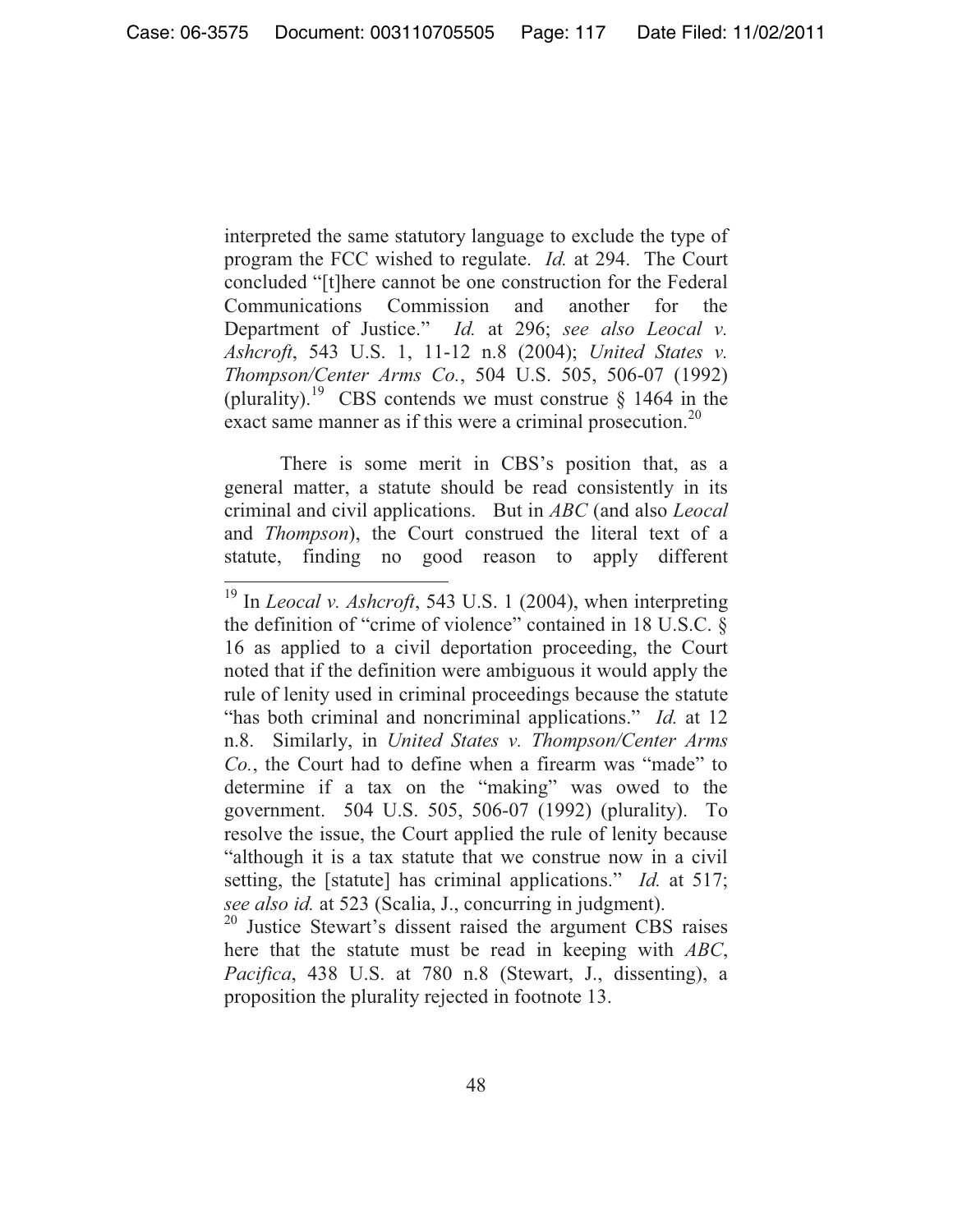interpreted the same statutory language to exclude the type of program the FCC wished to regulate. *Id.* at 294. The Court concluded "[t]here cannot be one construction for the Federal Communications Commission and another for the Department of Justice." *Id.* at 296; *see also Leocal v. Ashcroft*, 543 U.S. 1, 11-12 n.8 (2004); *United States v. Thompson/Center Arms Co.*, 504 U.S. 505, 506-07 (1992) (plurality).[19] CBS contends we must construe § 1464 in the exact same manner as if this were a criminal prosecution.[20]

There is some merit in CBS's position that, as a general matter, a statute should be read consistently in its criminal and civil applications. But in *ABC* (and also *Leocal* and *Thompson*), the Court construed the literal text of a statute, finding no good reason to apply different

---

[19] In *Leocal v. Ashcroft*, 543 U.S. 1 (2004), when interpreting the definition of "crime of violence" contained in 18 U.S.C. § 16 as applied to a civil deportation proceeding, the Court noted that if the definition were ambiguous it would apply the rule of lenity used in criminal proceedings because the statute "has both criminal and noncriminal applications." *Id.* at 12 n.8. Similarly, in *United States v. Thompson/Center Arms Co.*, the Court had to define when a firearm was "made" to determine if a tax on the "making" was owed to the government. 504 U.S. 505, 506-07 (1992) (plurality). To resolve the issue, the Court applied the rule of lenity because "although it is a tax statute that we construe now in a civil setting, the [statute] has criminal applications." *Id.* at 517; *see also id.* at 523 (Scalia, J., concurring in judgment).

[20] Justice Stewart's dissent raised the argument CBS raises here that the statute must be read in keeping with *ABC*, *Pacifica*, 438 U.S. at 780 n.8 (Stewart, J., dissenting), a proposition the plurality rejected in footnote 13.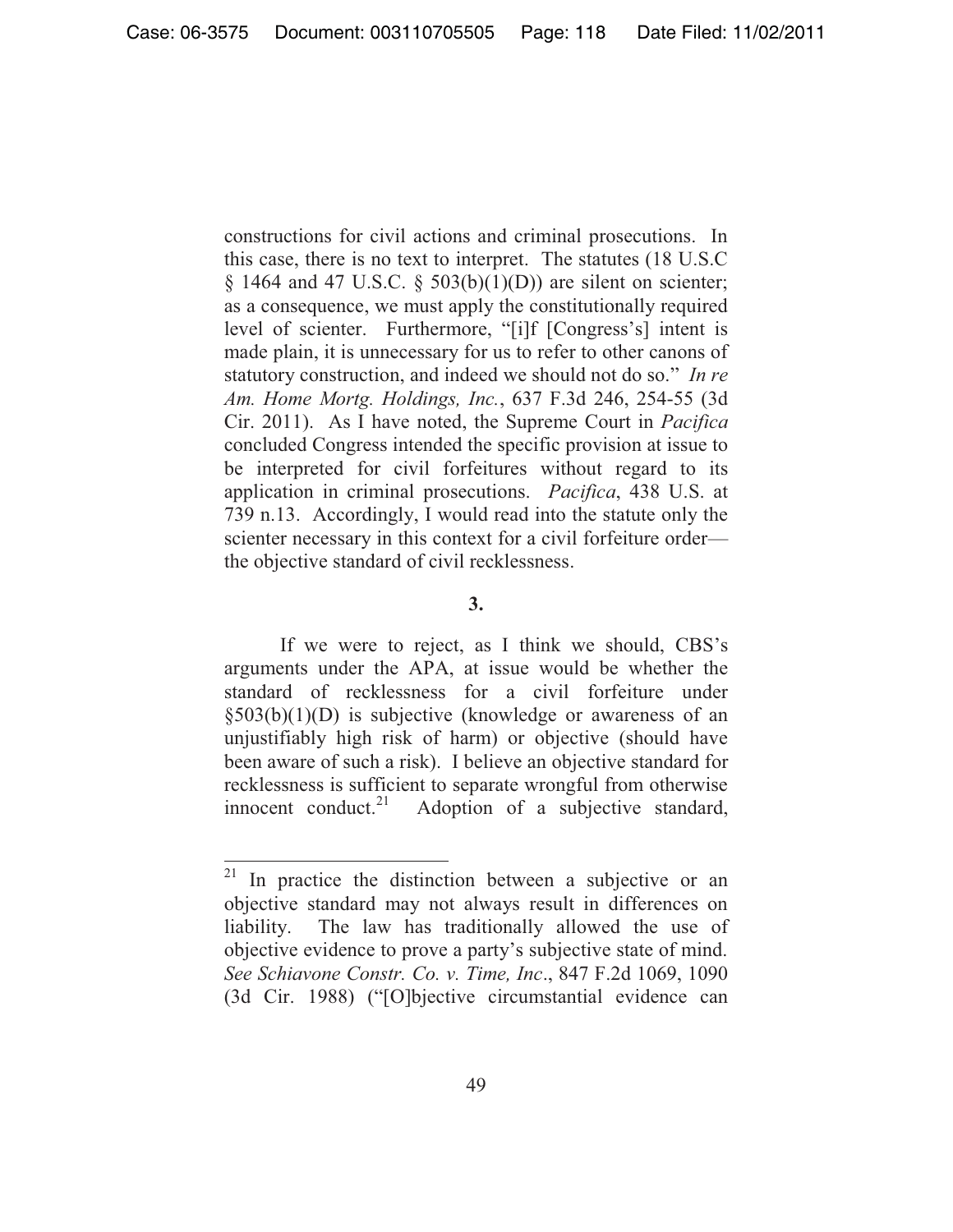constructions for civil actions and criminal prosecutions. In this case, there is no text to interpret. The statutes (18 U.S.C § 1464 and 47 U.S.C. § 503(b)(1)(D)) are silent on scienter; as a consequence, we must apply the constitutionally required level of scienter. Furthermore, "[i]f [Congress's] intent is made plain, it is unnecessary for us to refer to other canons of statutory construction, and indeed we should not do so." *In re Am. Home Mortg. Holdings, Inc.*, 637 F.3d 246, 254-55 (3d Cir. 2011). As I have noted, the Supreme Court in *Pacifica* concluded Congress intended the specific provision at issue to be interpreted for civil forfeitures without regard to its application in criminal prosecutions. *Pacifica*, 438 U.S. at 739 n.13. Accordingly, I would read into the statute only the scienter necessary in this context for a civil forfeiture order—the objective standard of civil recklessness.

**3.**

If we were to reject, as I think we should, CBS's arguments under the APA, at issue would be whether the standard of recklessness for a civil forfeiture under §503(b)(1)(D) is subjective (knowledge or awareness of an unjustifiably high risk of harm) or objective (should have been aware of such a risk). I believe an objective standard for recklessness is sufficient to separate wrongful from otherwise innocent conduct.[21] Adoption of a subjective standard,

---

[21] In practice the distinction between a subjective or an objective standard may not always result in differences on liability. The law has traditionally allowed the use of objective evidence to prove a party's subjective state of mind. *See Schiavone Constr. Co. v. Time, Inc*., 847 F.2d 1069, 1090 (3d Cir. 1988) ("[O]bjective circumstantial evidence can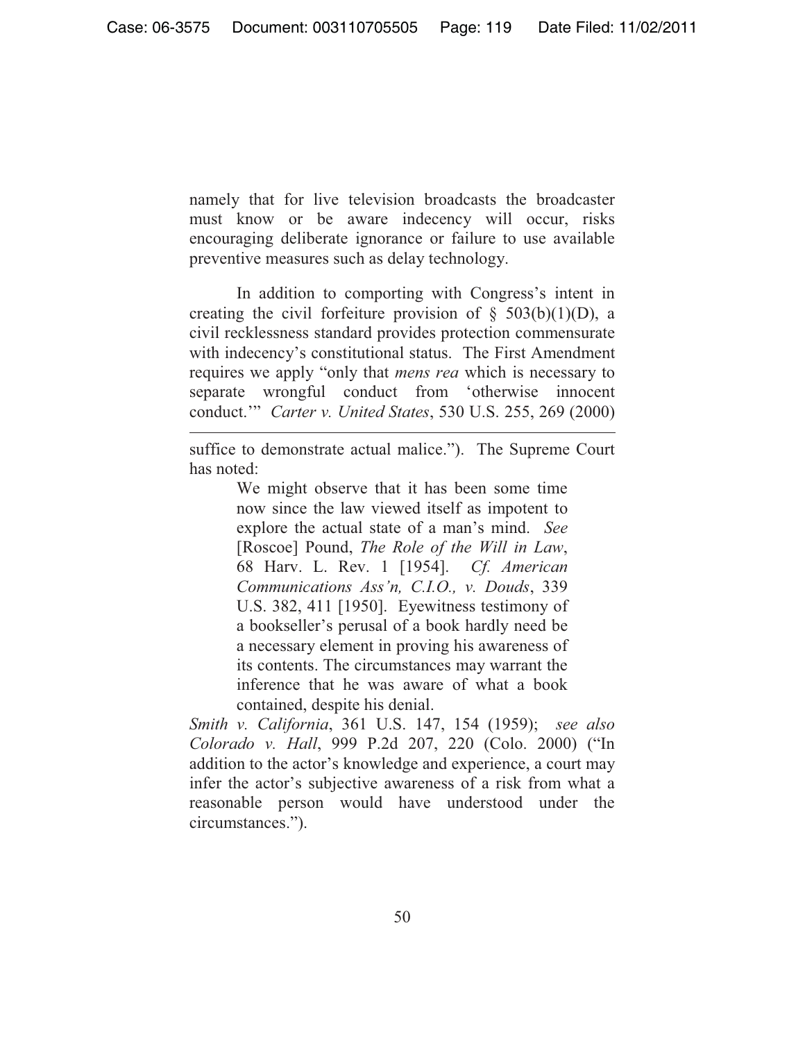namely that for live television broadcasts the broadcaster must know or be aware indecency will occur, risks encouraging deliberate ignorance or failure to use available preventive measures such as delay technology.

In addition to comporting with Congress's intent in creating the civil forfeiture provision of § 503(b)(1)(D), a civil recklessness standard provides protection commensurate with indecency's constitutional status. The First Amendment requires we apply "only that *mens rea* which is necessary to separate wrongful conduct from 'otherwise innocent conduct.'" *Carter v. United States*, 530 U.S. 255, 269 (2000)

---

suffice to demonstrate actual malice."). The Supreme Court has noted:

> We might observe that it has been some time now since the law viewed itself as impotent to explore the actual state of a man's mind. *See* [Roscoe] Pound, *The Role of the Will in Law*, 68 Harv. L. Rev. 1 [1954]. *Cf. American Communications Ass'n, C.I.O., v. Douds*, 339 U.S. 382, 411 [1950]. Eyewitness testimony of a bookseller's perusal of a book hardly need be a necessary element in proving his awareness of its contents. The circumstances may warrant the inference that he was aware of what a book contained, despite his denial.

*Smith v. California*, 361 U.S. 147, 154 (1959); *see also Colorado v. Hall*, 999 P.2d 207, 220 (Colo. 2000) ("In addition to the actor's knowledge and experience, a court may infer the actor's subjective awareness of a risk from what a reasonable person would have understood under the circumstances.").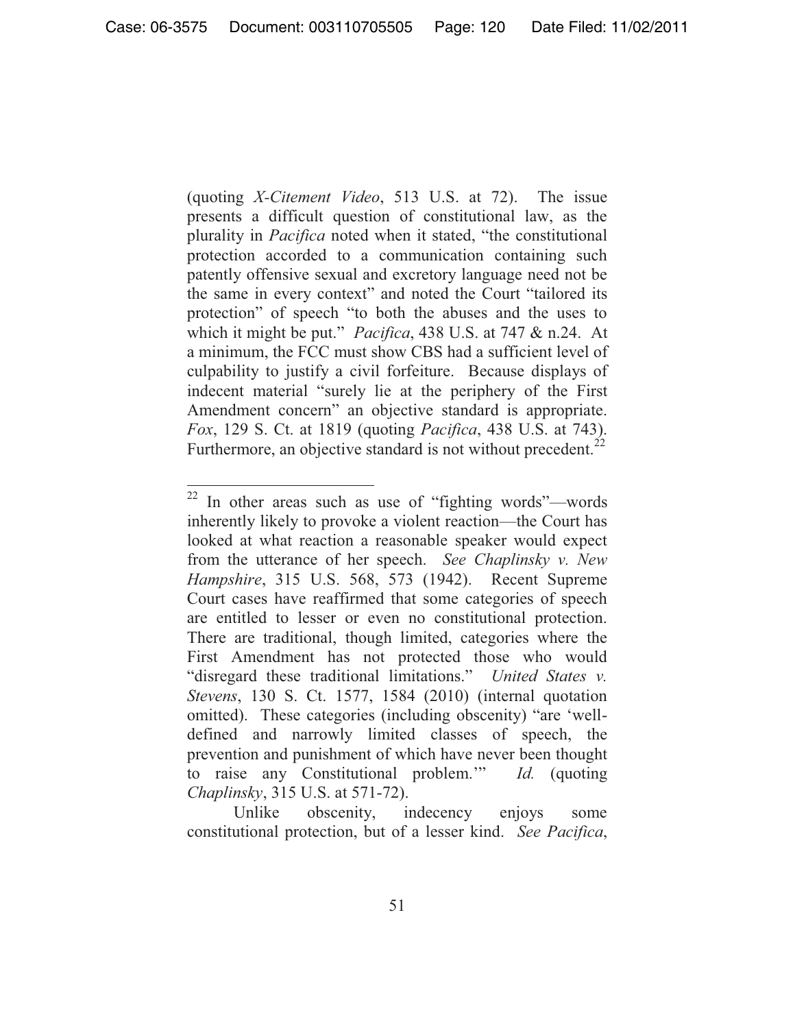(quoting *X-Citement Video*, 513 U.S. at 72). The issue presents a difficult question of constitutional law, as the plurality in *Pacifica* noted when it stated, "the constitutional protection accorded to a communication containing such patently offensive sexual and excretory language need not be the same in every context" and noted the Court "tailored its protection" of speech "to both the abuses and the uses to which it might be put." *Pacifica*, 438 U.S. at 747 & n.24. At a minimum, the FCC must show CBS had a sufficient level of culpability to justify a civil forfeiture. Because displays of indecent material "surely lie at the periphery of the First Amendment concern" an objective standard is appropriate. *Fox*, 129 S. Ct. at 1819 (quoting *Pacifica*, 438 U.S. at 743). Furthermore, an objective standard is not without precedent.[22]

---

[22] In other areas such as use of "fighting words"—words inherently likely to provoke a violent reaction—the Court has looked at what reaction a reasonable speaker would expect from the utterance of her speech. *See Chaplinsky v. New Hampshire*, 315 U.S. 568, 573 (1942). Recent Supreme Court cases have reaffirmed that some categories of speech are entitled to lesser or even no constitutional protection. There are traditional, though limited, categories where the First Amendment has not protected those who would "disregard these traditional limitations." *United States v. Stevens*, 130 S. Ct. 1577, 1584 (2010) (internal quotation omitted). These categories (including obscenity) "are 'well-defined and narrowly limited classes of speech, the prevention and punishment of which have never been thought to raise any Constitutional problem.'" *Id.* (quoting *Chaplinsky*, 315 U.S. at 571-72).

Unlike obscenity, indecency enjoys some constitutional protection, but of a lesser kind. *See Pacifica*,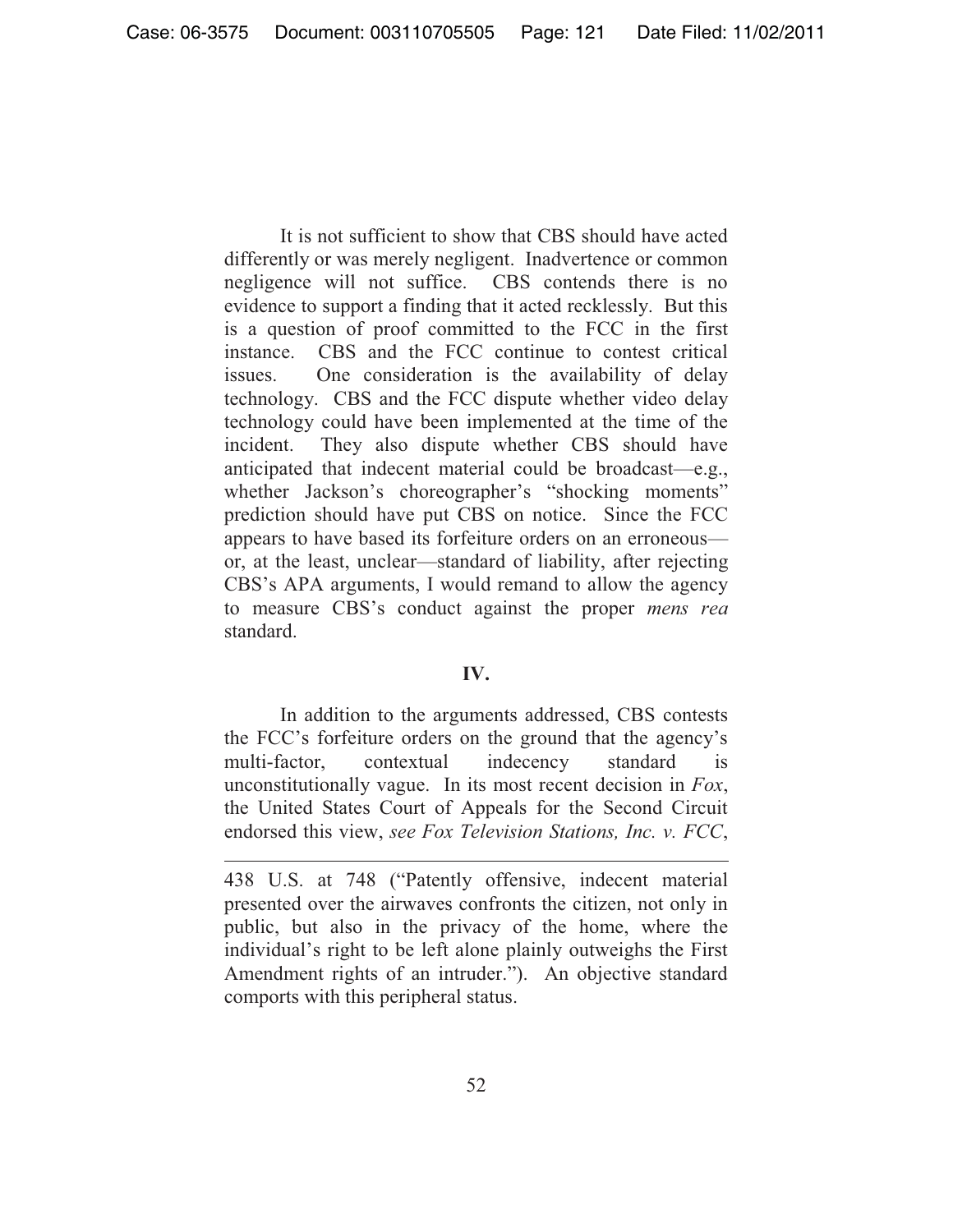It is not sufficient to show that CBS should have acted differently or was merely negligent. Inadvertence or common negligence will not suffice. CBS contends there is no evidence to support a finding that it acted recklessly. But this is a question of proof committed to the FCC in the first instance. CBS and the FCC continue to contest critical issues. One consideration is the availability of delay technology. CBS and the FCC dispute whether video delay technology could have been implemented at the time of the incident. They also dispute whether CBS should have anticipated that indecent material could be broadcast—e.g., whether Jackson's choreographer's "shocking moments" prediction should have put CBS on notice. Since the FCC appears to have based its forfeiture orders on an erroneous—or, at the least, unclear—standard of liability, after rejecting CBS's APA arguments, I would remand to allow the agency to measure CBS's conduct against the proper *mens rea* standard.

## IV.

In addition to the arguments addressed, CBS contests the FCC's forfeiture orders on the ground that the agency's multi-factor, contextual indecency standard is unconstitutionally vague. In its most recent decision in *Fox*, the United States Court of Appeals for the Second Circuit endorsed this view, *see Fox Television Stations, Inc. v. FCC*,

---

438 U.S. at 748 ("Patently offensive, indecent material presented over the airwaves confronts the citizen, not only in public, but also in the privacy of the home, where the individual's right to be left alone plainly outweighs the First Amendment rights of an intruder."). An objective standard comports with this peripheral status.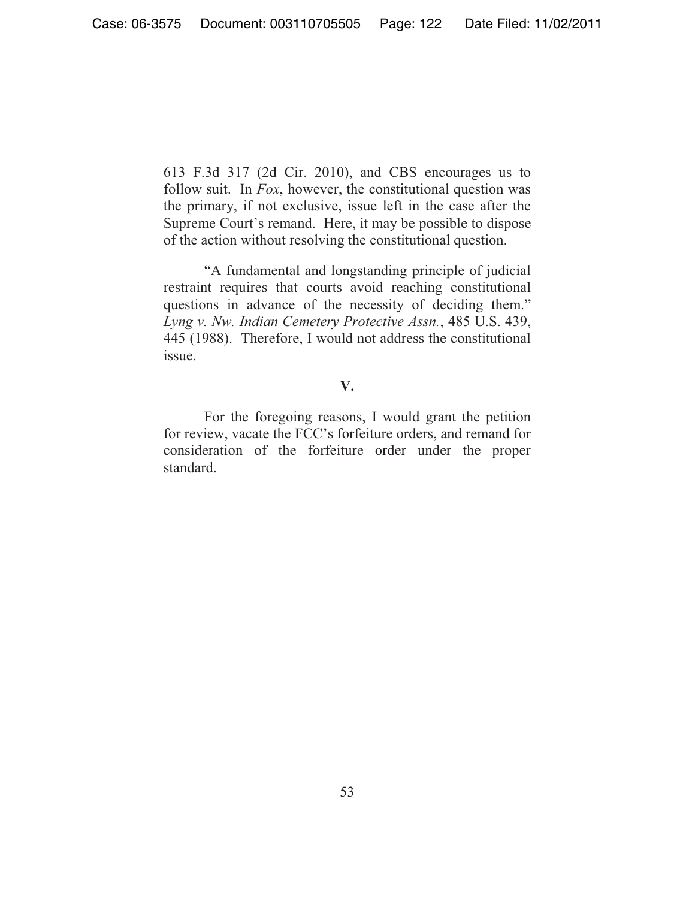613 F.3d 317 (2d Cir. 2010), and CBS encourages us to follow suit. In *Fox*, however, the constitutional question was the primary, if not exclusive, issue left in the case after the Supreme Court's remand. Here, it may be possible to dispose of the action without resolving the constitutional question.

"A fundamental and longstanding principle of judicial restraint requires that courts avoid reaching constitutional questions in advance of the necessity of deciding them." *Lyng v. Nw. Indian Cemetery Protective Assn.*, 485 U.S. 439, 445 (1988). Therefore, I would not address the constitutional issue.

## V.

For the foregoing reasons, I would grant the petition for review, vacate the FCC's forfeiture orders, and remand for consideration of the forfeiture order under the proper standard.